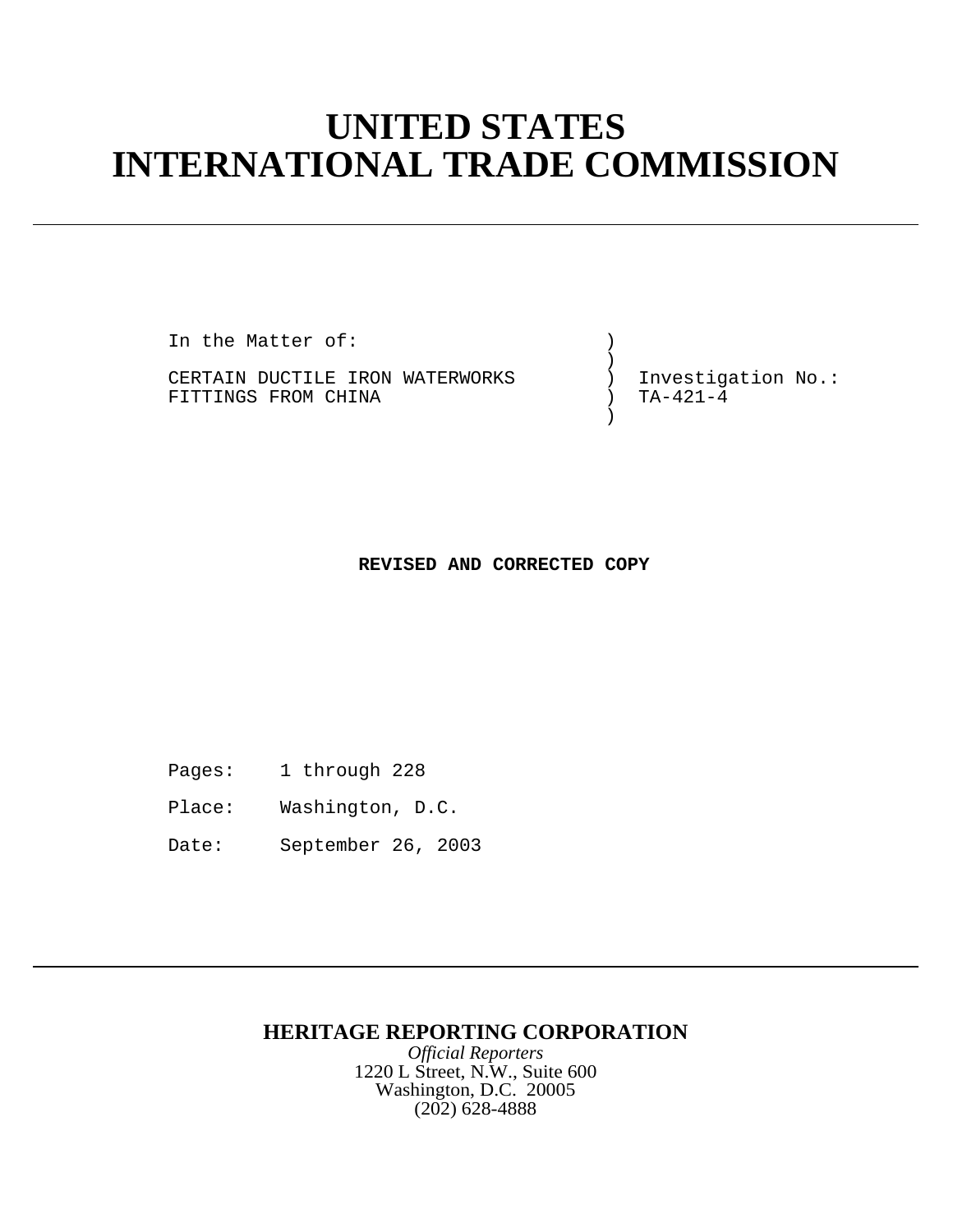# UNITED STATES
# INTERNATIONAL TRADE COMMISSION

---

```
In the Matter of:                    )
                                     )
CERTAIN DUCTILE IRON WATERWORKS      )  Investigation No.:
FITTINGS FROM CHINA                  )  TA-421-4
                                     )
```

**REVISED AND CORRECTED COPY**

Pages: 1 through 228

Place: Washington, D.C.

Date: September 26, 2003

---

**HERITAGE REPORTING CORPORATION**

*Official Reporters*

1220 L Street, N.W., Suite 600

Washington, D.C. 20005

(202) 628-4888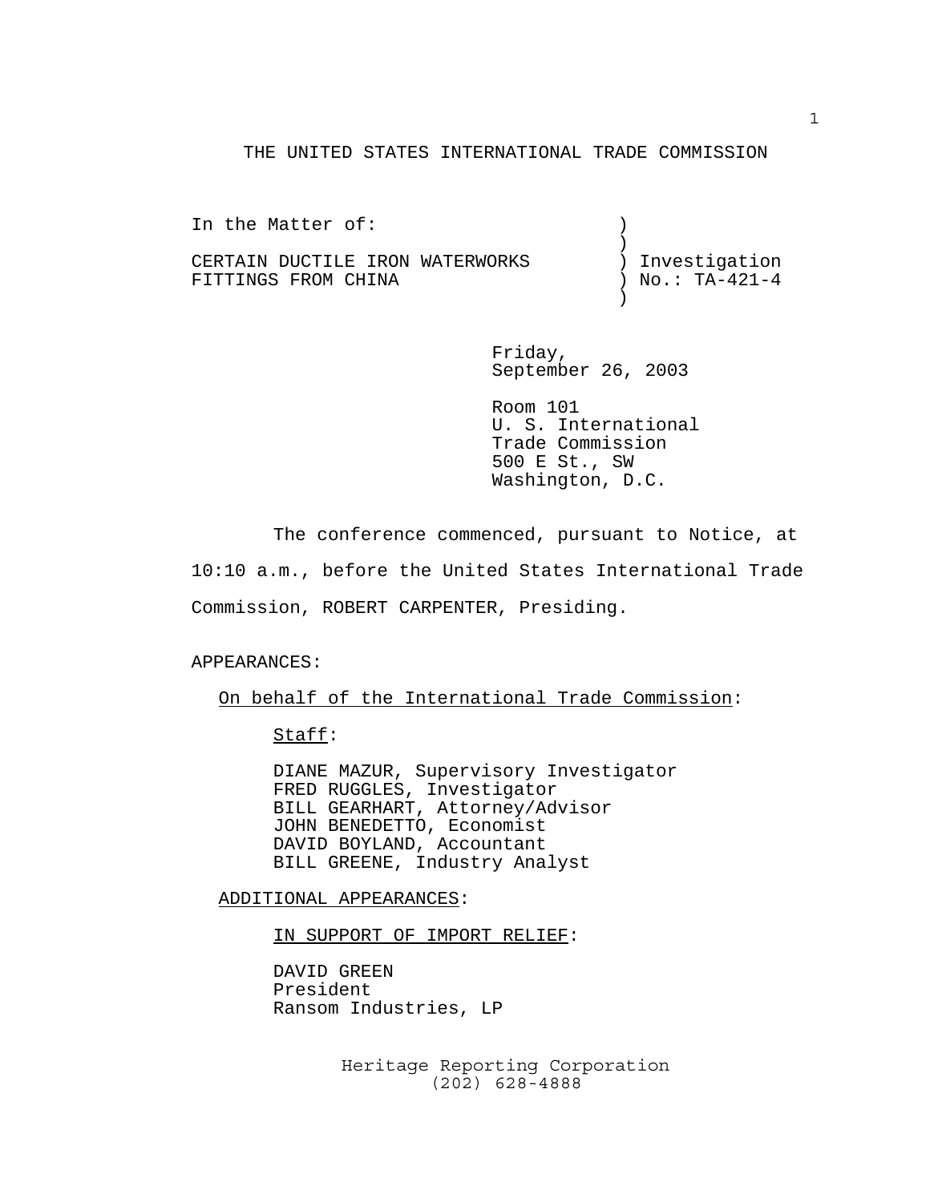THE UNITED STATES INTERNATIONAL TRADE COMMISSION

In the Matter of: )
)
CERTAIN DUCTILE IRON WATERWORKS ) Investigation
FITTINGS FROM CHINA ) No.: TA-421-4
)

Friday,
September 26, 2003

Room 101
U. S. International
Trade Commission
500 E St., SW
Washington, D.C.

The conference commenced, pursuant to Notice, at 10:10 a.m., before the United States International Trade Commission, ROBERT CARPENTER, Presiding.

APPEARANCES:

On behalf of the International Trade Commission:

Staff:

DIANE MAZUR, Supervisory Investigator
FRED RUGGLES, Investigator
BILL GEARHART, Attorney/Advisor
JOHN BENEDETTO, Economist
DAVID BOYLAND, Accountant
BILL GREENE, Industry Analyst

ADDITIONAL APPEARANCES:

IN SUPPORT OF IMPORT RELIEF:

DAVID GREEN
President
Ransom Industries, LP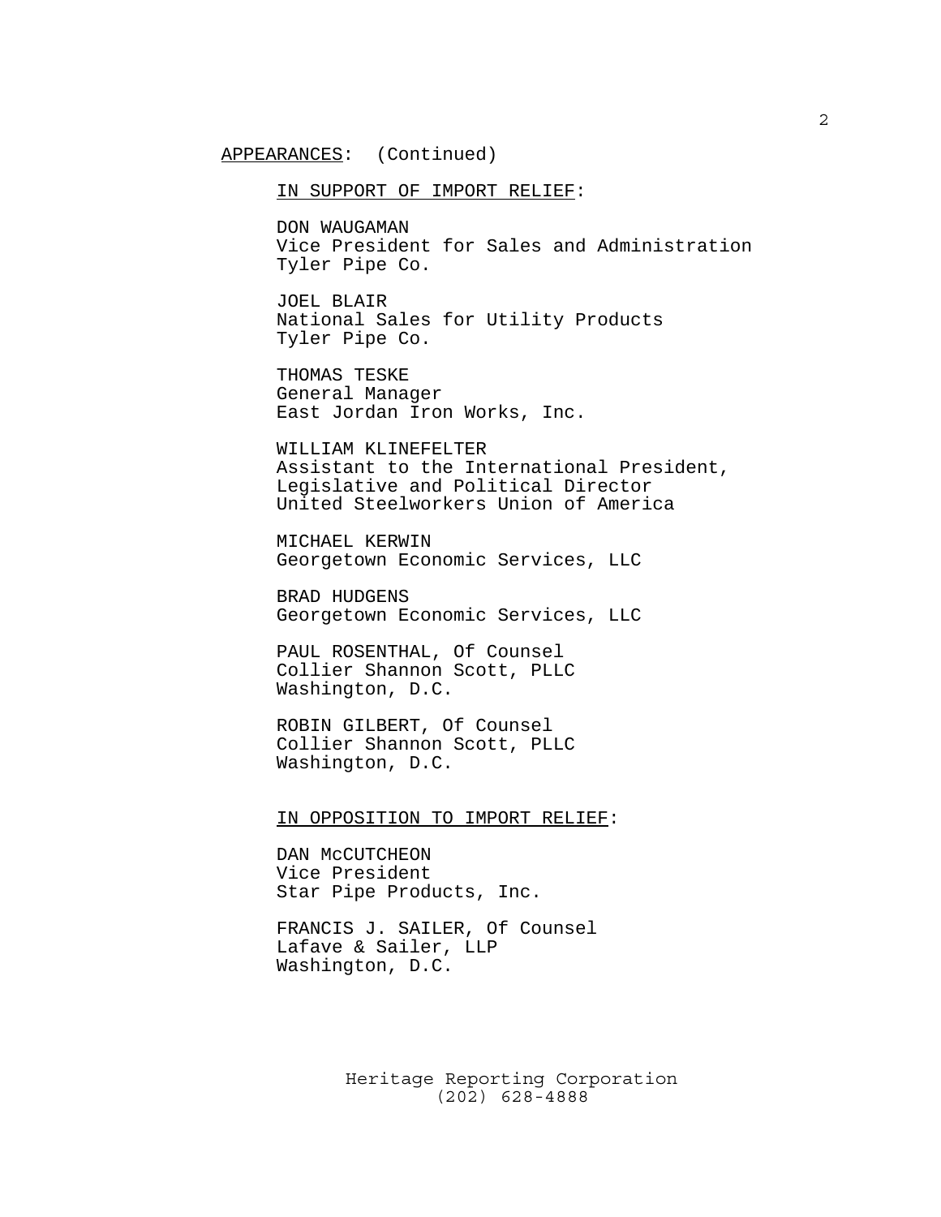APPEARANCES: (Continued)

IN SUPPORT OF IMPORT RELIEF:

DON WAUGAMAN
Vice President for Sales and Administration
Tyler Pipe Co.

JOEL BLAIR
National Sales for Utility Products
Tyler Pipe Co.

THOMAS TESKE
General Manager
East Jordan Iron Works, Inc.

WILLIAM KLINEFELTER
Assistant to the International President,
Legislative and Political Director
United Steelworkers Union of America

MICHAEL KERWIN
Georgetown Economic Services, LLC

BRAD HUDGENS
Georgetown Economic Services, LLC

PAUL ROSENTHAL, Of Counsel
Collier Shannon Scott, PLLC
Washington, D.C.

ROBIN GILBERT, Of Counsel
Collier Shannon Scott, PLLC
Washington, D.C.

IN OPPOSITION TO IMPORT RELIEF:

DAN McCUTCHEON
Vice President
Star Pipe Products, Inc.

FRANCIS J. SAILER, Of Counsel
Lafave & Sailer, LLP
Washington, D.C.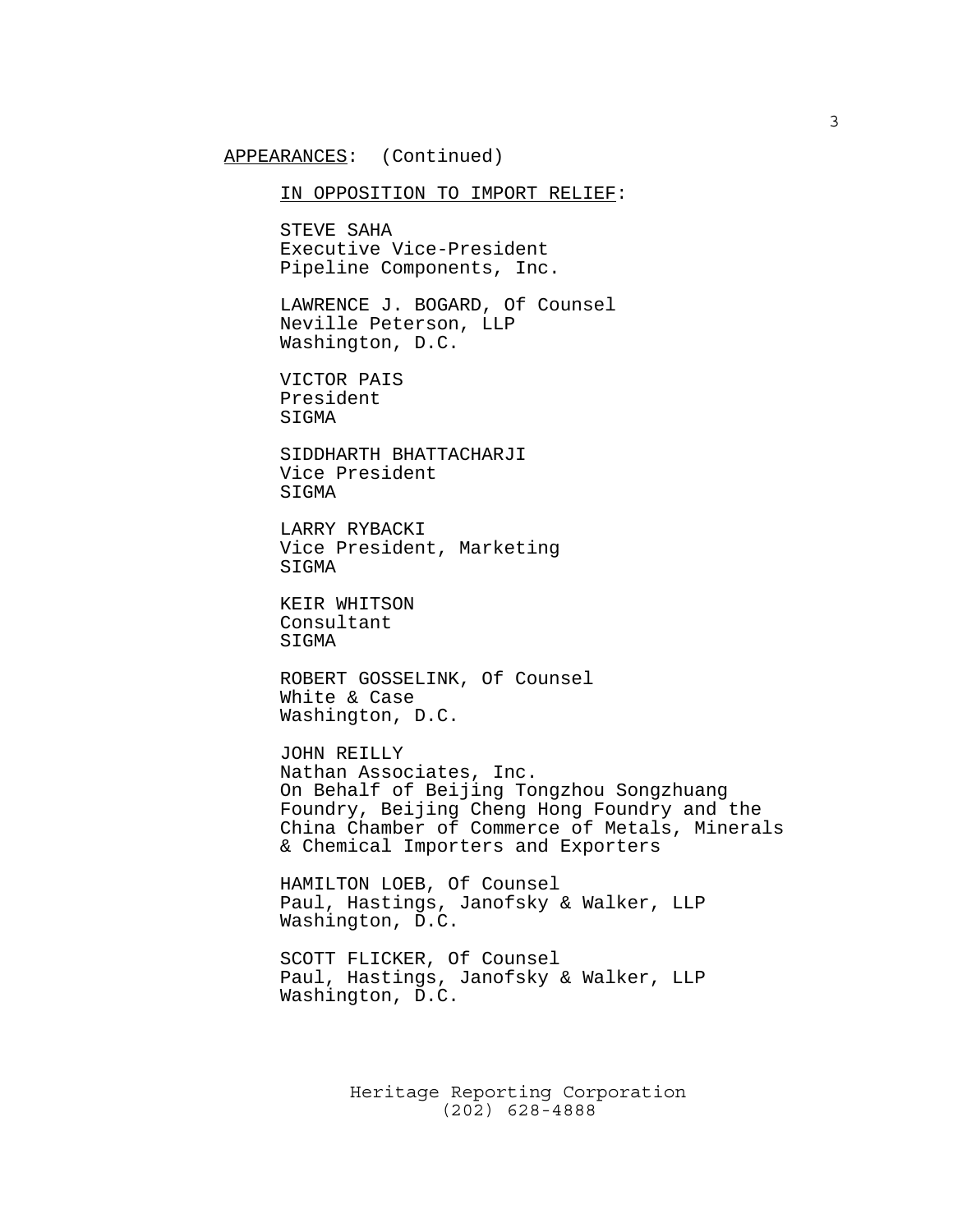APPEARANCES: (Continued)

IN OPPOSITION TO IMPORT RELIEF:

STEVE SAHA
Executive Vice-President
Pipeline Components, Inc.

LAWRENCE J. BOGARD, Of Counsel
Neville Peterson, LLP
Washington, D.C.

VICTOR PAIS
President
SIGMA

SIDDHARTH BHATTACHARJI
Vice President
SIGMA

LARRY RYBACKI
Vice President, Marketing
SIGMA

KEIR WHITSON
Consultant
SIGMA

ROBERT GOSSELINK, Of Counsel
White & Case
Washington, D.C.

JOHN REILLY
Nathan Associates, Inc.
On Behalf of Beijing Tongzhou Songzhuang Foundry, Beijing Cheng Hong Foundry and the China Chamber of Commerce of Metals, Minerals & Chemical Importers and Exporters

HAMILTON LOEB, Of Counsel
Paul, Hastings, Janofsky & Walker, LLP
Washington, D.C.

SCOTT FLICKER, Of Counsel
Paul, Hastings, Janofsky & Walker, LLP
Washington, D.C.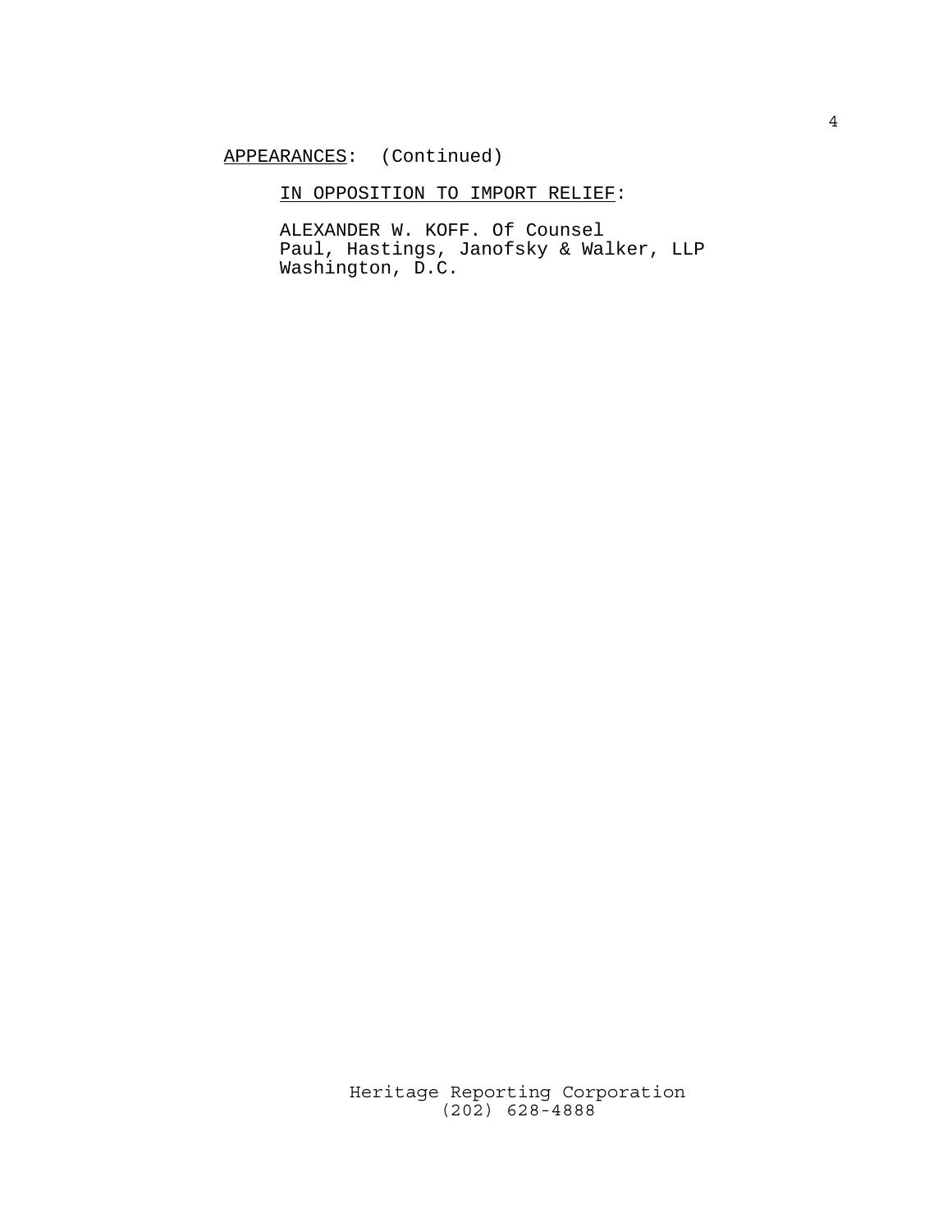APPEARANCES: (Continued)

IN OPPOSITION TO IMPORT RELIEF:

ALEXANDER W. KOFF. Of Counsel
Paul, Hastings, Janofsky & Walker, LLP
Washington, D.C.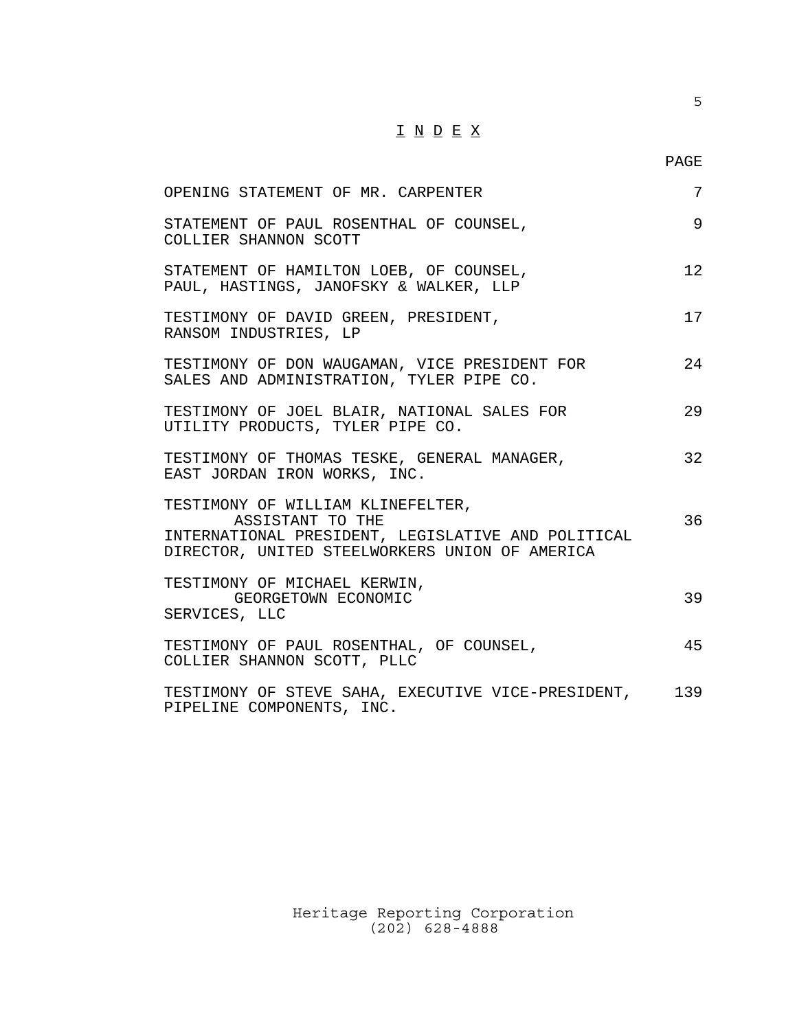# I N D E X

| | PAGE |
|---|---|
| OPENING STATEMENT OF MR. CARPENTER | 7 |
| STATEMENT OF PAUL ROSENTHAL OF COUNSEL, COLLIER SHANNON SCOTT | 9 |
| STATEMENT OF HAMILTON LOEB, OF COUNSEL, PAUL, HASTINGS, JANOFSKY & WALKER, LLP | 12 |
| TESTIMONY OF DAVID GREEN, PRESIDENT, RANSOM INDUSTRIES, LP | 17 |
| TESTIMONY OF DON WAUGAMAN, VICE PRESIDENT FOR SALES AND ADMINISTRATION, TYLER PIPE CO. | 24 |
| TESTIMONY OF JOEL BLAIR, NATIONAL SALES FOR UTILITY PRODUCTS, TYLER PIPE CO. | 29 |
| TESTIMONY OF THOMAS TESKE, GENERAL MANAGER, EAST JORDAN IRON WORKS, INC. | 32 |
| TESTIMONY OF WILLIAM KLINEFELTER, ASSISTANT TO THE INTERNATIONAL PRESIDENT, LEGISLATIVE AND POLITICAL DIRECTOR, UNITED STEELWORKERS UNION OF AMERICA | 36 |
| TESTIMONY OF MICHAEL KERWIN, GEORGETOWN ECONOMIC SERVICES, LLC | 39 |
| TESTIMONY OF PAUL ROSENTHAL, OF COUNSEL, COLLIER SHANNON SCOTT, PLLC | 45 |
| TESTIMONY OF STEVE SAHA, EXECUTIVE VICE-PRESIDENT, PIPELINE COMPONENTS, INC. | 139 |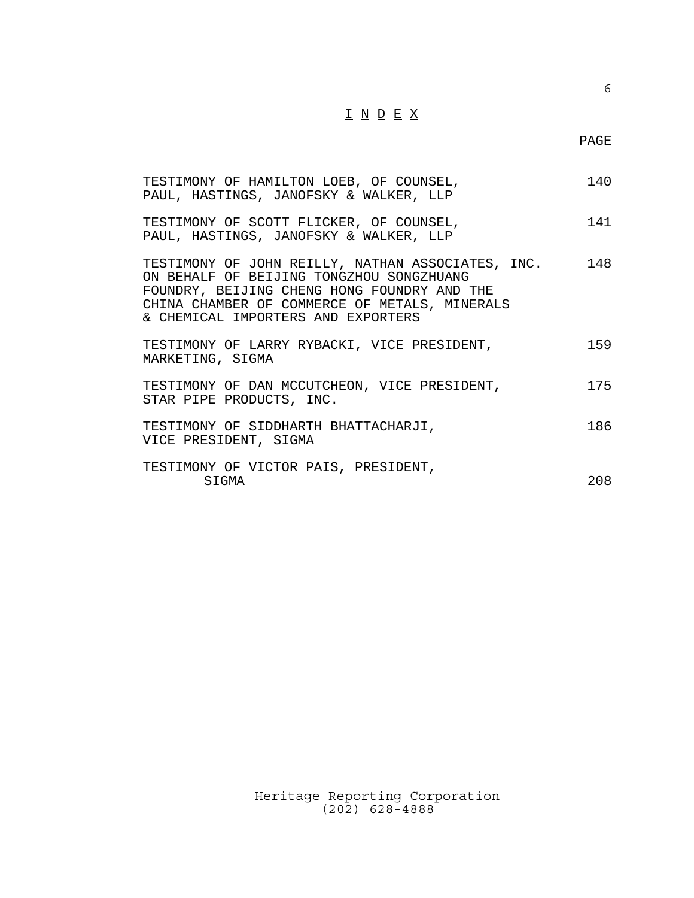# I N D E X

| | PAGE |
|---|---|
| TESTIMONY OF HAMILTON LOEB, OF COUNSEL, PAUL, HASTINGS, JANOFSKY & WALKER, LLP | 140 |
| TESTIMONY OF SCOTT FLICKER, OF COUNSEL, PAUL, HASTINGS, JANOFSKY & WALKER, LLP | 141 |
| TESTIMONY OF JOHN REILLY, NATHAN ASSOCIATES, INC. ON BEHALF OF BEIJING TONGZHOU SONGZHUANG FOUNDRY, BEIJING CHENG HONG FOUNDRY AND THE CHINA CHAMBER OF COMMERCE OF METALS, MINERALS & CHEMICAL IMPORTERS AND EXPORTERS | 148 |
| TESTIMONY OF LARRY RYBACKI, VICE PRESIDENT, MARKETING, SIGMA | 159 |
| TESTIMONY OF DAN MCCUTCHEON, VICE PRESIDENT, STAR PIPE PRODUCTS, INC. | 175 |
| TESTIMONY OF SIDDHARTH BHATTACHARJI, VICE PRESIDENT, SIGMA | 186 |
| TESTIMONY OF VICTOR PAIS, PRESIDENT, SIGMA | 208 |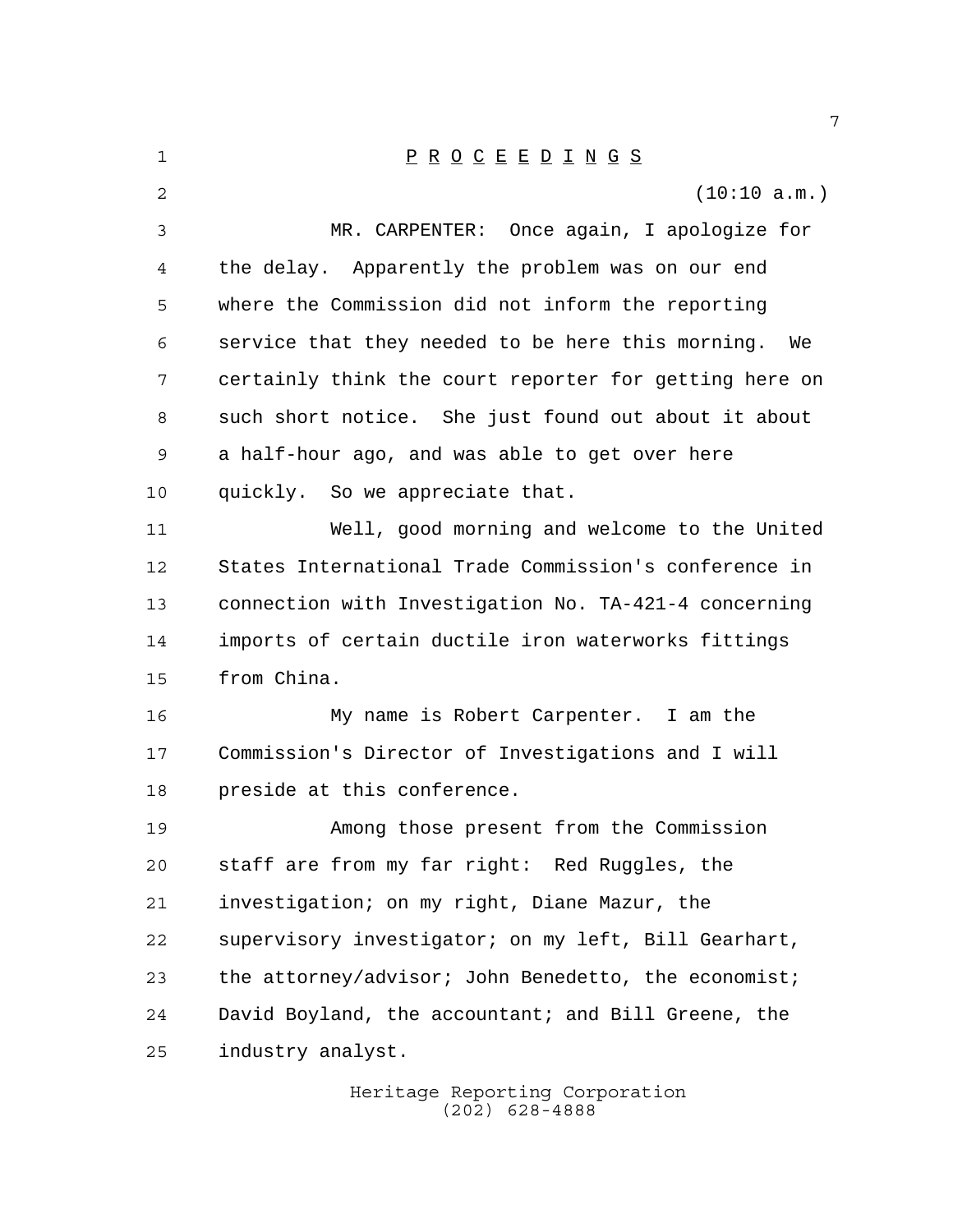# P R O C E E D I N G S

(10:10 a.m.)

MR. CARPENTER: Once again, I apologize for the delay. Apparently the problem was on our end where the Commission did not inform the reporting service that they needed to be here this morning. We certainly think the court reporter for getting here on such short notice. She just found out about it about a half-hour ago, and was able to get over here quickly. So we appreciate that.

Well, good morning and welcome to the United States International Trade Commission's conference in connection with Investigation No. TA-421-4 concerning imports of certain ductile iron waterworks fittings from China.

My name is Robert Carpenter. I am the Commission's Director of Investigations and I will preside at this conference.

Among those present from the Commission staff are from my far right: Red Ruggles, the investigation; on my right, Diane Mazur, the supervisory investigator; on my left, Bill Gearhart, the attorney/advisor; John Benedetto, the economist; David Boyland, the accountant; and Bill Greene, the industry analyst.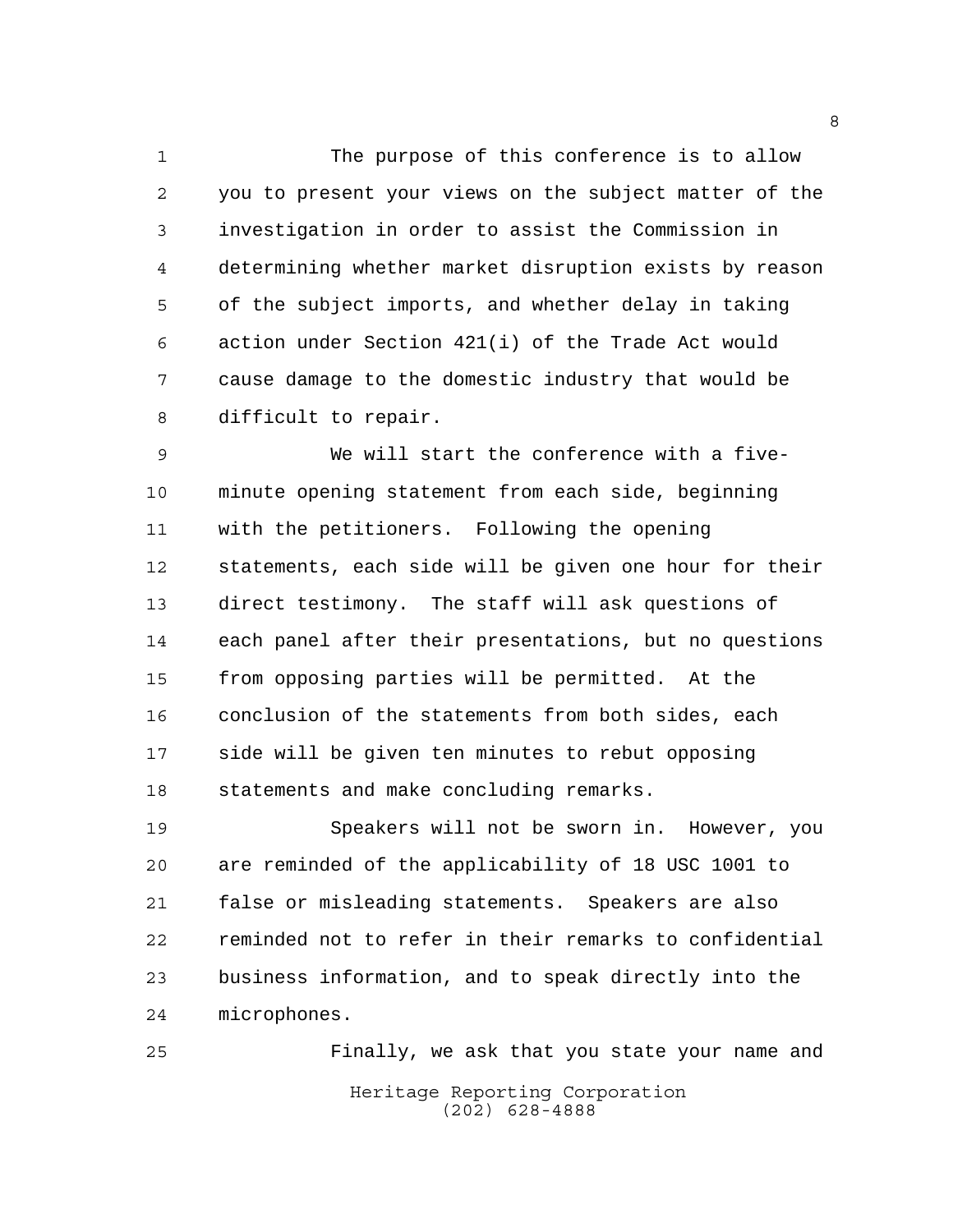The purpose of this conference is to allow you to present your views on the subject matter of the investigation in order to assist the Commission in determining whether market disruption exists by reason of the subject imports, and whether delay in taking action under Section 421(i) of the Trade Act would cause damage to the domestic industry that would be difficult to repair.

We will start the conference with a five-minute opening statement from each side, beginning with the petitioners. Following the opening statements, each side will be given one hour for their direct testimony. The staff will ask questions of each panel after their presentations, but no questions from opposing parties will be permitted. At the conclusion of the statements from both sides, each side will be given ten minutes to rebut opposing statements and make concluding remarks.

Speakers will not be sworn in. However, you are reminded of the applicability of 18 USC 1001 to false or misleading statements. Speakers are also reminded not to refer in their remarks to confidential business information, and to speak directly into the microphones.

Finally, we ask that you state your name and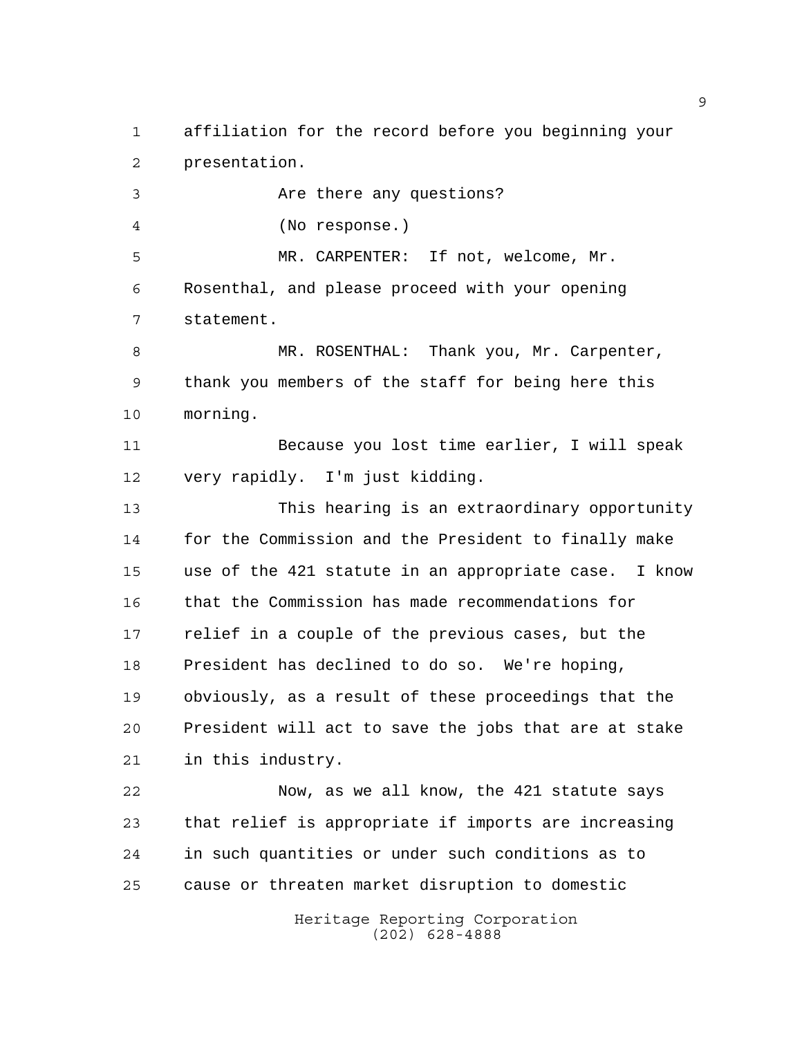affiliation for the record before you beginning your presentation.

Are there any questions?

(No response.)

MR. CARPENTER: If not, welcome, Mr. Rosenthal, and please proceed with your opening statement.

MR. ROSENTHAL: Thank you, Mr. Carpenter, thank you members of the staff for being here this morning.

Because you lost time earlier, I will speak very rapidly. I'm just kidding.

This hearing is an extraordinary opportunity for the Commission and the President to finally make use of the 421 statute in an appropriate case. I know that the Commission has made recommendations for relief in a couple of the previous cases, but the President has declined to do so. We're hoping, obviously, as a result of these proceedings that the President will act to save the jobs that are at stake in this industry.

Now, as we all know, the 421 statute says that relief is appropriate if imports are increasing in such quantities or under such conditions as to cause or threaten market disruption to domestic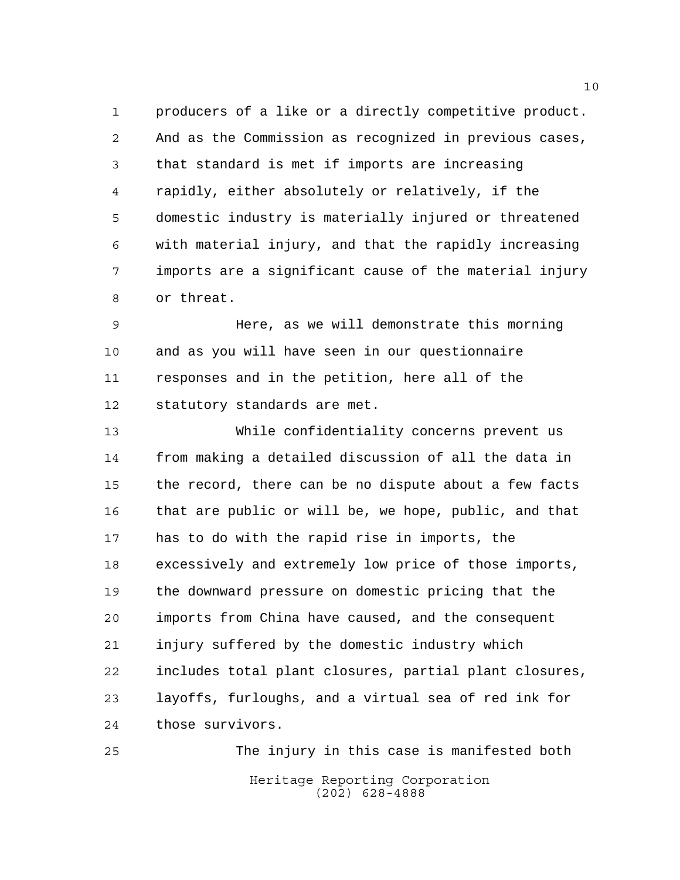producers of a like or a directly competitive product. And as the Commission as recognized in previous cases, that standard is met if imports are increasing rapidly, either absolutely or relatively, if the domestic industry is materially injured or threatened with material injury, and that the rapidly increasing imports are a significant cause of the material injury or threat.

Here, as we will demonstrate this morning and as you will have seen in our questionnaire responses and in the petition, here all of the statutory standards are met.

While confidentiality concerns prevent us from making a detailed discussion of all the data in the record, there can be no dispute about a few facts that are public or will be, we hope, public, and that has to do with the rapid rise in imports, the excessively and extremely low price of those imports, the downward pressure on domestic pricing that the imports from China have caused, and the consequent injury suffered by the domestic industry which includes total plant closures, partial plant closures, layoffs, furloughs, and a virtual sea of red ink for those survivors.

The injury in this case is manifested both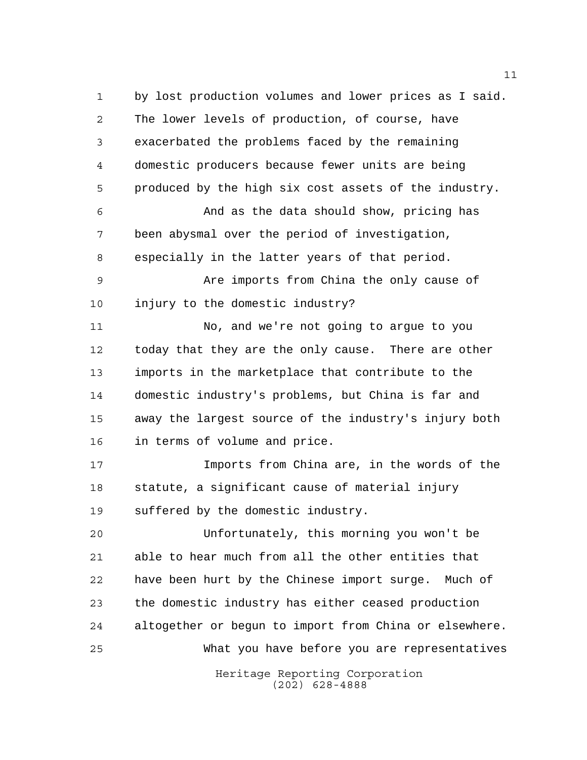by lost production volumes and lower prices as I said. The lower levels of production, of course, have exacerbated the problems faced by the remaining domestic producers because fewer units are being produced by the high six cost assets of the industry.

And as the data should show, pricing has been abysmal over the period of investigation, especially in the latter years of that period.

Are imports from China the only cause of injury to the domestic industry?

No, and we're not going to argue to you today that they are the only cause. There are other imports in the marketplace that contribute to the domestic industry's problems, but China is far and away the largest source of the industry's injury both in terms of volume and price.

Imports from China are, in the words of the statute, a significant cause of material injury suffered by the domestic industry.

Unfortunately, this morning you won't be able to hear much from all the other entities that have been hurt by the Chinese import surge. Much of the domestic industry has either ceased production altogether or begun to import from China or elsewhere.

What you have before you are representatives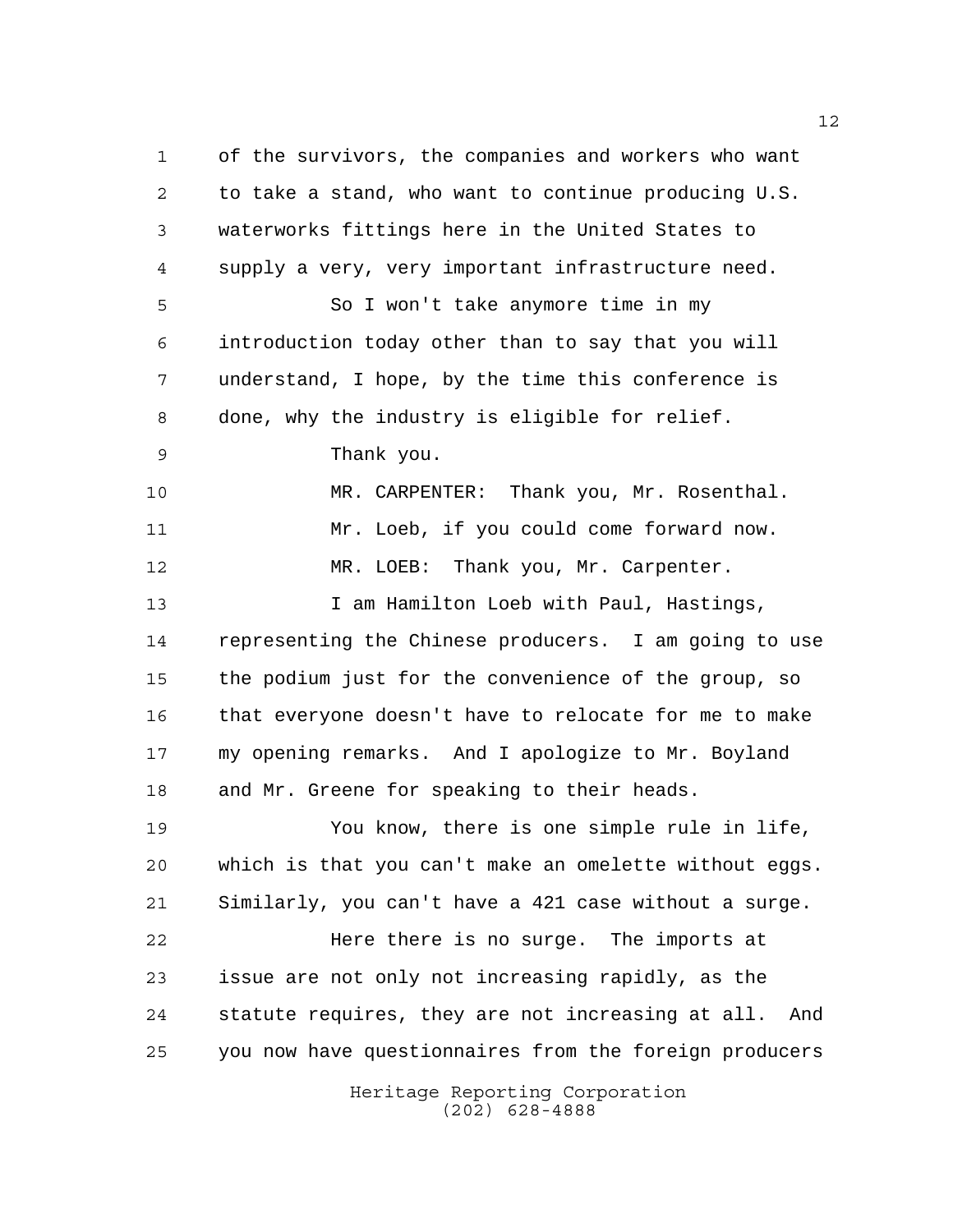of the survivors, the companies and workers who want to take a stand, who want to continue producing U.S. waterworks fittings here in the United States to supply a very, very important infrastructure need.

So I won't take anymore time in my introduction today other than to say that you will understand, I hope, by the time this conference is done, why the industry is eligible for relief.

Thank you.

MR. CARPENTER: Thank you, Mr. Rosenthal.

Mr. Loeb, if you could come forward now.

MR. LOEB: Thank you, Mr. Carpenter.

I am Hamilton Loeb with Paul, Hastings, representing the Chinese producers. I am going to use the podium just for the convenience of the group, so that everyone doesn't have to relocate for me to make my opening remarks. And I apologize to Mr. Boyland and Mr. Greene for speaking to their heads.

You know, there is one simple rule in life, which is that you can't make an omelette without eggs. Similarly, you can't have a 421 case without a surge.

Here there is no surge. The imports at issue are not only not increasing rapidly, as the statute requires, they are not increasing at all. And you now have questionnaires from the foreign producers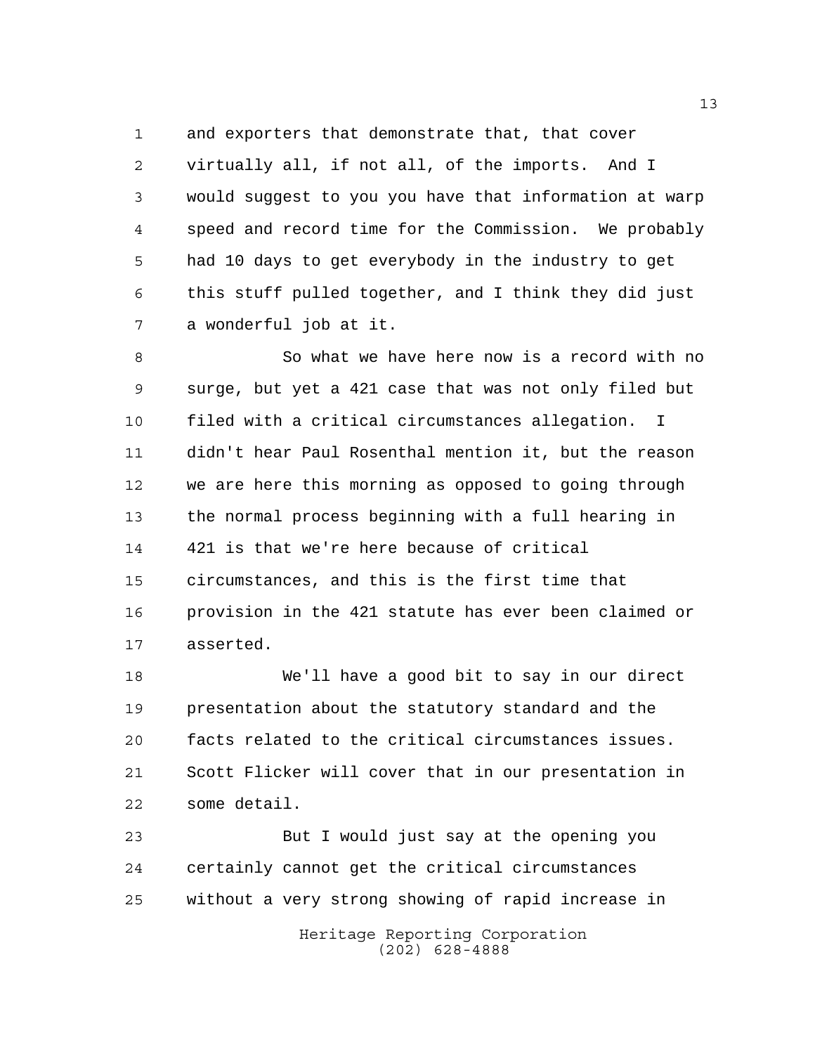and exporters that demonstrate that, that cover virtually all, if not all, of the imports. And I would suggest to you you have that information at warp speed and record time for the Commission. We probably had 10 days to get everybody in the industry to get this stuff pulled together, and I think they did just a wonderful job at it.

So what we have here now is a record with no surge, but yet a 421 case that was not only filed but filed with a critical circumstances allegation. I didn't hear Paul Rosenthal mention it, but the reason we are here this morning as opposed to going through the normal process beginning with a full hearing in 421 is that we're here because of critical circumstances, and this is the first time that provision in the 421 statute has ever been claimed or asserted.

We'll have a good bit to say in our direct presentation about the statutory standard and the facts related to the critical circumstances issues. Scott Flicker will cover that in our presentation in some detail.

But I would just say at the opening you certainly cannot get the critical circumstances without a very strong showing of rapid increase in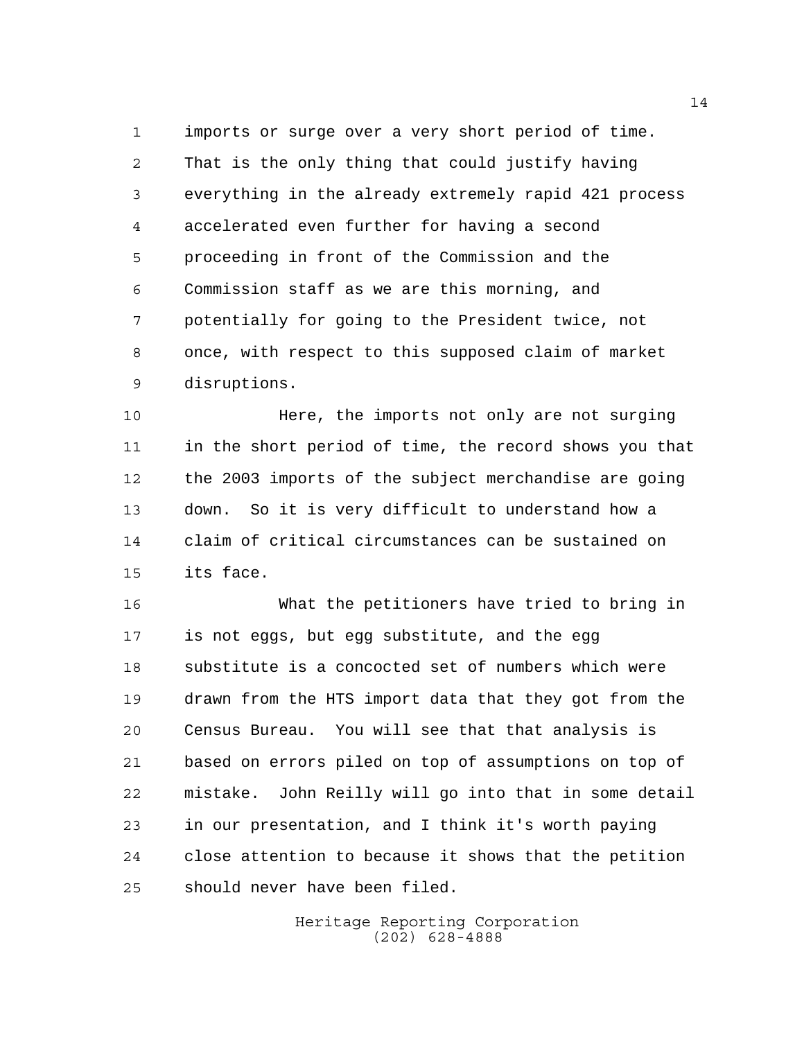imports or surge over a very short period of time. That is the only thing that could justify having everything in the already extremely rapid 421 process accelerated even further for having a second proceeding in front of the Commission and the Commission staff as we are this morning, and potentially for going to the President twice, not once, with respect to this supposed claim of market disruptions.

Here, the imports not only are not surging in the short period of time, the record shows you that the 2003 imports of the subject merchandise are going down. So it is very difficult to understand how a claim of critical circumstances can be sustained on its face.

What the petitioners have tried to bring in is not eggs, but egg substitute, and the egg substitute is a concocted set of numbers which were drawn from the HTS import data that they got from the Census Bureau. You will see that that analysis is based on errors piled on top of assumptions on top of mistake. John Reilly will go into that in some detail in our presentation, and I think it's worth paying close attention to because it shows that the petition should never have been filed.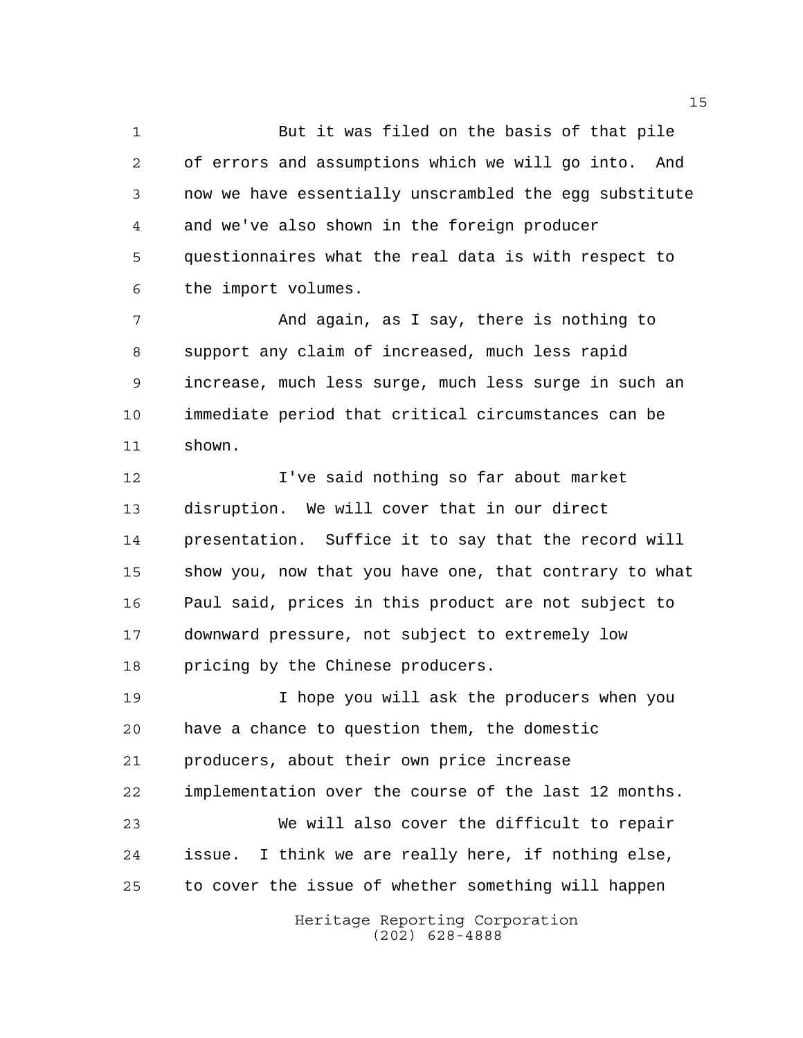But it was filed on the basis of that pile of errors and assumptions which we will go into. And now we have essentially unscrambled the egg substitute and we've also shown in the foreign producer questionnaires what the real data is with respect to the import volumes.

And again, as I say, there is nothing to support any claim of increased, much less rapid increase, much less surge, much less surge in such an immediate period that critical circumstances can be shown.

I've said nothing so far about market disruption. We will cover that in our direct presentation. Suffice it to say that the record will show you, now that you have one, that contrary to what Paul said, prices in this product are not subject to downward pressure, not subject to extremely low pricing by the Chinese producers.

I hope you will ask the producers when you have a chance to question them, the domestic producers, about their own price increase implementation over the course of the last 12 months.

We will also cover the difficult to repair issue. I think we are really here, if nothing else, to cover the issue of whether something will happen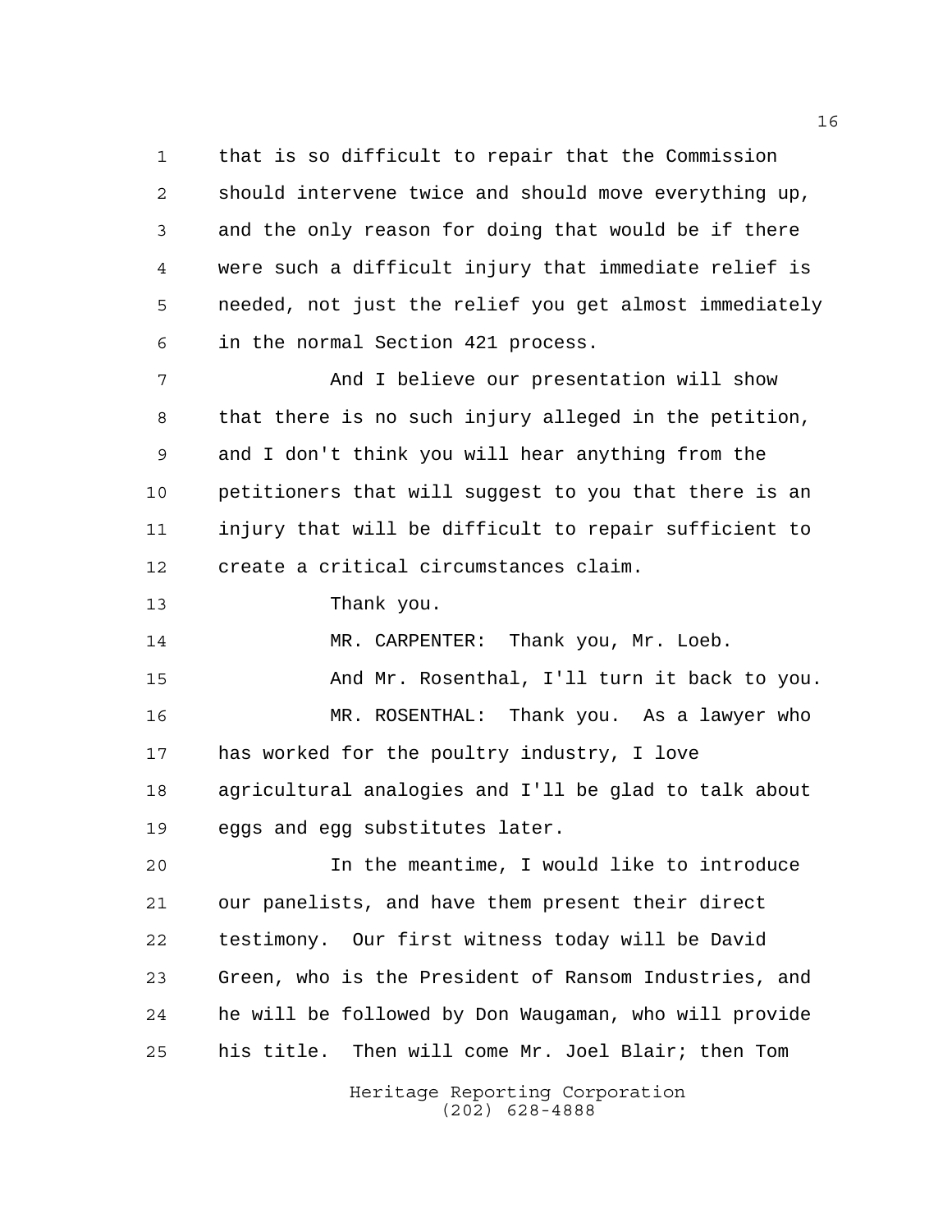that is so difficult to repair that the Commission should intervene twice and should move everything up, and the only reason for doing that would be if there were such a difficult injury that immediate relief is needed, not just the relief you get almost immediately in the normal Section 421 process.

And I believe our presentation will show that there is no such injury alleged in the petition, and I don't think you will hear anything from the petitioners that will suggest to you that there is an injury that will be difficult to repair sufficient to create a critical circumstances claim.

Thank you.

MR. CARPENTER: Thank you, Mr. Loeb.

And Mr. Rosenthal, I'll turn it back to you.

MR. ROSENTHAL: Thank you. As a lawyer who has worked for the poultry industry, I love agricultural analogies and I'll be glad to talk about eggs and egg substitutes later.

In the meantime, I would like to introduce our panelists, and have them present their direct testimony. Our first witness today will be David Green, who is the President of Ransom Industries, and he will be followed by Don Waugaman, who will provide his title. Then will come Mr. Joel Blair; then Tom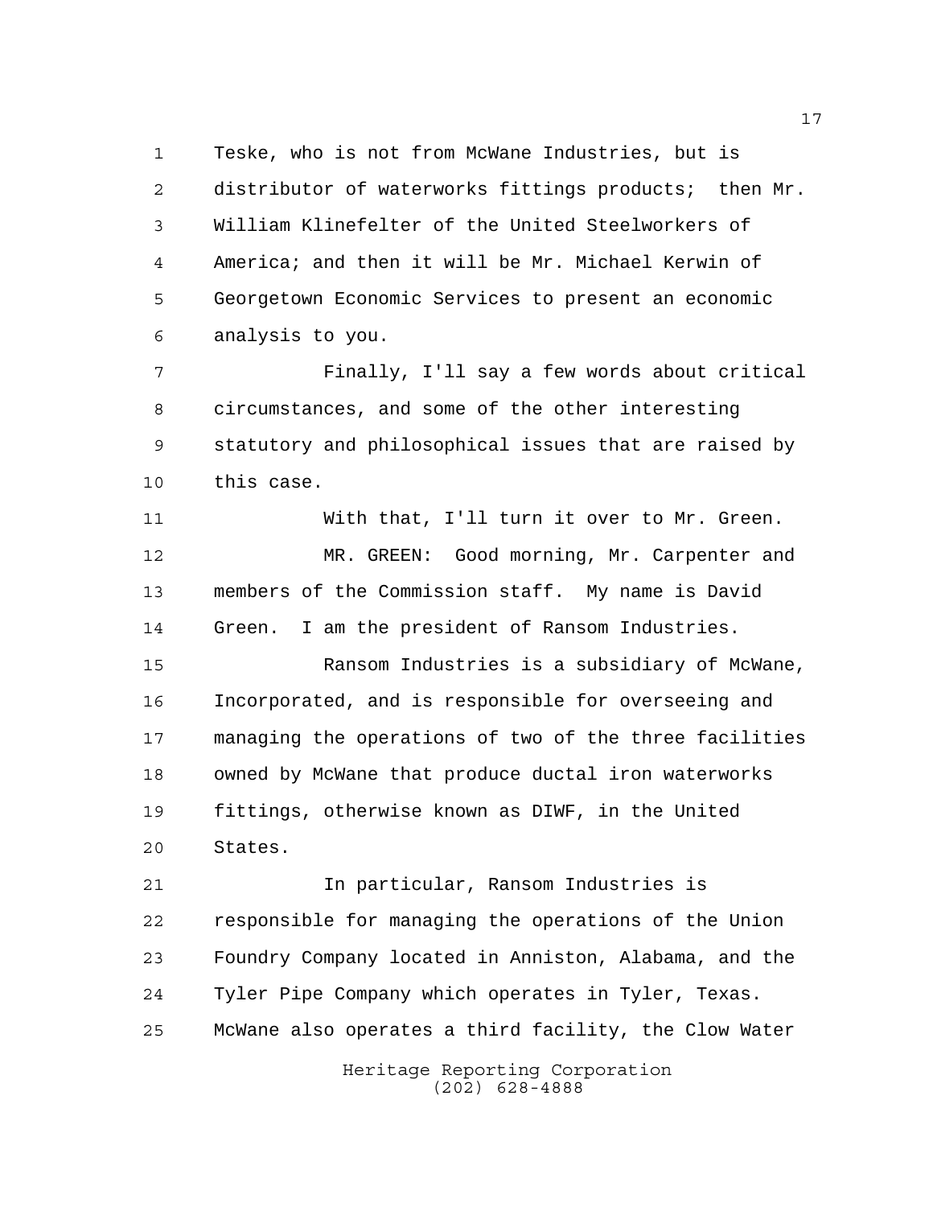Teske, who is not from McWane Industries, but is distributor of waterworks fittings products; then Mr. William Klinefelter of the United Steelworkers of America; and then it will be Mr. Michael Kerwin of Georgetown Economic Services to present an economic analysis to you.

Finally, I'll say a few words about critical circumstances, and some of the other interesting statutory and philosophical issues that are raised by this case.

With that, I'll turn it over to Mr. Green.

MR. GREEN: Good morning, Mr. Carpenter and members of the Commission staff. My name is David Green. I am the president of Ransom Industries.

Ransom Industries is a subsidiary of McWane, Incorporated, and is responsible for overseeing and managing the operations of two of the three facilities owned by McWane that produce ductal iron waterworks fittings, otherwise known as DIWF, in the United States.

In particular, Ransom Industries is responsible for managing the operations of the Union Foundry Company located in Anniston, Alabama, and the Tyler Pipe Company which operates in Tyler, Texas. McWane also operates a third facility, the Clow Water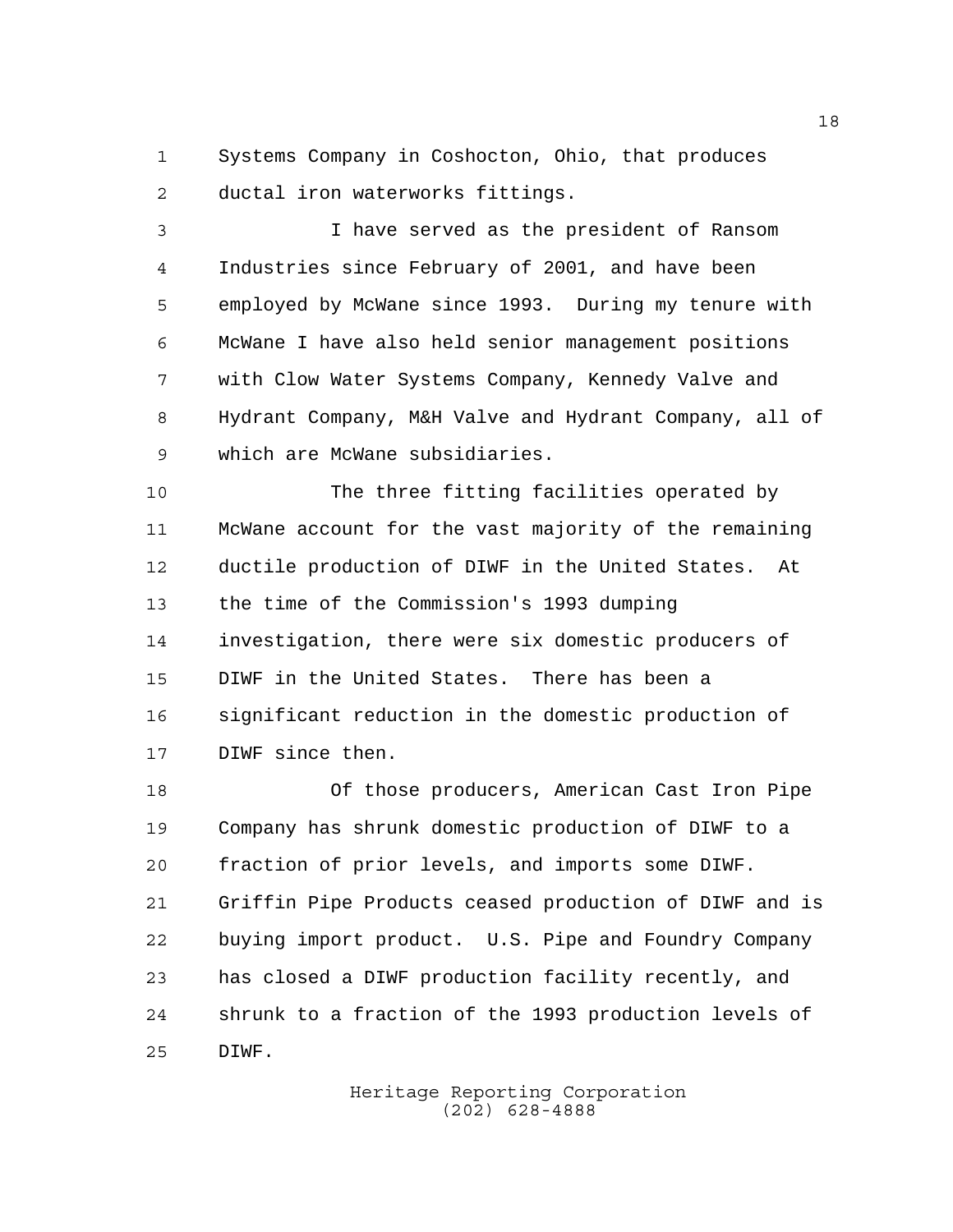Systems Company in Coshocton, Ohio, that produces ductal iron waterworks fittings.

I have served as the president of Ransom Industries since February of 2001, and have been employed by McWane since 1993. During my tenure with McWane I have also held senior management positions with Clow Water Systems Company, Kennedy Valve and Hydrant Company, M&H Valve and Hydrant Company, all of which are McWane subsidiaries.

The three fitting facilities operated by McWane account for the vast majority of the remaining ductile production of DIWF in the United States. At the time of the Commission's 1993 dumping investigation, there were six domestic producers of DIWF in the United States. There has been a significant reduction in the domestic production of DIWF since then.

Of those producers, American Cast Iron Pipe Company has shrunk domestic production of DIWF to a fraction of prior levels, and imports some DIWF. Griffin Pipe Products ceased production of DIWF and is buying import product. U.S. Pipe and Foundry Company has closed a DIWF production facility recently, and shrunk to a fraction of the 1993 production levels of DIWF.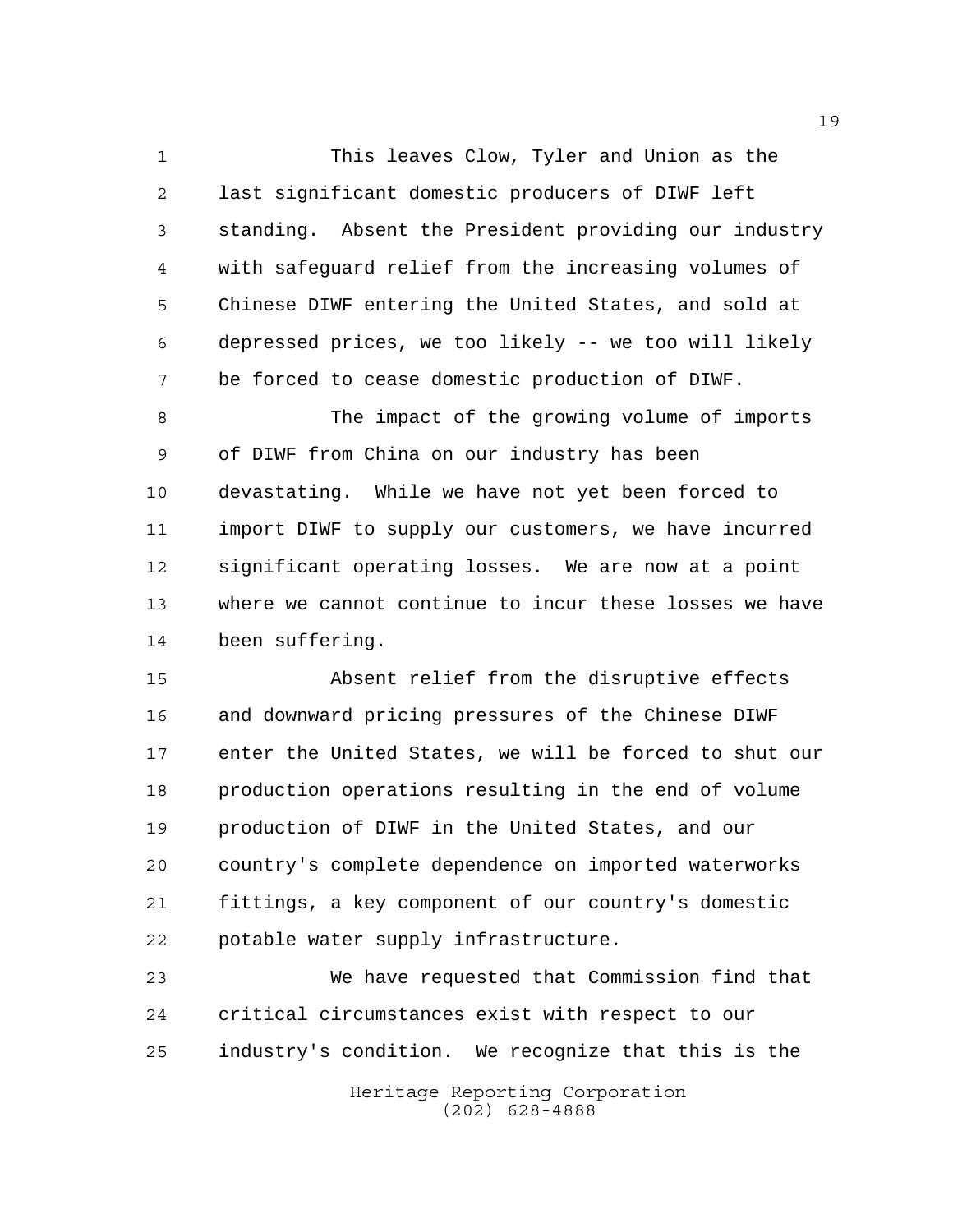This leaves Clow, Tyler and Union as the last significant domestic producers of DIWF left standing. Absent the President providing our industry with safeguard relief from the increasing volumes of Chinese DIWF entering the United States, and sold at depressed prices, we too likely -- we too will likely be forced to cease domestic production of DIWF.

The impact of the growing volume of imports of DIWF from China on our industry has been devastating. While we have not yet been forced to import DIWF to supply our customers, we have incurred significant operating losses. We are now at a point where we cannot continue to incur these losses we have been suffering.

Absent relief from the disruptive effects and downward pricing pressures of the Chinese DIWF enter the United States, we will be forced to shut our production operations resulting in the end of volume production of DIWF in the United States, and our country's complete dependence on imported waterworks fittings, a key component of our country's domestic potable water supply infrastructure.

We have requested that Commission find that critical circumstances exist with respect to our industry's condition. We recognize that this is the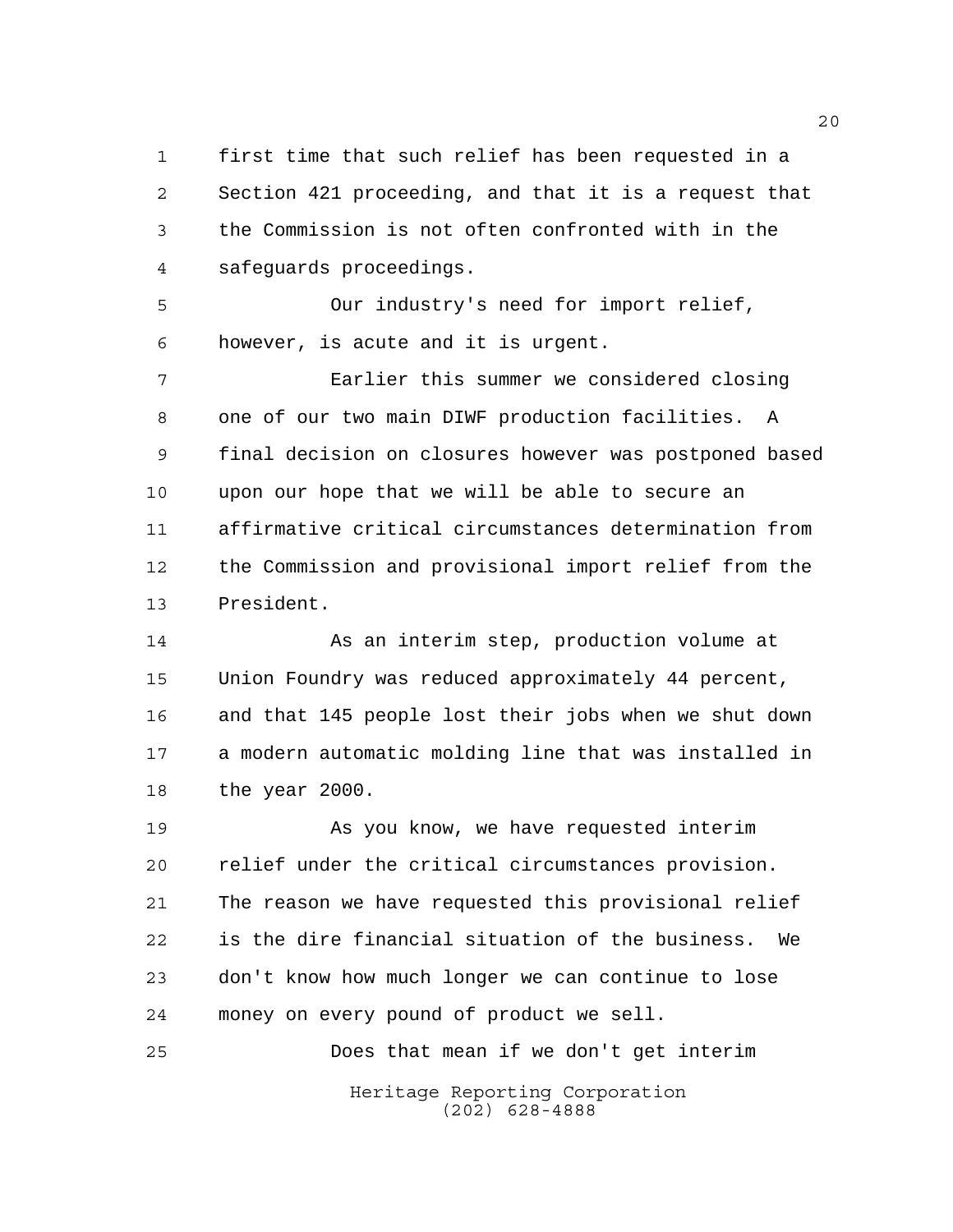first time that such relief has been requested in a Section 421 proceeding, and that it is a request that the Commission is not often confronted with in the safeguards proceedings.

Our industry's need for import relief, however, is acute and it is urgent.

Earlier this summer we considered closing one of our two main DIWF production facilities. A final decision on closures however was postponed based upon our hope that we will be able to secure an affirmative critical circumstances determination from the Commission and provisional import relief from the President.

As an interim step, production volume at Union Foundry was reduced approximately 44 percent, and that 145 people lost their jobs when we shut down a modern automatic molding line that was installed in the year 2000.

As you know, we have requested interim relief under the critical circumstances provision. The reason we have requested this provisional relief is the dire financial situation of the business. We don't know how much longer we can continue to lose money on every pound of product we sell.

Does that mean if we don't get interim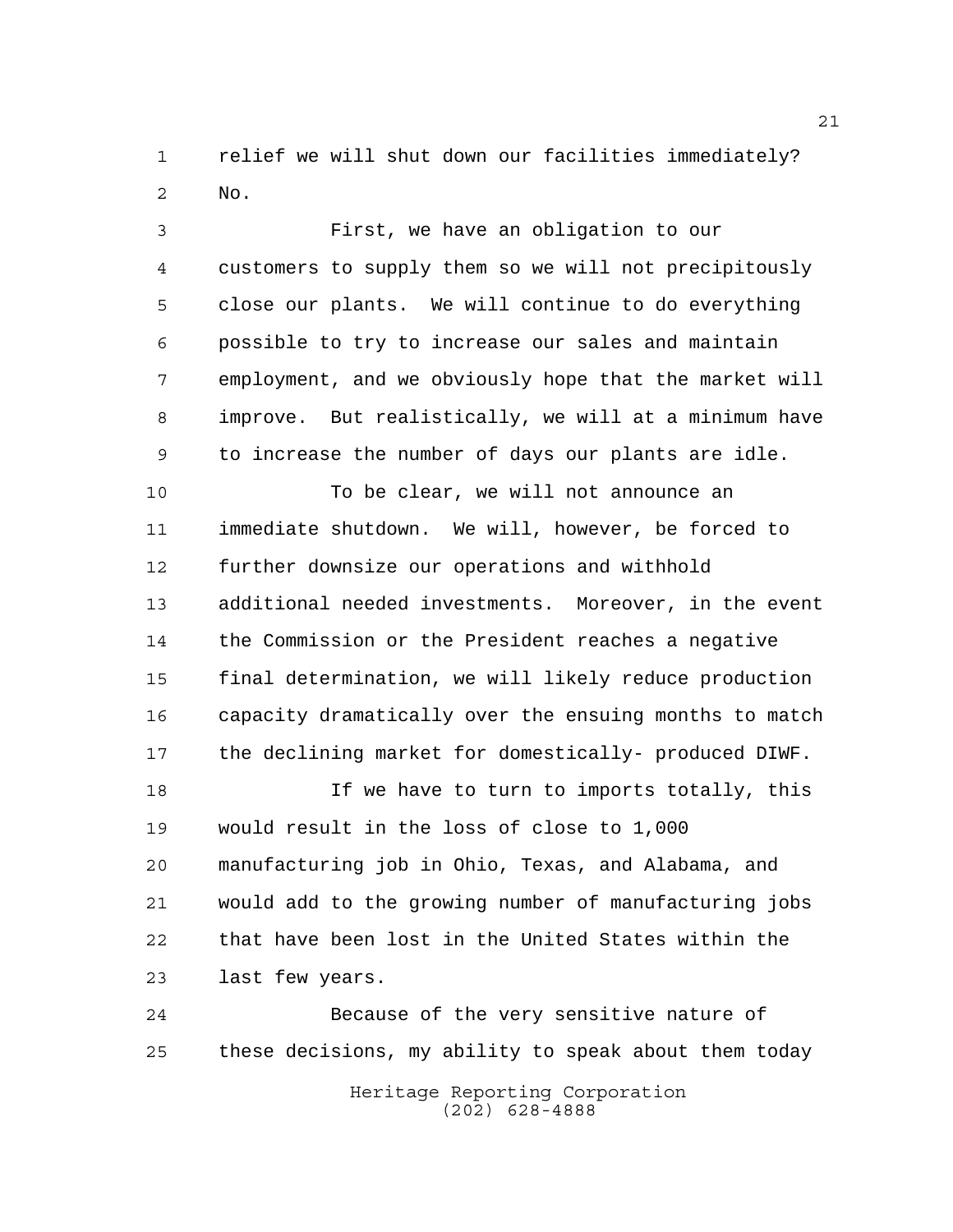relief we will shut down our facilities immediately? No.

First, we have an obligation to our customers to supply them so we will not precipitously close our plants. We will continue to do everything possible to try to increase our sales and maintain employment, and we obviously hope that the market will improve. But realistically, we will at a minimum have to increase the number of days our plants are idle.

To be clear, we will not announce an immediate shutdown. We will, however, be forced to further downsize our operations and withhold additional needed investments. Moreover, in the event the Commission or the President reaches a negative final determination, we will likely reduce production capacity dramatically over the ensuing months to match the declining market for domestically- produced DIWF.

If we have to turn to imports totally, this would result in the loss of close to 1,000 manufacturing job in Ohio, Texas, and Alabama, and would add to the growing number of manufacturing jobs that have been lost in the United States within the last few years.

Because of the very sensitive nature of these decisions, my ability to speak about them today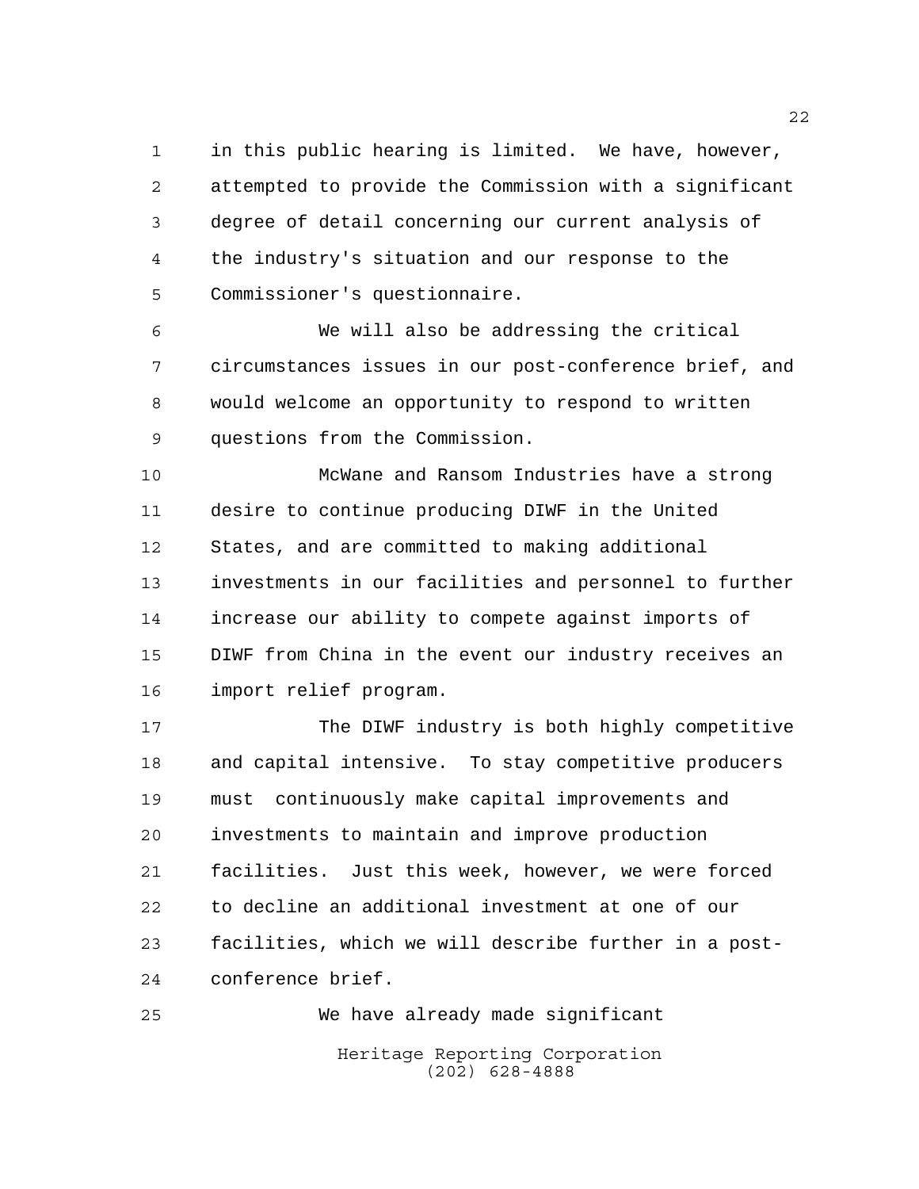in this public hearing is limited. We have, however, attempted to provide the Commission with a significant degree of detail concerning our current analysis of the industry's situation and our response to the Commissioner's questionnaire.

We will also be addressing the critical circumstances issues in our post-conference brief, and would welcome an opportunity to respond to written questions from the Commission.

McWane and Ransom Industries have a strong desire to continue producing DIWF in the United States, and are committed to making additional investments in our facilities and personnel to further increase our ability to compete against imports of DIWF from China in the event our industry receives an import relief program.

The DIWF industry is both highly competitive and capital intensive. To stay competitive producers must continuously make capital improvements and investments to maintain and improve production facilities. Just this week, however, we were forced to decline an additional investment at one of our facilities, which we will describe further in a post-conference brief.

We have already made significant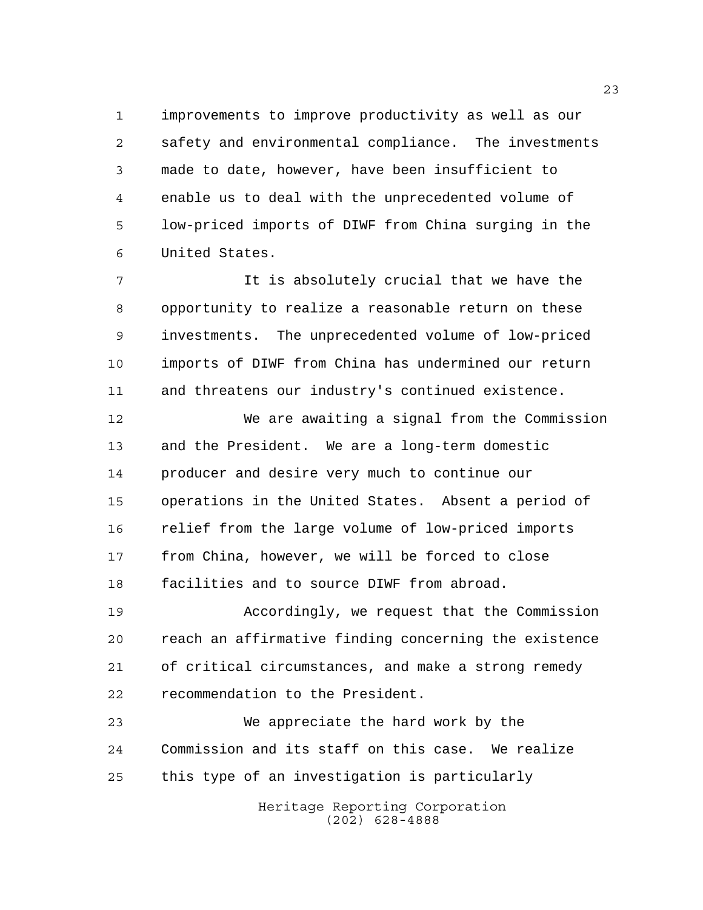improvements to improve productivity as well as our safety and environmental compliance. The investments made to date, however, have been insufficient to enable us to deal with the unprecedented volume of low-priced imports of DIWF from China surging in the United States.

It is absolutely crucial that we have the opportunity to realize a reasonable return on these investments. The unprecedented volume of low-priced imports of DIWF from China has undermined our return and threatens our industry's continued existence.

We are awaiting a signal from the Commission and the President. We are a long-term domestic producer and desire very much to continue our operations in the United States. Absent a period of relief from the large volume of low-priced imports from China, however, we will be forced to close facilities and to source DIWF from abroad.

Accordingly, we request that the Commission reach an affirmative finding concerning the existence of critical circumstances, and make a strong remedy recommendation to the President.

We appreciate the hard work by the Commission and its staff on this case. We realize this type of an investigation is particularly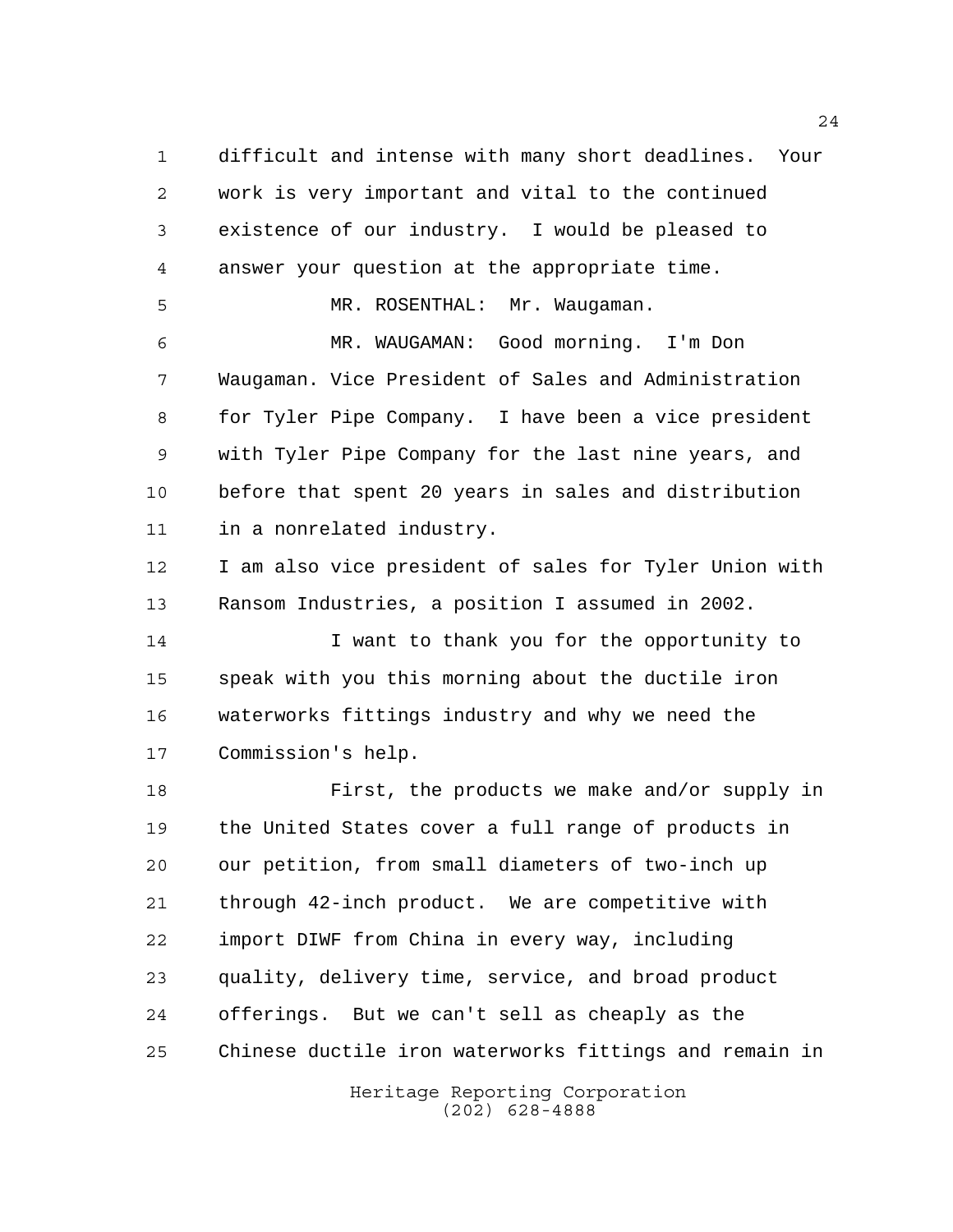difficult and intense with many short deadlines. Your work is very important and vital to the continued existence of our industry. I would be pleased to answer your question at the appropriate time.

MR. ROSENTHAL: Mr. Waugaman.

MR. WAUGAMAN: Good morning. I'm Don Waugaman. Vice President of Sales and Administration for Tyler Pipe Company. I have been a vice president with Tyler Pipe Company for the last nine years, and before that spent 20 years in sales and distribution in a nonrelated industry.

I am also vice president of sales for Tyler Union with Ransom Industries, a position I assumed in 2002.

I want to thank you for the opportunity to speak with you this morning about the ductile iron waterworks fittings industry and why we need the Commission's help.

First, the products we make and/or supply in the United States cover a full range of products in our petition, from small diameters of two-inch up through 42-inch product. We are competitive with import DIWF from China in every way, including quality, delivery time, service, and broad product offerings. But we can't sell as cheaply as the Chinese ductile iron waterworks fittings and remain in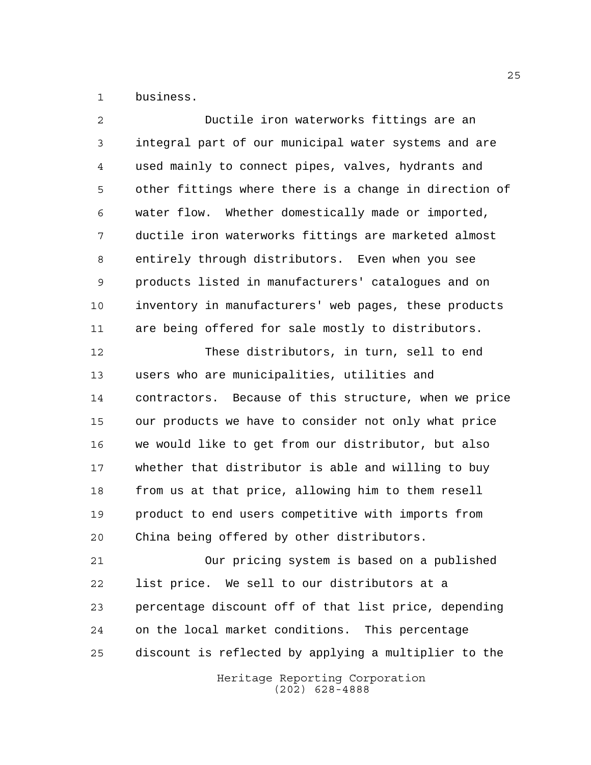business.

Ductile iron waterworks fittings are an integral part of our municipal water systems and are used mainly to connect pipes, valves, hydrants and other fittings where there is a change in direction of water flow. Whether domestically made or imported, ductile iron waterworks fittings are marketed almost entirely through distributors. Even when you see products listed in manufacturers' catalogues and on inventory in manufacturers' web pages, these products are being offered for sale mostly to distributors.

These distributors, in turn, sell to end users who are municipalities, utilities and contractors. Because of this structure, when we price our products we have to consider not only what price we would like to get from our distributor, but also whether that distributor is able and willing to buy from us at that price, allowing him to them resell product to end users competitive with imports from China being offered by other distributors.

Our pricing system is based on a published list price. We sell to our distributors at a percentage discount off of that list price, depending on the local market conditions. This percentage discount is reflected by applying a multiplier to the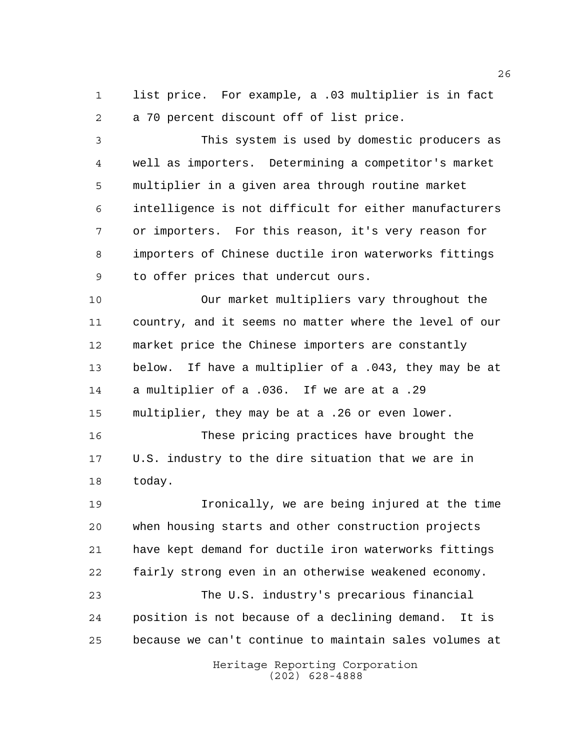list price. For example, a .03 multiplier is in fact a 70 percent discount off of list price.

This system is used by domestic producers as well as importers. Determining a competitor's market multiplier in a given area through routine market intelligence is not difficult for either manufacturers or importers. For this reason, it's very reason for importers of Chinese ductile iron waterworks fittings to offer prices that undercut ours.

Our market multipliers vary throughout the country, and it seems no matter where the level of our market price the Chinese importers are constantly below. If have a multiplier of a .043, they may be at a multiplier of a .036. If we are at a .29 multiplier, they may be at a .26 or even lower.

These pricing practices have brought the U.S. industry to the dire situation that we are in today.

Ironically, we are being injured at the time when housing starts and other construction projects have kept demand for ductile iron waterworks fittings fairly strong even in an otherwise weakened economy.

The U.S. industry's precarious financial position is not because of a declining demand. It is because we can't continue to maintain sales volumes at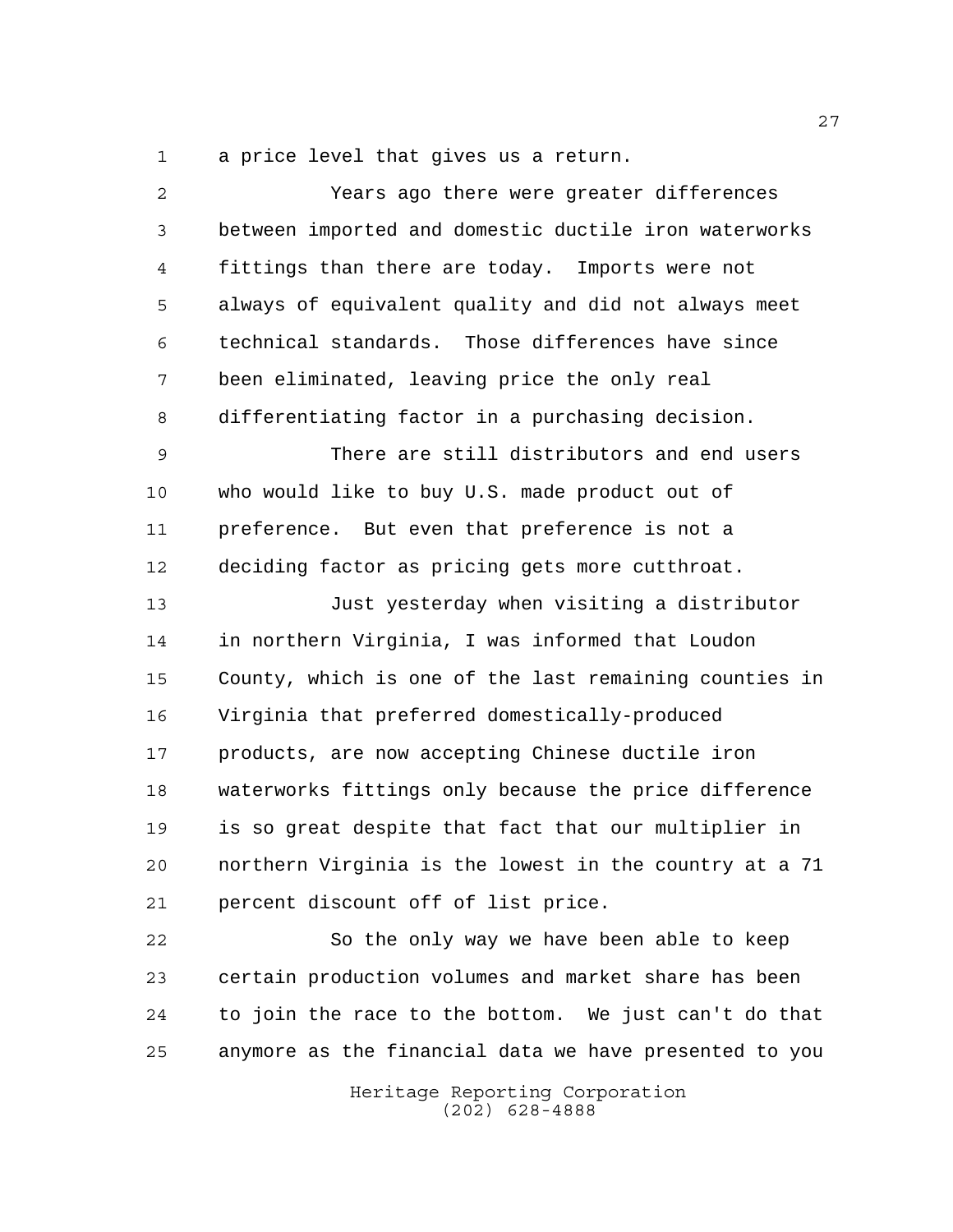a price level that gives us a return.

Years ago there were greater differences between imported and domestic ductile iron waterworks fittings than there are today. Imports were not always of equivalent quality and did not always meet technical standards. Those differences have since been eliminated, leaving price the only real differentiating factor in a purchasing decision.

There are still distributors and end users who would like to buy U.S. made product out of preference. But even that preference is not a deciding factor as pricing gets more cutthroat.

Just yesterday when visiting a distributor in northern Virginia, I was informed that Loudon County, which is one of the last remaining counties in Virginia that preferred domestically-produced products, are now accepting Chinese ductile iron waterworks fittings only because the price difference is so great despite that fact that our multiplier in northern Virginia is the lowest in the country at a 71 percent discount off of list price.

So the only way we have been able to keep certain production volumes and market share has been to join the race to the bottom. We just can't do that anymore as the financial data we have presented to you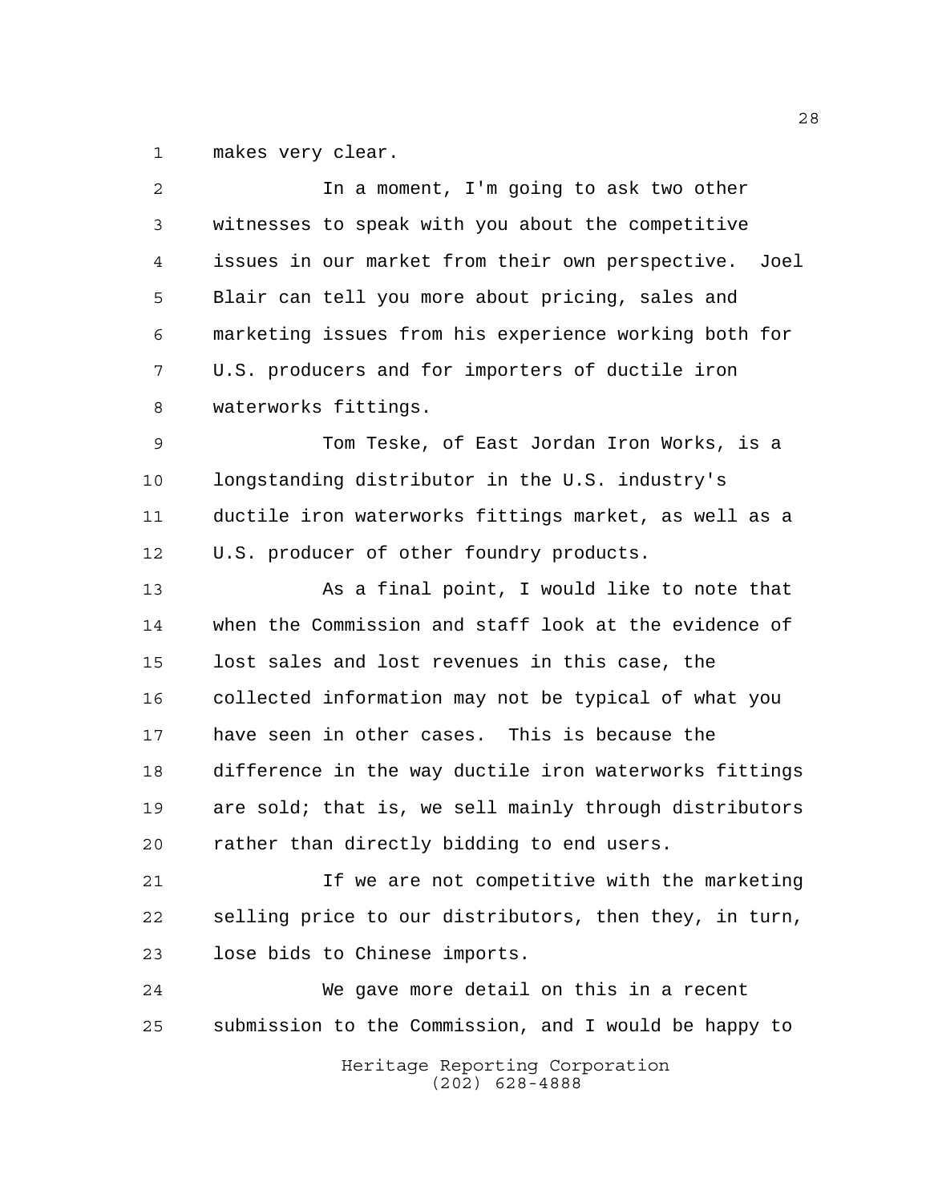makes very clear.

In a moment, I'm going to ask two other witnesses to speak with you about the competitive issues in our market from their own perspective. Joel Blair can tell you more about pricing, sales and marketing issues from his experience working both for U.S. producers and for importers of ductile iron waterworks fittings.

Tom Teske, of East Jordan Iron Works, is a longstanding distributor in the U.S. industry's ductile iron waterworks fittings market, as well as a U.S. producer of other foundry products.

As a final point, I would like to note that when the Commission and staff look at the evidence of lost sales and lost revenues in this case, the collected information may not be typical of what you have seen in other cases. This is because the difference in the way ductile iron waterworks fittings are sold; that is, we sell mainly through distributors rather than directly bidding to end users.

If we are not competitive with the marketing selling price to our distributors, then they, in turn, lose bids to Chinese imports.

We gave more detail on this in a recent submission to the Commission, and I would be happy to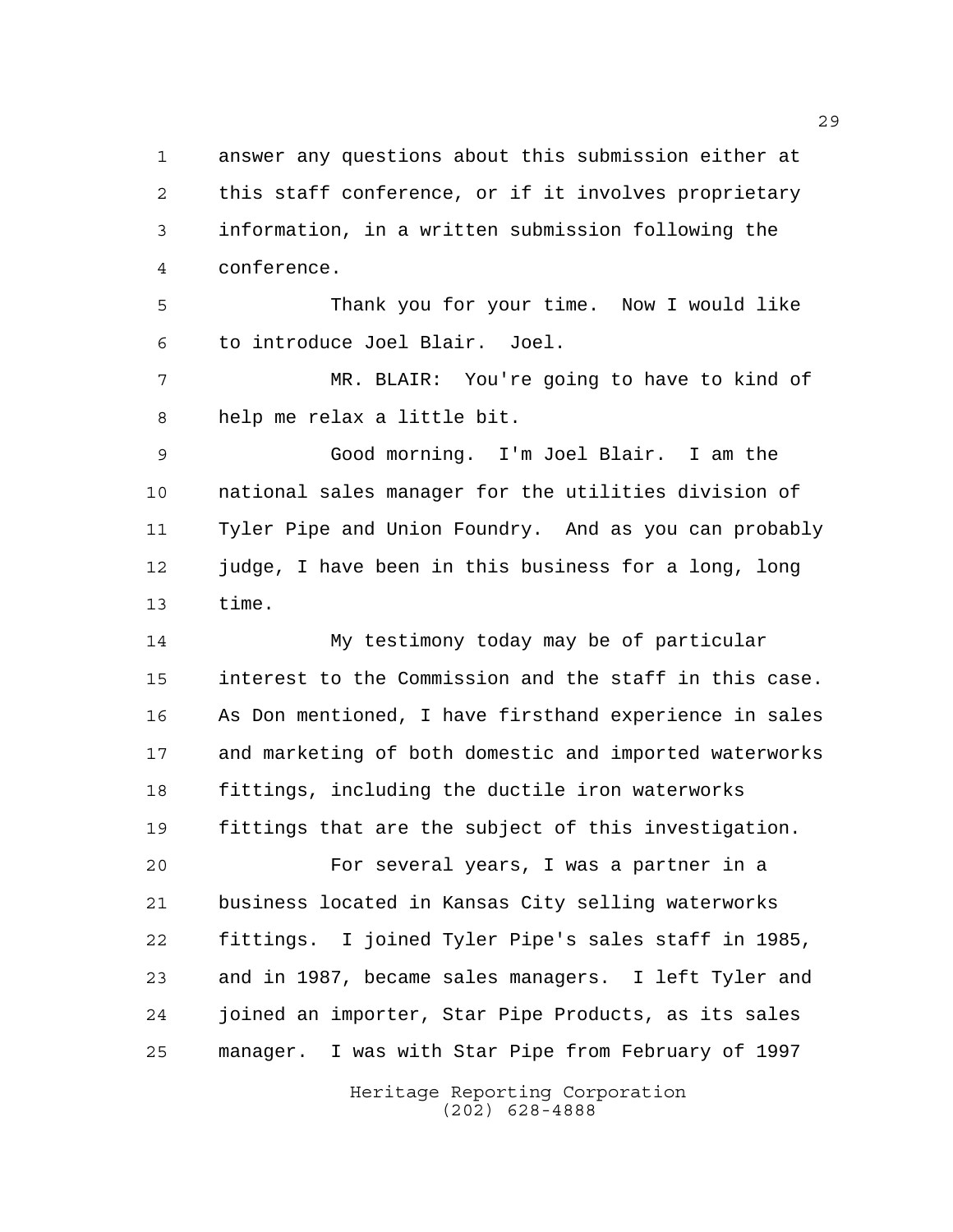answer any questions about this submission either at this staff conference, or if it involves proprietary information, in a written submission following the conference.

Thank you for your time. Now I would like to introduce Joel Blair. Joel.

MR. BLAIR: You're going to have to kind of help me relax a little bit.

Good morning. I'm Joel Blair. I am the national sales manager for the utilities division of Tyler Pipe and Union Foundry. And as you can probably judge, I have been in this business for a long, long time.

My testimony today may be of particular interest to the Commission and the staff in this case. As Don mentioned, I have firsthand experience in sales and marketing of both domestic and imported waterworks fittings, including the ductile iron waterworks fittings that are the subject of this investigation.

For several years, I was a partner in a business located in Kansas City selling waterworks fittings. I joined Tyler Pipe's sales staff in 1985, and in 1987, became sales managers. I left Tyler and joined an importer, Star Pipe Products, as its sales manager. I was with Star Pipe from February of 1997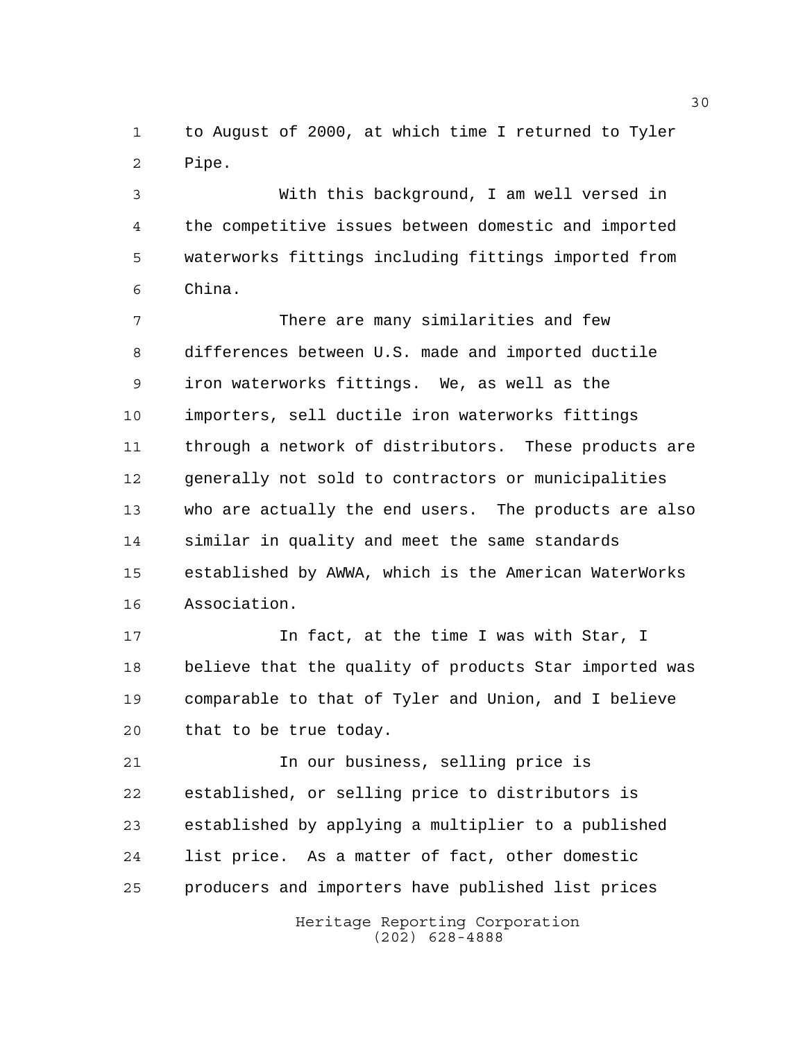to August of 2000, at which time I returned to Tyler Pipe.

With this background, I am well versed in the competitive issues between domestic and imported waterworks fittings including fittings imported from China.

There are many similarities and few differences between U.S. made and imported ductile iron waterworks fittings. We, as well as the importers, sell ductile iron waterworks fittings through a network of distributors. These products are generally not sold to contractors or municipalities who are actually the end users. The products are also similar in quality and meet the same standards established by AWWA, which is the American WaterWorks Association.

In fact, at the time I was with Star, I believe that the quality of products Star imported was comparable to that of Tyler and Union, and I believe that to be true today.

In our business, selling price is established, or selling price to distributors is established by applying a multiplier to a published list price. As a matter of fact, other domestic producers and importers have published list prices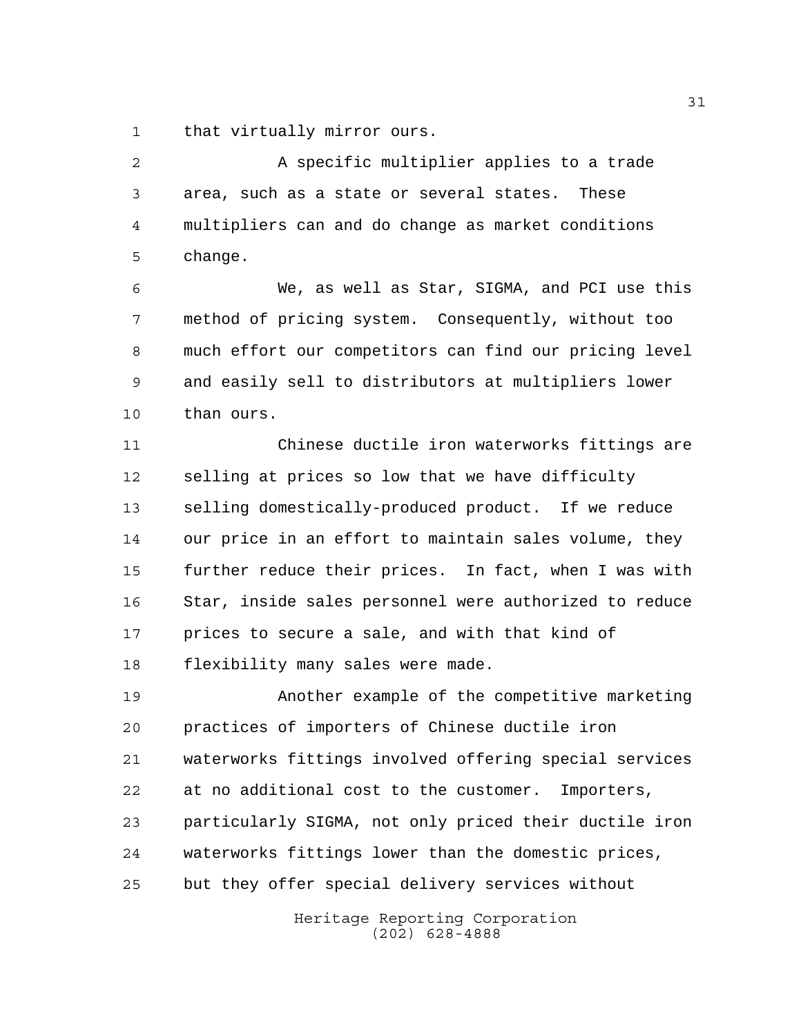that virtually mirror ours.

A specific multiplier applies to a trade area, such as a state or several states. These multipliers can and do change as market conditions change.

We, as well as Star, SIGMA, and PCI use this method of pricing system. Consequently, without too much effort our competitors can find our pricing level and easily sell to distributors at multipliers lower than ours.

Chinese ductile iron waterworks fittings are selling at prices so low that we have difficulty selling domestically-produced product. If we reduce our price in an effort to maintain sales volume, they further reduce their prices. In fact, when I was with Star, inside sales personnel were authorized to reduce prices to secure a sale, and with that kind of flexibility many sales were made.

Another example of the competitive marketing practices of importers of Chinese ductile iron waterworks fittings involved offering special services at no additional cost to the customer. Importers, particularly SIGMA, not only priced their ductile iron waterworks fittings lower than the domestic prices, but they offer special delivery services without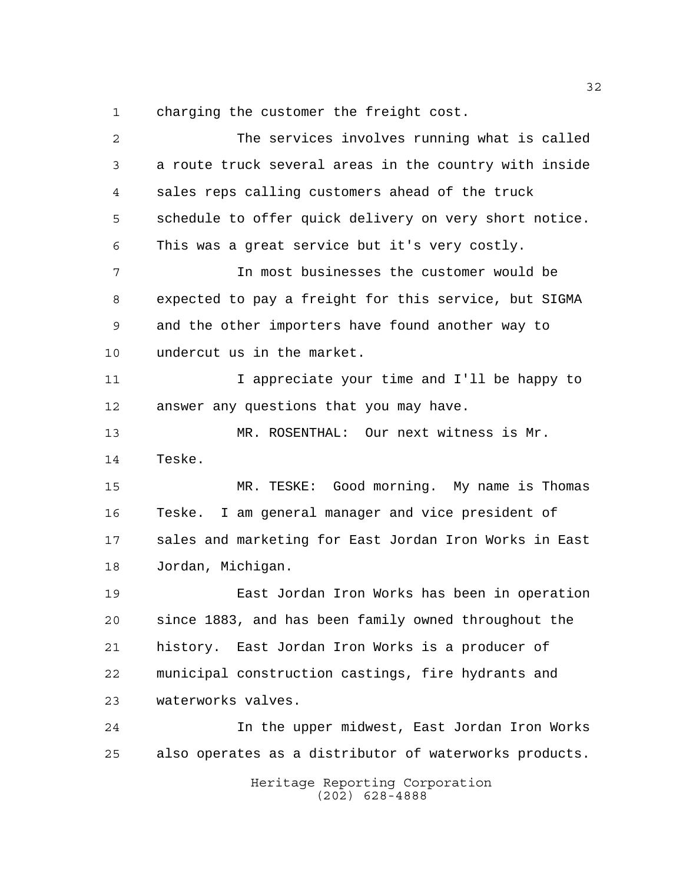charging the customer the freight cost.

The services involves running what is called a route truck several areas in the country with inside sales reps calling customers ahead of the truck schedule to offer quick delivery on very short notice. This was a great service but it's very costly.

In most businesses the customer would be expected to pay a freight for this service, but SIGMA and the other importers have found another way to undercut us in the market.

I appreciate your time and I'll be happy to answer any questions that you may have.

MR. ROSENTHAL: Our next witness is Mr. Teske.

MR. TESKE: Good morning. My name is Thomas Teske. I am general manager and vice president of sales and marketing for East Jordan Iron Works in East Jordan, Michigan.

East Jordan Iron Works has been in operation since 1883, and has been family owned throughout the history. East Jordan Iron Works is a producer of municipal construction castings, fire hydrants and waterworks valves.

In the upper midwest, East Jordan Iron Works also operates as a distributor of waterworks products.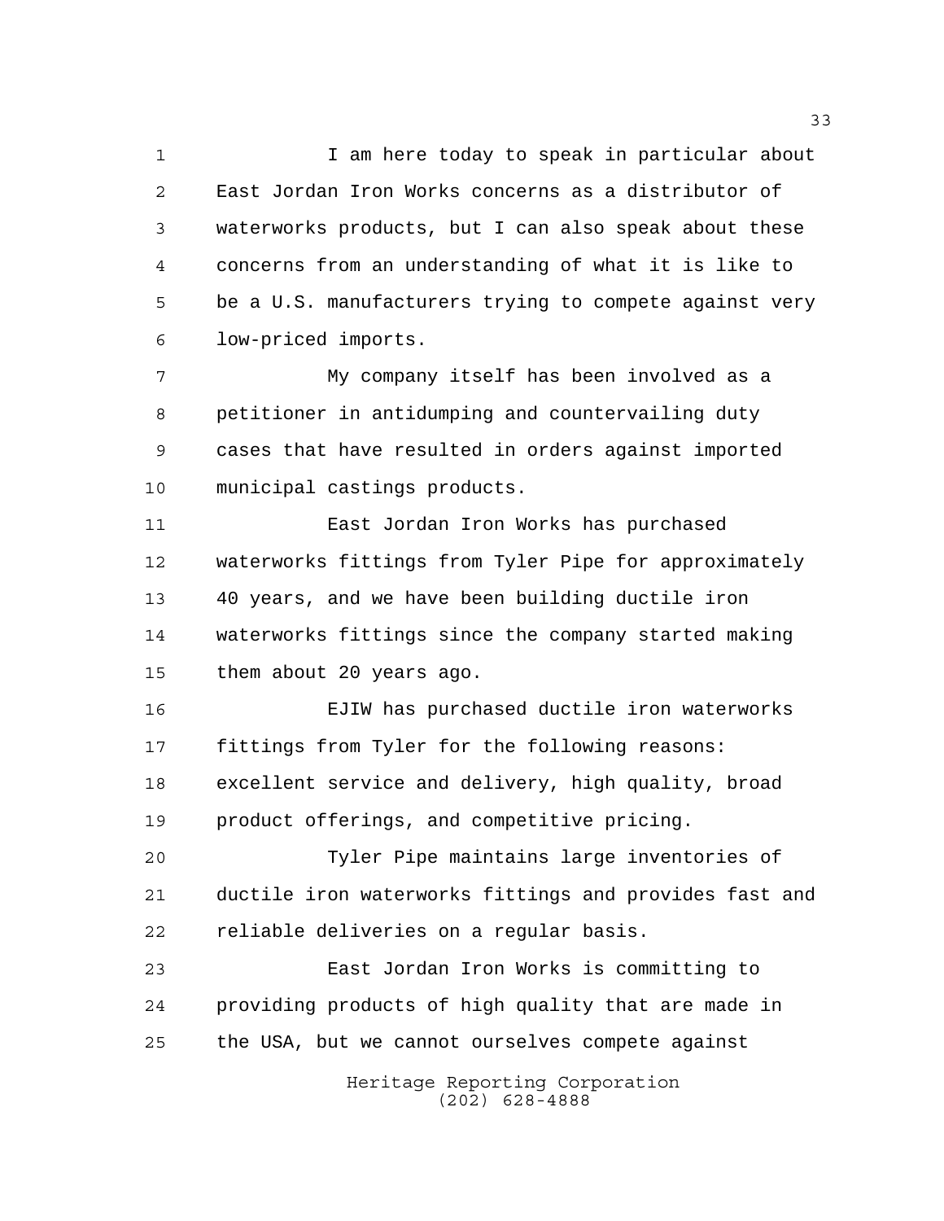I am here today to speak in particular about East Jordan Iron Works concerns as a distributor of waterworks products, but I can also speak about these concerns from an understanding of what it is like to be a U.S. manufacturers trying to compete against very low-priced imports.

My company itself has been involved as a petitioner in antidumping and countervailing duty cases that have resulted in orders against imported municipal castings products.

East Jordan Iron Works has purchased waterworks fittings from Tyler Pipe for approximately 40 years, and we have been building ductile iron waterworks fittings since the company started making them about 20 years ago.

EJIW has purchased ductile iron waterworks fittings from Tyler for the following reasons: excellent service and delivery, high quality, broad product offerings, and competitive pricing.

Tyler Pipe maintains large inventories of ductile iron waterworks fittings and provides fast and reliable deliveries on a regular basis.

East Jordan Iron Works is committing to providing products of high quality that are made in the USA, but we cannot ourselves compete against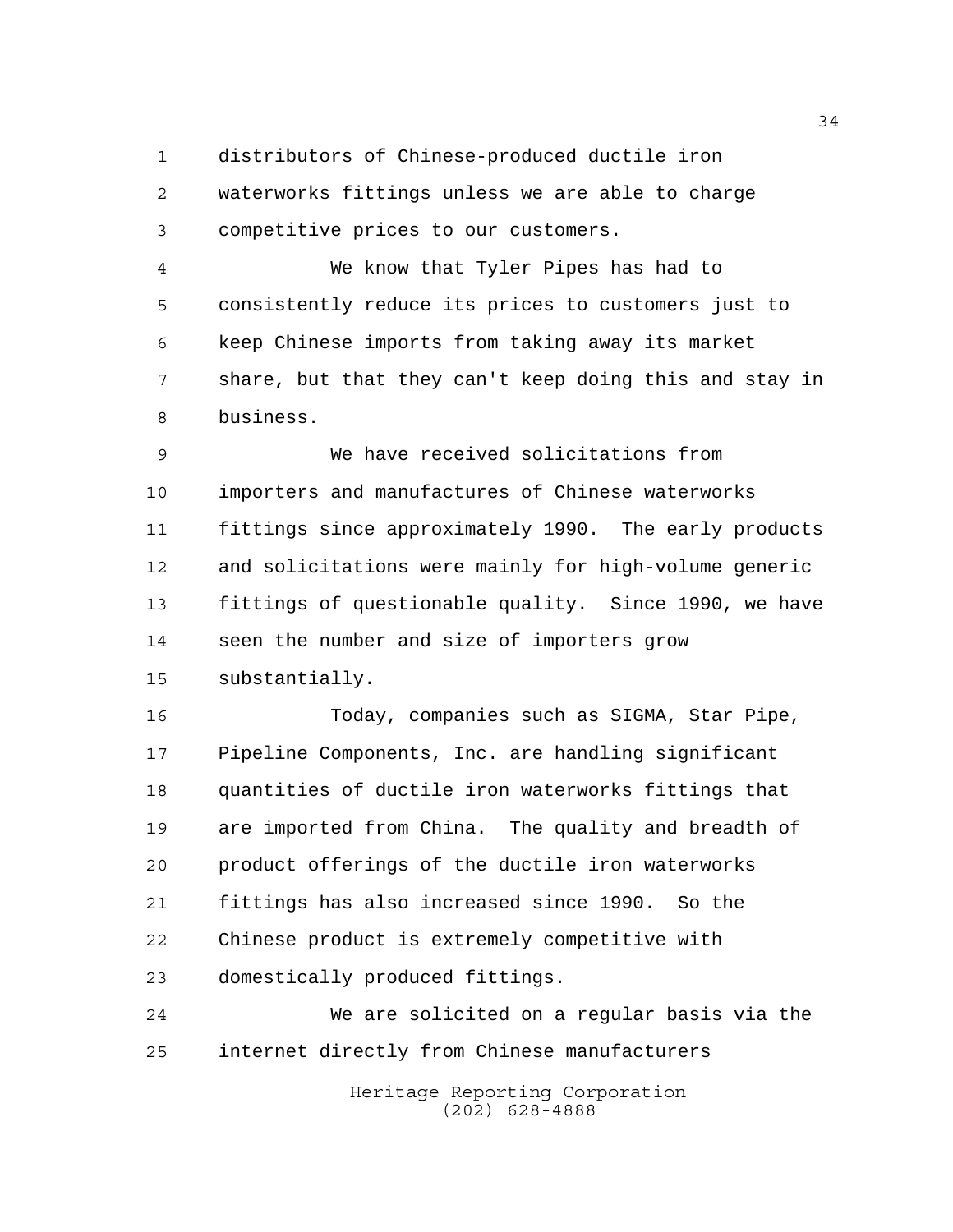distributors of Chinese-produced ductile iron waterworks fittings unless we are able to charge competitive prices to our customers.

We know that Tyler Pipes has had to consistently reduce its prices to customers just to keep Chinese imports from taking away its market share, but that they can't keep doing this and stay in business.

We have received solicitations from importers and manufactures of Chinese waterworks fittings since approximately 1990. The early products and solicitations were mainly for high-volume generic fittings of questionable quality. Since 1990, we have seen the number and size of importers grow substantially.

Today, companies such as SIGMA, Star Pipe, Pipeline Components, Inc. are handling significant quantities of ductile iron waterworks fittings that are imported from China. The quality and breadth of product offerings of the ductile iron waterworks fittings has also increased since 1990. So the Chinese product is extremely competitive with domestically produced fittings.

We are solicited on a regular basis via the internet directly from Chinese manufacturers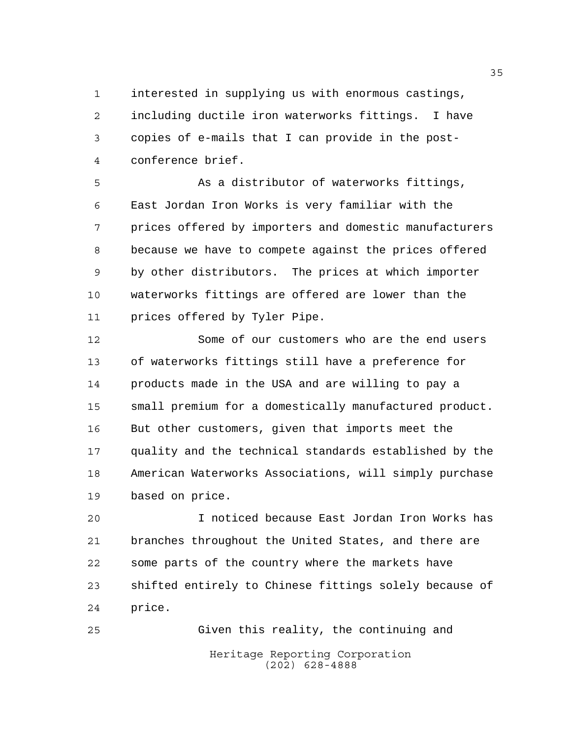interested in supplying us with enormous castings, including ductile iron waterworks fittings. I have copies of e-mails that I can provide in the post-conference brief.

As a distributor of waterworks fittings, East Jordan Iron Works is very familiar with the prices offered by importers and domestic manufacturers because we have to compete against the prices offered by other distributors. The prices at which importer waterworks fittings are offered are lower than the prices offered by Tyler Pipe.

Some of our customers who are the end users of waterworks fittings still have a preference for products made in the USA and are willing to pay a small premium for a domestically manufactured product. But other customers, given that imports meet the quality and the technical standards established by the American Waterworks Associations, will simply purchase based on price.

I noticed because East Jordan Iron Works has branches throughout the United States, and there are some parts of the country where the markets have shifted entirely to Chinese fittings solely because of price.

Given this reality, the continuing and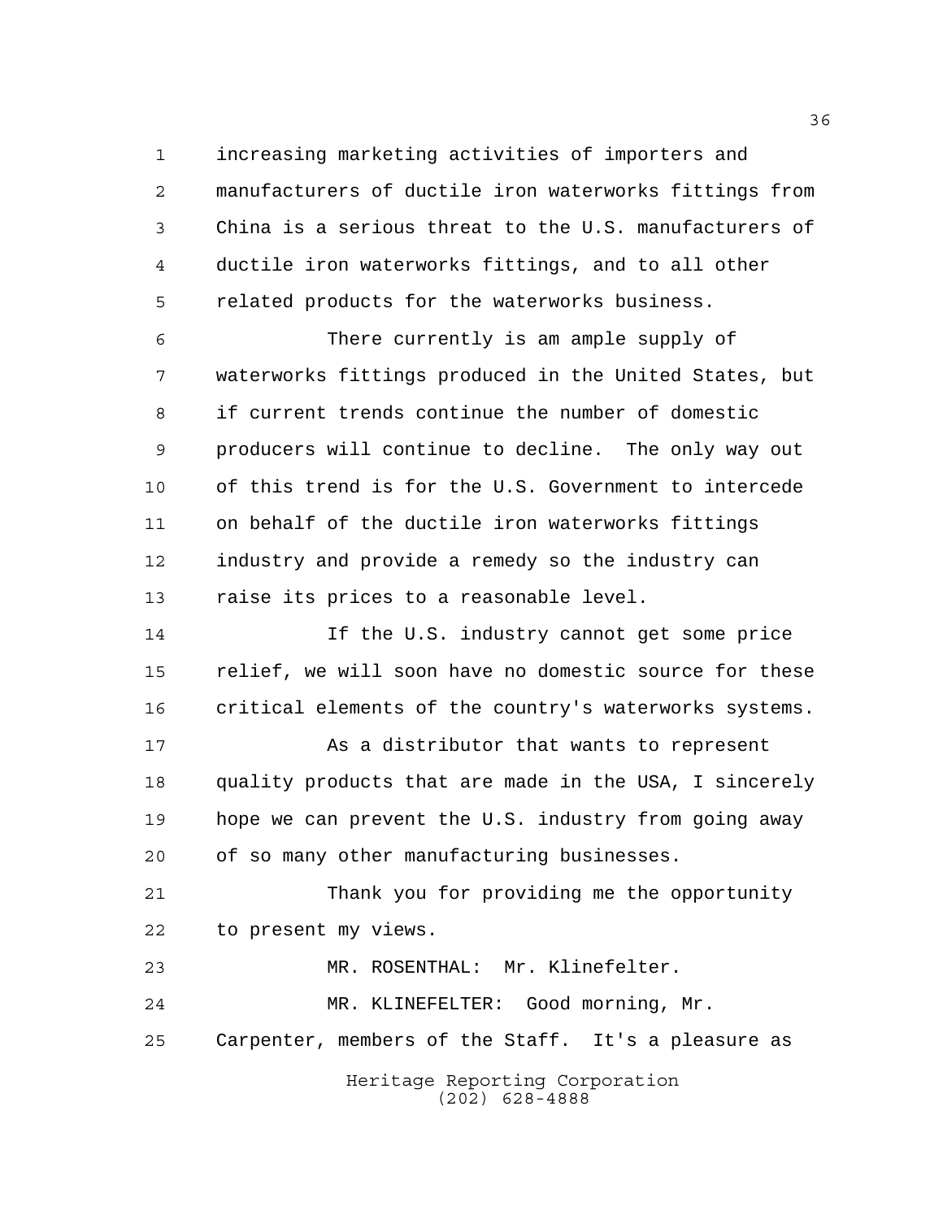increasing marketing activities of importers and manufacturers of ductile iron waterworks fittings from China is a serious threat to the U.S. manufacturers of ductile iron waterworks fittings, and to all other related products for the waterworks business.

There currently is am ample supply of waterworks fittings produced in the United States, but if current trends continue the number of domestic producers will continue to decline. The only way out of this trend is for the U.S. Government to intercede on behalf of the ductile iron waterworks fittings industry and provide a remedy so the industry can raise its prices to a reasonable level.

If the U.S. industry cannot get some price relief, we will soon have no domestic source for these critical elements of the country's waterworks systems.

As a distributor that wants to represent quality products that are made in the USA, I sincerely hope we can prevent the U.S. industry from going away of so many other manufacturing businesses.

Thank you for providing me the opportunity to present my views.

MR. ROSENTHAL: Mr. Klinefelter.

MR. KLINEFELTER: Good morning, Mr. Carpenter, members of the Staff. It's a pleasure as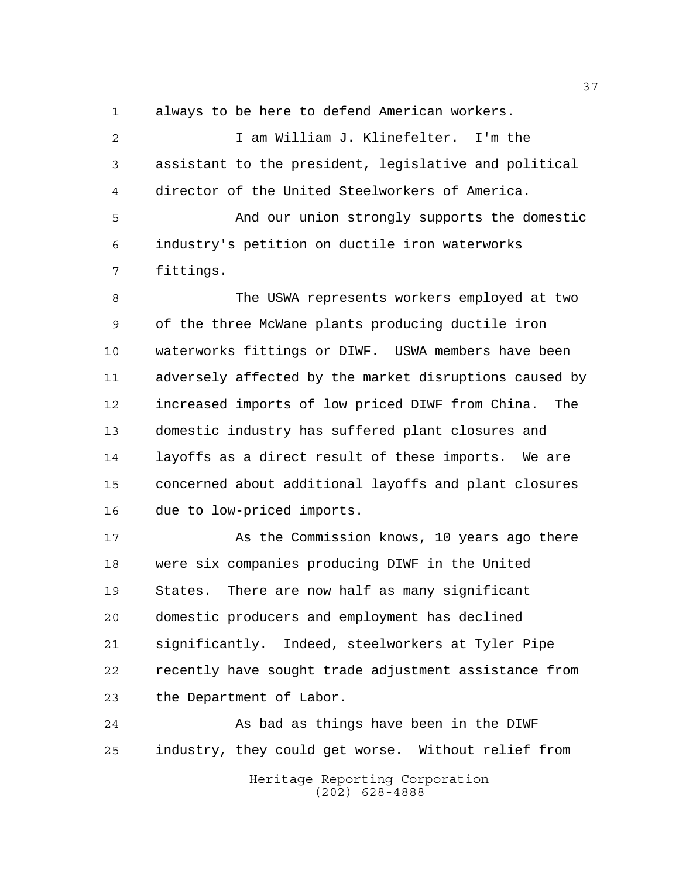always to be here to defend American workers.

I am William J. Klinefelter. I'm the assistant to the president, legislative and political director of the United Steelworkers of America.

And our union strongly supports the domestic industry's petition on ductile iron waterworks fittings.

The USWA represents workers employed at two of the three McWane plants producing ductile iron waterworks fittings or DIWF. USWA members have been adversely affected by the market disruptions caused by increased imports of low priced DIWF from China. The domestic industry has suffered plant closures and layoffs as a direct result of these imports. We are concerned about additional layoffs and plant closures due to low-priced imports.

As the Commission knows, 10 years ago there were six companies producing DIWF in the United States. There are now half as many significant domestic producers and employment has declined significantly. Indeed, steelworkers at Tyler Pipe recently have sought trade adjustment assistance from the Department of Labor.

As bad as things have been in the DIWF industry, they could get worse. Without relief from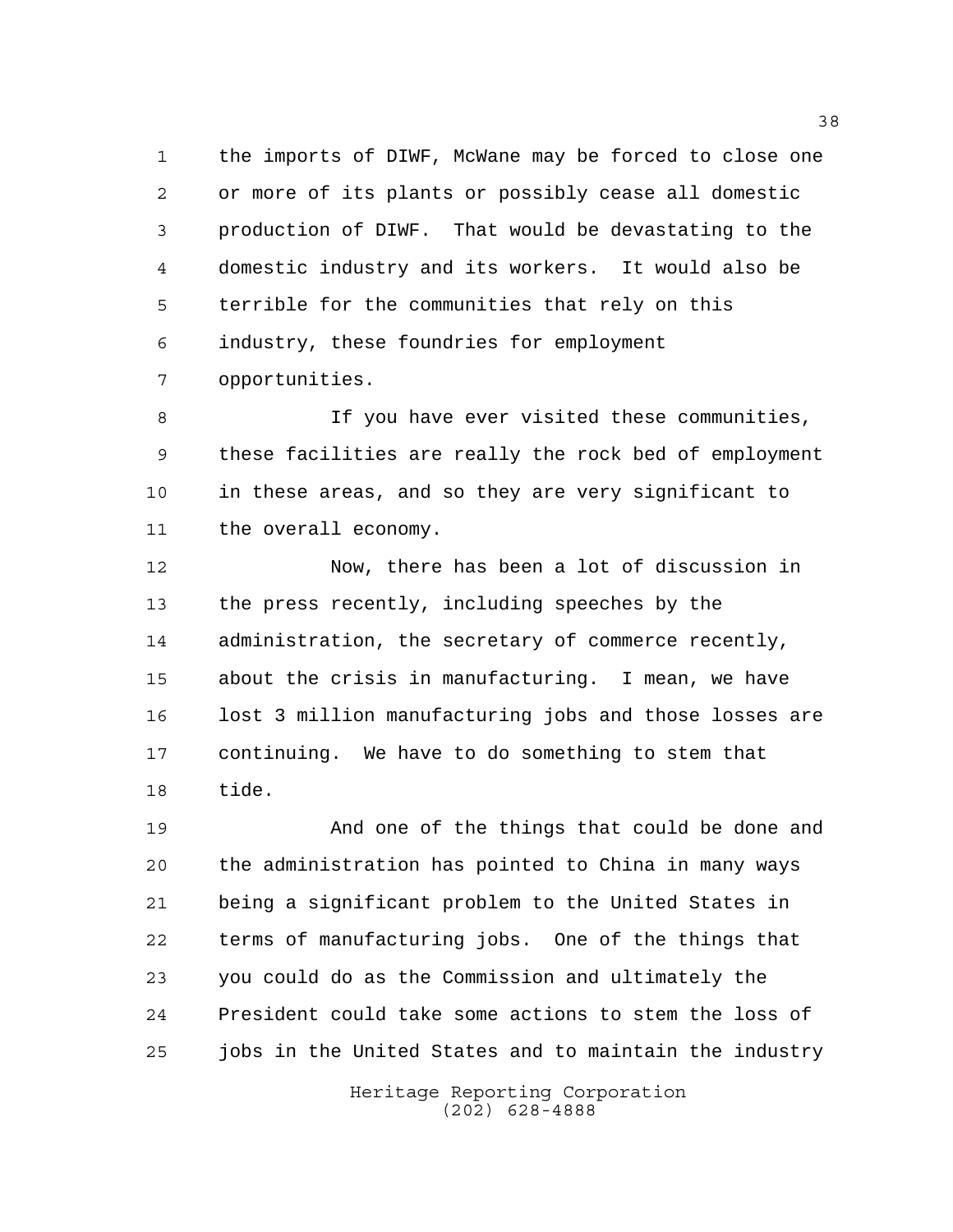the imports of DIWF, McWane may be forced to close one or more of its plants or possibly cease all domestic production of DIWF. That would be devastating to the domestic industry and its workers. It would also be terrible for the communities that rely on this industry, these foundries for employment opportunities.

If you have ever visited these communities, these facilities are really the rock bed of employment in these areas, and so they are very significant to the overall economy.

Now, there has been a lot of discussion in the press recently, including speeches by the administration, the secretary of commerce recently, about the crisis in manufacturing. I mean, we have lost 3 million manufacturing jobs and those losses are continuing. We have to do something to stem that tide.

And one of the things that could be done and the administration has pointed to China in many ways being a significant problem to the United States in terms of manufacturing jobs. One of the things that you could do as the Commission and ultimately the President could take some actions to stem the loss of jobs in the United States and to maintain the industry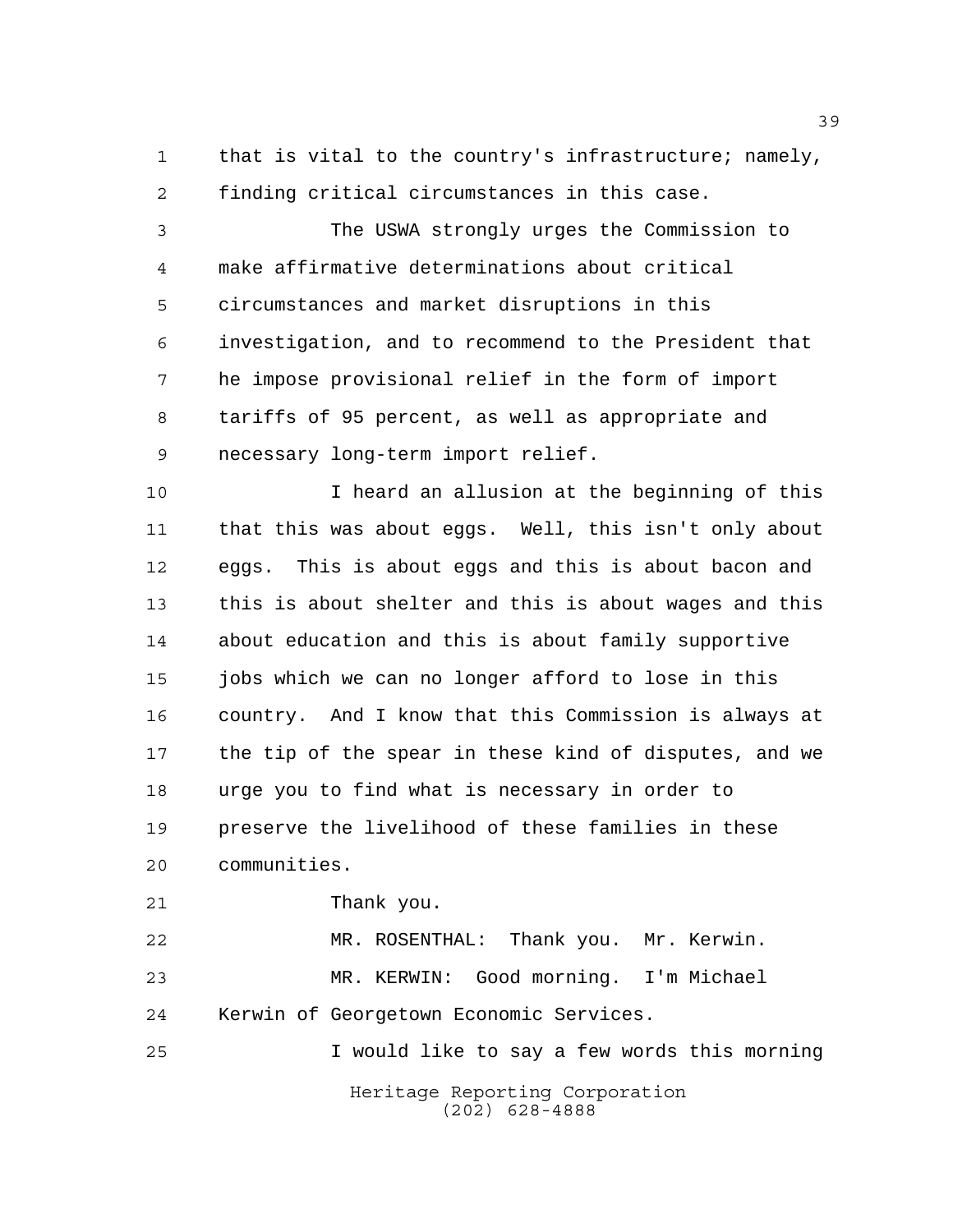that is vital to the country's infrastructure; namely, finding critical circumstances in this case.

The USWA strongly urges the Commission to make affirmative determinations about critical circumstances and market disruptions in this investigation, and to recommend to the President that he impose provisional relief in the form of import tariffs of 95 percent, as well as appropriate and necessary long-term import relief.

I heard an allusion at the beginning of this that this was about eggs. Well, this isn't only about eggs. This is about eggs and this is about bacon and this is about shelter and this is about wages and this about education and this is about family supportive jobs which we can no longer afford to lose in this country. And I know that this Commission is always at the tip of the spear in these kind of disputes, and we urge you to find what is necessary in order to preserve the livelihood of these families in these communities.

Thank you.

MR. ROSENTHAL: Thank you. Mr. Kerwin.

MR. KERWIN: Good morning. I'm Michael Kerwin of Georgetown Economic Services.

I would like to say a few words this morning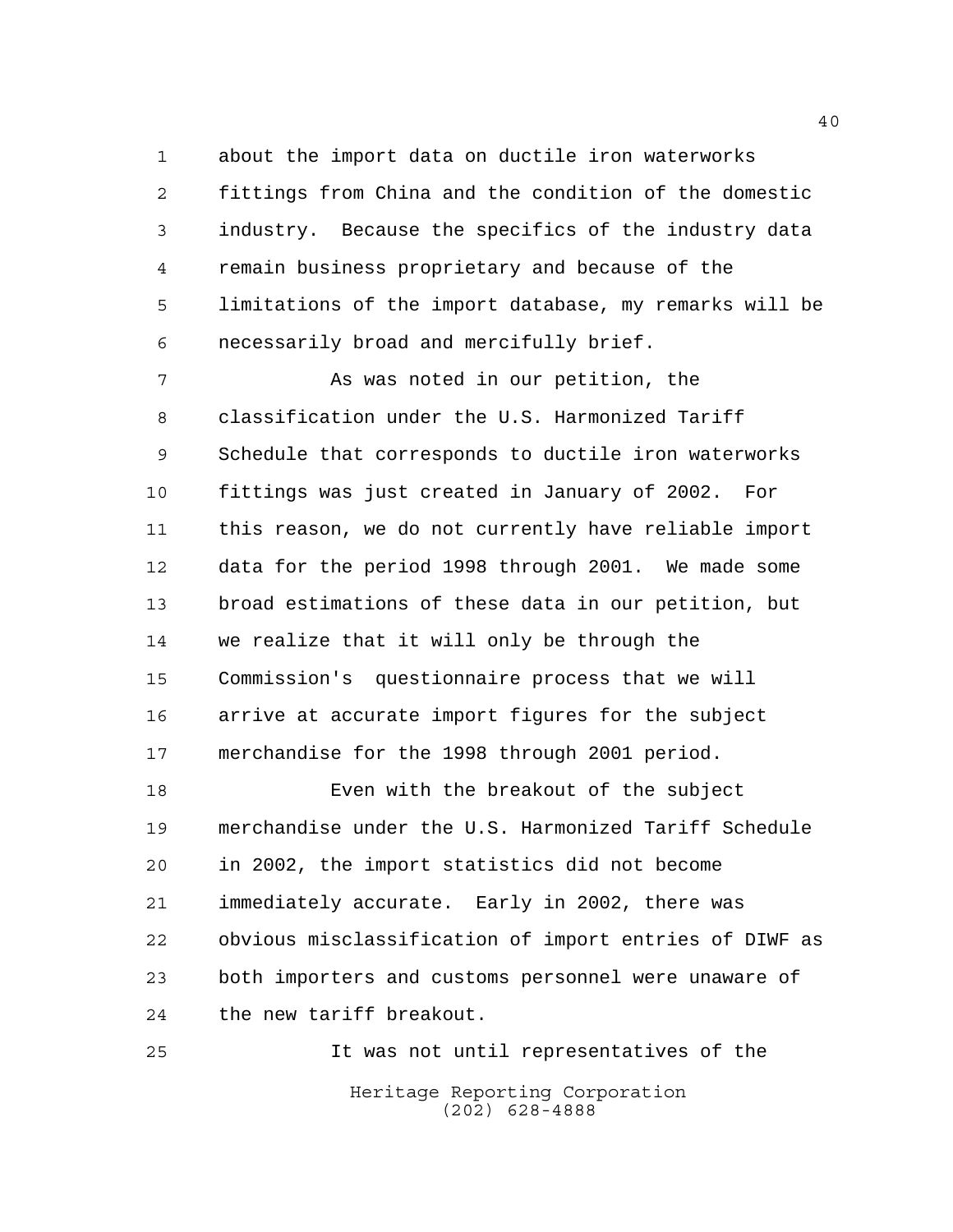about the import data on ductile iron waterworks fittings from China and the condition of the domestic industry. Because the specifics of the industry data remain business proprietary and because of the limitations of the import database, my remarks will be necessarily broad and mercifully brief.

As was noted in our petition, the classification under the U.S. Harmonized Tariff Schedule that corresponds to ductile iron waterworks fittings was just created in January of 2002. For this reason, we do not currently have reliable import data for the period 1998 through 2001. We made some broad estimations of these data in our petition, but we realize that it will only be through the Commission's questionnaire process that we will arrive at accurate import figures for the subject merchandise for the 1998 through 2001 period.

Even with the breakout of the subject merchandise under the U.S. Harmonized Tariff Schedule in 2002, the import statistics did not become immediately accurate. Early in 2002, there was obvious misclassification of import entries of DIWF as both importers and customs personnel were unaware of the new tariff breakout.

It was not until representatives of the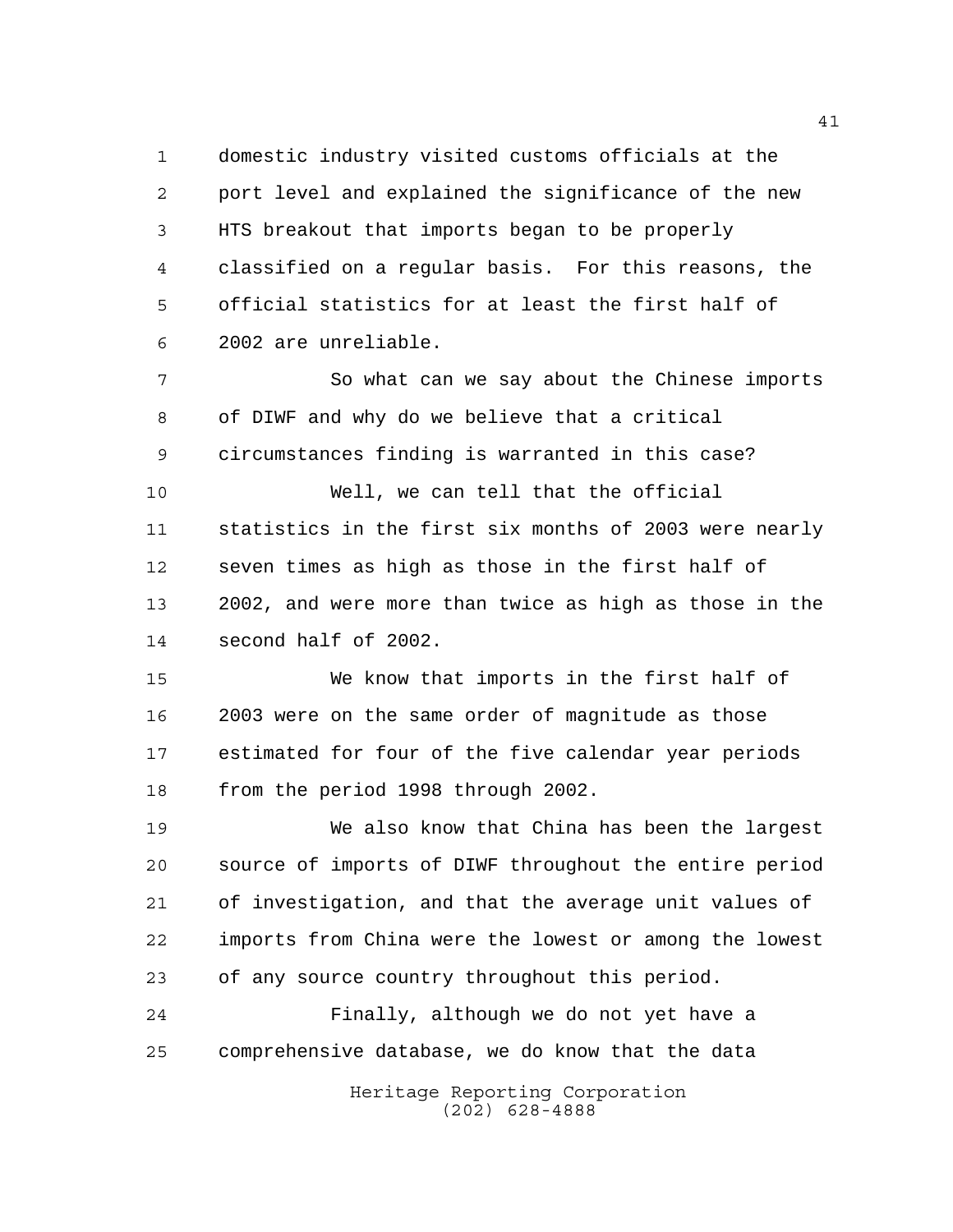domestic industry visited customs officials at the port level and explained the significance of the new HTS breakout that imports began to be properly classified on a regular basis. For this reasons, the official statistics for at least the first half of 2002 are unreliable.

So what can we say about the Chinese imports of DIWF and why do we believe that a critical circumstances finding is warranted in this case?

Well, we can tell that the official statistics in the first six months of 2003 were nearly seven times as high as those in the first half of 2002, and were more than twice as high as those in the second half of 2002.

We know that imports in the first half of 2003 were on the same order of magnitude as those estimated for four of the five calendar year periods from the period 1998 through 2002.

We also know that China has been the largest source of imports of DIWF throughout the entire period of investigation, and that the average unit values of imports from China were the lowest or among the lowest of any source country throughout this period.

Finally, although we do not yet have a comprehensive database, we do know that the data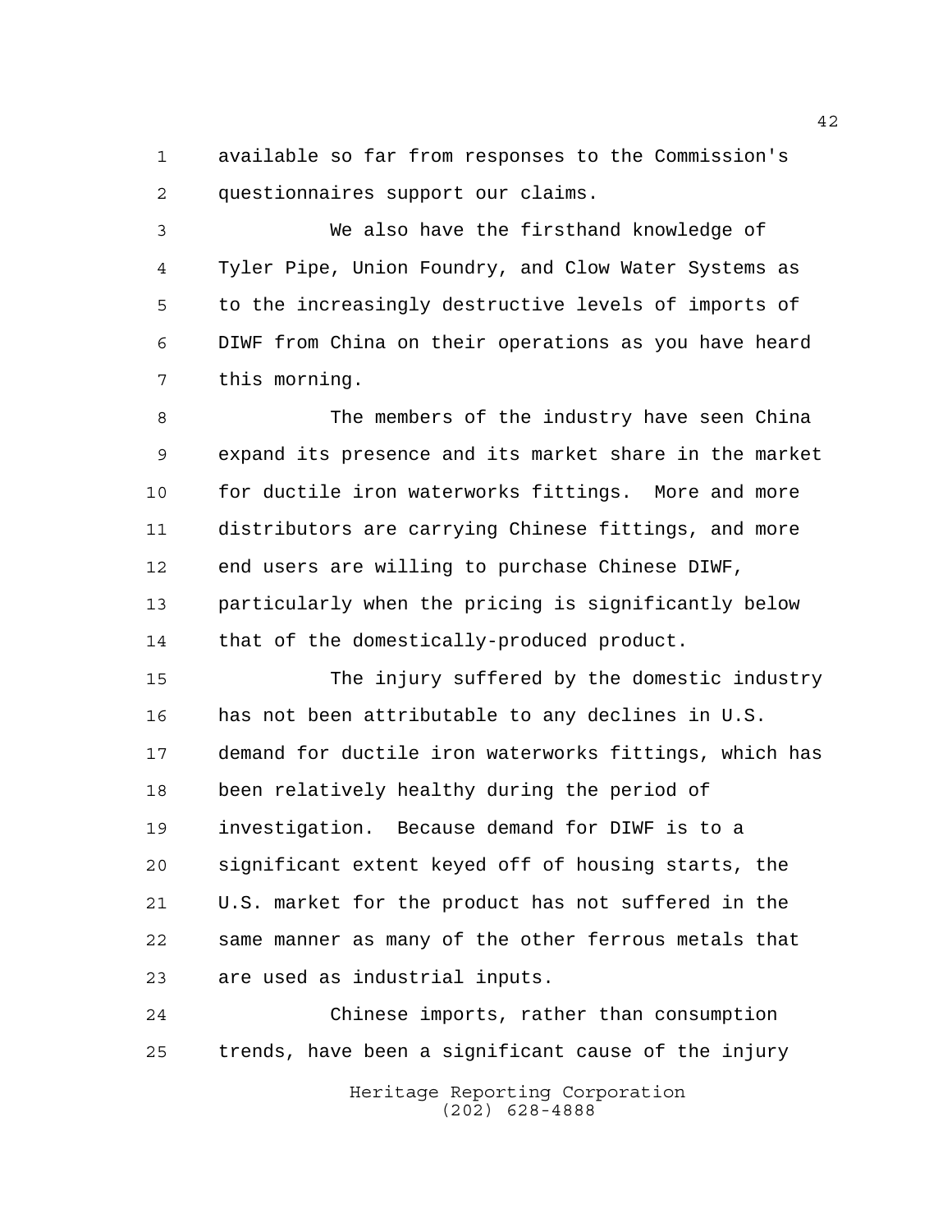available so far from responses to the Commission's questionnaires support our claims.

We also have the firsthand knowledge of Tyler Pipe, Union Foundry, and Clow Water Systems as to the increasingly destructive levels of imports of DIWF from China on their operations as you have heard this morning.

The members of the industry have seen China expand its presence and its market share in the market for ductile iron waterworks fittings. More and more distributors are carrying Chinese fittings, and more end users are willing to purchase Chinese DIWF, particularly when the pricing is significantly below that of the domestically-produced product.

The injury suffered by the domestic industry has not been attributable to any declines in U.S. demand for ductile iron waterworks fittings, which has been relatively healthy during the period of investigation. Because demand for DIWF is to a significant extent keyed off of housing starts, the U.S. market for the product has not suffered in the same manner as many of the other ferrous metals that are used as industrial inputs.

Chinese imports, rather than consumption trends, have been a significant cause of the injury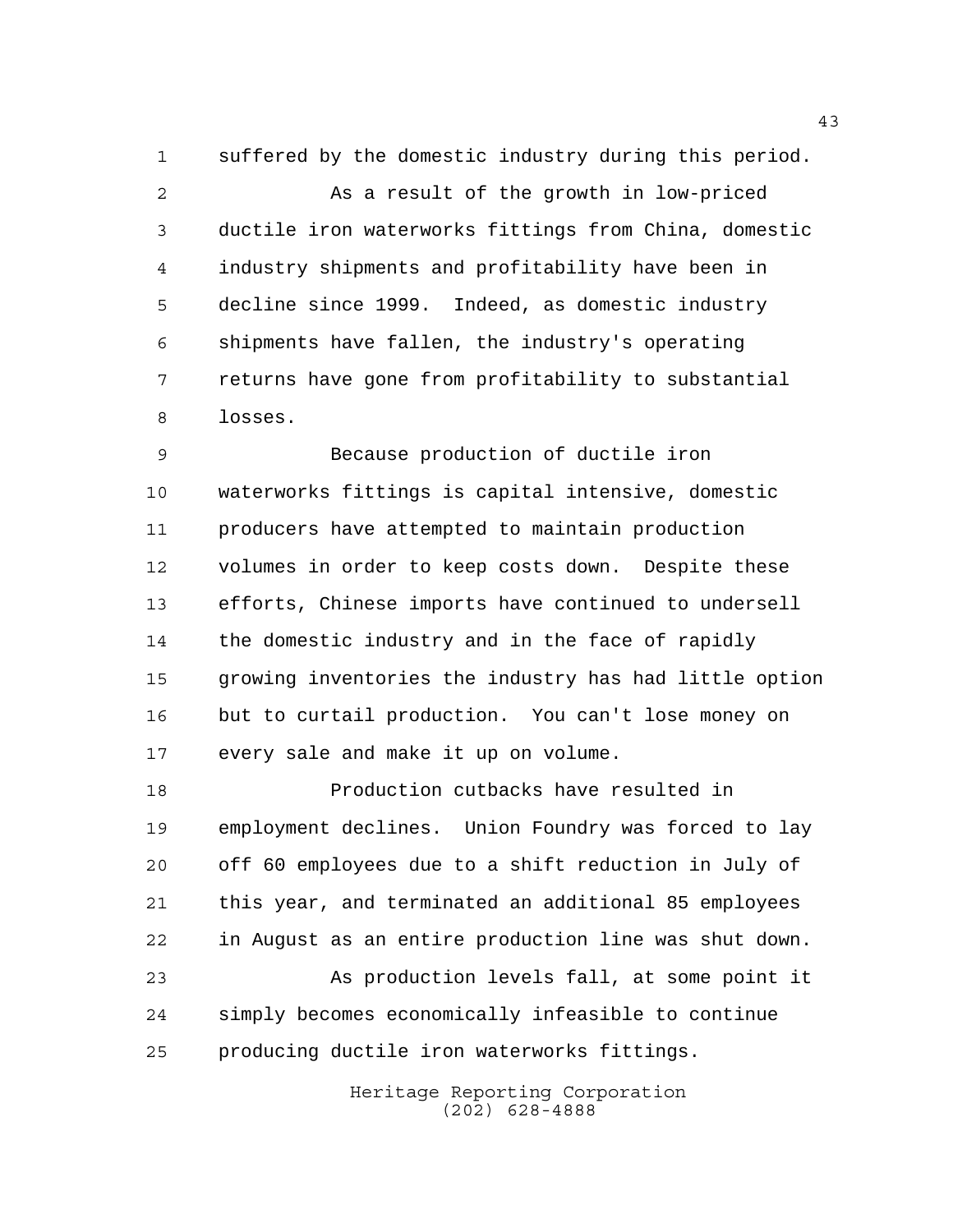suffered by the domestic industry during this period.

As a result of the growth in low-priced ductile iron waterworks fittings from China, domestic industry shipments and profitability have been in decline since 1999. Indeed, as domestic industry shipments have fallen, the industry's operating returns have gone from profitability to substantial losses.

Because production of ductile iron waterworks fittings is capital intensive, domestic producers have attempted to maintain production volumes in order to keep costs down. Despite these efforts, Chinese imports have continued to undersell the domestic industry and in the face of rapidly growing inventories the industry has had little option but to curtail production. You can't lose money on every sale and make it up on volume.

Production cutbacks have resulted in employment declines. Union Foundry was forced to lay off 60 employees due to a shift reduction in July of this year, and terminated an additional 85 employees in August as an entire production line was shut down.

As production levels fall, at some point it simply becomes economically infeasible to continue producing ductile iron waterworks fittings.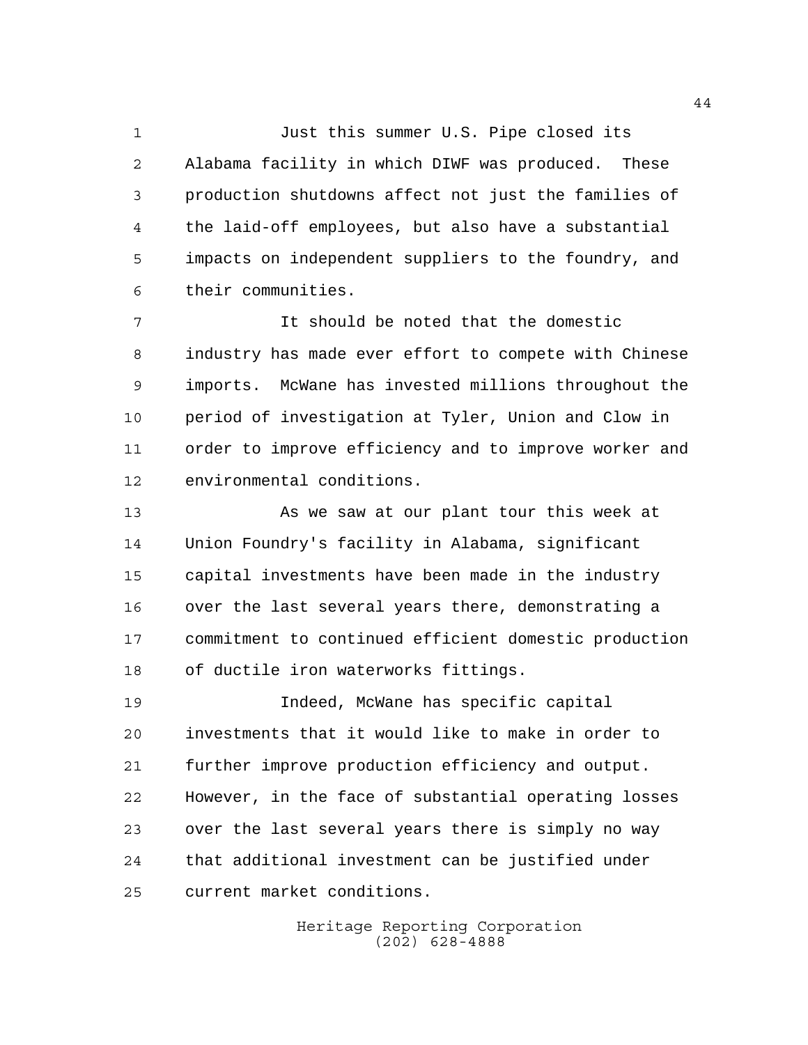Just this summer U.S. Pipe closed its Alabama facility in which DIWF was produced. These production shutdowns affect not just the families of the laid-off employees, but also have a substantial impacts on independent suppliers to the foundry, and their communities.

It should be noted that the domestic industry has made ever effort to compete with Chinese imports. McWane has invested millions throughout the period of investigation at Tyler, Union and Clow in order to improve efficiency and to improve worker and environmental conditions.

As we saw at our plant tour this week at Union Foundry's facility in Alabama, significant capital investments have been made in the industry over the last several years there, demonstrating a commitment to continued efficient domestic production of ductile iron waterworks fittings.

Indeed, McWane has specific capital investments that it would like to make in order to further improve production efficiency and output. However, in the face of substantial operating losses over the last several years there is simply no way that additional investment can be justified under current market conditions.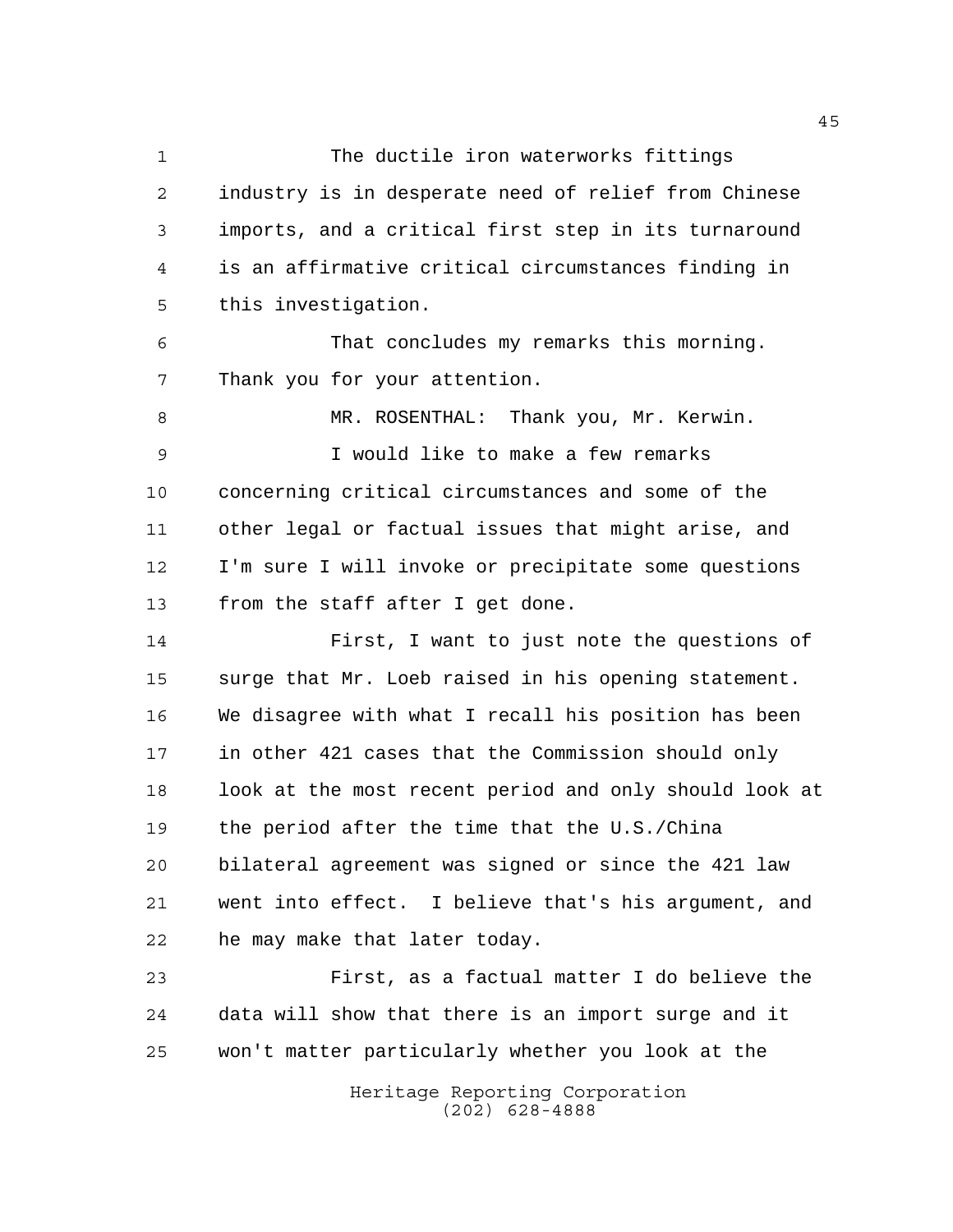The ductile iron waterworks fittings industry is in desperate need of relief from Chinese imports, and a critical first step in its turnaround is an affirmative critical circumstances finding in this investigation.

That concludes my remarks this morning. Thank you for your attention.

MR. ROSENTHAL: Thank you, Mr. Kerwin.

I would like to make a few remarks concerning critical circumstances and some of the other legal or factual issues that might arise, and I'm sure I will invoke or precipitate some questions from the staff after I get done.

First, I want to just note the questions of surge that Mr. Loeb raised in his opening statement. We disagree with what I recall his position has been in other 421 cases that the Commission should only look at the most recent period and only should look at the period after the time that the U.S./China bilateral agreement was signed or since the 421 law went into effect. I believe that's his argument, and he may make that later today.

First, as a factual matter I do believe the data will show that there is an import surge and it won't matter particularly whether you look at the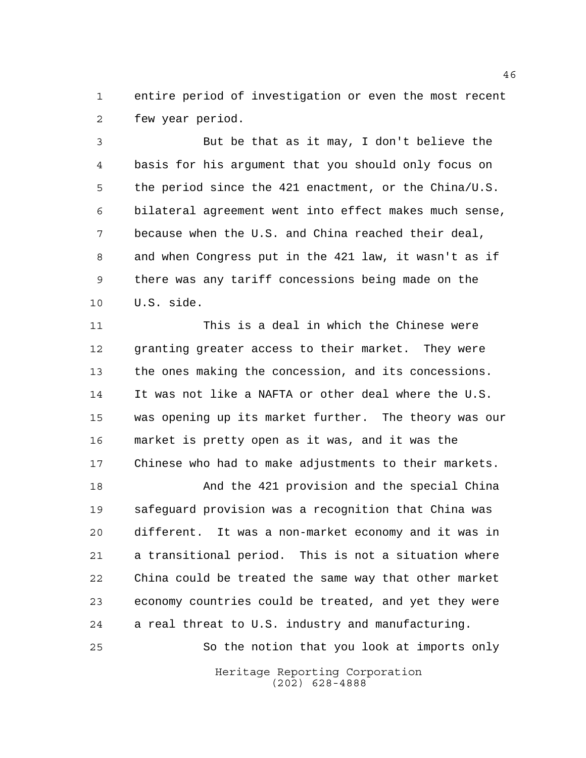entire period of investigation or even the most recent few year period.

But be that as it may, I don't believe the basis for his argument that you should only focus on the period since the 421 enactment, or the China/U.S. bilateral agreement went into effect makes much sense, because when the U.S. and China reached their deal, and when Congress put in the 421 law, it wasn't as if there was any tariff concessions being made on the U.S. side.

This is a deal in which the Chinese were granting greater access to their market. They were the ones making the concession, and its concessions. It was not like a NAFTA or other deal where the U.S. was opening up its market further. The theory was our market is pretty open as it was, and it was the Chinese who had to make adjustments to their markets.

And the 421 provision and the special China safeguard provision was a recognition that China was different. It was a non-market economy and it was in a transitional period. This is not a situation where China could be treated the same way that other market economy countries could be treated, and yet they were a real threat to U.S. industry and manufacturing.

So the notion that you look at imports only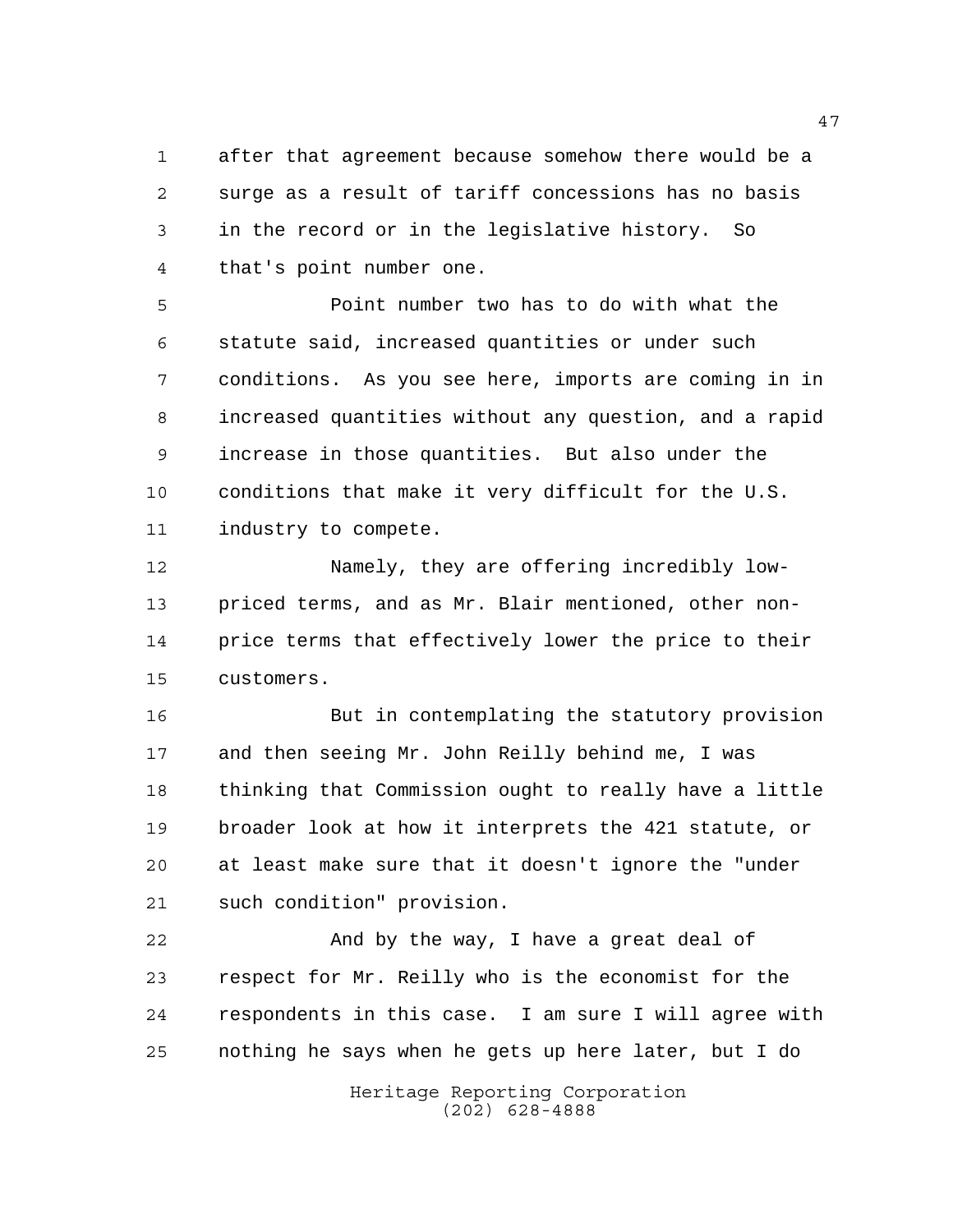after that agreement because somehow there would be a surge as a result of tariff concessions has no basis in the record or in the legislative history. So that's point number one.

Point number two has to do with what the statute said, increased quantities or under such conditions. As you see here, imports are coming in in increased quantities without any question, and a rapid increase in those quantities. But also under the conditions that make it very difficult for the U.S. industry to compete.

Namely, they are offering incredibly low-priced terms, and as Mr. Blair mentioned, other non-price terms that effectively lower the price to their customers.

But in contemplating the statutory provision and then seeing Mr. John Reilly behind me, I was thinking that Commission ought to really have a little broader look at how it interprets the 421 statute, or at least make sure that it doesn't ignore the "under such condition" provision.

And by the way, I have a great deal of respect for Mr. Reilly who is the economist for the respondents in this case. I am sure I will agree with nothing he says when he gets up here later, but I do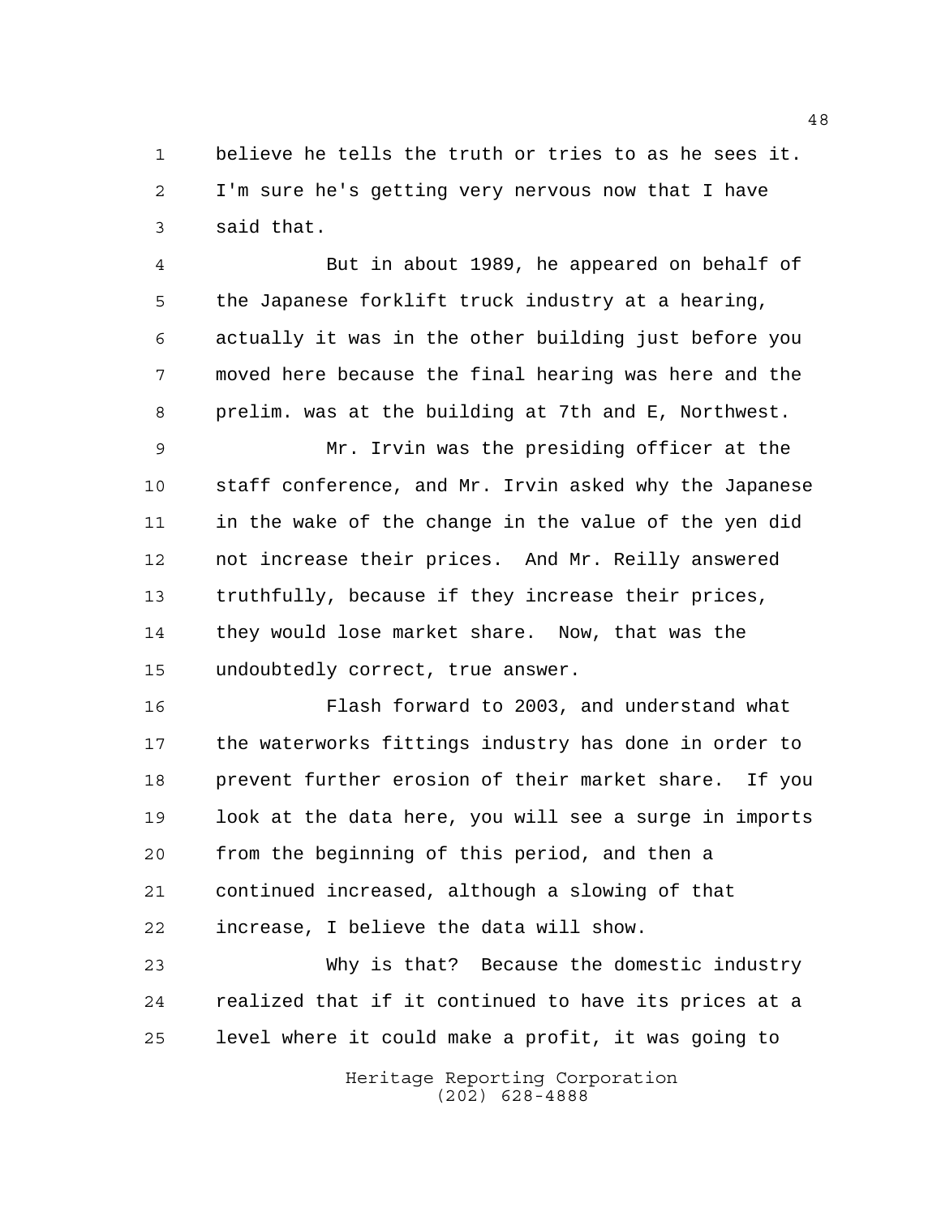believe he tells the truth or tries to as he sees it. I'm sure he's getting very nervous now that I have said that.

But in about 1989, he appeared on behalf of the Japanese forklift truck industry at a hearing, actually it was in the other building just before you moved here because the final hearing was here and the prelim. was at the building at 7th and E, Northwest.

Mr. Irvin was the presiding officer at the staff conference, and Mr. Irvin asked why the Japanese in the wake of the change in the value of the yen did not increase their prices. And Mr. Reilly answered truthfully, because if they increase their prices, they would lose market share. Now, that was the undoubtedly correct, true answer.

Flash forward to 2003, and understand what the waterworks fittings industry has done in order to prevent further erosion of their market share. If you look at the data here, you will see a surge in imports from the beginning of this period, and then a continued increased, although a slowing of that increase, I believe the data will show.

Why is that? Because the domestic industry realized that if it continued to have its prices at a level where it could make a profit, it was going to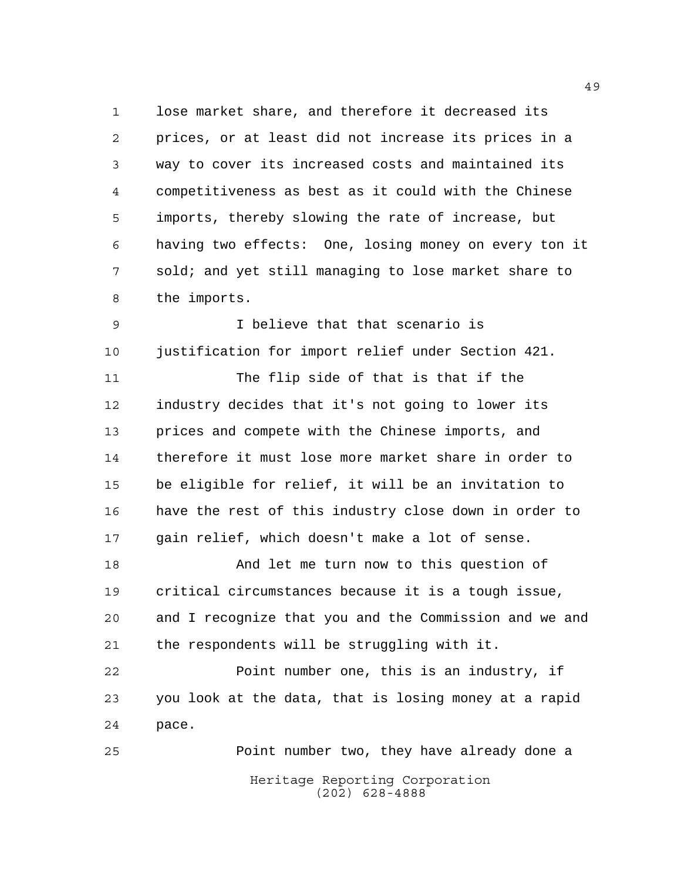lose market share, and therefore it decreased its prices, or at least did not increase its prices in a way to cover its increased costs and maintained its competitiveness as best as it could with the Chinese imports, thereby slowing the rate of increase, but having two effects: One, losing money on every ton it sold; and yet still managing to lose market share to the imports.

I believe that that scenario is justification for import relief under Section 421.

The flip side of that is that if the industry decides that it's not going to lower its prices and compete with the Chinese imports, and therefore it must lose more market share in order to be eligible for relief, it will be an invitation to have the rest of this industry close down in order to gain relief, which doesn't make a lot of sense.

And let me turn now to this question of critical circumstances because it is a tough issue, and I recognize that you and the Commission and we and the respondents will be struggling with it.

Point number one, this is an industry, if you look at the data, that is losing money at a rapid pace.

Point number two, they have already done a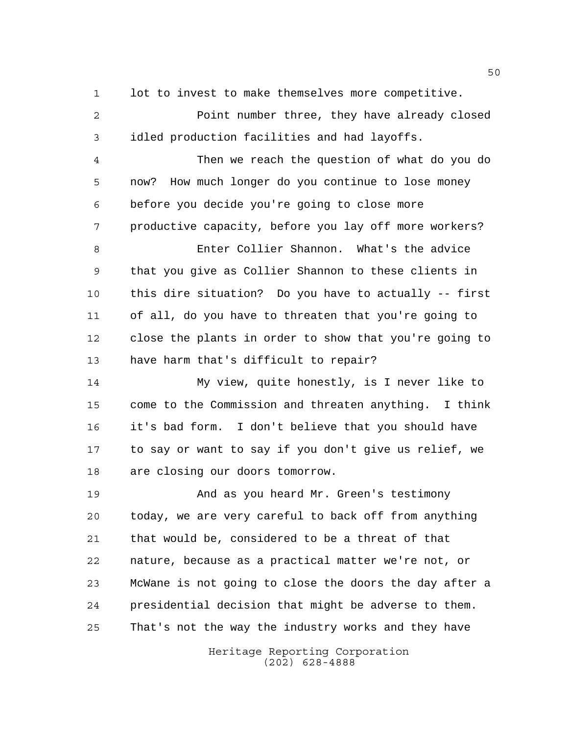lot to invest to make themselves more competitive.

Point number three, they have already closed idled production facilities and had layoffs.

Then we reach the question of what do you do now? How much longer do you continue to lose money before you decide you're going to close more productive capacity, before you lay off more workers?

Enter Collier Shannon. What's the advice that you give as Collier Shannon to these clients in this dire situation? Do you have to actually -- first of all, do you have to threaten that you're going to close the plants in order to show that you're going to have harm that's difficult to repair?

My view, quite honestly, is I never like to come to the Commission and threaten anything. I think it's bad form. I don't believe that you should have to say or want to say if you don't give us relief, we are closing our doors tomorrow.

And as you heard Mr. Green's testimony today, we are very careful to back off from anything that would be, considered to be a threat of that nature, because as a practical matter we're not, or McWane is not going to close the doors the day after a presidential decision that might be adverse to them. That's not the way the industry works and they have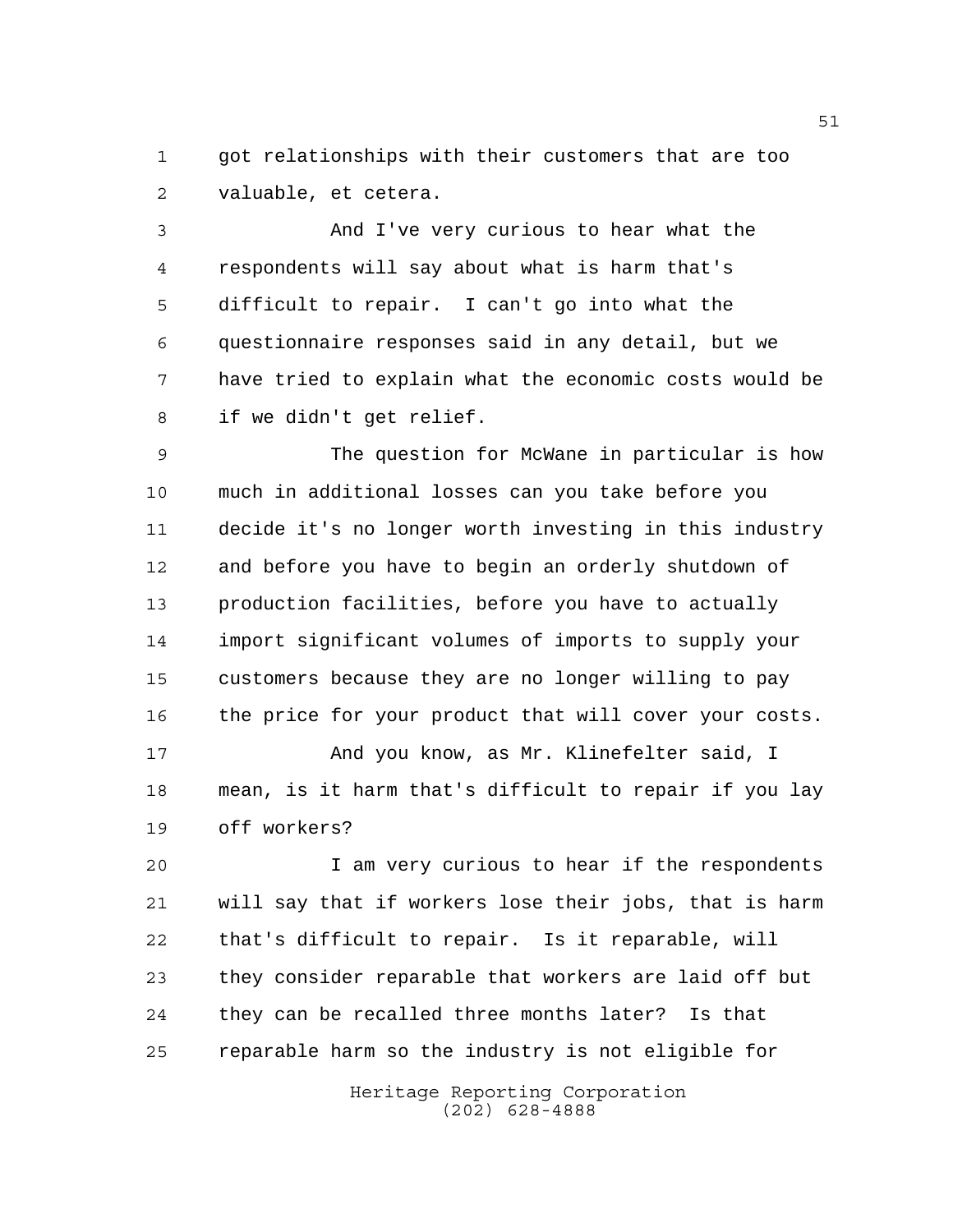got relationships with their customers that are too valuable, et cetera.

And I've very curious to hear what the respondents will say about what is harm that's difficult to repair. I can't go into what the questionnaire responses said in any detail, but we have tried to explain what the economic costs would be if we didn't get relief.

The question for McWane in particular is how much in additional losses can you take before you decide it's no longer worth investing in this industry and before you have to begin an orderly shutdown of production facilities, before you have to actually import significant volumes of imports to supply your customers because they are no longer willing to pay the price for your product that will cover your costs.

And you know, as Mr. Klinefelter said, I mean, is it harm that's difficult to repair if you lay off workers?

I am very curious to hear if the respondents will say that if workers lose their jobs, that is harm that's difficult to repair. Is it reparable, will they consider reparable that workers are laid off but they can be recalled three months later? Is that reparable harm so the industry is not eligible for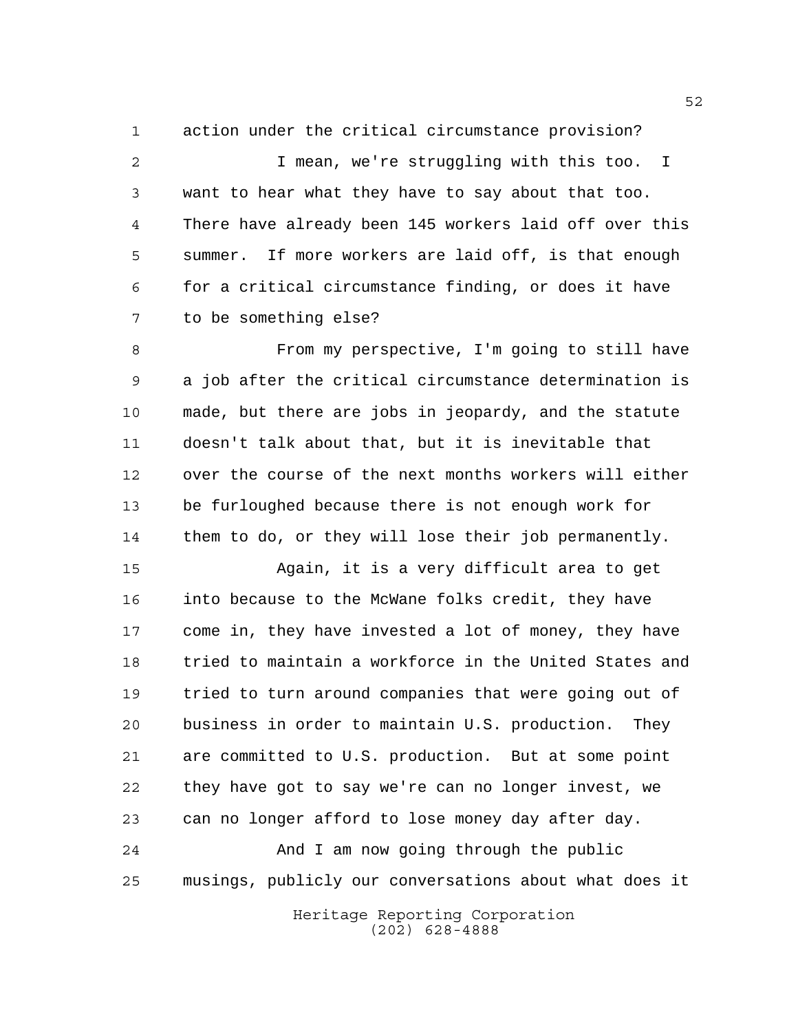action under the critical circumstance provision?

I mean, we're struggling with this too. I want to hear what they have to say about that too. There have already been 145 workers laid off over this summer. If more workers are laid off, is that enough for a critical circumstance finding, or does it have to be something else?

From my perspective, I'm going to still have a job after the critical circumstance determination is made, but there are jobs in jeopardy, and the statute doesn't talk about that, but it is inevitable that over the course of the next months workers will either be furloughed because there is not enough work for them to do, or they will lose their job permanently.

Again, it is a very difficult area to get into because to the McWane folks credit, they have come in, they have invested a lot of money, they have tried to maintain a workforce in the United States and tried to turn around companies that were going out of business in order to maintain U.S. production. They are committed to U.S. production. But at some point they have got to say we're can no longer invest, we can no longer afford to lose money day after day.

And I am now going through the public musings, publicly our conversations about what does it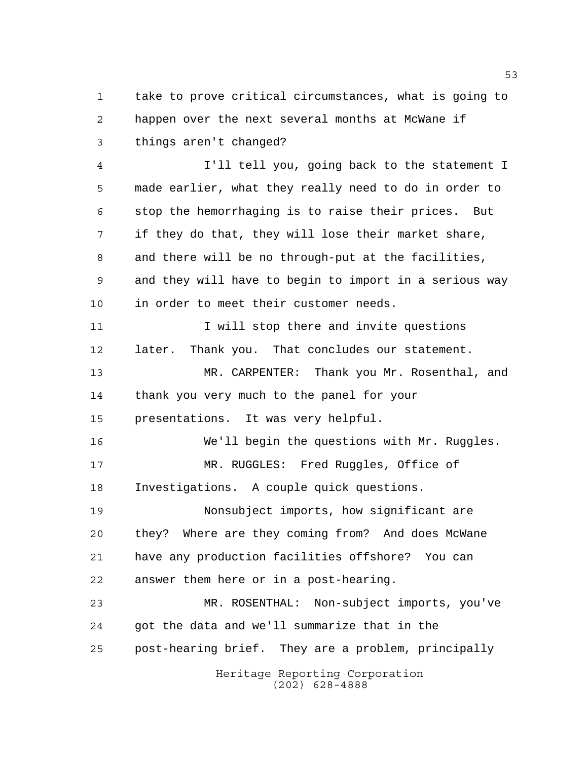take to prove critical circumstances, what is going to happen over the next several months at McWane if things aren't changed?

I'll tell you, going back to the statement I made earlier, what they really need to do in order to stop the hemorrhaging is to raise their prices. But if they do that, they will lose their market share, and there will be no through-put at the facilities, and they will have to begin to import in a serious way in order to meet their customer needs.

I will stop there and invite questions later. Thank you. That concludes our statement.

MR. CARPENTER: Thank you Mr. Rosenthal, and thank you very much to the panel for your presentations. It was very helpful.

We'll begin the questions with Mr. Ruggles.

MR. RUGGLES: Fred Ruggles, Office of Investigations. A couple quick questions.

Nonsubject imports, how significant are they? Where are they coming from? And does McWane have any production facilities offshore? You can answer them here or in a post-hearing.

MR. ROSENTHAL: Non-subject imports, you've got the data and we'll summarize that in the post-hearing brief. They are a problem, principally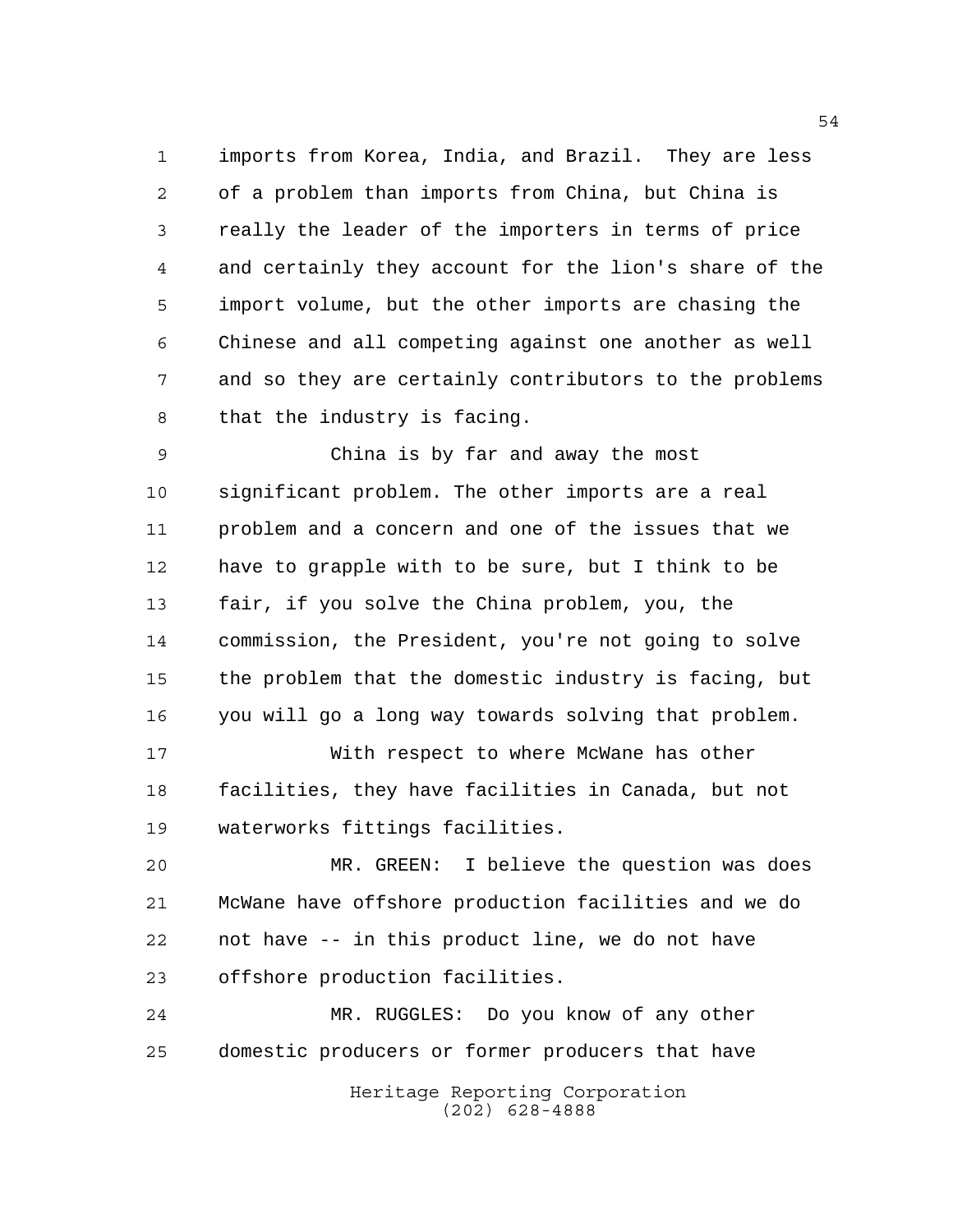imports from Korea, India, and Brazil. They are less of a problem than imports from China, but China is really the leader of the importers in terms of price and certainly they account for the lion's share of the import volume, but the other imports are chasing the Chinese and all competing against one another as well and so they are certainly contributors to the problems that the industry is facing.

China is by far and away the most significant problem. The other imports are a real problem and a concern and one of the issues that we have to grapple with to be sure, but I think to be fair, if you solve the China problem, you, the commission, the President, you're not going to solve the problem that the domestic industry is facing, but you will go a long way towards solving that problem.

With respect to where McWane has other facilities, they have facilities in Canada, but not waterworks fittings facilities.

MR. GREEN: I believe the question was does McWane have offshore production facilities and we do not have -- in this product line, we do not have offshore production facilities.

MR. RUGGLES: Do you know of any other domestic producers or former producers that have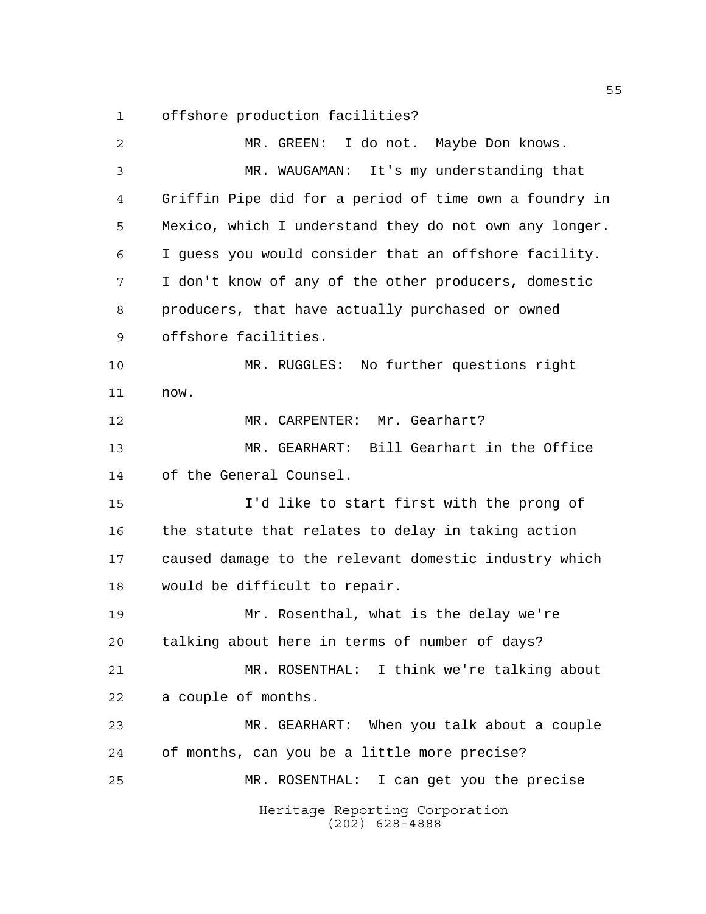offshore production facilities?

MR. GREEN: I do not. Maybe Don knows.

MR. WAUGAMAN: It's my understanding that Griffin Pipe did for a period of time own a foundry in Mexico, which I understand they do not own any longer. I guess you would consider that an offshore facility. I don't know of any of the other producers, domestic producers, that have actually purchased or owned offshore facilities.

MR. RUGGLES: No further questions right now.

MR. CARPENTER: Mr. Gearhart?

MR. GEARHART: Bill Gearhart in the Office of the General Counsel.

I'd like to start first with the prong of the statute that relates to delay in taking action caused damage to the relevant domestic industry which would be difficult to repair.

Mr. Rosenthal, what is the delay we're talking about here in terms of number of days?

MR. ROSENTHAL: I think we're talking about a couple of months.

MR. GEARHART: When you talk about a couple of months, can you be a little more precise?

MR. ROSENTHAL: I can get you the precise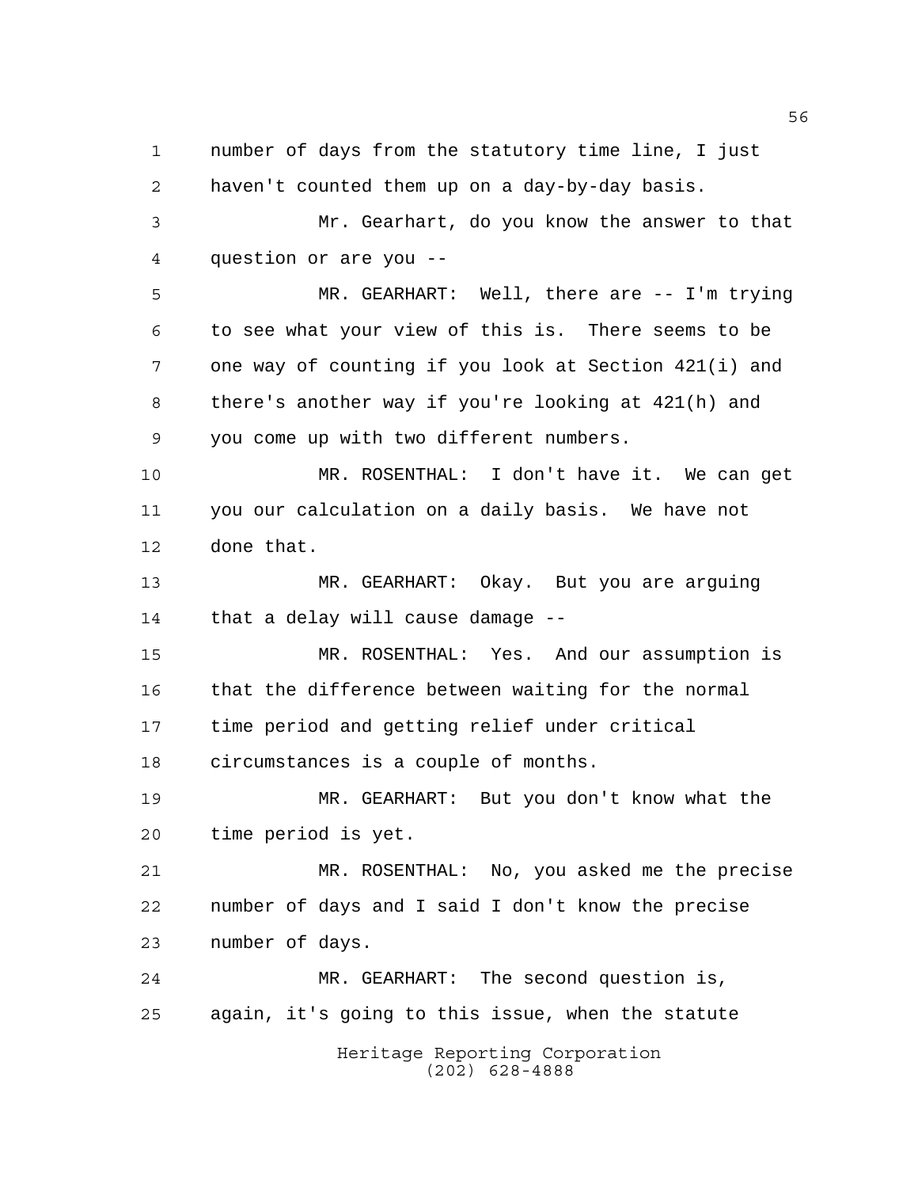number of days from the statutory time line, I just haven't counted them up on a day-by-day basis.

Mr. Gearhart, do you know the answer to that question or are you --

MR. GEARHART: Well, there are -- I'm trying to see what your view of this is. There seems to be one way of counting if you look at Section 421(i) and there's another way if you're looking at 421(h) and you come up with two different numbers.

MR. ROSENTHAL: I don't have it. We can get you our calculation on a daily basis. We have not done that.

MR. GEARHART: Okay. But you are arguing that a delay will cause damage --

MR. ROSENTHAL: Yes. And our assumption is that the difference between waiting for the normal time period and getting relief under critical circumstances is a couple of months.

MR. GEARHART: But you don't know what the time period is yet.

MR. ROSENTHAL: No, you asked me the precise number of days and I said I don't know the precise number of days.

MR. GEARHART: The second question is, again, it's going to this issue, when the statute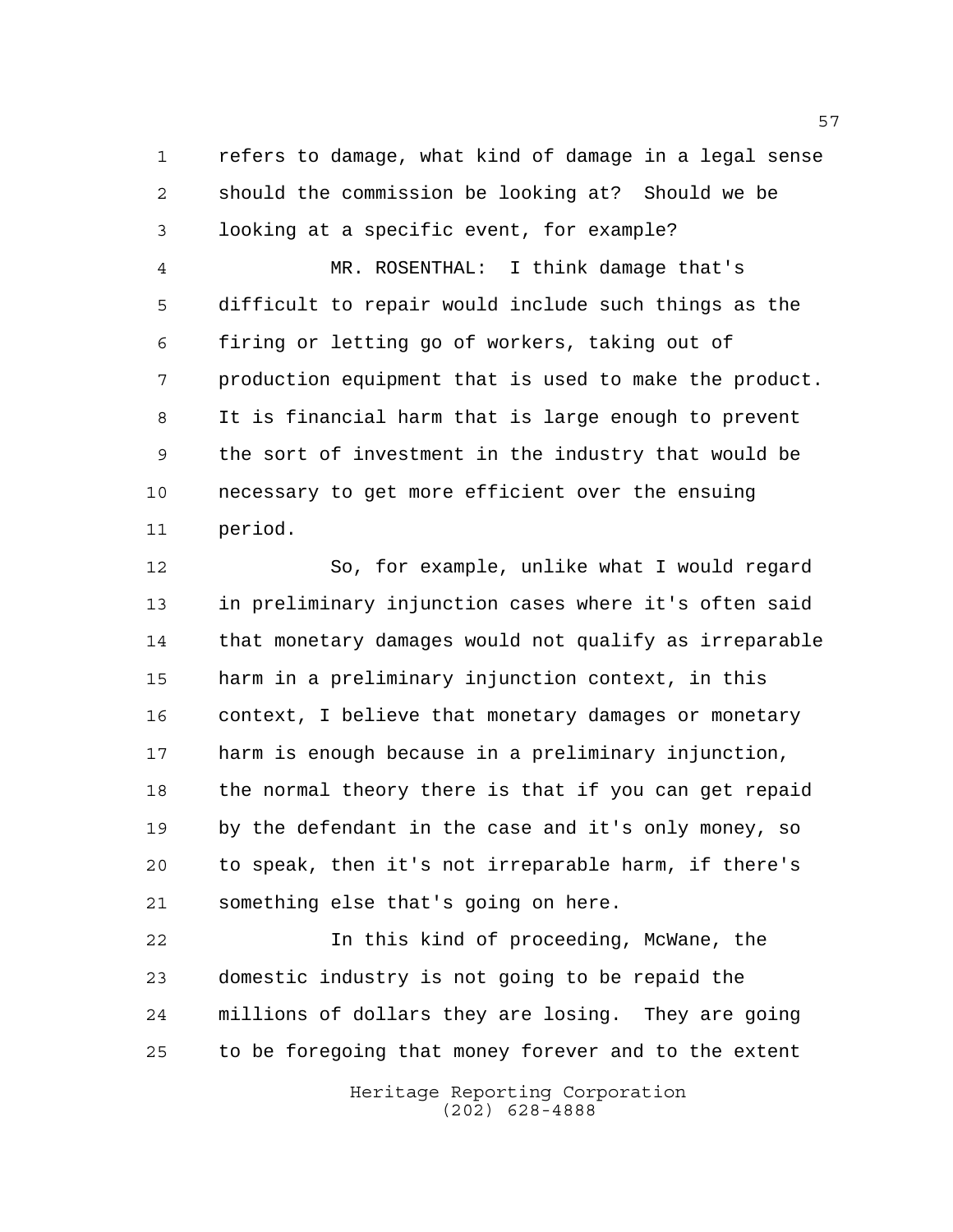refers to damage, what kind of damage in a legal sense should the commission be looking at? Should we be looking at a specific event, for example?

MR. ROSENTHAL: I think damage that's difficult to repair would include such things as the firing or letting go of workers, taking out of production equipment that is used to make the product. It is financial harm that is large enough to prevent the sort of investment in the industry that would be necessary to get more efficient over the ensuing period.

So, for example, unlike what I would regard in preliminary injunction cases where it's often said that monetary damages would not qualify as irreparable harm in a preliminary injunction context, in this context, I believe that monetary damages or monetary harm is enough because in a preliminary injunction, the normal theory there is that if you can get repaid by the defendant in the case and it's only money, so to speak, then it's not irreparable harm, if there's something else that's going on here.

In this kind of proceeding, McWane, the domestic industry is not going to be repaid the millions of dollars they are losing. They are going to be foregoing that money forever and to the extent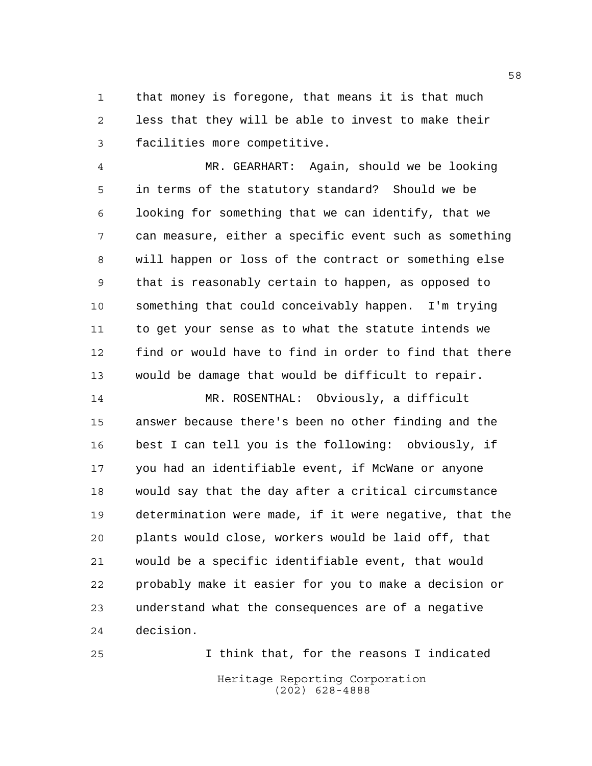that money is foregone, that means it is that much less that they will be able to invest to make their facilities more competitive.

MR. GEARHART: Again, should we be looking in terms of the statutory standard? Should we be looking for something that we can identify, that we can measure, either a specific event such as something will happen or loss of the contract or something else that is reasonably certain to happen, as opposed to something that could conceivably happen. I'm trying to get your sense as to what the statute intends we find or would have to find in order to find that there would be damage that would be difficult to repair.

MR. ROSENTHAL: Obviously, a difficult answer because there's been no other finding and the best I can tell you is the following: obviously, if you had an identifiable event, if McWane or anyone would say that the day after a critical circumstance determination were made, if it were negative, that the plants would close, workers would be laid off, that would be a specific identifiable event, that would probably make it easier for you to make a decision or understand what the consequences are of a negative decision.

I think that, for the reasons I indicated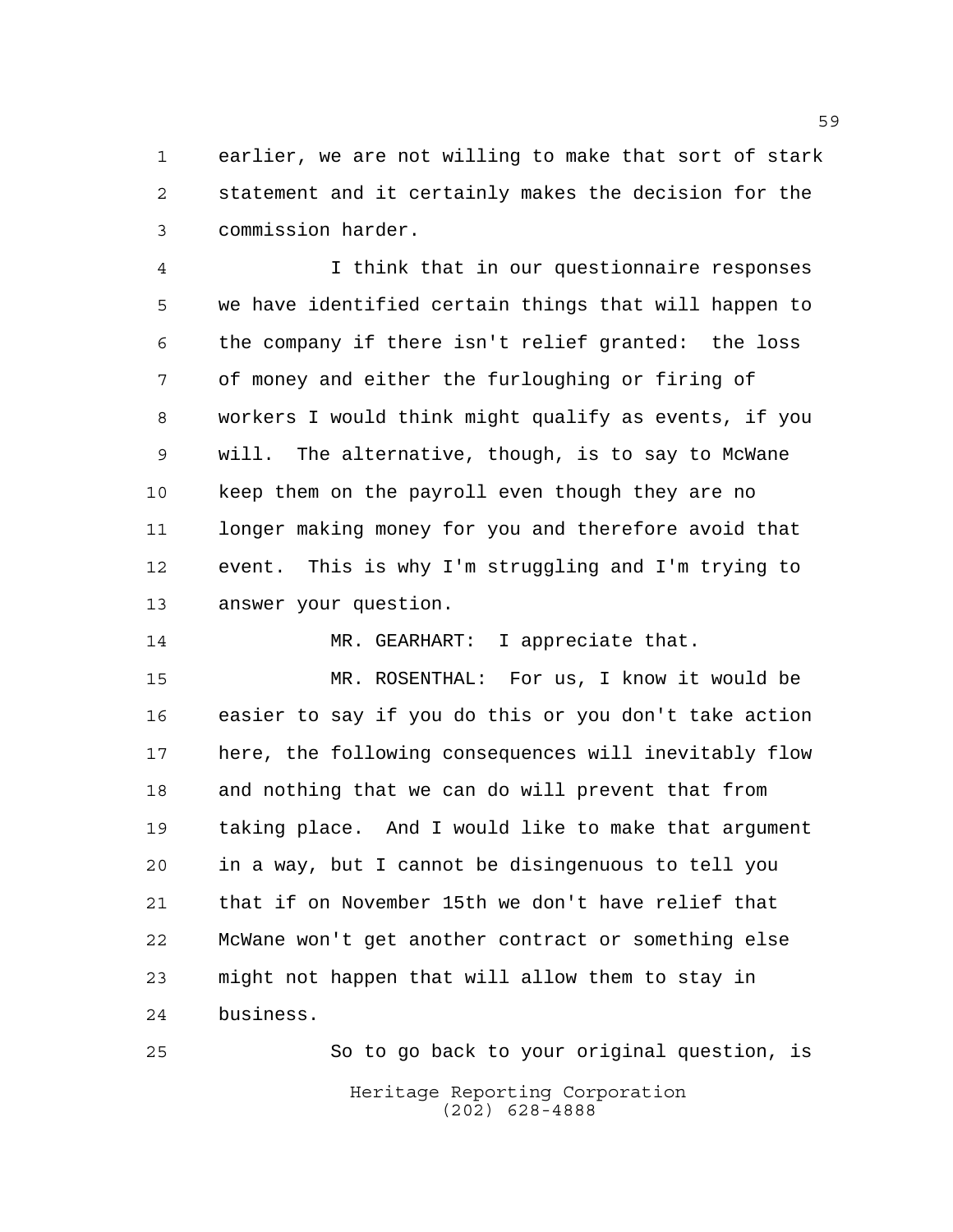earlier, we are not willing to make that sort of stark statement and it certainly makes the decision for the commission harder.

I think that in our questionnaire responses we have identified certain things that will happen to the company if there isn't relief granted: the loss of money and either the furloughing or firing of workers I would think might qualify as events, if you will. The alternative, though, is to say to McWane keep them on the payroll even though they are no longer making money for you and therefore avoid that event. This is why I'm struggling and I'm trying to answer your question.

MR. GEARHART: I appreciate that.

MR. ROSENTHAL: For us, I know it would be easier to say if you do this or you don't take action here, the following consequences will inevitably flow and nothing that we can do will prevent that from taking place. And I would like to make that argument in a way, but I cannot be disingenuous to tell you that if on November 15th we don't have relief that McWane won't get another contract or something else might not happen that will allow them to stay in business.

So to go back to your original question, is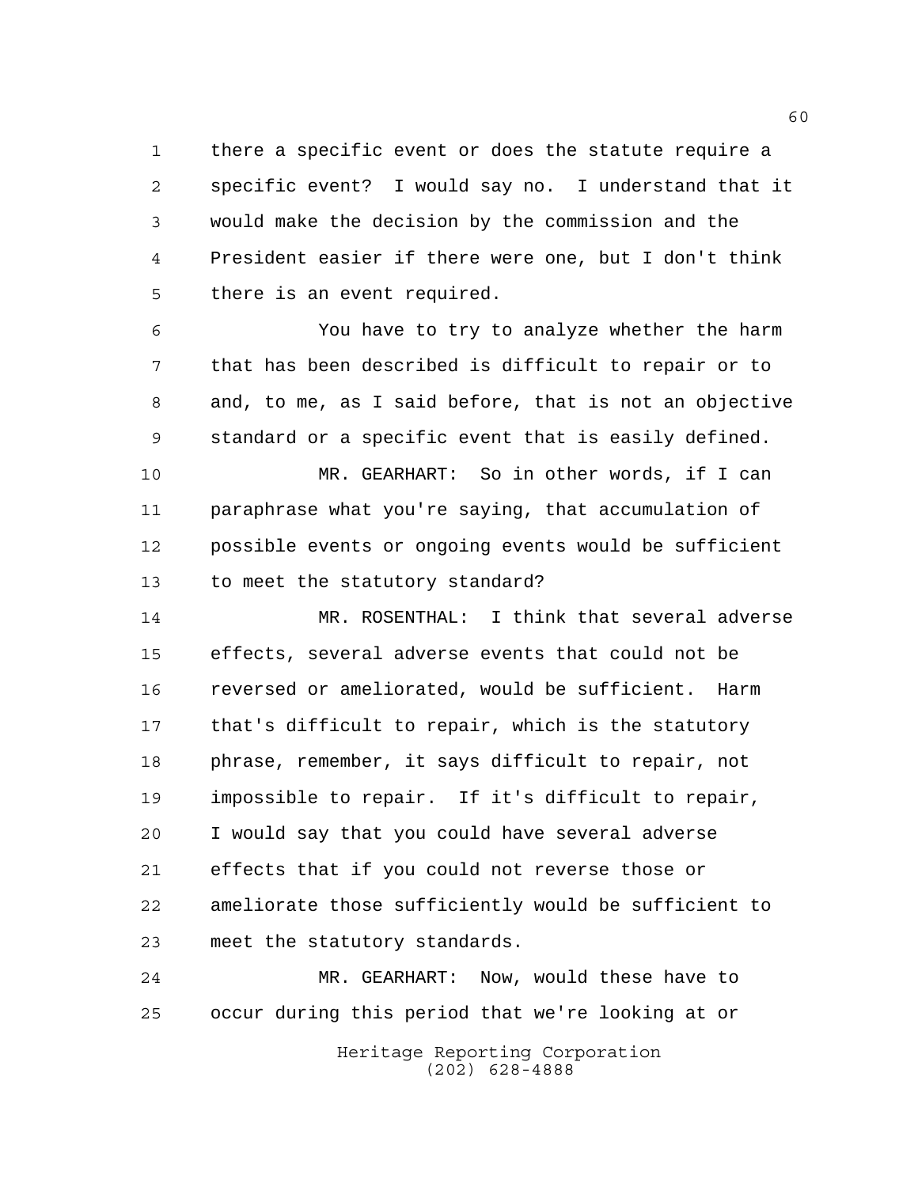there a specific event or does the statute require a specific event? I would say no. I understand that it would make the decision by the commission and the President easier if there were one, but I don't think there is an event required.

You have to try to analyze whether the harm that has been described is difficult to repair or to and, to me, as I said before, that is not an objective standard or a specific event that is easily defined.

MR. GEARHART: So in other words, if I can paraphrase what you're saying, that accumulation of possible events or ongoing events would be sufficient to meet the statutory standard?

MR. ROSENTHAL: I think that several adverse effects, several adverse events that could not be reversed or ameliorated, would be sufficient. Harm that's difficult to repair, which is the statutory phrase, remember, it says difficult to repair, not impossible to repair. If it's difficult to repair, I would say that you could have several adverse effects that if you could not reverse those or ameliorate those sufficiently would be sufficient to meet the statutory standards.

MR. GEARHART: Now, would these have to occur during this period that we're looking at or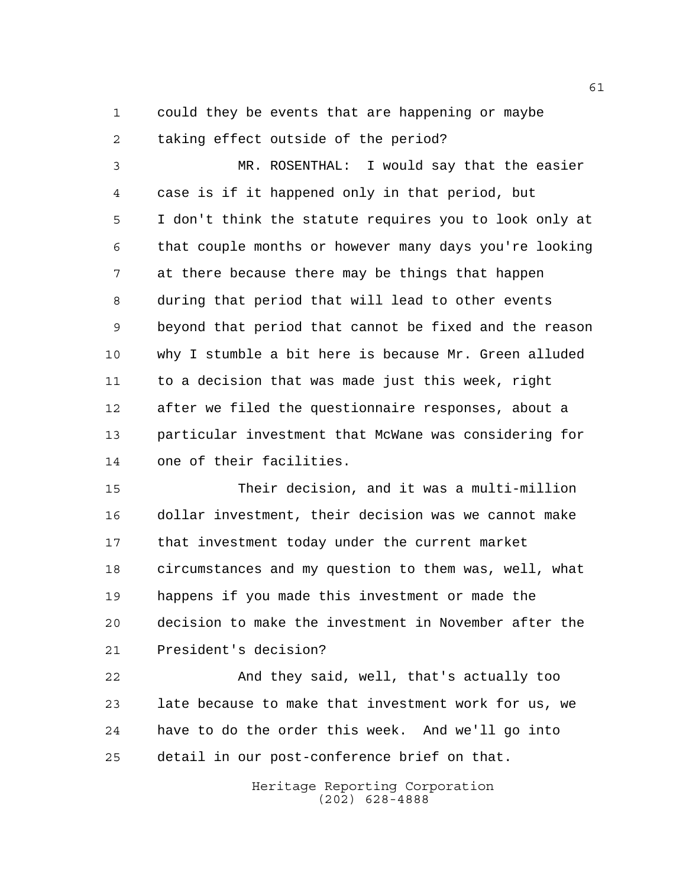could they be events that are happening or maybe taking effect outside of the period?

MR. ROSENTHAL: I would say that the easier case is if it happened only in that period, but I don't think the statute requires you to look only at that couple months or however many days you're looking at there because there may be things that happen during that period that will lead to other events beyond that period that cannot be fixed and the reason why I stumble a bit here is because Mr. Green alluded to a decision that was made just this week, right after we filed the questionnaire responses, about a particular investment that McWane was considering for one of their facilities.

Their decision, and it was a multi-million dollar investment, their decision was we cannot make that investment today under the current market circumstances and my question to them was, well, what happens if you made this investment or made the decision to make the investment in November after the President's decision?

And they said, well, that's actually too late because to make that investment work for us, we have to do the order this week. And we'll go into detail in our post-conference brief on that.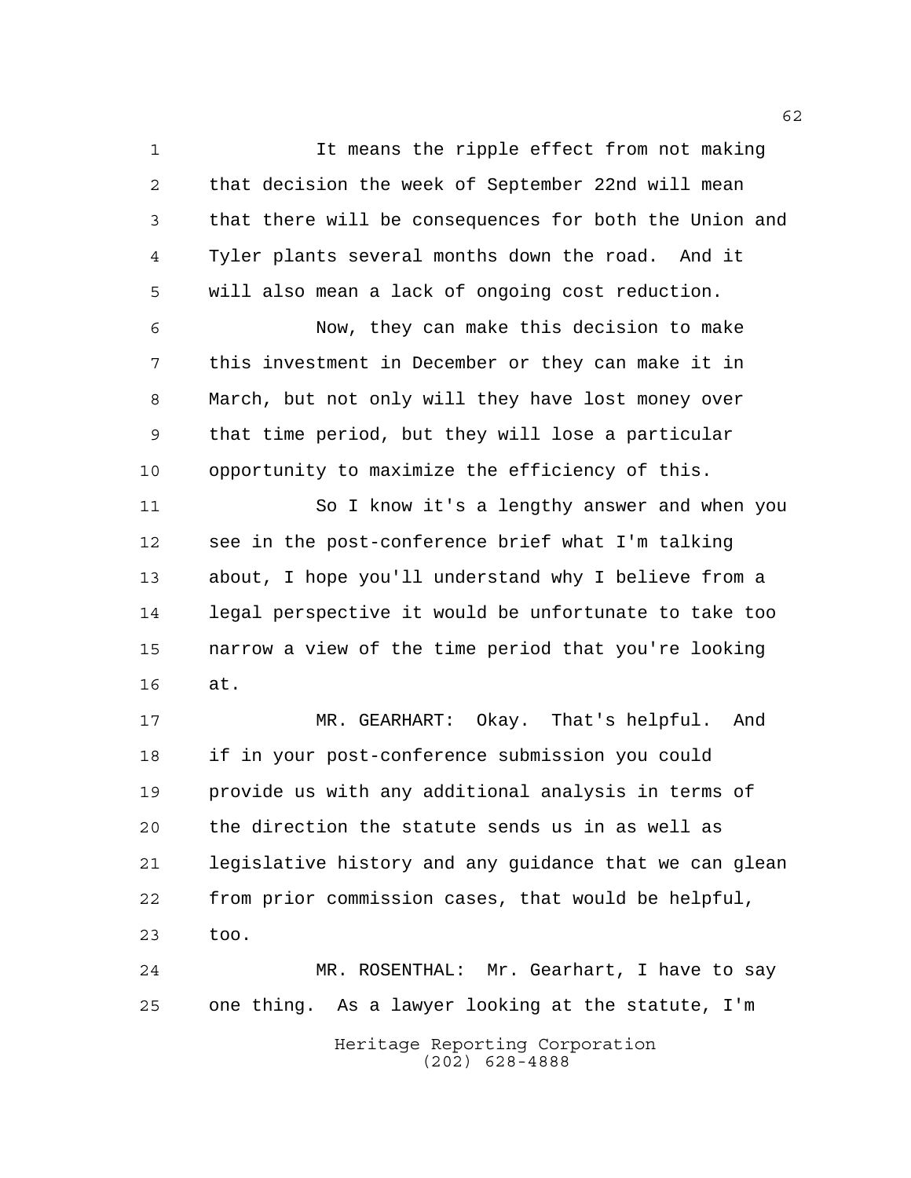It means the ripple effect from not making that decision the week of September 22nd will mean that there will be consequences for both the Union and Tyler plants several months down the road. And it will also mean a lack of ongoing cost reduction.

Now, they can make this decision to make this investment in December or they can make it in March, but not only will they have lost money over that time period, but they will lose a particular opportunity to maximize the efficiency of this.

So I know it's a lengthy answer and when you see in the post-conference brief what I'm talking about, I hope you'll understand why I believe from a legal perspective it would be unfortunate to take too narrow a view of the time period that you're looking at.

MR. GEARHART: Okay. That's helpful. And if in your post-conference submission you could provide us with any additional analysis in terms of the direction the statute sends us in as well as legislative history and any guidance that we can glean from prior commission cases, that would be helpful, too.

MR. ROSENTHAL: Mr. Gearhart, I have to say one thing. As a lawyer looking at the statute, I'm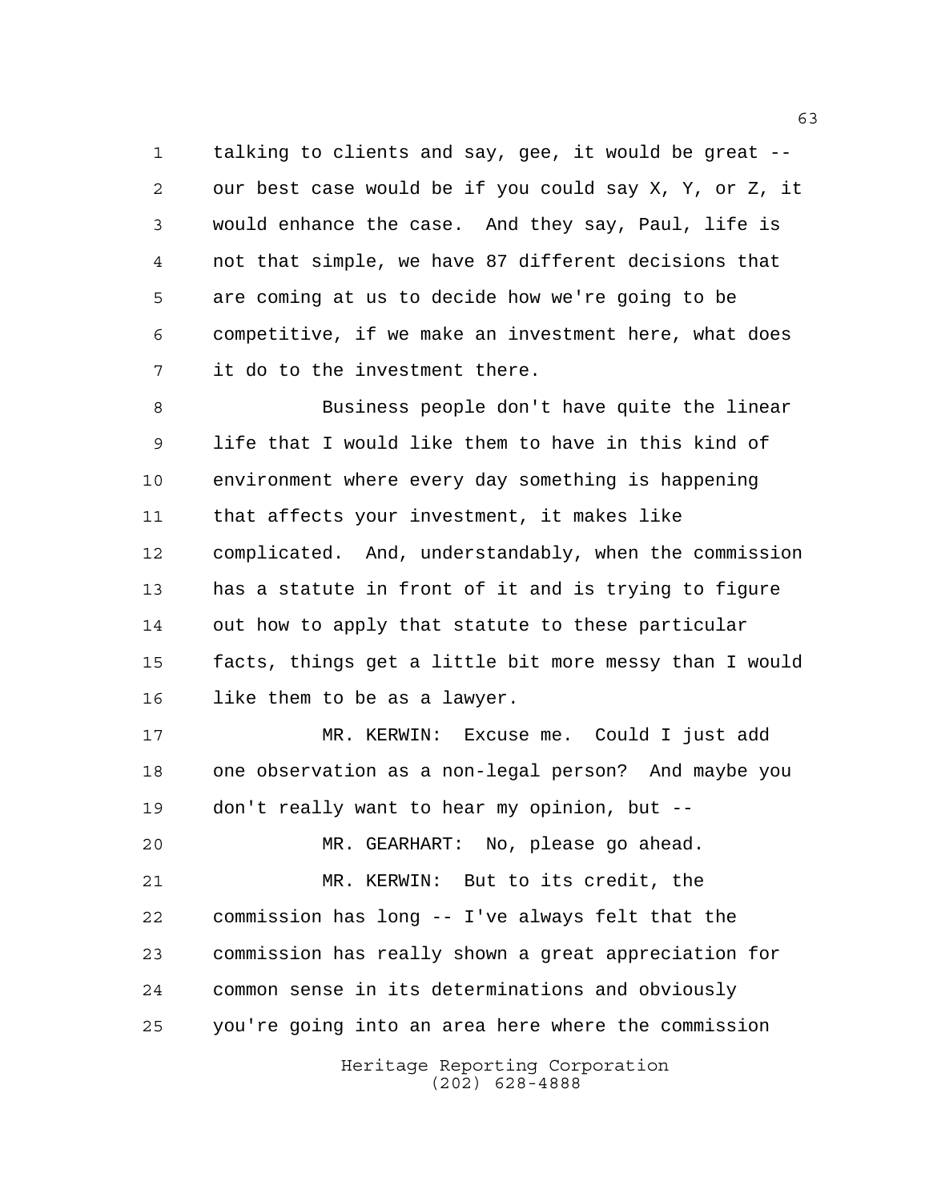talking to clients and say, gee, it would be great -- our best case would be if you could say X, Y, or Z, it would enhance the case. And they say, Paul, life is not that simple, we have 87 different decisions that are coming at us to decide how we're going to be competitive, if we make an investment here, what does it do to the investment there.

Business people don't have quite the linear life that I would like them to have in this kind of environment where every day something is happening that affects your investment, it makes like complicated. And, understandably, when the commission has a statute in front of it and is trying to figure out how to apply that statute to these particular facts, things get a little bit more messy than I would like them to be as a lawyer.

MR. KERWIN: Excuse me. Could I just add one observation as a non-legal person? And maybe you don't really want to hear my opinion, but --

MR. GEARHART: No, please go ahead.

MR. KERWIN: But to its credit, the commission has long -- I've always felt that the commission has really shown a great appreciation for common sense in its determinations and obviously you're going into an area here where the commission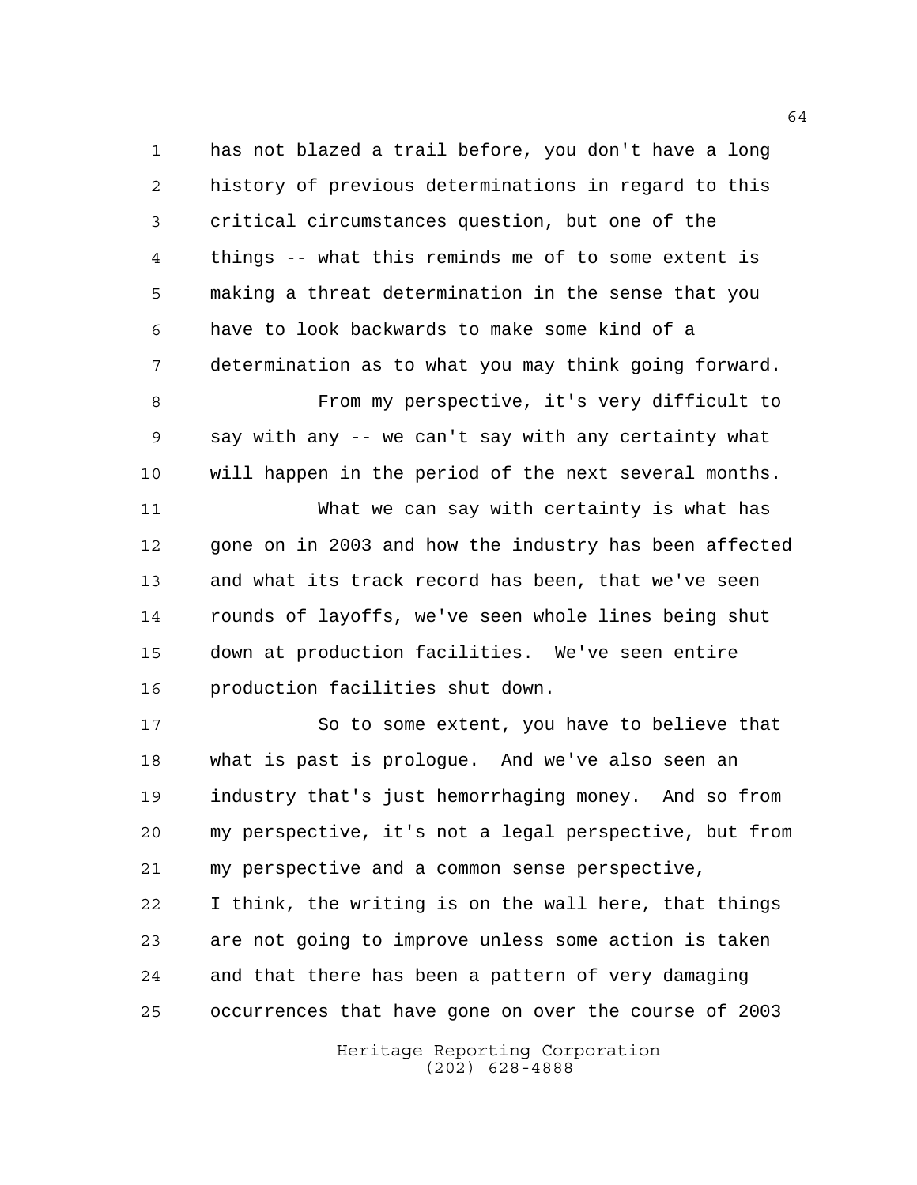has not blazed a trail before, you don't have a long history of previous determinations in regard to this critical circumstances question, but one of the things -- what this reminds me of to some extent is making a threat determination in the sense that you have to look backwards to make some kind of a determination as to what you may think going forward.

From my perspective, it's very difficult to say with any -- we can't say with any certainty what will happen in the period of the next several months.

What we can say with certainty is what has gone on in 2003 and how the industry has been affected and what its track record has been, that we've seen rounds of layoffs, we've seen whole lines being shut down at production facilities. We've seen entire production facilities shut down.

So to some extent, you have to believe that what is past is prologue. And we've also seen an industry that's just hemorrhaging money. And so from my perspective, it's not a legal perspective, but from my perspective and a common sense perspective, I think, the writing is on the wall here, that things are not going to improve unless some action is taken and that there has been a pattern of very damaging occurrences that have gone on over the course of 2003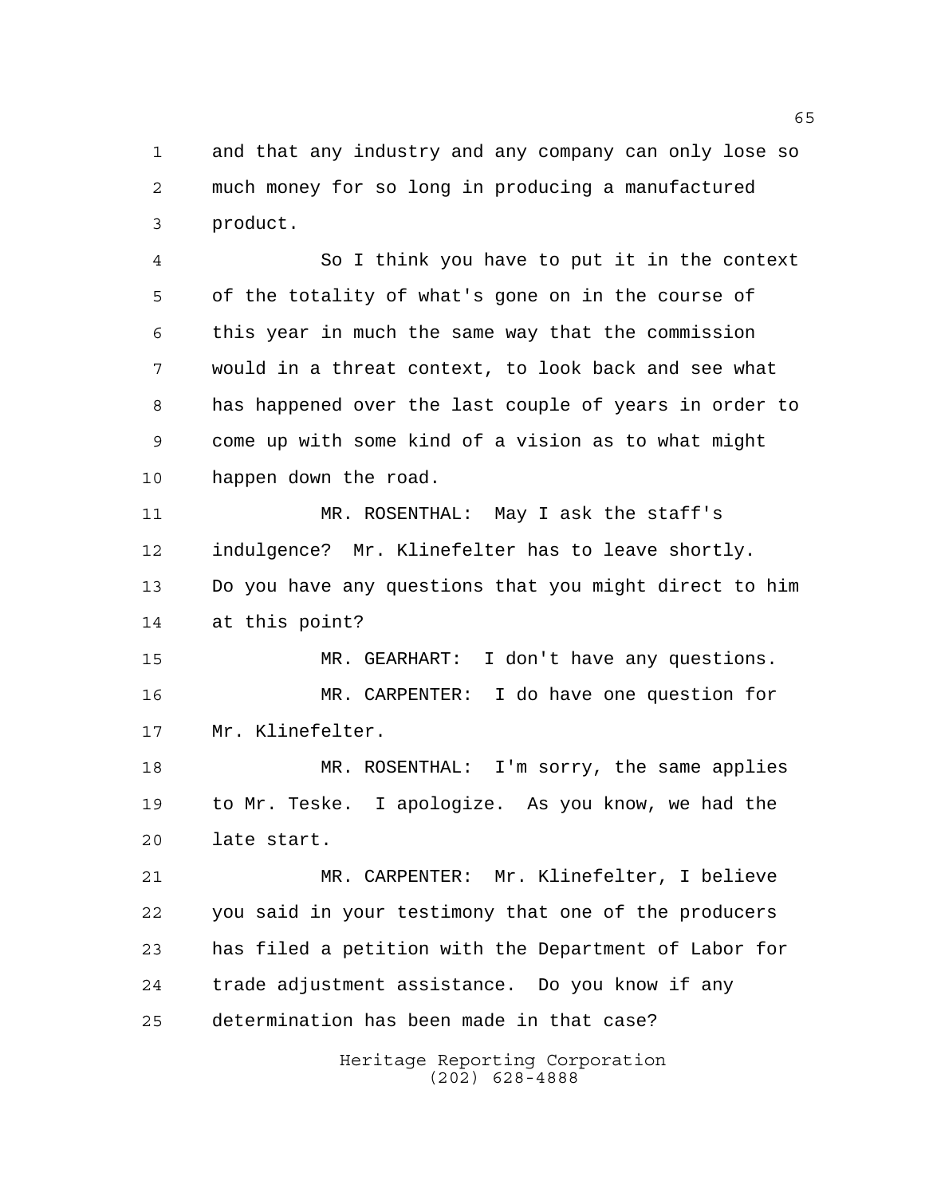and that any industry and any company can only lose so much money for so long in producing a manufactured product.

So I think you have to put it in the context of the totality of what's gone on in the course of this year in much the same way that the commission would in a threat context, to look back and see what has happened over the last couple of years in order to come up with some kind of a vision as to what might happen down the road.

MR. ROSENTHAL: May I ask the staff's indulgence? Mr. Klinefelter has to leave shortly. Do you have any questions that you might direct to him at this point?

MR. GEARHART: I don't have any questions.

MR. CARPENTER: I do have one question for Mr. Klinefelter.

MR. ROSENTHAL: I'm sorry, the same applies to Mr. Teske. I apologize. As you know, we had the late start.

MR. CARPENTER: Mr. Klinefelter, I believe you said in your testimony that one of the producers has filed a petition with the Department of Labor for trade adjustment assistance. Do you know if any determination has been made in that case?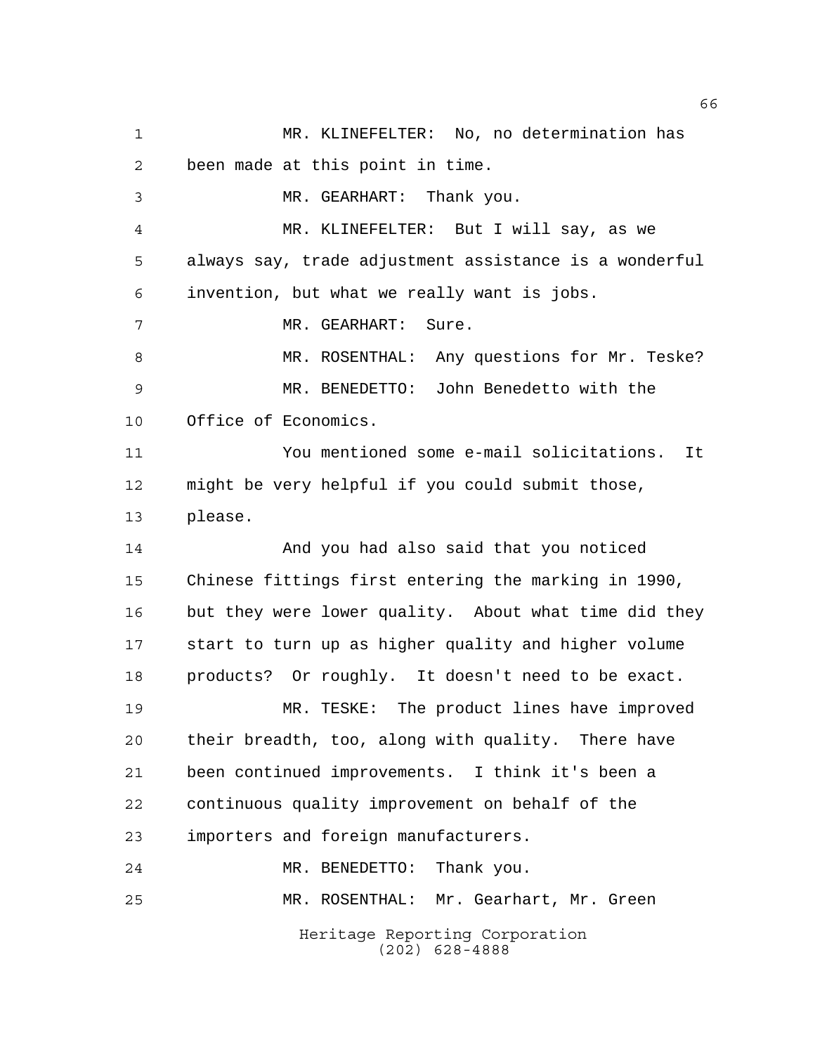MR. KLINEFELTER: No, no determination has been made at this point in time.

MR. GEARHART: Thank you.

MR. KLINEFELTER: But I will say, as we always say, trade adjustment assistance is a wonderful invention, but what we really want is jobs.

MR. GEARHART: Sure.

MR. ROSENTHAL: Any questions for Mr. Teske?

MR. BENEDETTO: John Benedetto with the Office of Economics.

You mentioned some e-mail solicitations. It might be very helpful if you could submit those, please.

And you had also said that you noticed Chinese fittings first entering the marking in 1990, but they were lower quality. About what time did they start to turn up as higher quality and higher volume products? Or roughly. It doesn't need to be exact.

MR. TESKE: The product lines have improved their breadth, too, along with quality. There have been continued improvements. I think it's been a continuous quality improvement on behalf of the importers and foreign manufacturers.

MR. BENEDETTO: Thank you.

MR. ROSENTHAL: Mr. Gearhart, Mr. Green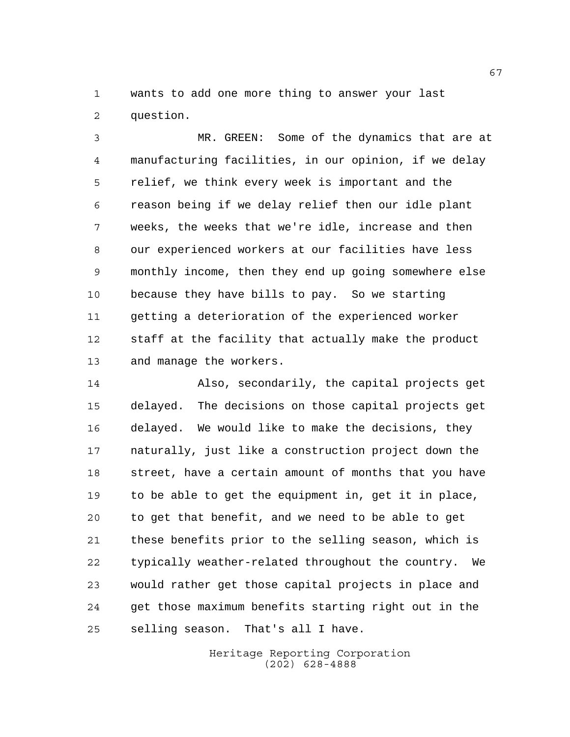wants to add one more thing to answer your last question.

MR. GREEN: Some of the dynamics that are at manufacturing facilities, in our opinion, if we delay relief, we think every week is important and the reason being if we delay relief then our idle plant weeks, the weeks that we're idle, increase and then our experienced workers at our facilities have less monthly income, then they end up going somewhere else because they have bills to pay. So we starting getting a deterioration of the experienced worker staff at the facility that actually make the product and manage the workers.

Also, secondarily, the capital projects get delayed. The decisions on those capital projects get delayed. We would like to make the decisions, they naturally, just like a construction project down the street, have a certain amount of months that you have to be able to get the equipment in, get it in place, to get that benefit, and we need to be able to get these benefits prior to the selling season, which is typically weather-related throughout the country. We would rather get those capital projects in place and get those maximum benefits starting right out in the selling season. That's all I have.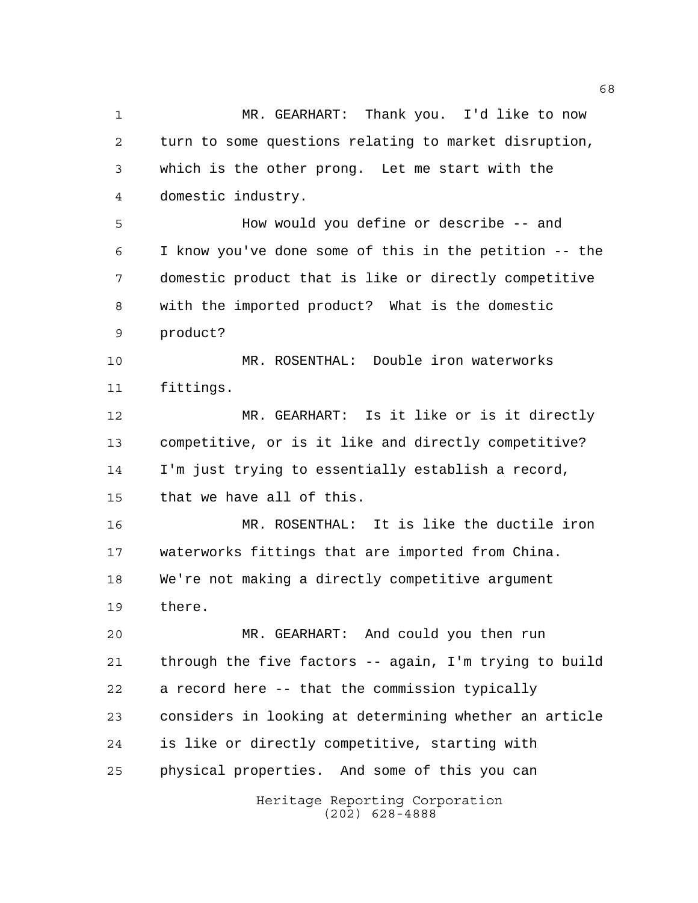MR. GEARHART: Thank you. I'd like to now turn to some questions relating to market disruption, which is the other prong. Let me start with the domestic industry.

How would you define or describe -- and I know you've done some of this in the petition -- the domestic product that is like or directly competitive with the imported product? What is the domestic product?

MR. ROSENTHAL: Double iron waterworks fittings.

MR. GEARHART: Is it like or is it directly competitive, or is it like and directly competitive? I'm just trying to essentially establish a record, that we have all of this.

MR. ROSENTHAL: It is like the ductile iron waterworks fittings that are imported from China. We're not making a directly competitive argument there.

MR. GEARHART: And could you then run through the five factors -- again, I'm trying to build a record here -- that the commission typically considers in looking at determining whether an article is like or directly competitive, starting with physical properties. And some of this you can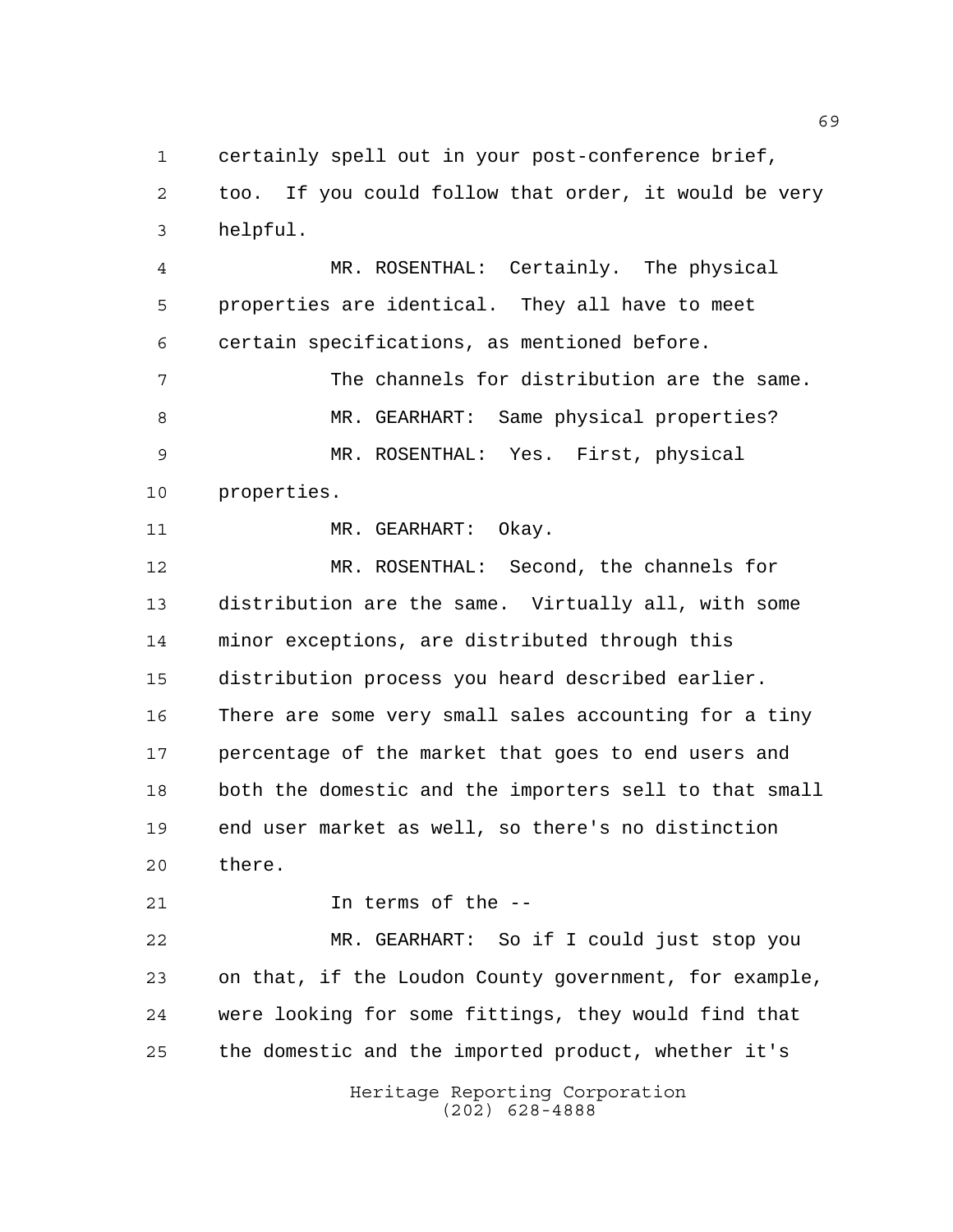certainly spell out in your post-conference brief, too. If you could follow that order, it would be very helpful.

MR. ROSENTHAL: Certainly. The physical properties are identical. They all have to meet certain specifications, as mentioned before.

The channels for distribution are the same.

MR. GEARHART: Same physical properties?

MR. ROSENTHAL: Yes. First, physical properties.

MR. GEARHART: Okay.

MR. ROSENTHAL: Second, the channels for distribution are the same. Virtually all, with some minor exceptions, are distributed through this distribution process you heard described earlier. There are some very small sales accounting for a tiny percentage of the market that goes to end users and both the domestic and the importers sell to that small end user market as well, so there's no distinction there.

In terms of the --

MR. GEARHART: So if I could just stop you on that, if the Loudon County government, for example, were looking for some fittings, they would find that the domestic and the imported product, whether it's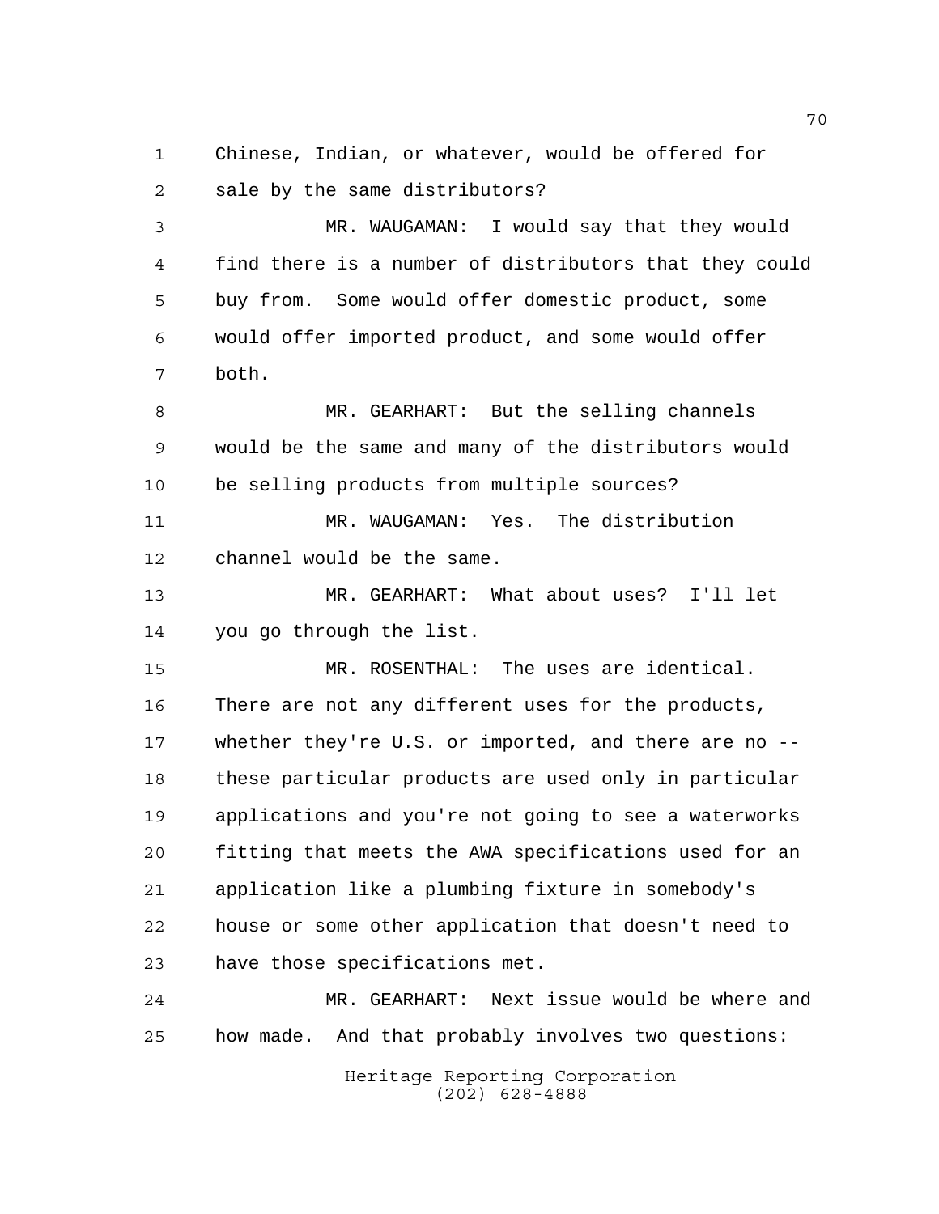Chinese, Indian, or whatever, would be offered for sale by the same distributors?

MR. WAUGAMAN: I would say that they would find there is a number of distributors that they could buy from. Some would offer domestic product, some would offer imported product, and some would offer both.

MR. GEARHART: But the selling channels would be the same and many of the distributors would be selling products from multiple sources?

MR. WAUGAMAN: Yes. The distribution channel would be the same.

MR. GEARHART: What about uses? I'll let you go through the list.

MR. ROSENTHAL: The uses are identical. There are not any different uses for the products, whether they're U.S. or imported, and there are no -- these particular products are used only in particular applications and you're not going to see a waterworks fitting that meets the AWA specifications used for an application like a plumbing fixture in somebody's house or some other application that doesn't need to have those specifications met.

MR. GEARHART: Next issue would be where and how made. And that probably involves two questions: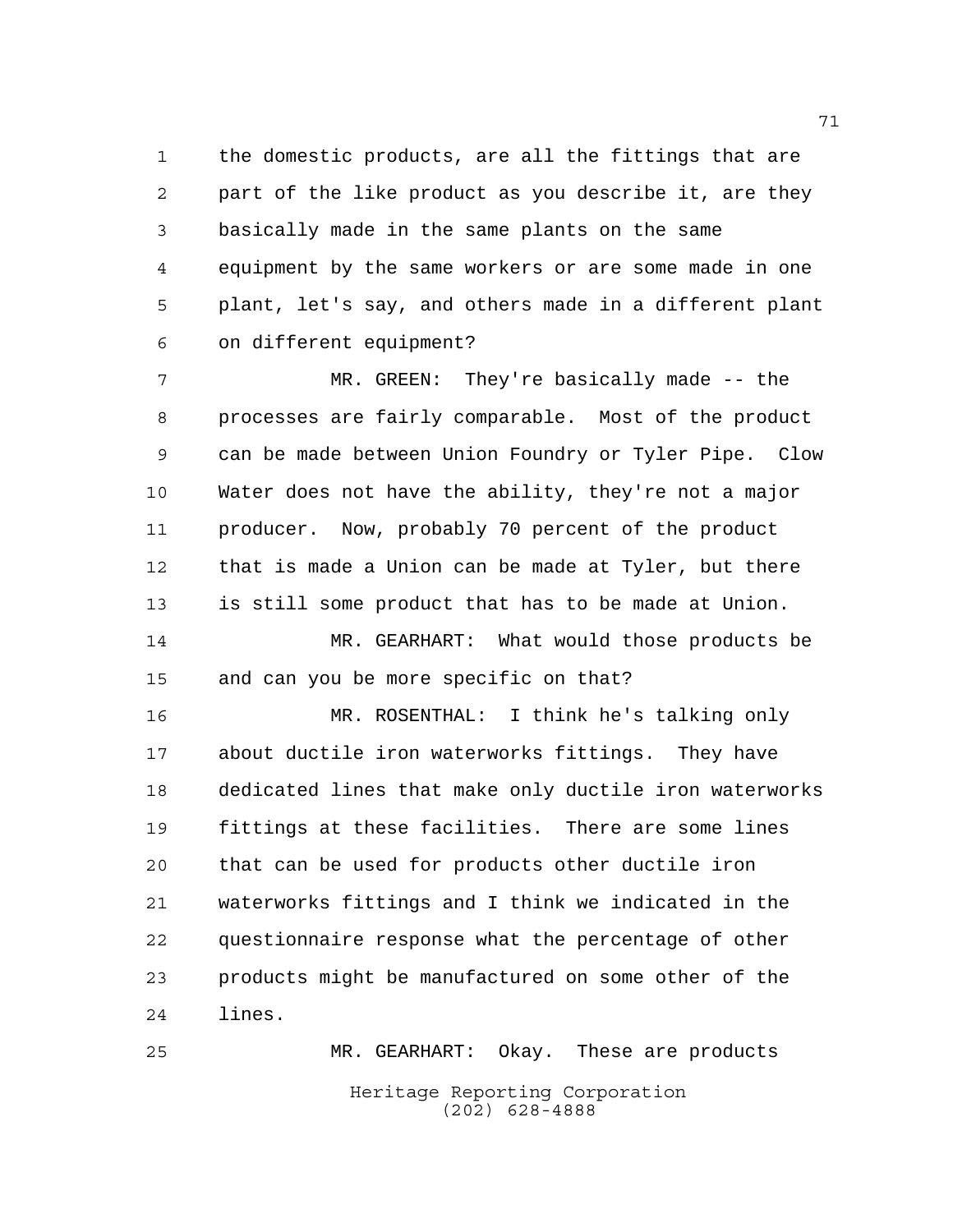the domestic products, are all the fittings that are part of the like product as you describe it, are they basically made in the same plants on the same equipment by the same workers or are some made in one plant, let's say, and others made in a different plant on different equipment?

MR. GREEN: They're basically made -- the processes are fairly comparable. Most of the product can be made between Union Foundry or Tyler Pipe. Clow Water does not have the ability, they're not a major producer. Now, probably 70 percent of the product that is made a Union can be made at Tyler, but there is still some product that has to be made at Union.

MR. GEARHART: What would those products be and can you be more specific on that?

MR. ROSENTHAL: I think he's talking only about ductile iron waterworks fittings. They have dedicated lines that make only ductile iron waterworks fittings at these facilities. There are some lines that can be used for products other ductile iron waterworks fittings and I think we indicated in the questionnaire response what the percentage of other products might be manufactured on some other of the lines.

MR. GEARHART: Okay. These are products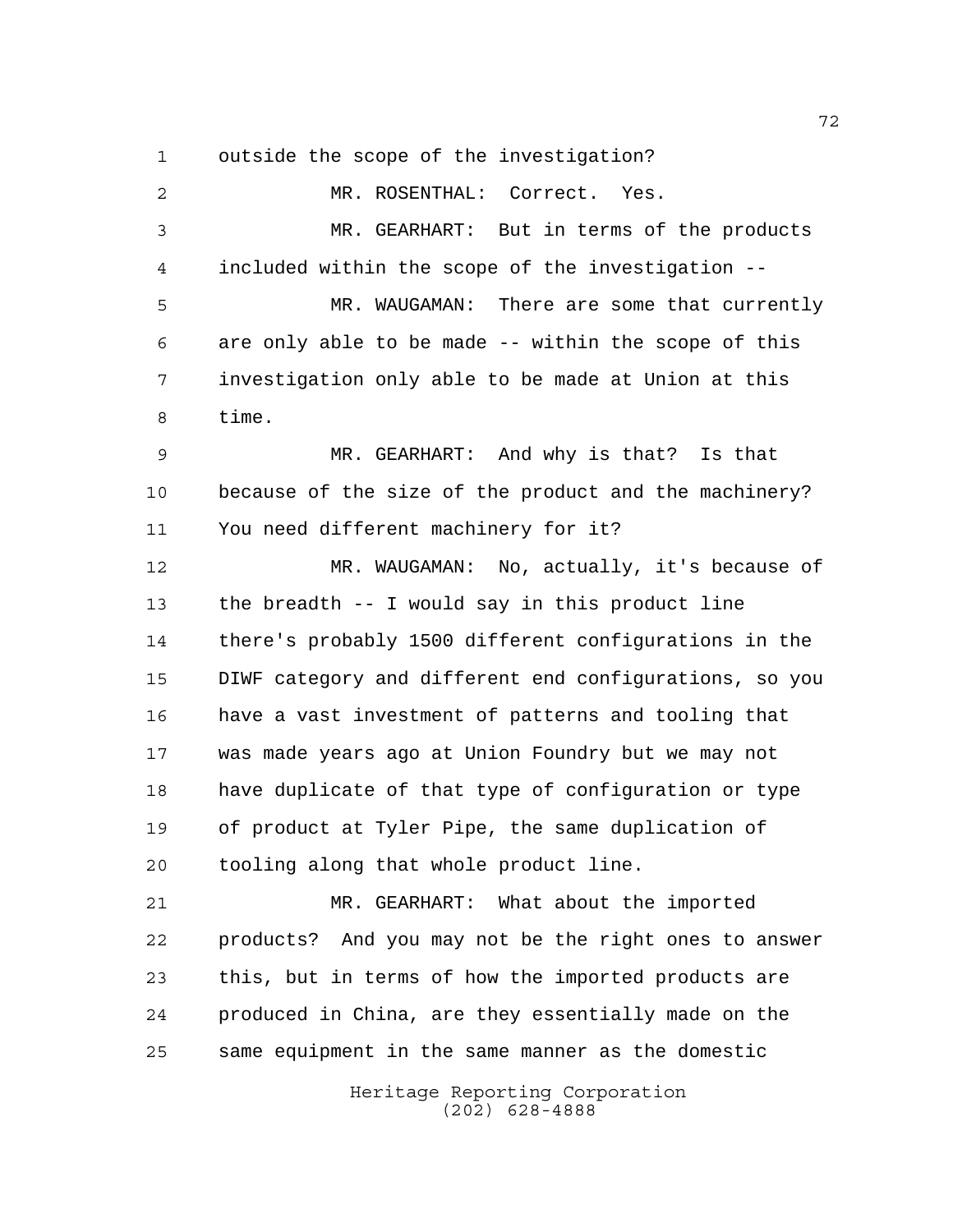outside the scope of the investigation?

MR. ROSENTHAL: Correct. Yes.

MR. GEARHART: But in terms of the products included within the scope of the investigation --

MR. WAUGAMAN: There are some that currently are only able to be made -- within the scope of this investigation only able to be made at Union at this time.

MR. GEARHART: And why is that? Is that because of the size of the product and the machinery? You need different machinery for it?

MR. WAUGAMAN: No, actually, it's because of the breadth -- I would say in this product line there's probably 1500 different configurations in the DIWF category and different end configurations, so you have a vast investment of patterns and tooling that was made years ago at Union Foundry but we may not have duplicate of that type of configuration or type of product at Tyler Pipe, the same duplication of tooling along that whole product line.

MR. GEARHART: What about the imported products? And you may not be the right ones to answer this, but in terms of how the imported products are produced in China, are they essentially made on the same equipment in the same manner as the domestic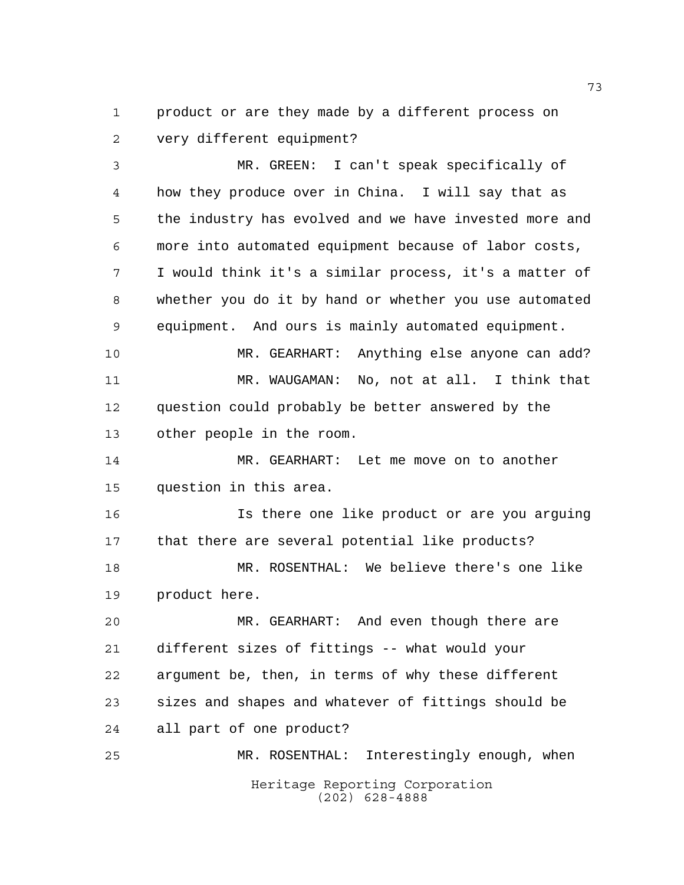product or are they made by a different process on very different equipment?

MR. GREEN: I can't speak specifically of how they produce over in China. I will say that as the industry has evolved and we have invested more and more into automated equipment because of labor costs, I would think it's a similar process, it's a matter of whether you do it by hand or whether you use automated equipment. And ours is mainly automated equipment.

MR. GEARHART: Anything else anyone can add?

MR. WAUGAMAN: No, not at all. I think that question could probably be better answered by the other people in the room.

MR. GEARHART: Let me move on to another question in this area.

Is there one like product or are you arguing that there are several potential like products?

MR. ROSENTHAL: We believe there's one like product here.

MR. GEARHART: And even though there are different sizes of fittings -- what would your argument be, then, in terms of why these different sizes and shapes and whatever of fittings should be all part of one product?

MR. ROSENTHAL: Interestingly enough, when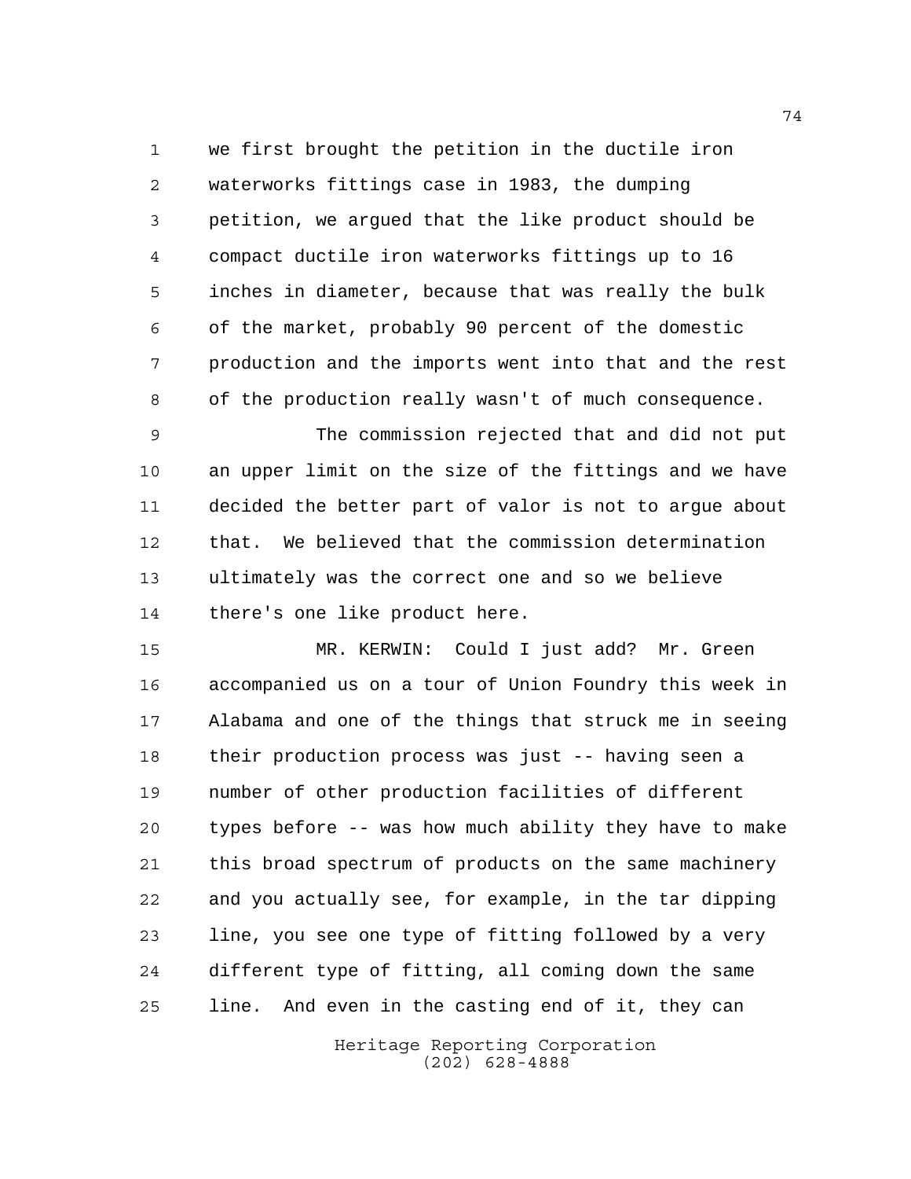we first brought the petition in the ductile iron waterworks fittings case in 1983, the dumping petition, we argued that the like product should be compact ductile iron waterworks fittings up to 16 inches in diameter, because that was really the bulk of the market, probably 90 percent of the domestic production and the imports went into that and the rest of the production really wasn't of much consequence.

The commission rejected that and did not put an upper limit on the size of the fittings and we have decided the better part of valor is not to argue about that. We believed that the commission determination ultimately was the correct one and so we believe there's one like product here.

MR. KERWIN: Could I just add? Mr. Green accompanied us on a tour of Union Foundry this week in Alabama and one of the things that struck me in seeing their production process was just -- having seen a number of other production facilities of different types before -- was how much ability they have to make this broad spectrum of products on the same machinery and you actually see, for example, in the tar dipping line, you see one type of fitting followed by a very different type of fitting, all coming down the same line. And even in the casting end of it, they can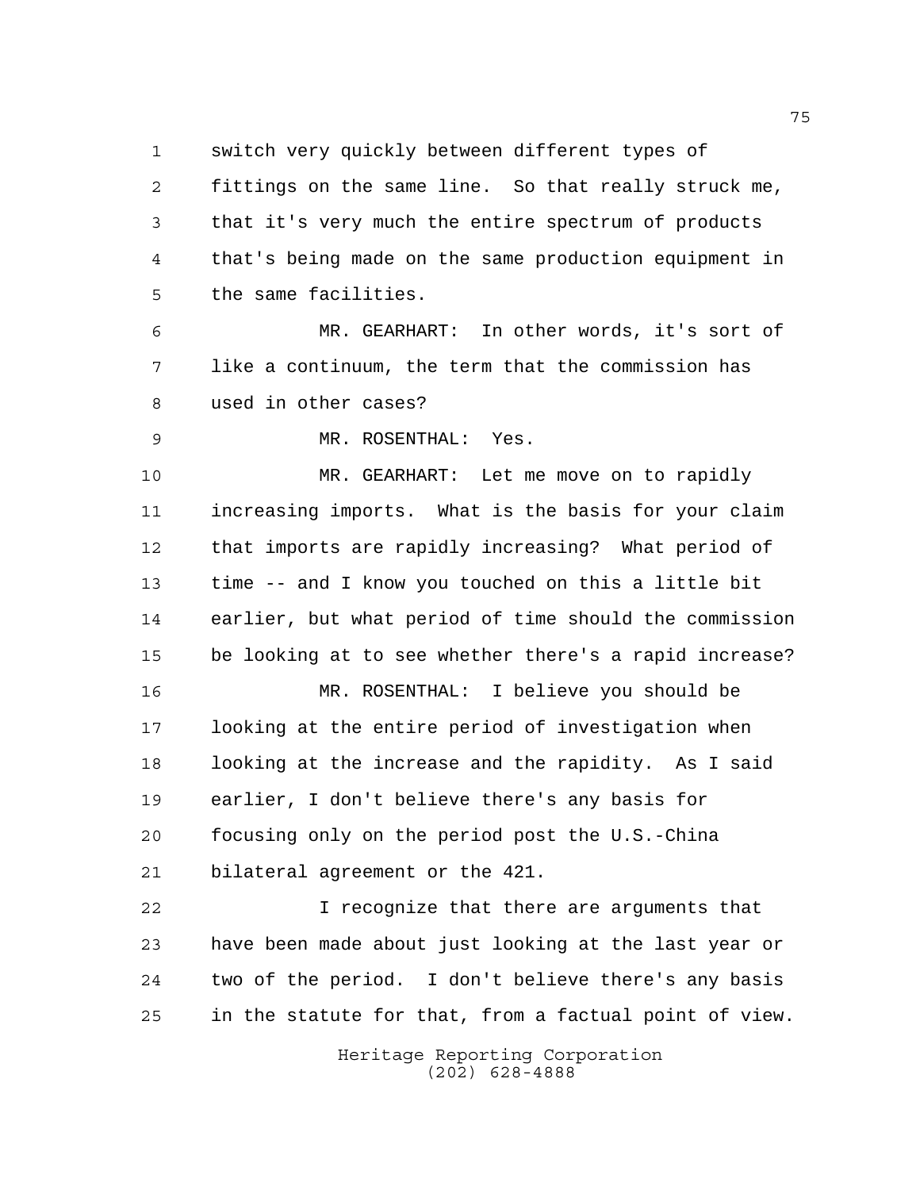switch very quickly between different types of fittings on the same line. So that really struck me, that it's very much the entire spectrum of products that's being made on the same production equipment in the same facilities.

MR. GEARHART: In other words, it's sort of like a continuum, the term that the commission has used in other cases?

MR. ROSENTHAL: Yes.

MR. GEARHART: Let me move on to rapidly increasing imports. What is the basis for your claim that imports are rapidly increasing? What period of time -- and I know you touched on this a little bit earlier, but what period of time should the commission be looking at to see whether there's a rapid increase?

MR. ROSENTHAL: I believe you should be looking at the entire period of investigation when looking at the increase and the rapidity. As I said earlier, I don't believe there's any basis for focusing only on the period post the U.S.-China bilateral agreement or the 421.

I recognize that there are arguments that have been made about just looking at the last year or two of the period. I don't believe there's any basis in the statute for that, from a factual point of view.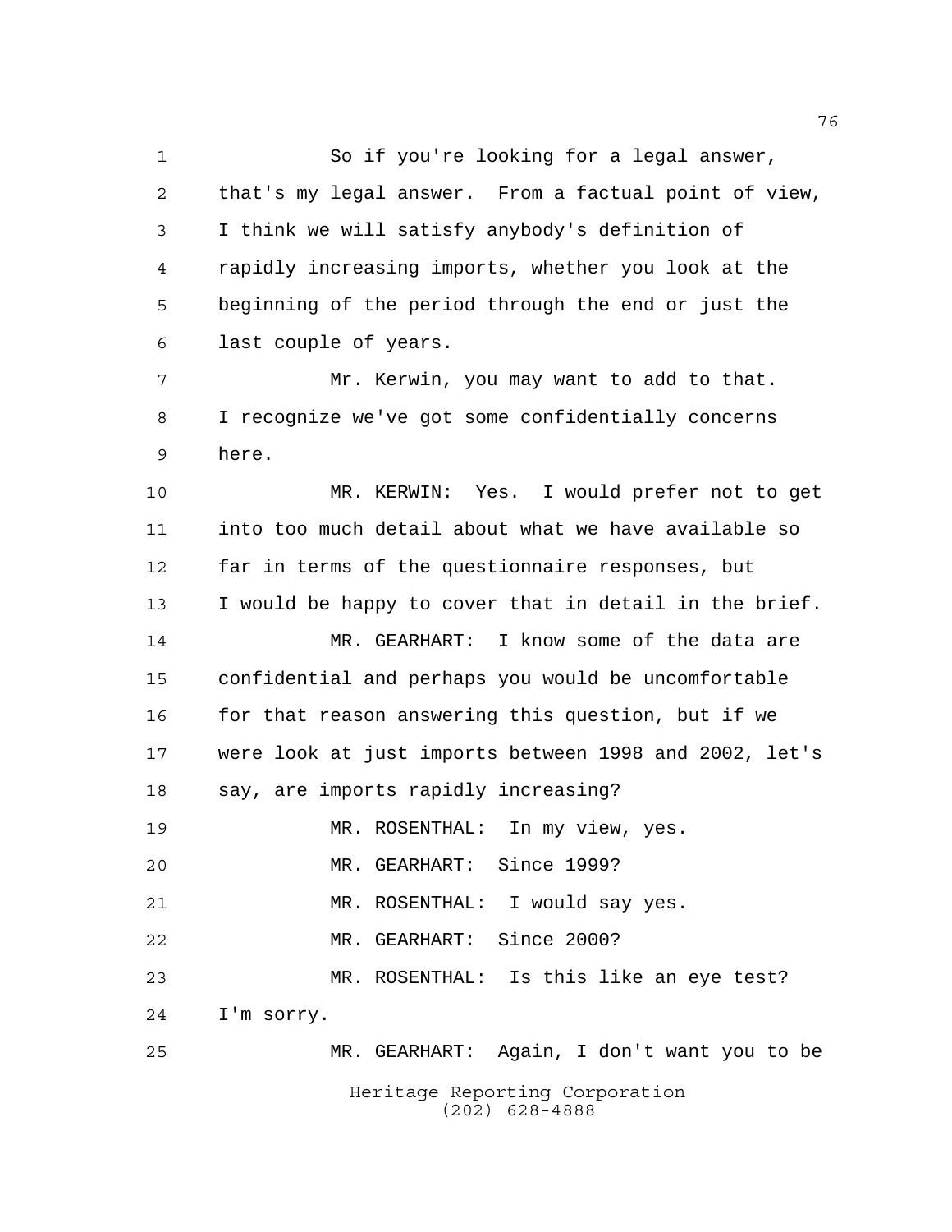So if you're looking for a legal answer, that's my legal answer. From a factual point of view, I think we will satisfy anybody's definition of rapidly increasing imports, whether you look at the beginning of the period through the end or just the last couple of years.

Mr. Kerwin, you may want to add to that. I recognize we've got some confidentially concerns here.

MR. KERWIN: Yes. I would prefer not to get into too much detail about what we have available so far in terms of the questionnaire responses, but I would be happy to cover that in detail in the brief.

MR. GEARHART: I know some of the data are confidential and perhaps you would be uncomfortable for that reason answering this question, but if we were look at just imports between 1998 and 2002, let's say, are imports rapidly increasing?

MR. ROSENTHAL: In my view, yes.

MR. GEARHART: Since 1999?

MR. ROSENTHAL: I would say yes.

MR. GEARHART: Since 2000?

MR. ROSENTHAL: Is this like an eye test? I'm sorry.

MR. GEARHART: Again, I don't want you to be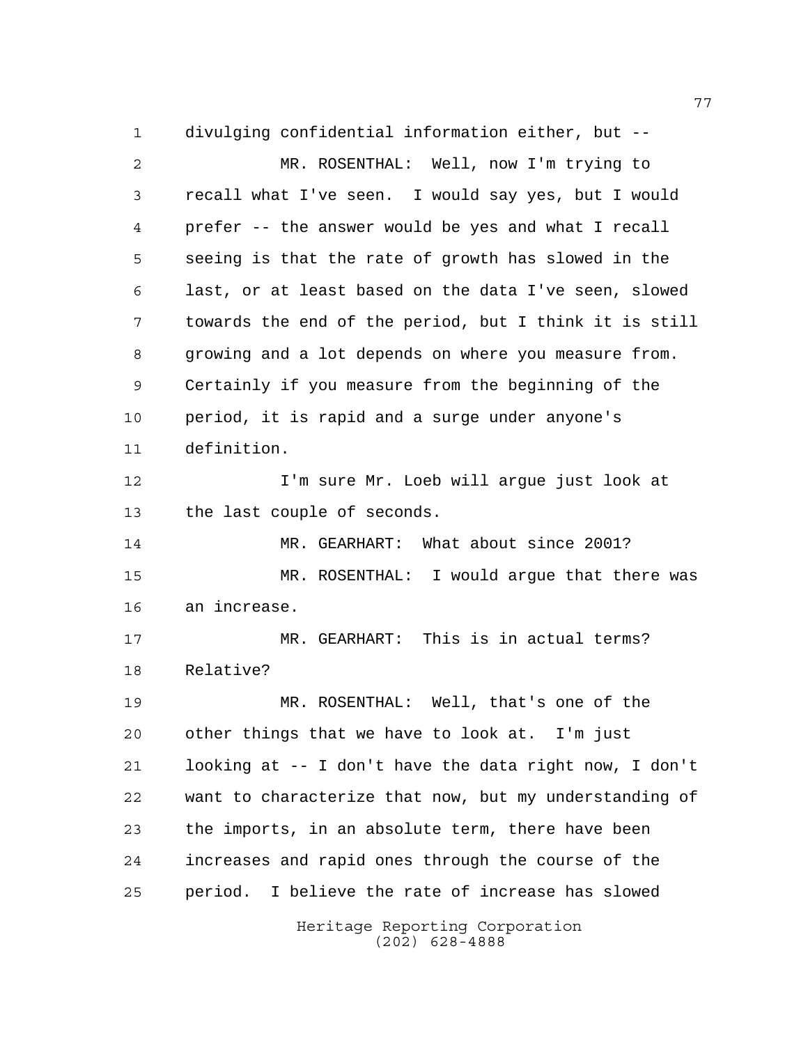divulging confidential information either, but --

MR. ROSENTHAL: Well, now I'm trying to recall what I've seen. I would say yes, but I would prefer -- the answer would be yes and what I recall seeing is that the rate of growth has slowed in the last, or at least based on the data I've seen, slowed towards the end of the period, but I think it is still growing and a lot depends on where you measure from. Certainly if you measure from the beginning of the period, it is rapid and a surge under anyone's definition.

I'm sure Mr. Loeb will argue just look at the last couple of seconds.

MR. GEARHART: What about since 2001?

MR. ROSENTHAL: I would argue that there was an increase.

MR. GEARHART: This is in actual terms? Relative?

MR. ROSENTHAL: Well, that's one of the other things that we have to look at. I'm just looking at -- I don't have the data right now, I don't want to characterize that now, but my understanding of the imports, in an absolute term, there have been increases and rapid ones through the course of the period. I believe the rate of increase has slowed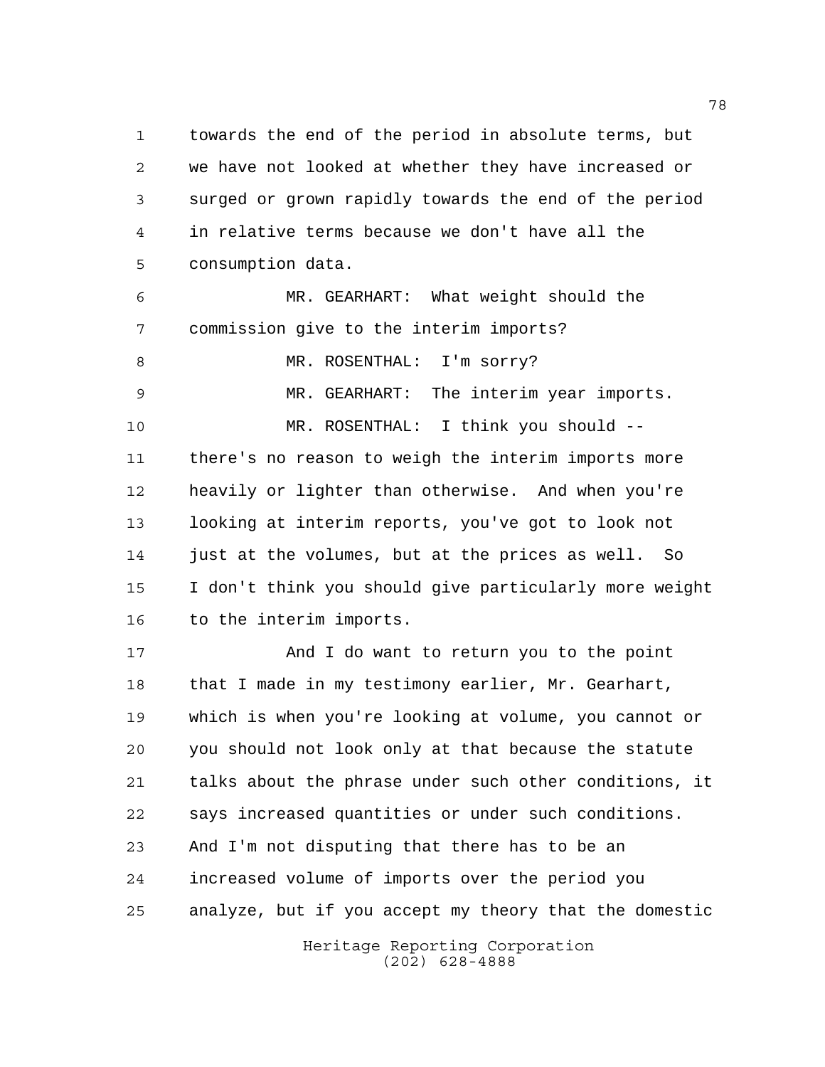towards the end of the period in absolute terms, but we have not looked at whether they have increased or surged or grown rapidly towards the end of the period in relative terms because we don't have all the consumption data.

MR. GEARHART: What weight should the commission give to the interim imports?

MR. ROSENTHAL: I'm sorry?

MR. GEARHART: The interim year imports.

MR. ROSENTHAL: I think you should -- there's no reason to weigh the interim imports more heavily or lighter than otherwise. And when you're looking at interim reports, you've got to look not just at the volumes, but at the prices as well. So I don't think you should give particularly more weight to the interim imports.

And I do want to return you to the point that I made in my testimony earlier, Mr. Gearhart, which is when you're looking at volume, you cannot or you should not look only at that because the statute talks about the phrase under such other conditions, it says increased quantities or under such conditions. And I'm not disputing that there has to be an increased volume of imports over the period you analyze, but if you accept my theory that the domestic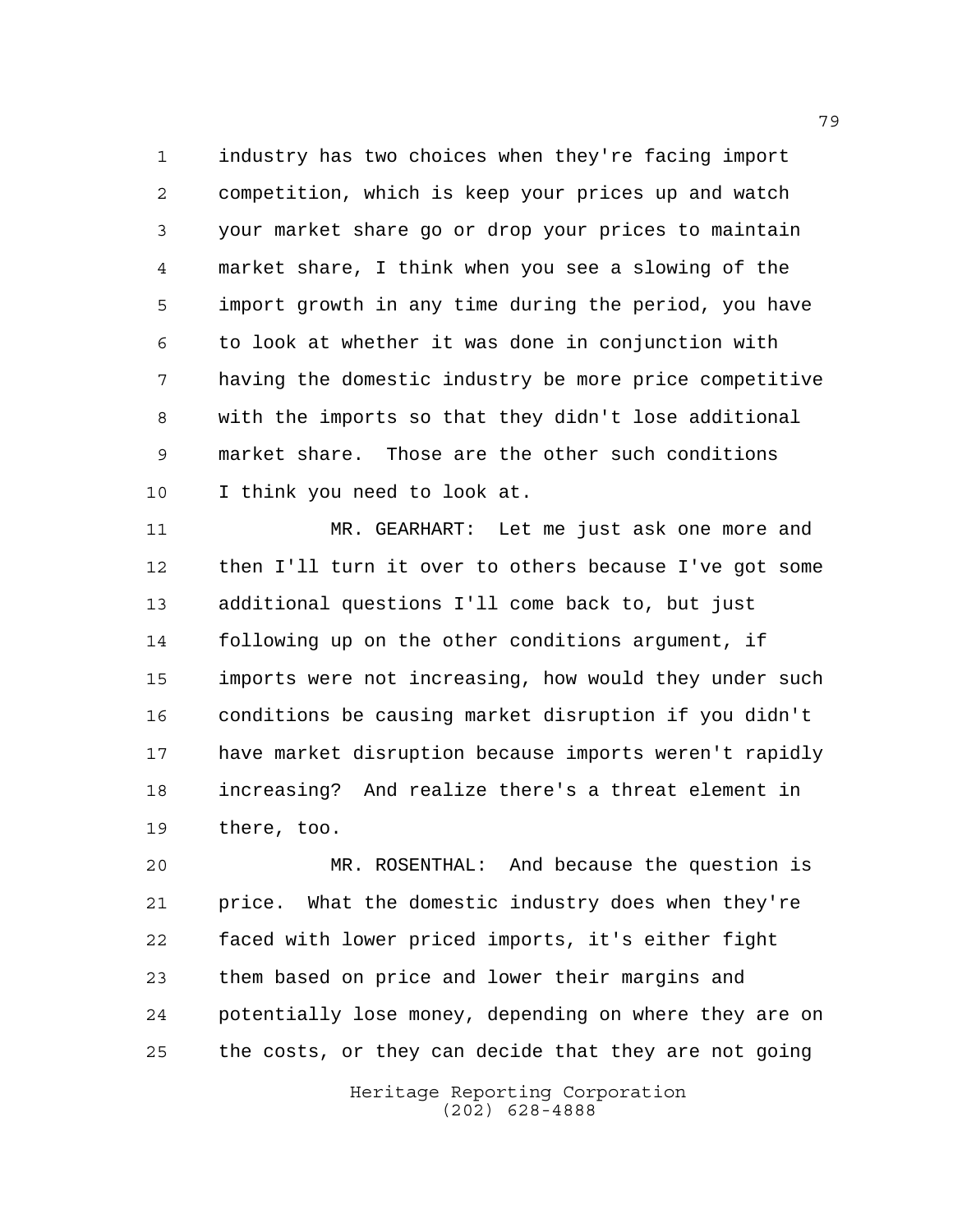industry has two choices when they're facing import competition, which is keep your prices up and watch your market share go or drop your prices to maintain market share, I think when you see a slowing of the import growth in any time during the period, you have to look at whether it was done in conjunction with having the domestic industry be more price competitive with the imports so that they didn't lose additional market share. Those are the other such conditions I think you need to look at.

MR. GEARHART: Let me just ask one more and then I'll turn it over to others because I've got some additional questions I'll come back to, but just following up on the other conditions argument, if imports were not increasing, how would they under such conditions be causing market disruption if you didn't have market disruption because imports weren't rapidly increasing? And realize there's a threat element in there, too.

MR. ROSENTHAL: And because the question is price. What the domestic industry does when they're faced with lower priced imports, it's either fight them based on price and lower their margins and potentially lose money, depending on where they are on the costs, or they can decide that they are not going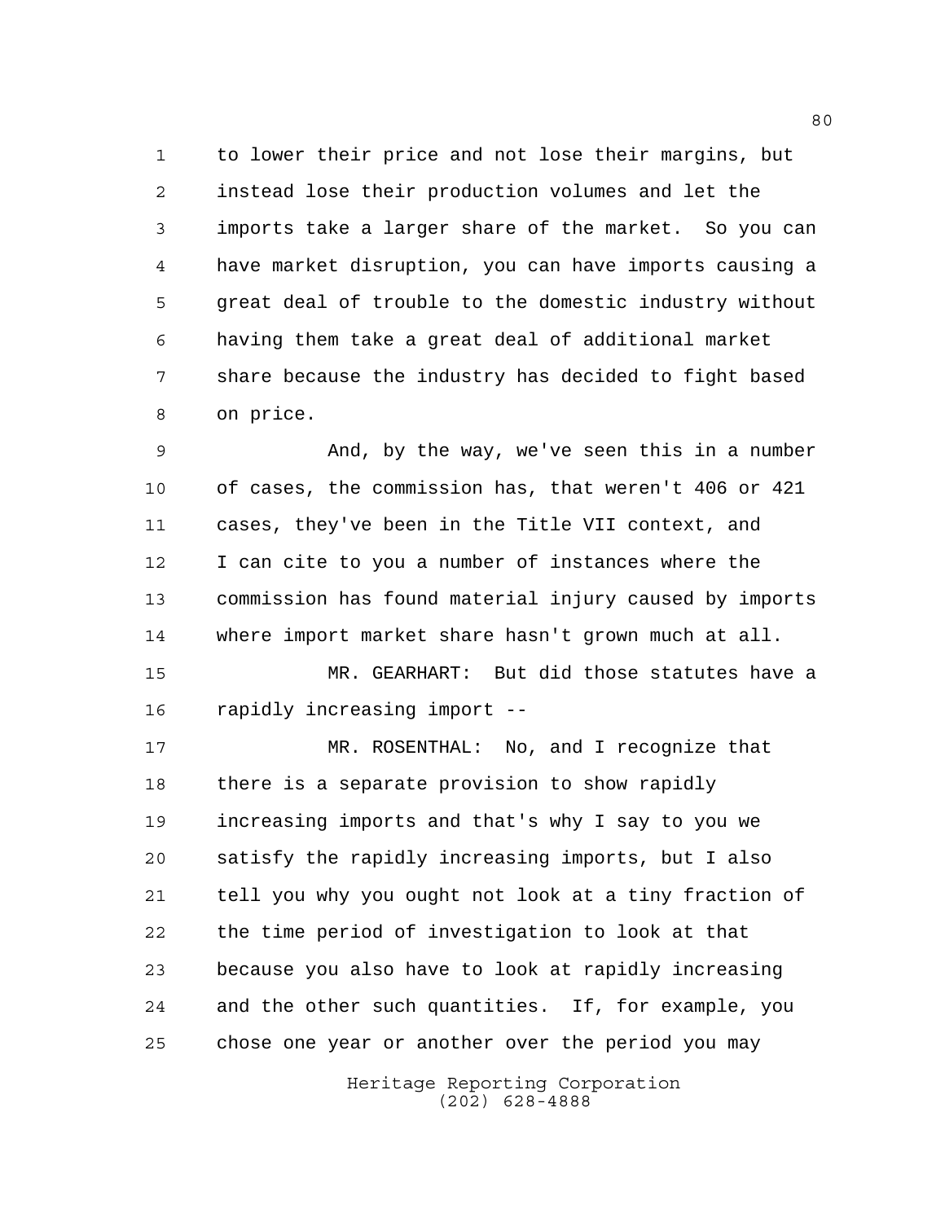to lower their price and not lose their margins, but instead lose their production volumes and let the imports take a larger share of the market. So you can have market disruption, you can have imports causing a great deal of trouble to the domestic industry without having them take a great deal of additional market share because the industry has decided to fight based on price.

And, by the way, we've seen this in a number of cases, the commission has, that weren't 406 or 421 cases, they've been in the Title VII context, and I can cite to you a number of instances where the commission has found material injury caused by imports where import market share hasn't grown much at all.

MR. GEARHART: But did those statutes have a rapidly increasing import --

MR. ROSENTHAL: No, and I recognize that there is a separate provision to show rapidly increasing imports and that's why I say to you we satisfy the rapidly increasing imports, but I also tell you why you ought not look at a tiny fraction of the time period of investigation to look at that because you also have to look at rapidly increasing and the other such quantities. If, for example, you chose one year or another over the period you may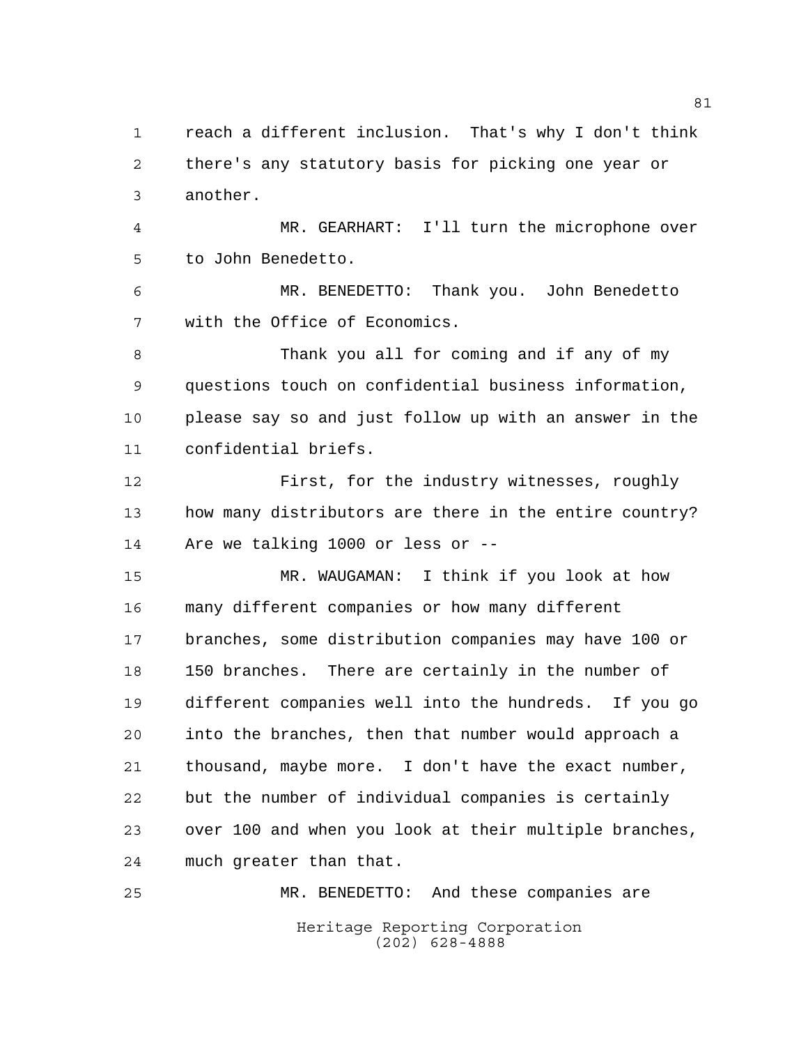reach a different inclusion. That's why I don't think there's any statutory basis for picking one year or another.

MR. GEARHART: I'll turn the microphone over to John Benedetto.

MR. BENEDETTO: Thank you. John Benedetto with the Office of Economics.

Thank you all for coming and if any of my questions touch on confidential business information, please say so and just follow up with an answer in the confidential briefs.

First, for the industry witnesses, roughly how many distributors are there in the entire country? Are we talking 1000 or less or --

MR. WAUGAMAN: I think if you look at how many different companies or how many different branches, some distribution companies may have 100 or 150 branches. There are certainly in the number of different companies well into the hundreds. If you go into the branches, then that number would approach a thousand, maybe more. I don't have the exact number, but the number of individual companies is certainly over 100 and when you look at their multiple branches, much greater than that.

MR. BENEDETTO: And these companies are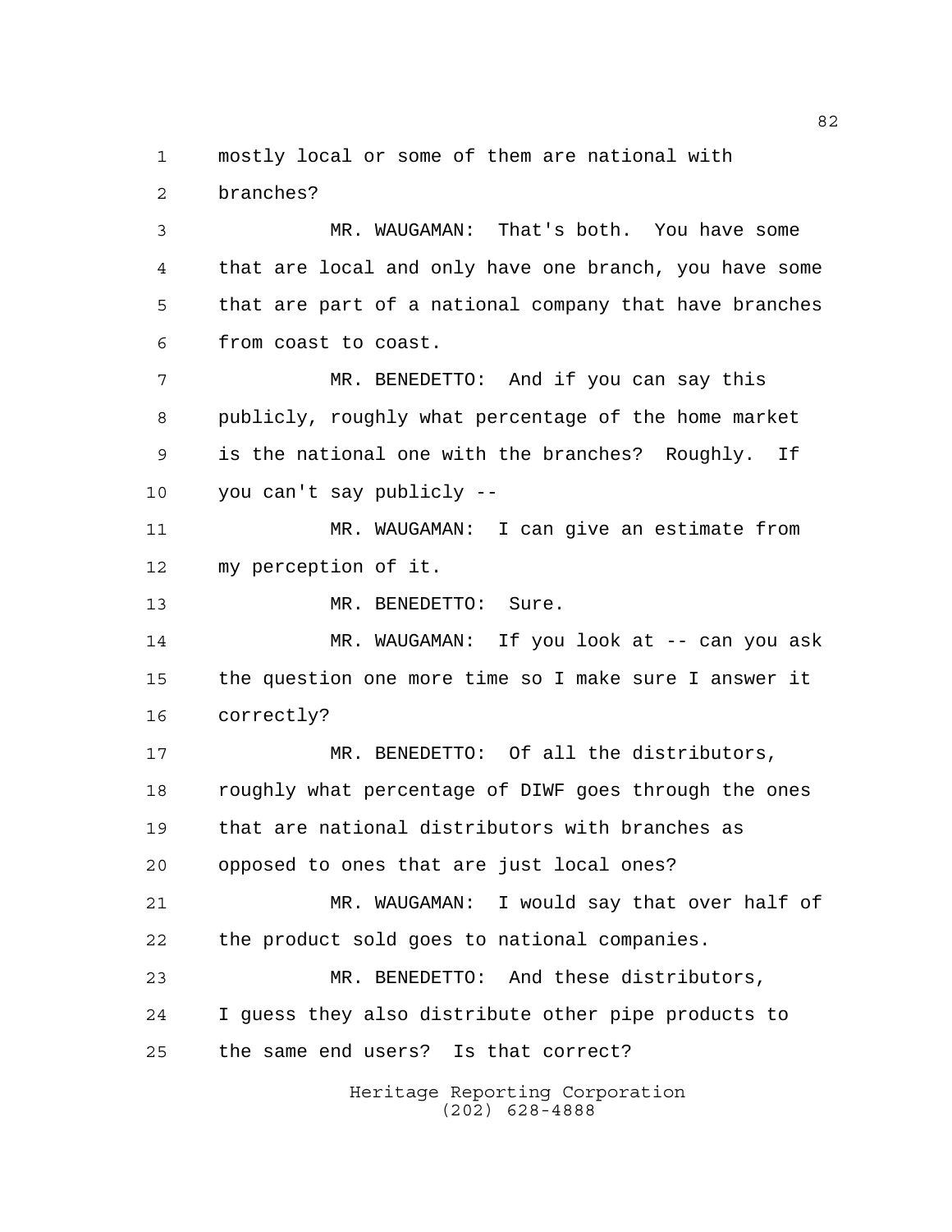mostly local or some of them are national with branches?

MR. WAUGAMAN: That's both. You have some that are local and only have one branch, you have some that are part of a national company that have branches from coast to coast.

MR. BENEDETTO: And if you can say this publicly, roughly what percentage of the home market is the national one with the branches? Roughly. If you can't say publicly --

MR. WAUGAMAN: I can give an estimate from my perception of it.

MR. BENEDETTO: Sure.

MR. WAUGAMAN: If you look at -- can you ask the question one more time so I make sure I answer it correctly?

MR. BENEDETTO: Of all the distributors, roughly what percentage of DIWF goes through the ones that are national distributors with branches as opposed to ones that are just local ones?

MR. WAUGAMAN: I would say that over half of the product sold goes to national companies.

MR. BENEDETTO: And these distributors, I guess they also distribute other pipe products to the same end users? Is that correct?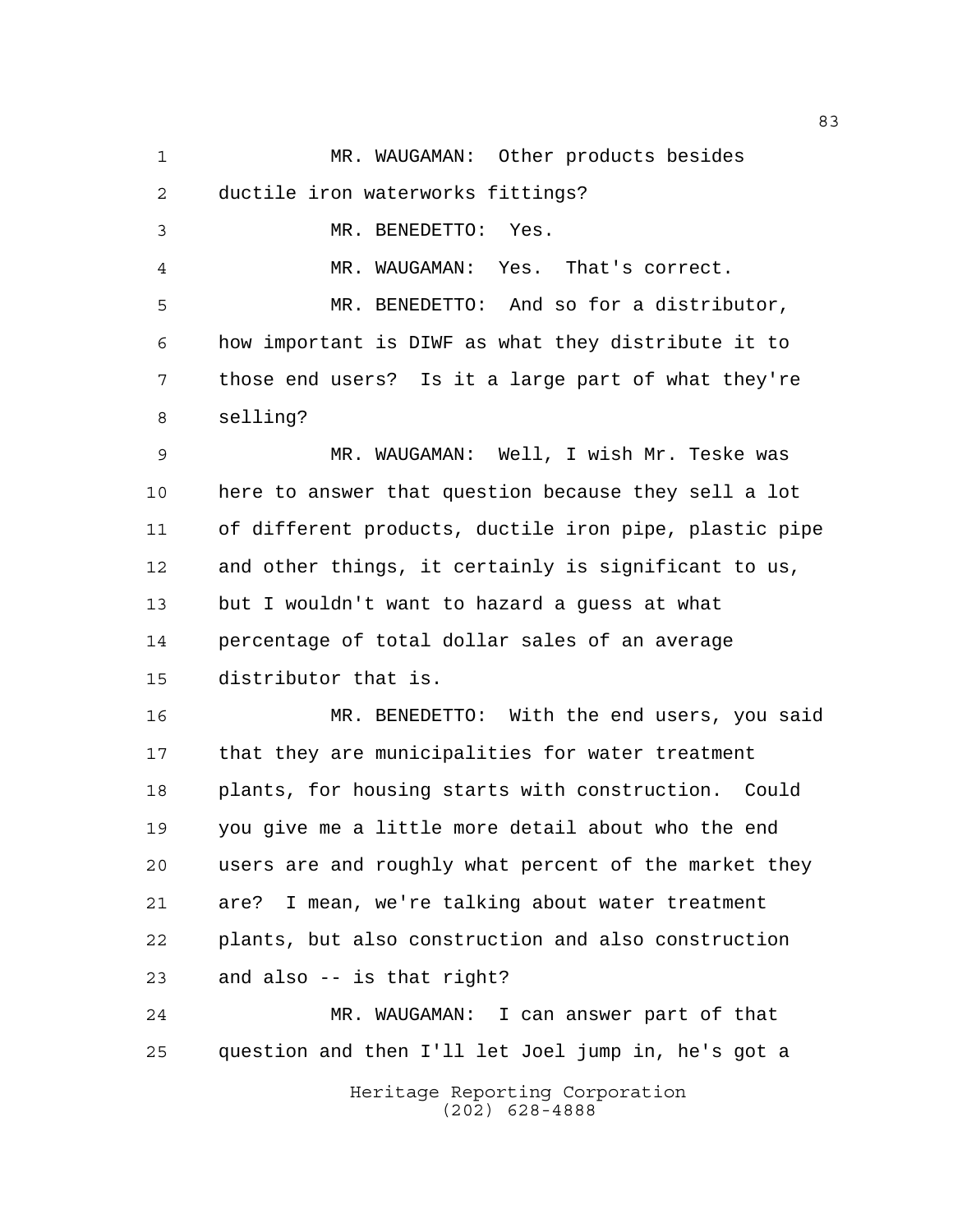MR. WAUGAMAN: Other products besides ductile iron waterworks fittings?

MR. BENEDETTO: Yes.

MR. WAUGAMAN: Yes. That's correct.

MR. BENEDETTO: And so for a distributor, how important is DIWF as what they distribute it to those end users? Is it a large part of what they're selling?

MR. WAUGAMAN: Well, I wish Mr. Teske was here to answer that question because they sell a lot of different products, ductile iron pipe, plastic pipe and other things, it certainly is significant to us, but I wouldn't want to hazard a guess at what percentage of total dollar sales of an average distributor that is.

MR. BENEDETTO: With the end users, you said that they are municipalities for water treatment plants, for housing starts with construction. Could you give me a little more detail about who the end users are and roughly what percent of the market they are? I mean, we're talking about water treatment plants, but also construction and also construction and also -- is that right?

MR. WAUGAMAN: I can answer part of that question and then I'll let Joel jump in, he's got a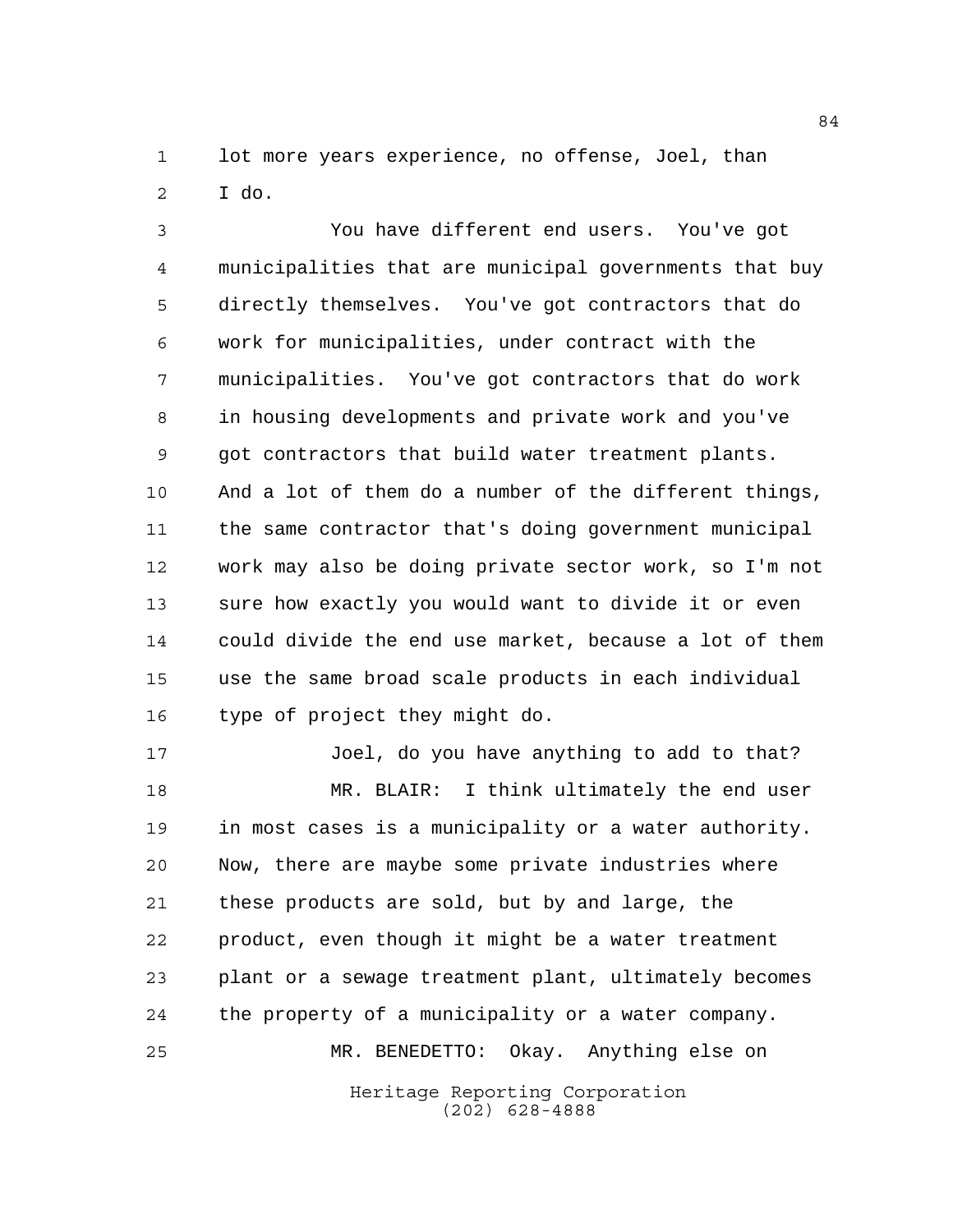lot more years experience, no offense, Joel, than I do.

You have different end users. You've got municipalities that are municipal governments that buy directly themselves. You've got contractors that do work for municipalities, under contract with the municipalities. You've got contractors that do work in housing developments and private work and you've got contractors that build water treatment plants. And a lot of them do a number of the different things, the same contractor that's doing government municipal work may also be doing private sector work, so I'm not sure how exactly you would want to divide it or even could divide the end use market, because a lot of them use the same broad scale products in each individual type of project they might do.

Joel, do you have anything to add to that?

MR. BLAIR: I think ultimately the end user in most cases is a municipality or a water authority. Now, there are maybe some private industries where these products are sold, but by and large, the product, even though it might be a water treatment plant or a sewage treatment plant, ultimately becomes the property of a municipality or a water company.

MR. BENEDETTO: Okay. Anything else on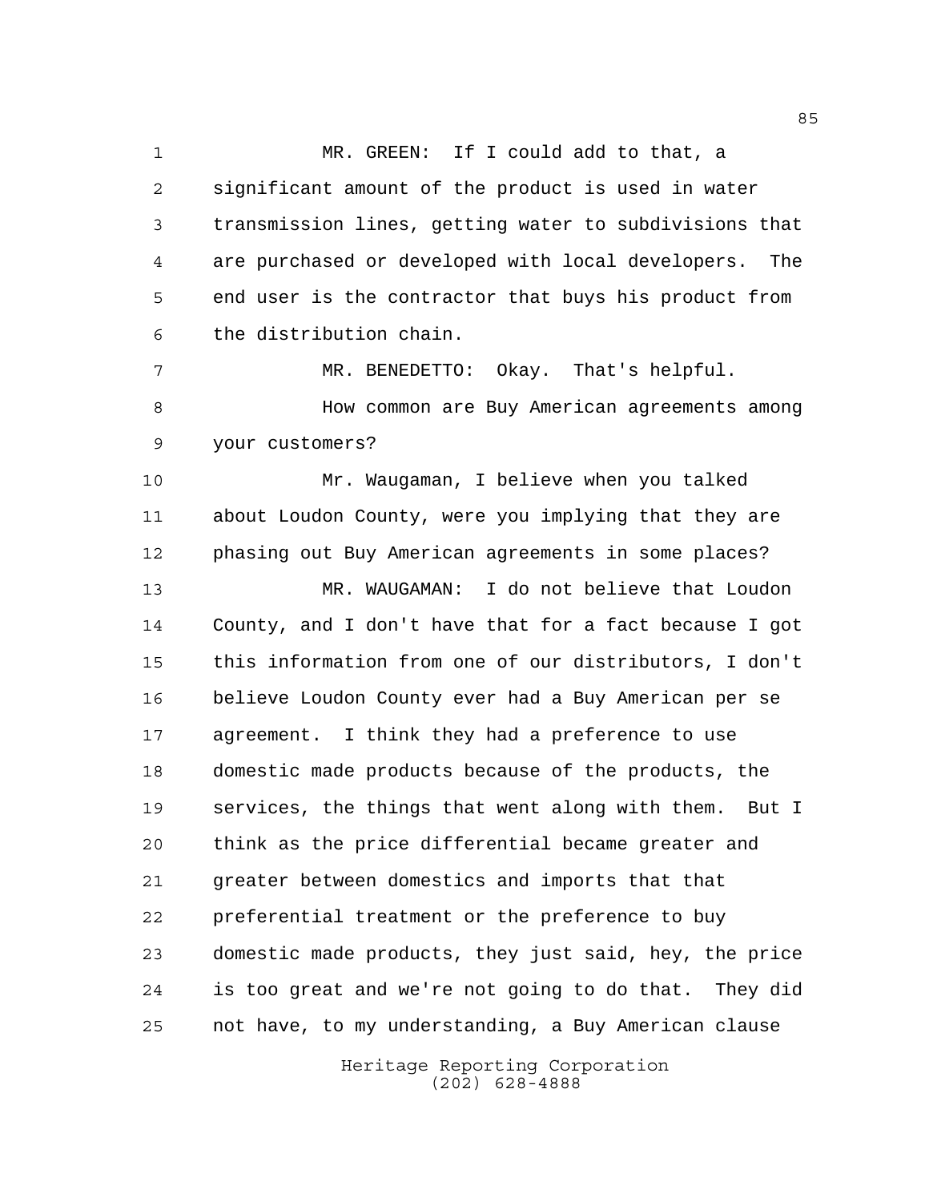MR. GREEN: If I could add to that, a significant amount of the product is used in water transmission lines, getting water to subdivisions that are purchased or developed with local developers. The end user is the contractor that buys his product from the distribution chain.

MR. BENEDETTO: Okay. That's helpful.

How common are Buy American agreements among your customers?

Mr. Waugaman, I believe when you talked about Loudon County, were you implying that they are phasing out Buy American agreements in some places?

MR. WAUGAMAN: I do not believe that Loudon County, and I don't have that for a fact because I got this information from one of our distributors, I don't believe Loudon County ever had a Buy American per se agreement. I think they had a preference to use domestic made products because of the products, the services, the things that went along with them. But I think as the price differential became greater and greater between domestics and imports that that preferential treatment or the preference to buy domestic made products, they just said, hey, the price is too great and we're not going to do that. They did not have, to my understanding, a Buy American clause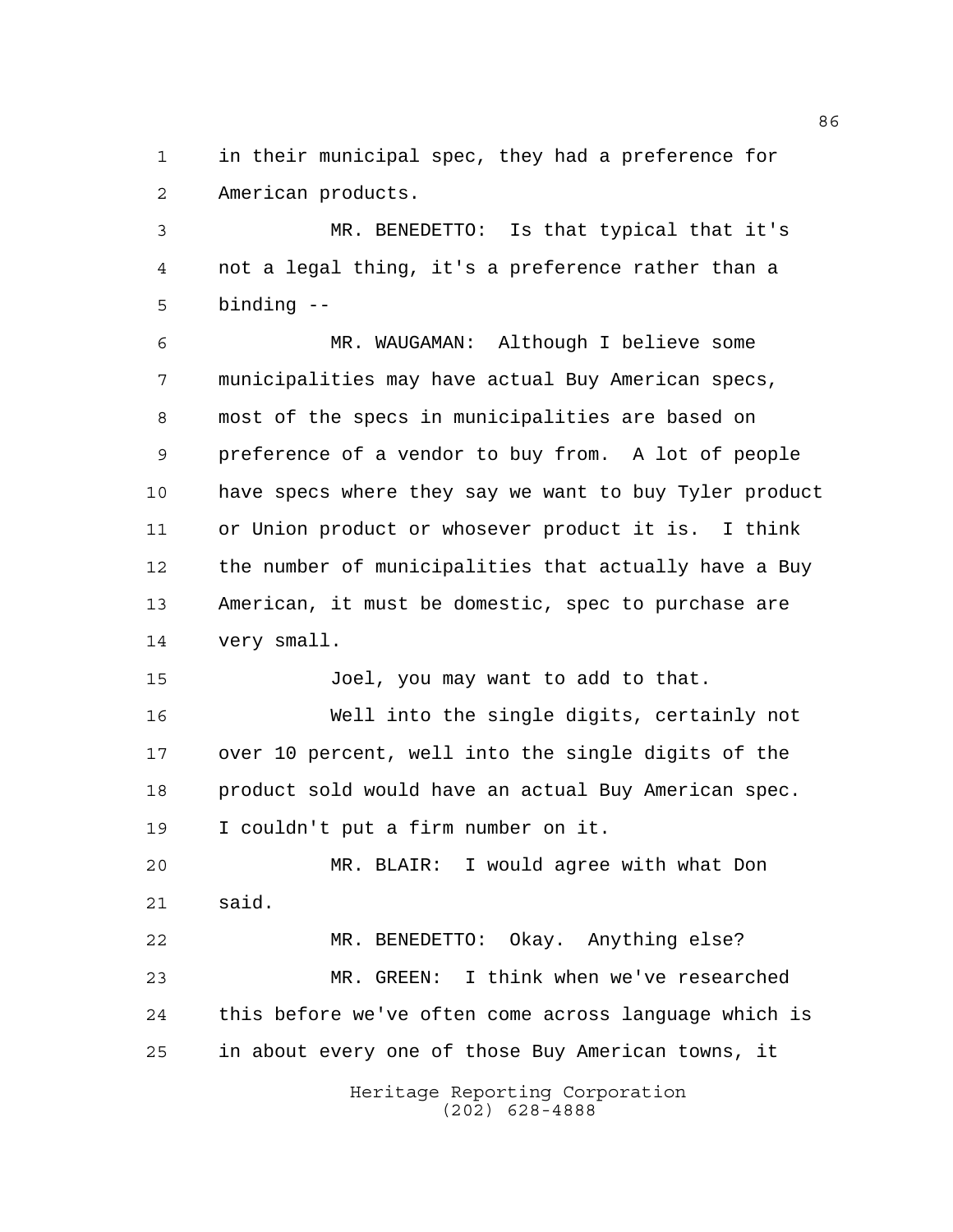in their municipal spec, they had a preference for American products.

MR. BENEDETTO: Is that typical that it's not a legal thing, it's a preference rather than a binding --

MR. WAUGAMAN: Although I believe some municipalities may have actual Buy American specs, most of the specs in municipalities are based on preference of a vendor to buy from. A lot of people have specs where they say we want to buy Tyler product or Union product or whosever product it is. I think the number of municipalities that actually have a Buy American, it must be domestic, spec to purchase are very small.

Joel, you may want to add to that.

Well into the single digits, certainly not over 10 percent, well into the single digits of the product sold would have an actual Buy American spec. I couldn't put a firm number on it.

MR. BLAIR: I would agree with what Don said.

MR. BENEDETTO: Okay. Anything else?

MR. GREEN: I think when we've researched this before we've often come across language which is in about every one of those Buy American towns, it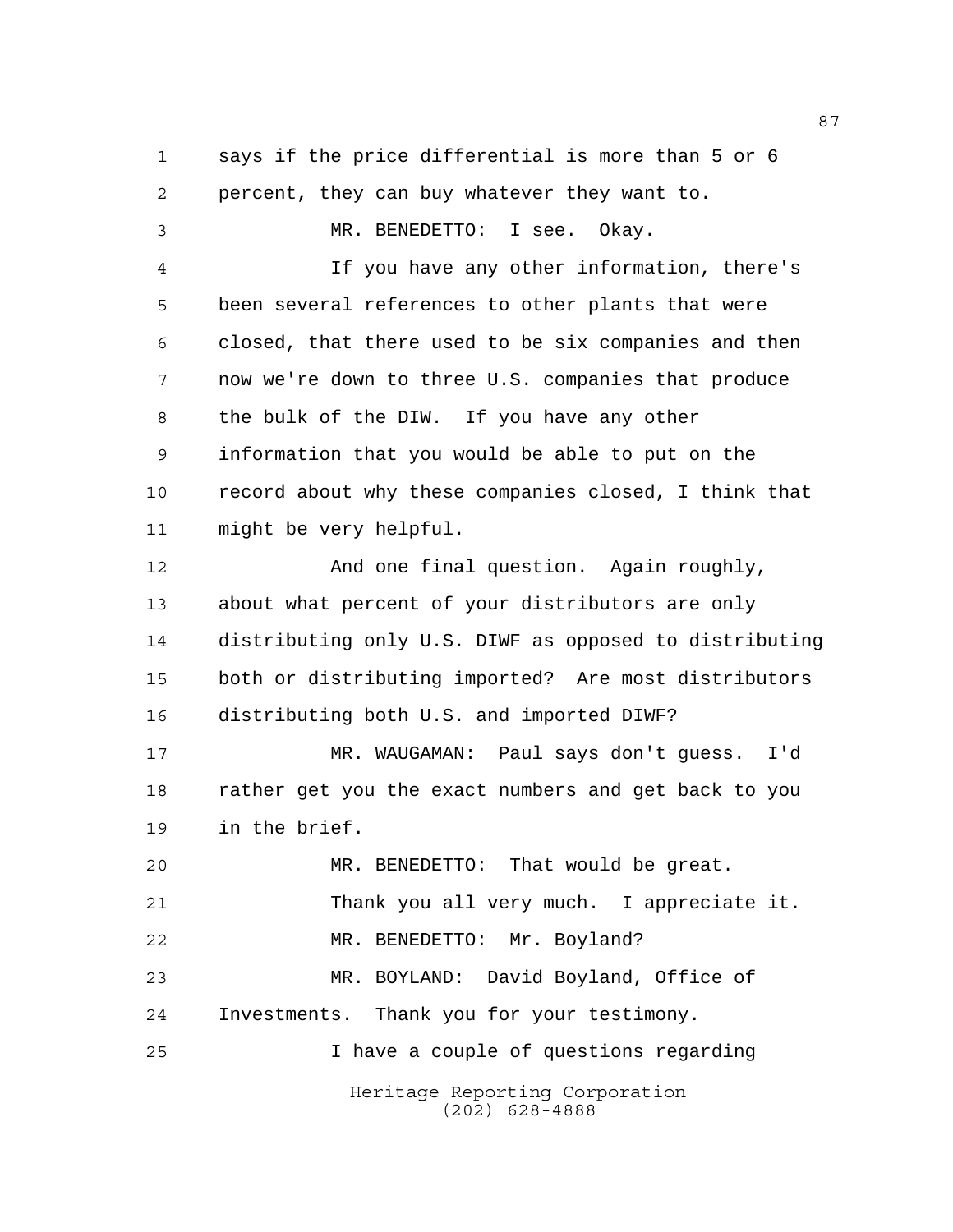says if the price differential is more than 5 or 6 percent, they can buy whatever they want to.

MR. BENEDETTO: I see. Okay.

If you have any other information, there's been several references to other plants that were closed, that there used to be six companies and then now we're down to three U.S. companies that produce the bulk of the DIW. If you have any other information that you would be able to put on the record about why these companies closed, I think that might be very helpful.

And one final question. Again roughly, about what percent of your distributors are only distributing only U.S. DIWF as opposed to distributing both or distributing imported? Are most distributors distributing both U.S. and imported DIWF?

MR. WAUGAMAN: Paul says don't guess. I'd rather get you the exact numbers and get back to you in the brief.

MR. BENEDETTO: That would be great.

Thank you all very much. I appreciate it.

MR. BENEDETTO: Mr. Boyland?

MR. BOYLAND: David Boyland, Office of Investments. Thank you for your testimony.

I have a couple of questions regarding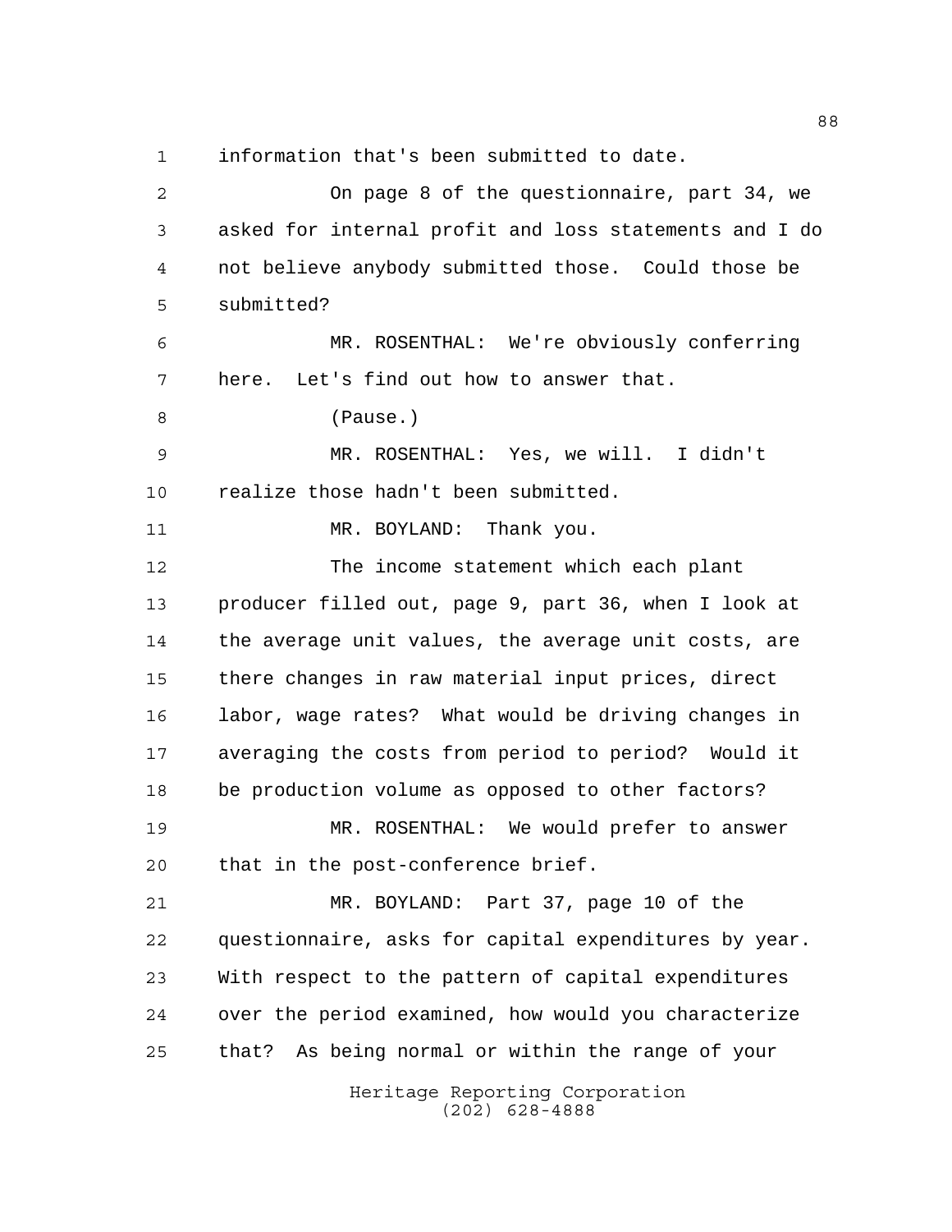information that's been submitted to date.

On page 8 of the questionnaire, part 34, we asked for internal profit and loss statements and I do not believe anybody submitted those. Could those be submitted?

MR. ROSENTHAL: We're obviously conferring here. Let's find out how to answer that.

(Pause.)

MR. ROSENTHAL: Yes, we will. I didn't realize those hadn't been submitted.

MR. BOYLAND: Thank you.

The income statement which each plant producer filled out, page 9, part 36, when I look at the average unit values, the average unit costs, are there changes in raw material input prices, direct labor, wage rates? What would be driving changes in averaging the costs from period to period? Would it be production volume as opposed to other factors?

MR. ROSENTHAL: We would prefer to answer that in the post-conference brief.

MR. BOYLAND: Part 37, page 10 of the questionnaire, asks for capital expenditures by year. With respect to the pattern of capital expenditures over the period examined, how would you characterize that? As being normal or within the range of your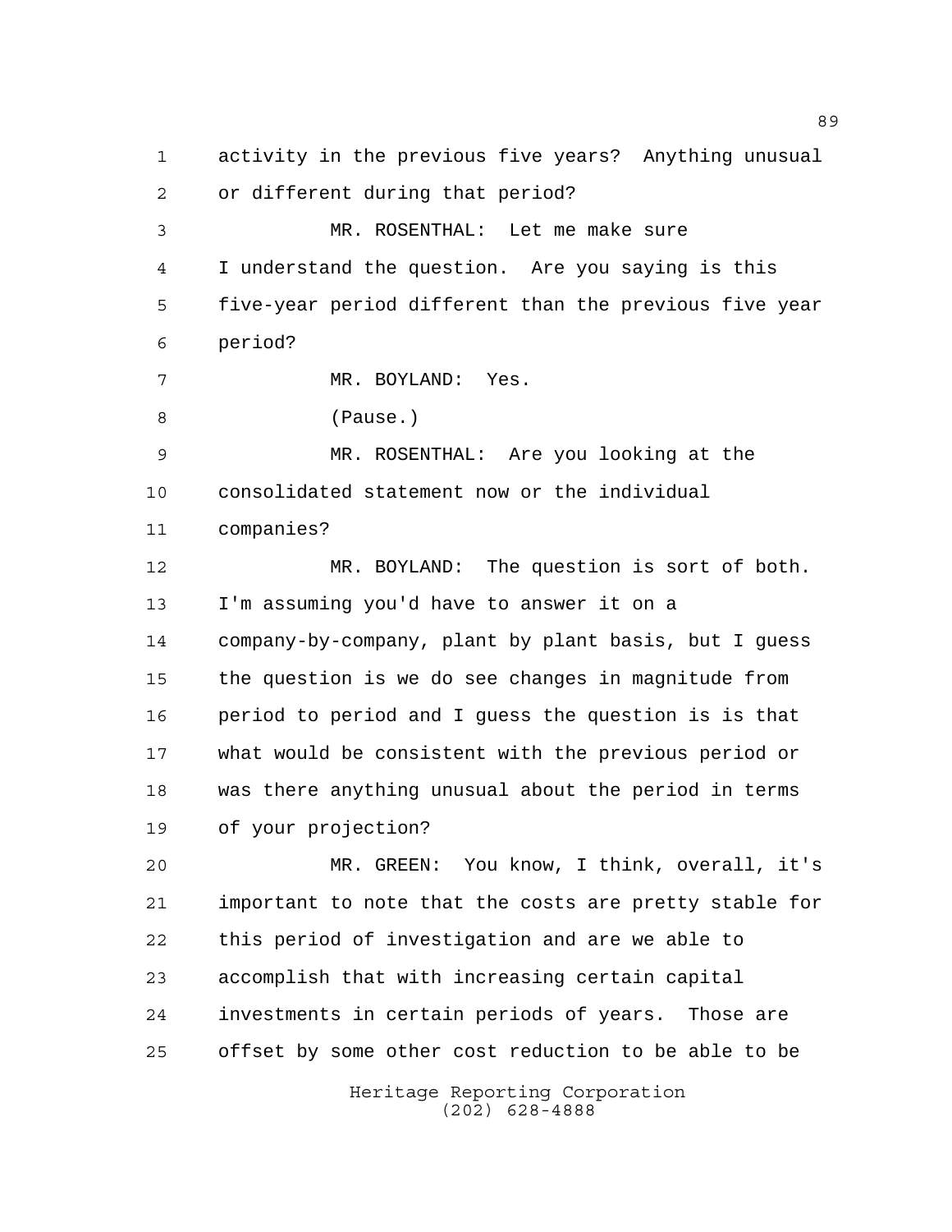activity in the previous five years? Anything unusual or different during that period?

MR. ROSENTHAL: Let me make sure I understand the question. Are you saying is this five-year period different than the previous five year period?

MR. BOYLAND: Yes.

(Pause.)

MR. ROSENTHAL: Are you looking at the consolidated statement now or the individual companies?

MR. BOYLAND: The question is sort of both. I'm assuming you'd have to answer it on a company-by-company, plant by plant basis, but I guess the question is we do see changes in magnitude from period to period and I guess the question is is that what would be consistent with the previous period or was there anything unusual about the period in terms of your projection?

MR. GREEN: You know, I think, overall, it's important to note that the costs are pretty stable for this period of investigation and are we able to accomplish that with increasing certain capital investments in certain periods of years. Those are offset by some other cost reduction to be able to be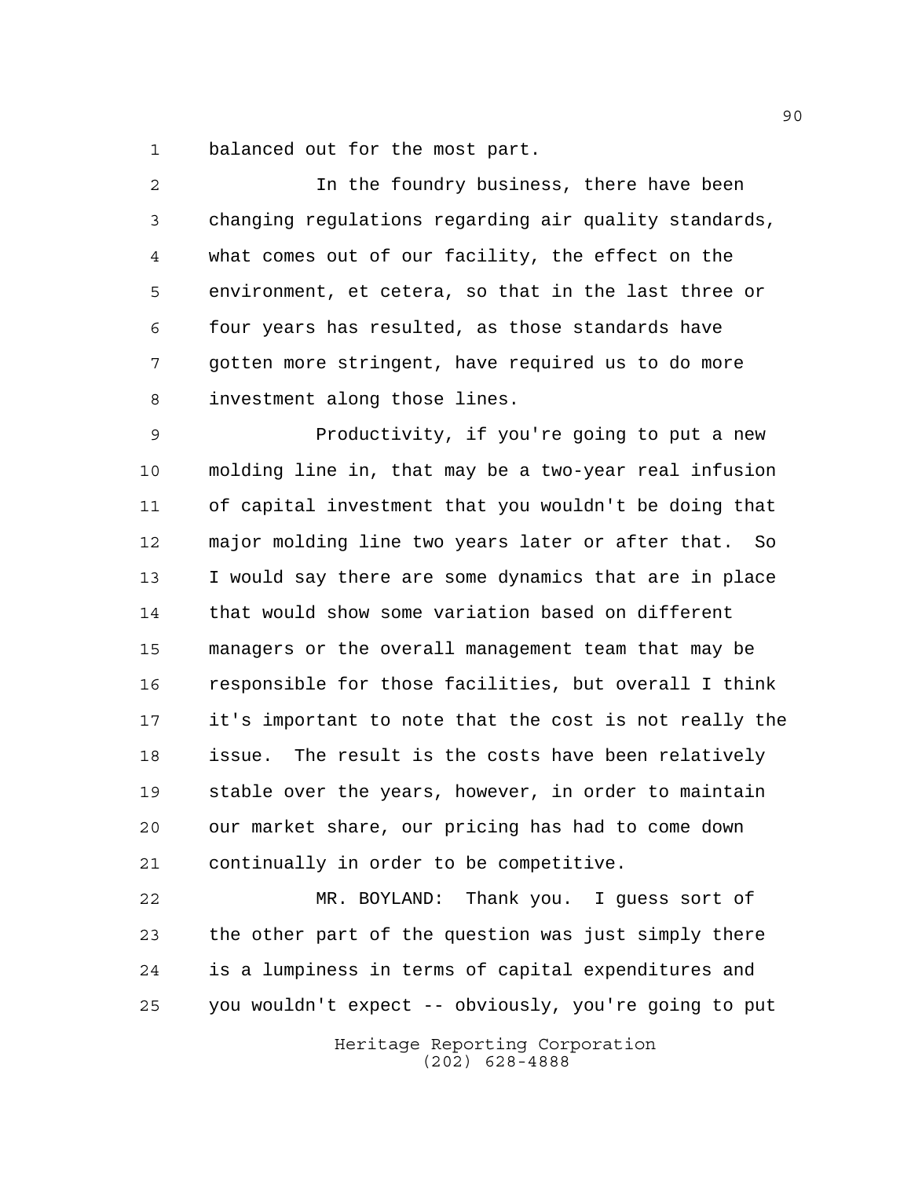balanced out for the most part.

In the foundry business, there have been changing regulations regarding air quality standards, what comes out of our facility, the effect on the environment, et cetera, so that in the last three or four years has resulted, as those standards have gotten more stringent, have required us to do more investment along those lines.

Productivity, if you're going to put a new molding line in, that may be a two-year real infusion of capital investment that you wouldn't be doing that major molding line two years later or after that. So I would say there are some dynamics that are in place that would show some variation based on different managers or the overall management team that may be responsible for those facilities, but overall I think it's important to note that the cost is not really the issue. The result is the costs have been relatively stable over the years, however, in order to maintain our market share, our pricing has had to come down continually in order to be competitive.

MR. BOYLAND: Thank you. I guess sort of the other part of the question was just simply there is a lumpiness in terms of capital expenditures and you wouldn't expect -- obviously, you're going to put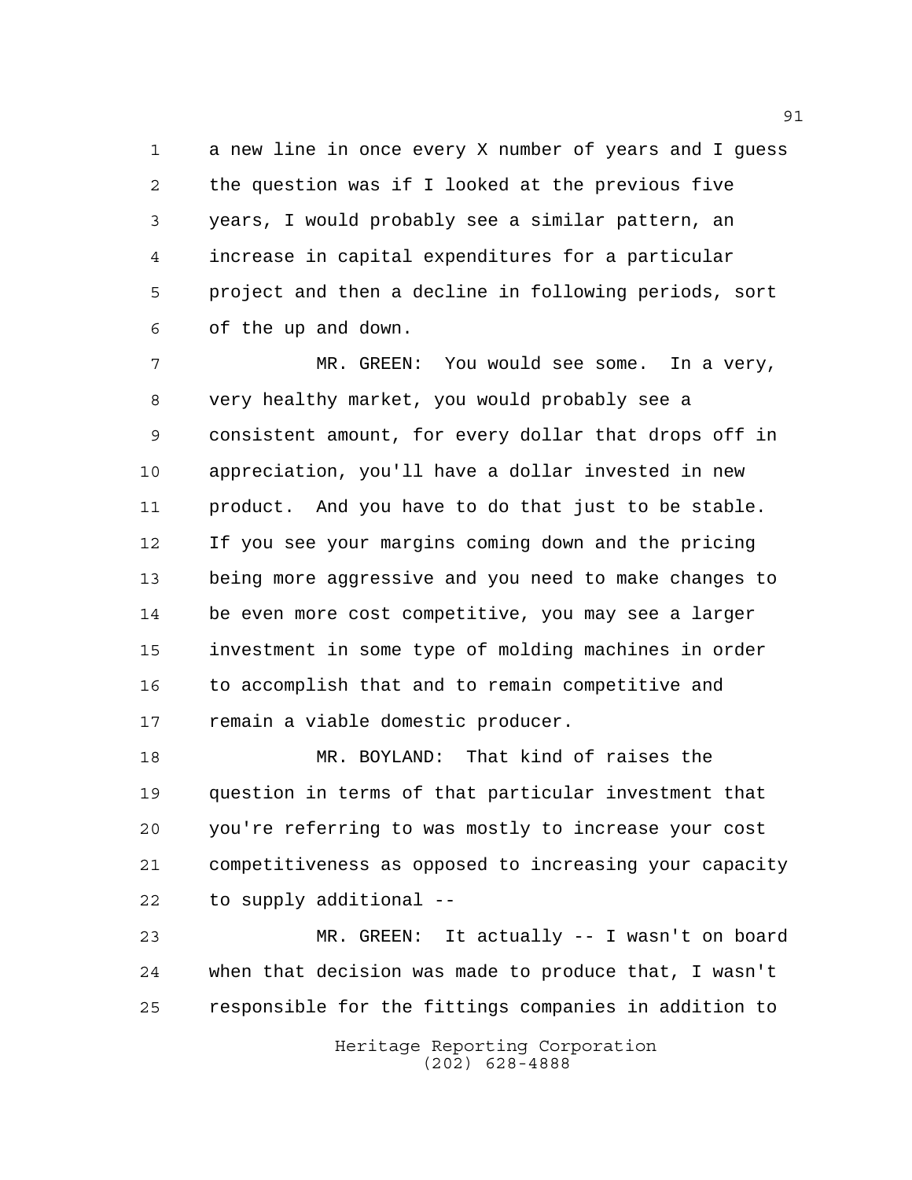a new line in once every X number of years and I guess the question was if I looked at the previous five years, I would probably see a similar pattern, an increase in capital expenditures for a particular project and then a decline in following periods, sort of the up and down.

MR. GREEN: You would see some. In a very, very healthy market, you would probably see a consistent amount, for every dollar that drops off in appreciation, you'll have a dollar invested in new product. And you have to do that just to be stable. If you see your margins coming down and the pricing being more aggressive and you need to make changes to be even more cost competitive, you may see a larger investment in some type of molding machines in order to accomplish that and to remain competitive and remain a viable domestic producer.

MR. BOYLAND: That kind of raises the question in terms of that particular investment that you're referring to was mostly to increase your cost competitiveness as opposed to increasing your capacity to supply additional --

MR. GREEN: It actually -- I wasn't on board when that decision was made to produce that, I wasn't responsible for the fittings companies in addition to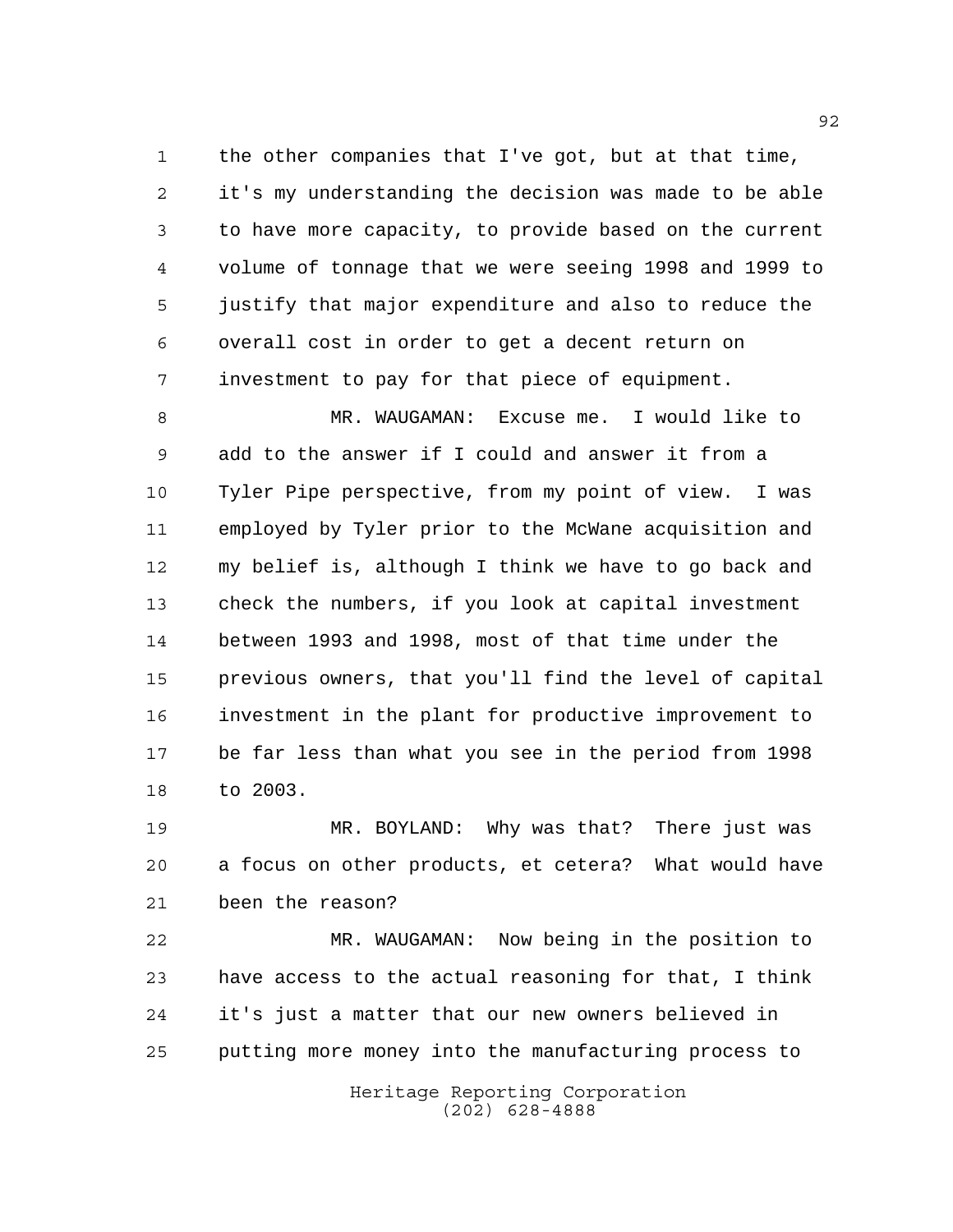the other companies that I've got, but at that time, it's my understanding the decision was made to be able to have more capacity, to provide based on the current volume of tonnage that we were seeing 1998 and 1999 to justify that major expenditure and also to reduce the overall cost in order to get a decent return on investment to pay for that piece of equipment.

MR. WAUGAMAN: Excuse me. I would like to add to the answer if I could and answer it from a Tyler Pipe perspective, from my point of view. I was employed by Tyler prior to the McWane acquisition and my belief is, although I think we have to go back and check the numbers, if you look at capital investment between 1993 and 1998, most of that time under the previous owners, that you'll find the level of capital investment in the plant for productive improvement to be far less than what you see in the period from 1998 to 2003.

MR. BOYLAND: Why was that? There just was a focus on other products, et cetera? What would have been the reason?

MR. WAUGAMAN: Now being in the position to have access to the actual reasoning for that, I think it's just a matter that our new owners believed in putting more money into the manufacturing process to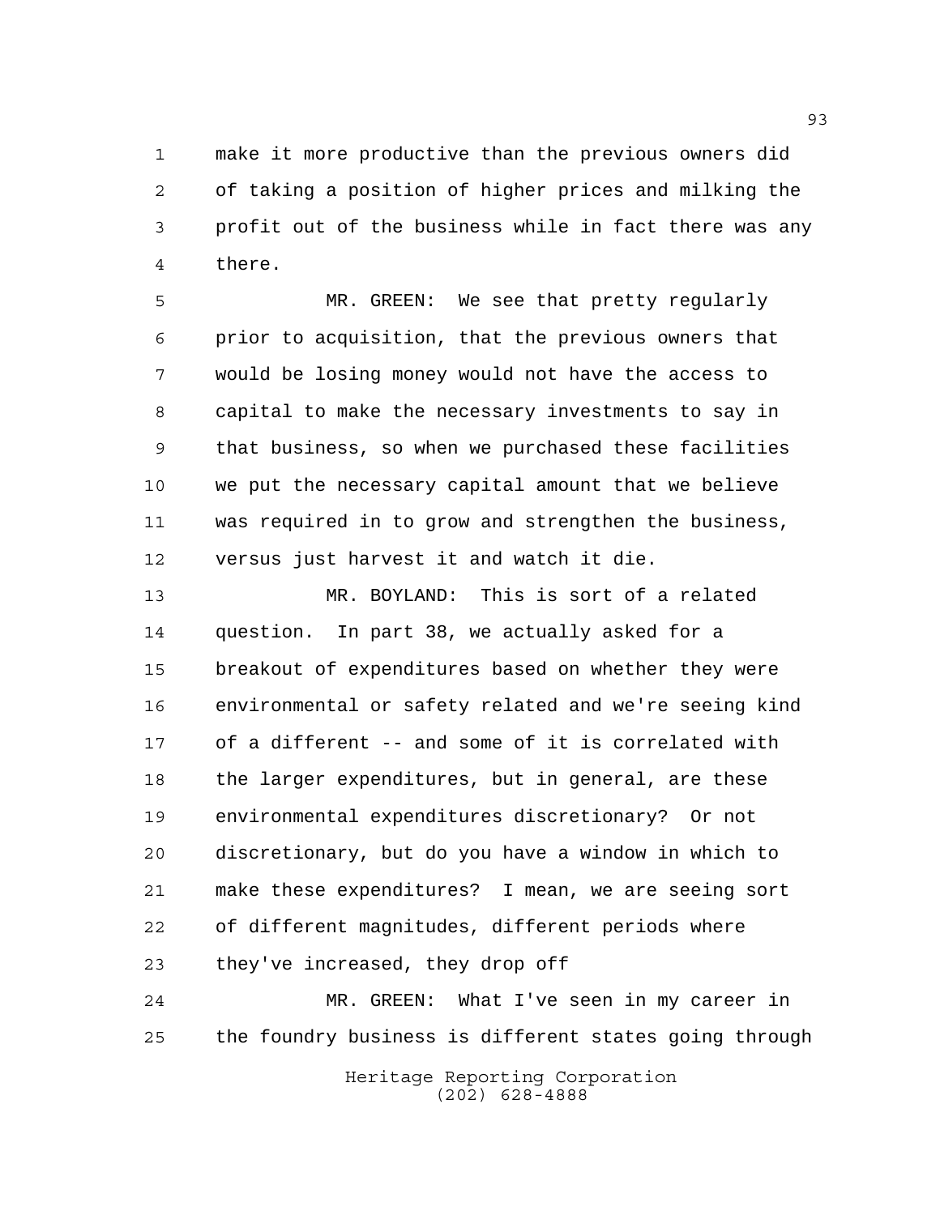make it more productive than the previous owners did of taking a position of higher prices and milking the profit out of the business while in fact there was any there.

MR. GREEN: We see that pretty regularly prior to acquisition, that the previous owners that would be losing money would not have the access to capital to make the necessary investments to say in that business, so when we purchased these facilities we put the necessary capital amount that we believe was required in to grow and strengthen the business, versus just harvest it and watch it die.

MR. BOYLAND: This is sort of a related question. In part 38, we actually asked for a breakout of expenditures based on whether they were environmental or safety related and we're seeing kind of a different -- and some of it is correlated with the larger expenditures, but in general, are these environmental expenditures discretionary? Or not discretionary, but do you have a window in which to make these expenditures? I mean, we are seeing sort of different magnitudes, different periods where they've increased, they drop off

MR. GREEN: What I've seen in my career in the foundry business is different states going through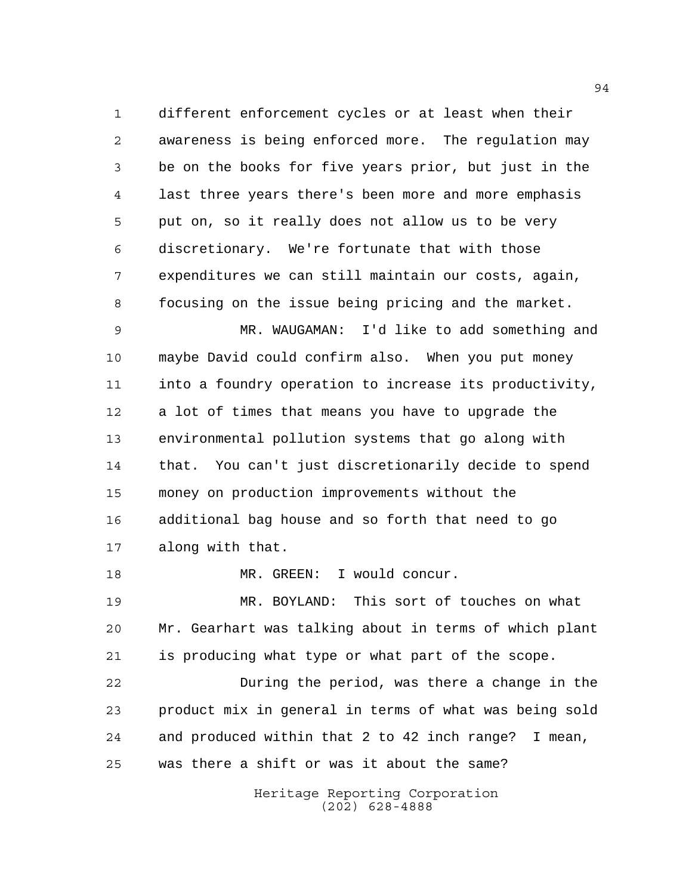different enforcement cycles or at least when their awareness is being enforced more. The regulation may be on the books for five years prior, but just in the last three years there's been more and more emphasis put on, so it really does not allow us to be very discretionary. We're fortunate that with those expenditures we can still maintain our costs, again, focusing on the issue being pricing and the market.

MR. WAUGAMAN: I'd like to add something and maybe David could confirm also. When you put money into a foundry operation to increase its productivity, a lot of times that means you have to upgrade the environmental pollution systems that go along with that. You can't just discretionarily decide to spend money on production improvements without the additional bag house and so forth that need to go along with that.

MR. GREEN: I would concur.

MR. BOYLAND: This sort of touches on what Mr. Gearhart was talking about in terms of which plant is producing what type or what part of the scope.

During the period, was there a change in the product mix in general in terms of what was being sold and produced within that 2 to 42 inch range? I mean, was there a shift or was it about the same?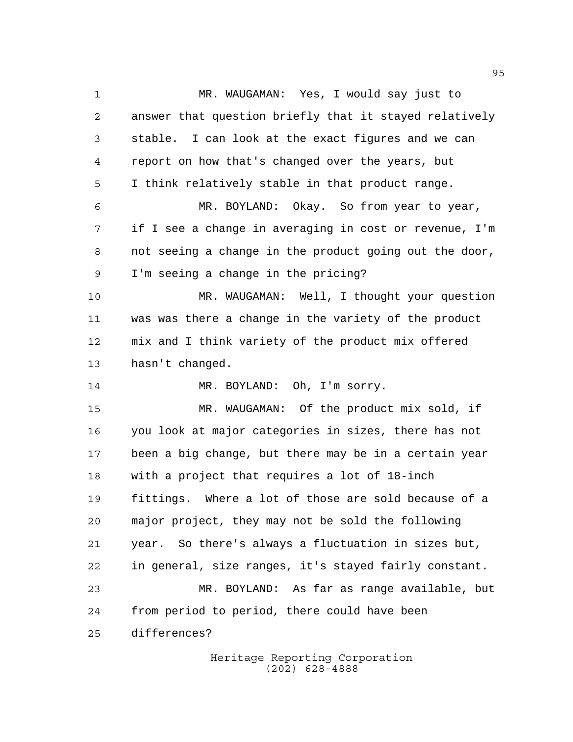MR. WAUGAMAN: Yes, I would say just to answer that question briefly that it stayed relatively stable. I can look at the exact figures and we can report on how that's changed over the years, but I think relatively stable in that product range.

MR. BOYLAND: Okay. So from year to year, if I see a change in averaging in cost or revenue, I'm not seeing a change in the product going out the door, I'm seeing a change in the pricing?

MR. WAUGAMAN: Well, I thought your question was was there a change in the variety of the product mix and I think variety of the product mix offered hasn't changed.

MR. BOYLAND: Oh, I'm sorry.

MR. WAUGAMAN: Of the product mix sold, if you look at major categories in sizes, there has not been a big change, but there may be in a certain year with a project that requires a lot of 18-inch fittings. Where a lot of those are sold because of a major project, they may not be sold the following year. So there's always a fluctuation in sizes but, in general, size ranges, it's stayed fairly constant.

MR. BOYLAND: As far as range available, but from period to period, there could have been differences?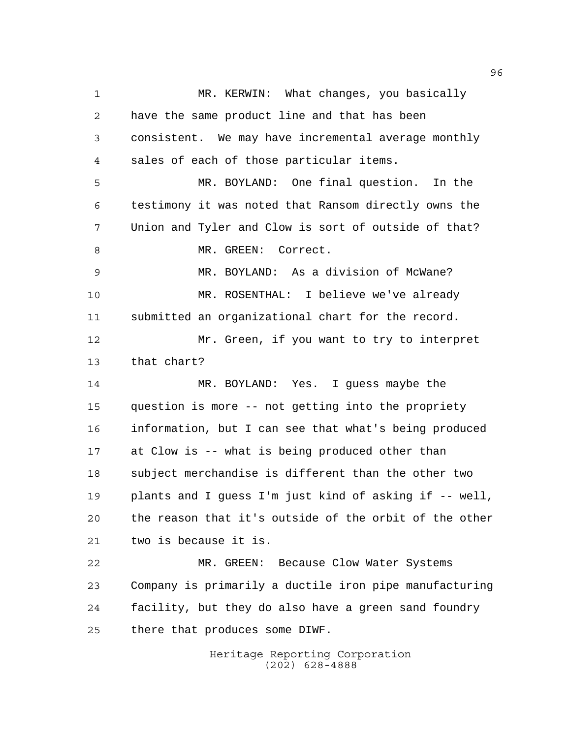MR. KERWIN: What changes, you basically have the same product line and that has been consistent. We may have incremental average monthly sales of each of those particular items.

MR. BOYLAND: One final question. In the testimony it was noted that Ransom directly owns the Union and Tyler and Clow is sort of outside of that?

MR. GREEN: Correct.

MR. BOYLAND: As a division of McWane?

MR. ROSENTHAL: I believe we've already submitted an organizational chart for the record.

Mr. Green, if you want to try to interpret that chart?

MR. BOYLAND: Yes. I guess maybe the question is more -- not getting into the propriety information, but I can see that what's being produced at Clow is -- what is being produced other than subject merchandise is different than the other two plants and I guess I'm just kind of asking if -- well, the reason that it's outside of the orbit of the other two is because it is.

MR. GREEN: Because Clow Water Systems Company is primarily a ductile iron pipe manufacturing facility, but they do also have a green sand foundry there that produces some DIWF.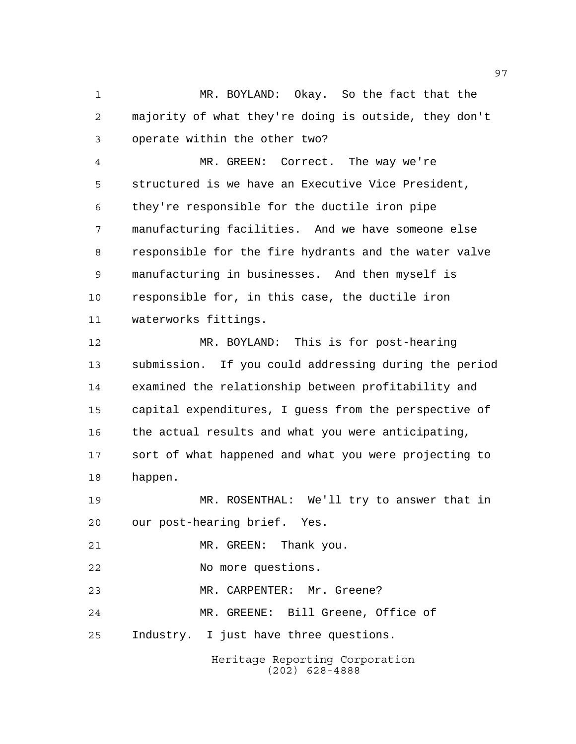MR. BOYLAND: Okay. So the fact that the majority of what they're doing is outside, they don't operate within the other two?

MR. GREEN: Correct. The way we're structured is we have an Executive Vice President, they're responsible for the ductile iron pipe manufacturing facilities. And we have someone else responsible for the fire hydrants and the water valve manufacturing in businesses. And then myself is responsible for, in this case, the ductile iron waterworks fittings.

MR. BOYLAND: This is for post-hearing submission. If you could addressing during the period examined the relationship between profitability and capital expenditures, I guess from the perspective of the actual results and what you were anticipating, sort of what happened and what you were projecting to happen.

MR. ROSENTHAL: We'll try to answer that in our post-hearing brief. Yes.

MR. GREEN: Thank you.

No more questions.

MR. CARPENTER: Mr. Greene?

MR. GREENE: Bill Greene, Office of Industry. I just have three questions.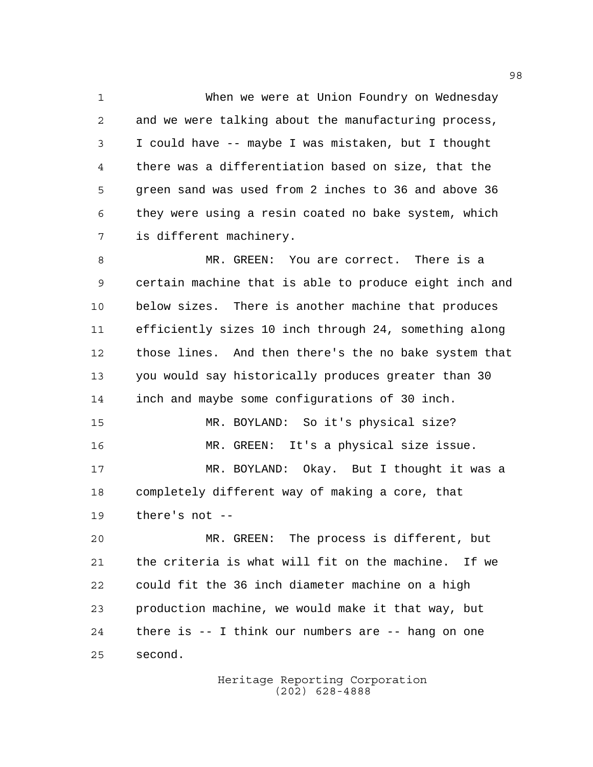When we were at Union Foundry on Wednesday and we were talking about the manufacturing process, I could have -- maybe I was mistaken, but I thought there was a differentiation based on size, that the green sand was used from 2 inches to 36 and above 36 they were using a resin coated no bake system, which is different machinery.

MR. GREEN: You are correct. There is a certain machine that is able to produce eight inch and below sizes. There is another machine that produces efficiently sizes 10 inch through 24, something along those lines. And then there's the no bake system that you would say historically produces greater than 30 inch and maybe some configurations of 30 inch.

MR. BOYLAND: So it's physical size?

MR. GREEN: It's a physical size issue.

MR. BOYLAND: Okay. But I thought it was a completely different way of making a core, that there's not --

MR. GREEN: The process is different, but the criteria is what will fit on the machine. If we could fit the 36 inch diameter machine on a high production machine, we would make it that way, but there is -- I think our numbers are -- hang on one second.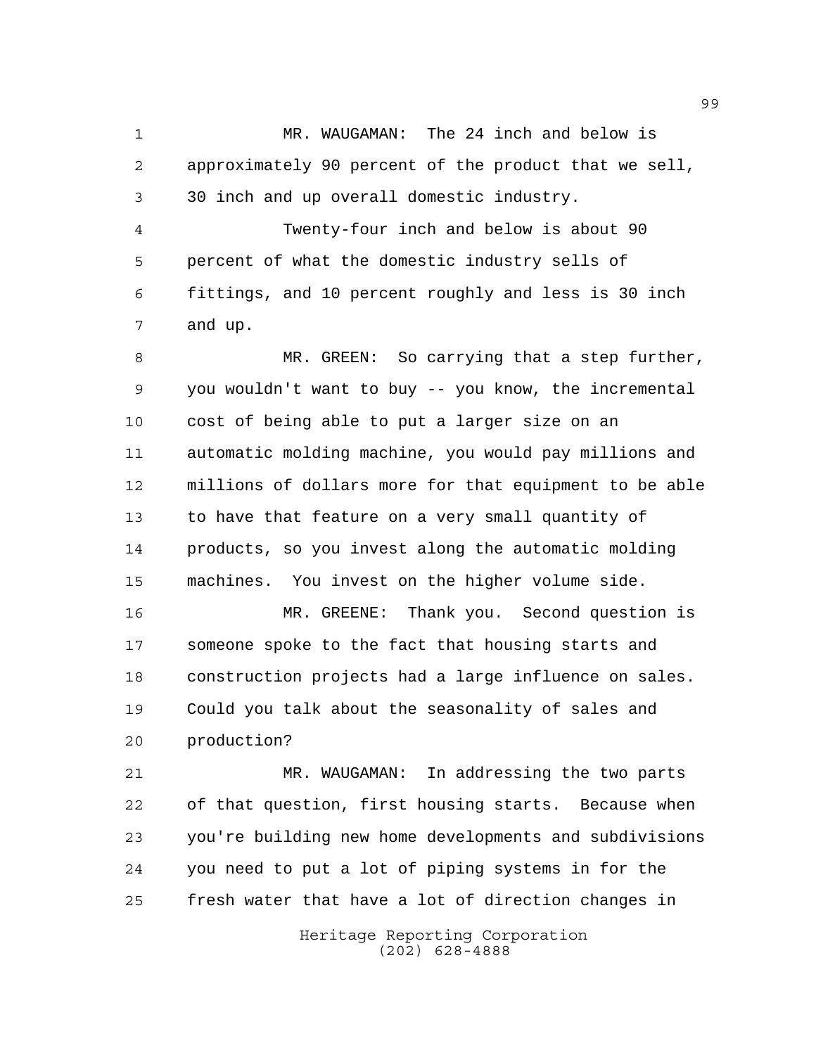MR. WAUGAMAN: The 24 inch and below is approximately 90 percent of the product that we sell, 30 inch and up overall domestic industry.

Twenty-four inch and below is about 90 percent of what the domestic industry sells of fittings, and 10 percent roughly and less is 30 inch and up.

MR. GREEN: So carrying that a step further, you wouldn't want to buy -- you know, the incremental cost of being able to put a larger size on an automatic molding machine, you would pay millions and millions of dollars more for that equipment to be able to have that feature on a very small quantity of products, so you invest along the automatic molding machines. You invest on the higher volume side.

MR. GREENE: Thank you. Second question is someone spoke to the fact that housing starts and construction projects had a large influence on sales. Could you talk about the seasonality of sales and production?

MR. WAUGAMAN: In addressing the two parts of that question, first housing starts. Because when you're building new home developments and subdivisions you need to put a lot of piping systems in for the fresh water that have a lot of direction changes in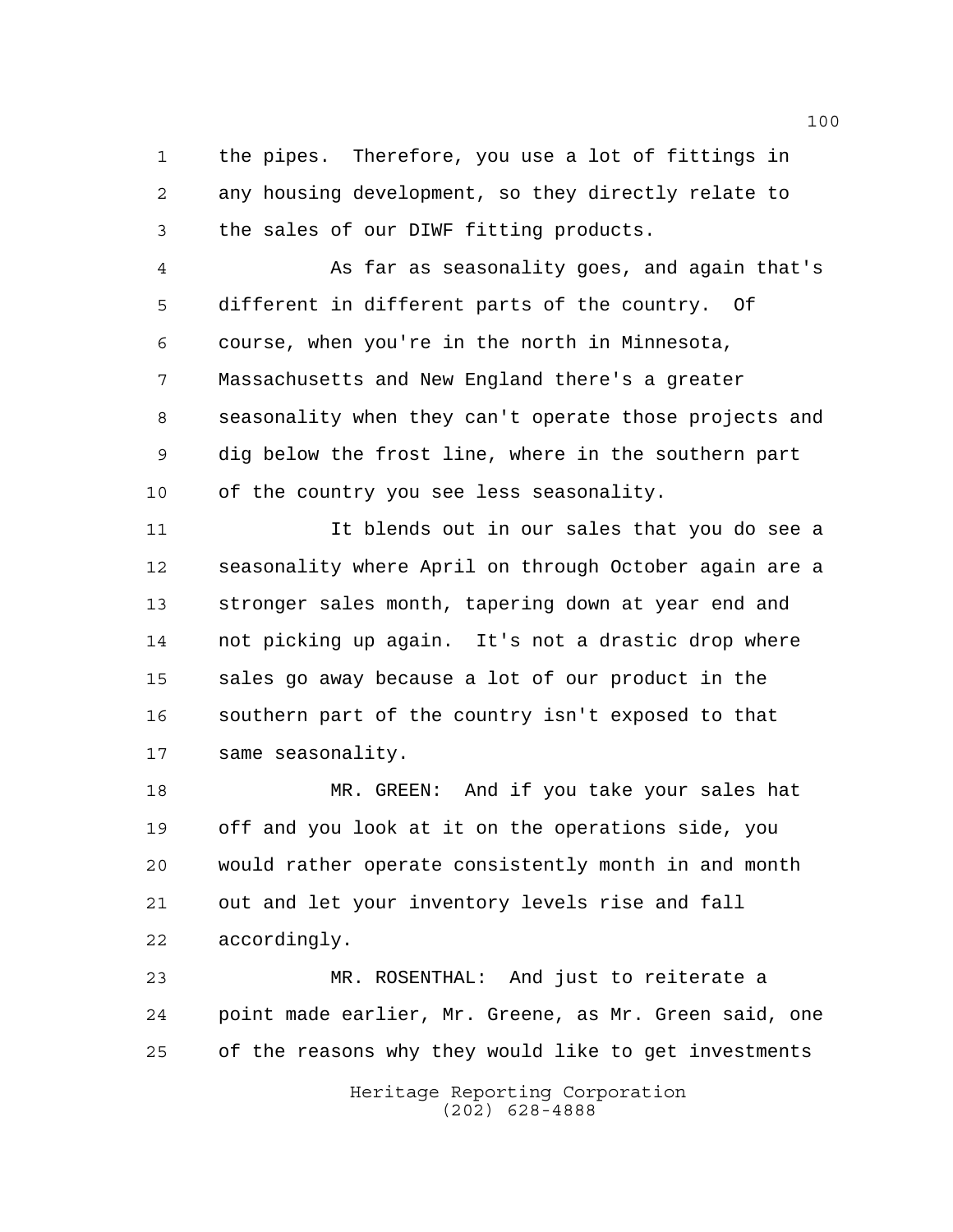the pipes. Therefore, you use a lot of fittings in any housing development, so they directly relate to the sales of our DIWF fitting products.

As far as seasonality goes, and again that's different in different parts of the country. Of course, when you're in the north in Minnesota, Massachusetts and New England there's a greater seasonality when they can't operate those projects and dig below the frost line, where in the southern part of the country you see less seasonality.

It blends out in our sales that you do see a seasonality where April on through October again are a stronger sales month, tapering down at year end and not picking up again. It's not a drastic drop where sales go away because a lot of our product in the southern part of the country isn't exposed to that same seasonality.

MR. GREEN: And if you take your sales hat off and you look at it on the operations side, you would rather operate consistently month in and month out and let your inventory levels rise and fall accordingly.

MR. ROSENTHAL: And just to reiterate a point made earlier, Mr. Greene, as Mr. Green said, one of the reasons why they would like to get investments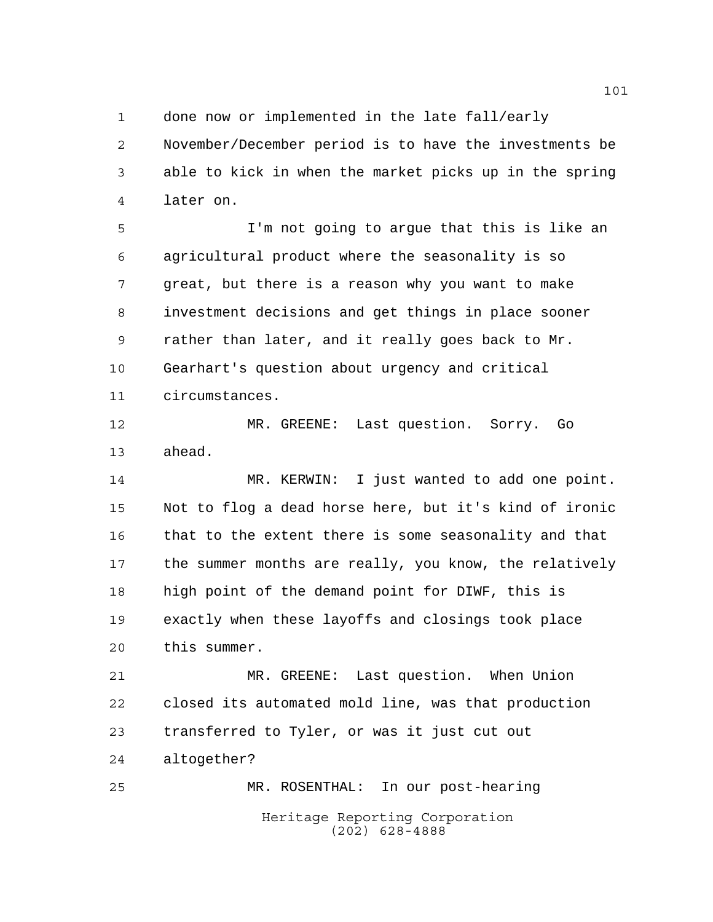done now or implemented in the late fall/early November/December period is to have the investments be able to kick in when the market picks up in the spring later on.

I'm not going to argue that this is like an agricultural product where the seasonality is so great, but there is a reason why you want to make investment decisions and get things in place sooner rather than later, and it really goes back to Mr. Gearhart's question about urgency and critical circumstances.

MR. GREENE: Last question. Sorry. Go ahead.

MR. KERWIN: I just wanted to add one point. Not to flog a dead horse here, but it's kind of ironic that to the extent there is some seasonality and that the summer months are really, you know, the relatively high point of the demand point for DIWF, this is exactly when these layoffs and closings took place this summer.

MR. GREENE: Last question. When Union closed its automated mold line, was that production transferred to Tyler, or was it just cut out altogether?

MR. ROSENTHAL: In our post-hearing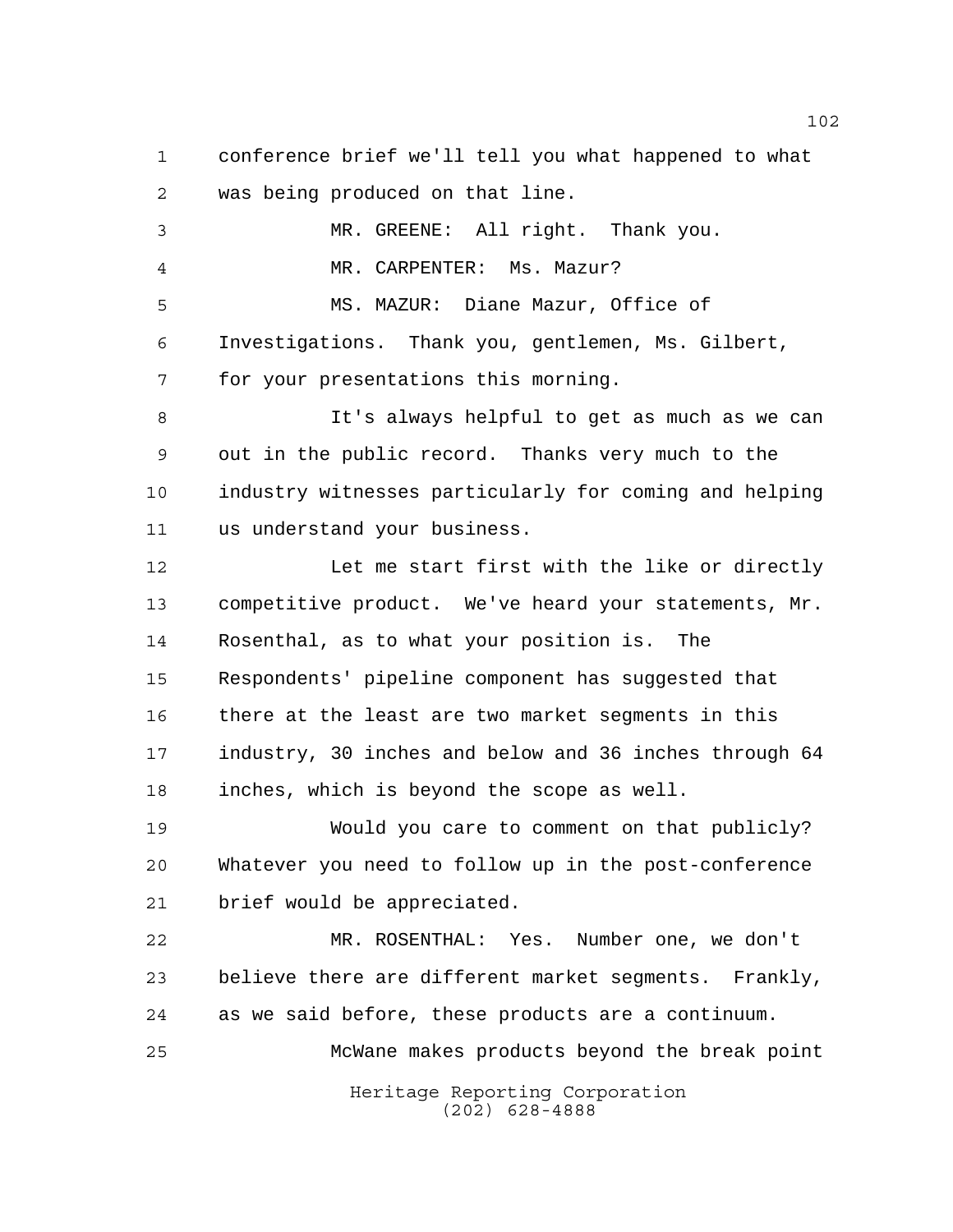conference brief we'll tell you what happened to what was being produced on that line.

MR. GREENE: All right. Thank you.

MR. CARPENTER: Ms. Mazur?

MS. MAZUR: Diane Mazur, Office of Investigations. Thank you, gentlemen, Ms. Gilbert, for your presentations this morning.

It's always helpful to get as much as we can out in the public record. Thanks very much to the industry witnesses particularly for coming and helping us understand your business.

Let me start first with the like or directly competitive product. We've heard your statements, Mr. Rosenthal, as to what your position is. The Respondents' pipeline component has suggested that there at the least are two market segments in this industry, 30 inches and below and 36 inches through 64 inches, which is beyond the scope as well.

Would you care to comment on that publicly? Whatever you need to follow up in the post-conference brief would be appreciated.

MR. ROSENTHAL: Yes. Number one, we don't believe there are different market segments. Frankly, as we said before, these products are a continuum.

McWane makes products beyond the break point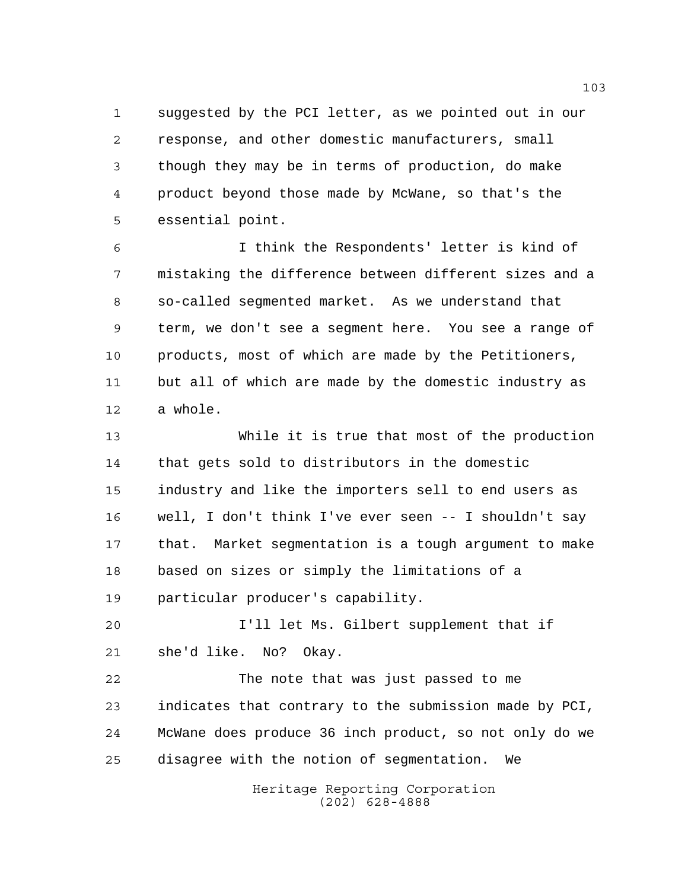suggested by the PCI letter, as we pointed out in our response, and other domestic manufacturers, small though they may be in terms of production, do make product beyond those made by McWane, so that's the essential point.

I think the Respondents' letter is kind of mistaking the difference between different sizes and a so-called segmented market. As we understand that term, we don't see a segment here. You see a range of products, most of which are made by the Petitioners, but all of which are made by the domestic industry as a whole.

While it is true that most of the production that gets sold to distributors in the domestic industry and like the importers sell to end users as well, I don't think I've ever seen -- I shouldn't say that. Market segmentation is a tough argument to make based on sizes or simply the limitations of a particular producer's capability.

I'll let Ms. Gilbert supplement that if she'd like. No? Okay.

The note that was just passed to me indicates that contrary to the submission made by PCI, McWane does produce 36 inch product, so not only do we disagree with the notion of segmentation. We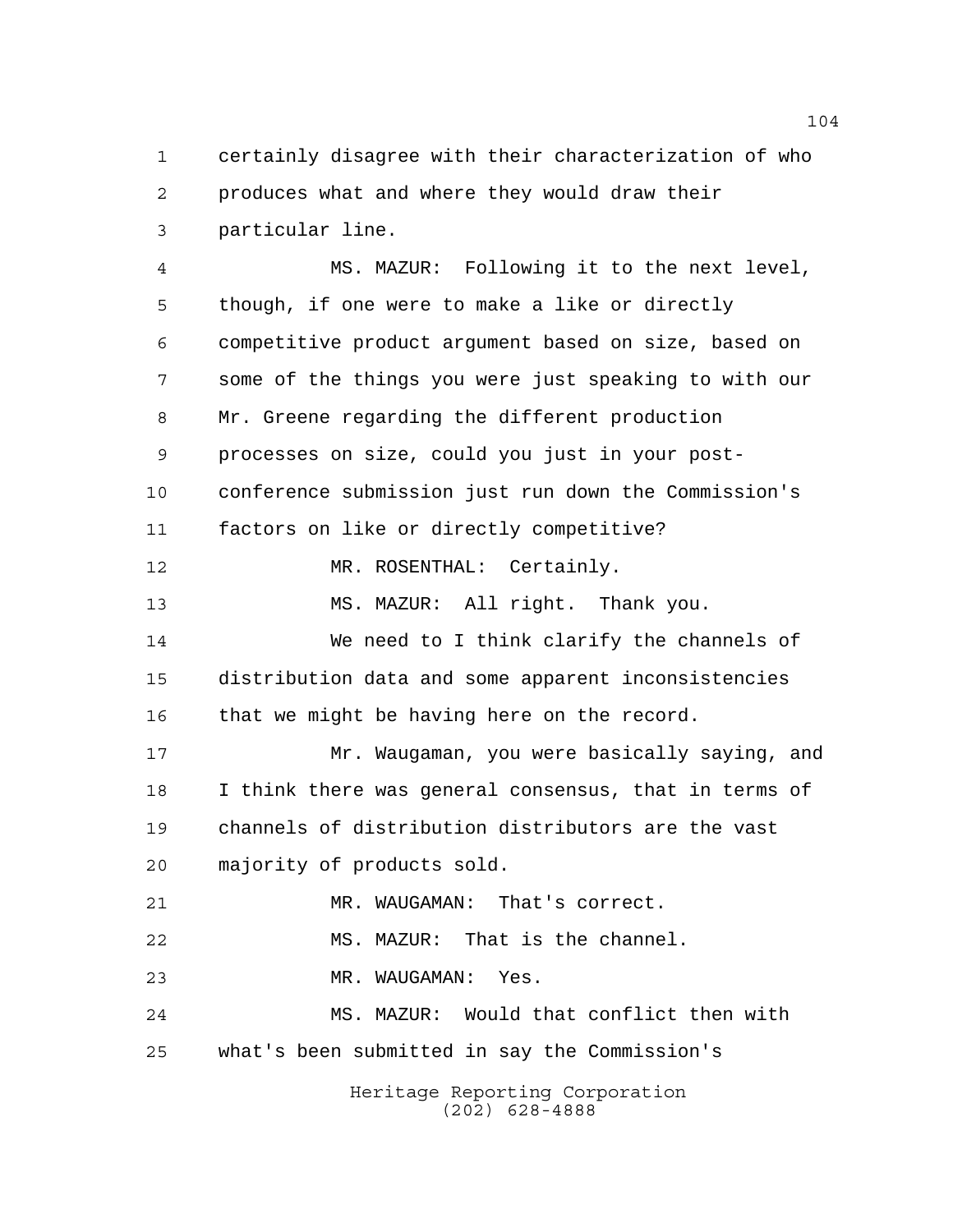certainly disagree with their characterization of who produces what and where they would draw their particular line.

MS. MAZUR: Following it to the next level, though, if one were to make a like or directly competitive product argument based on size, based on some of the things you were just speaking to with our Mr. Greene regarding the different production processes on size, could you just in your post-conference submission just run down the Commission's factors on like or directly competitive?

MR. ROSENTHAL: Certainly.

MS. MAZUR: All right. Thank you.

We need to I think clarify the channels of distribution data and some apparent inconsistencies that we might be having here on the record.

Mr. Waugaman, you were basically saying, and I think there was general consensus, that in terms of channels of distribution distributors are the vast majority of products sold.

MR. WAUGAMAN: That's correct.

MS. MAZUR: That is the channel.

MR. WAUGAMAN: Yes.

MS. MAZUR: Would that conflict then with what's been submitted in say the Commission's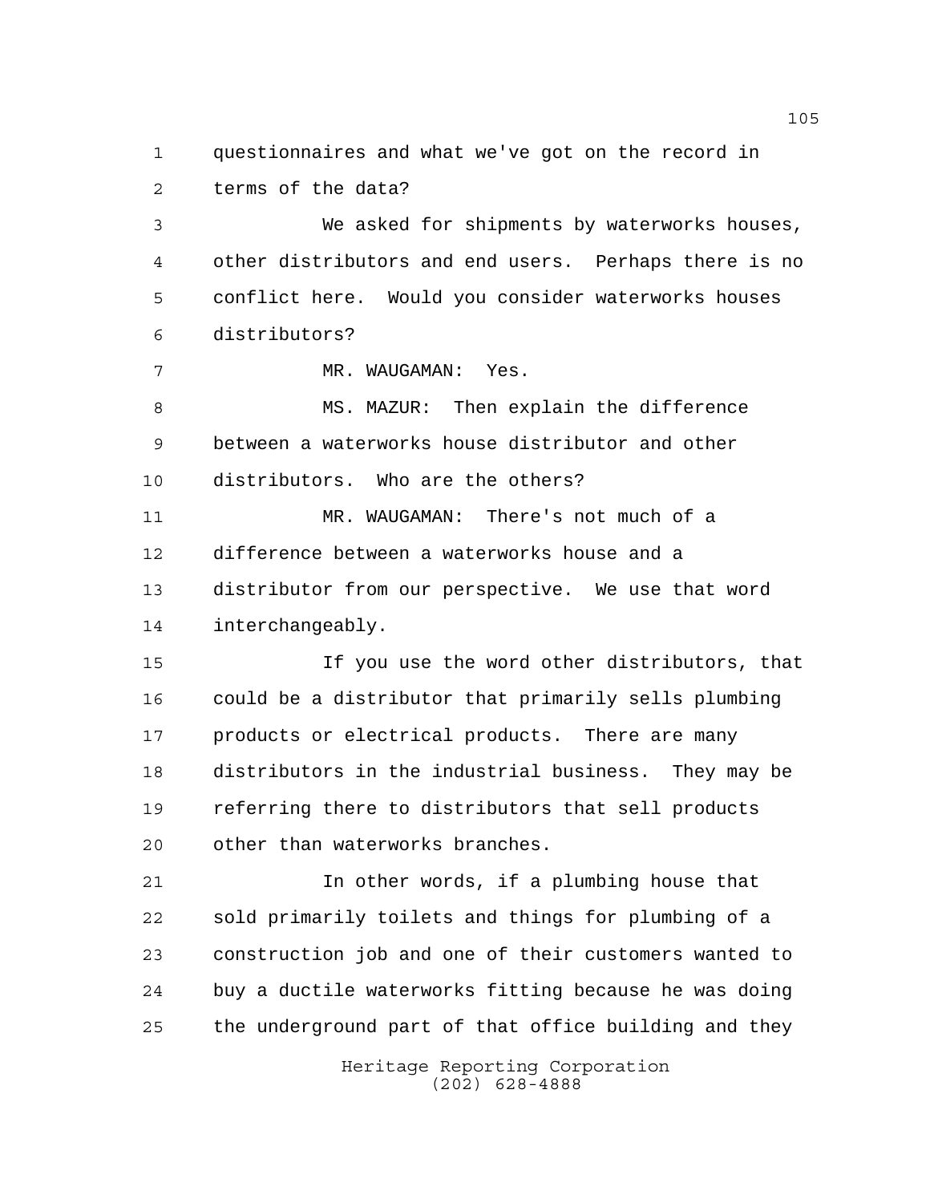questionnaires and what we've got on the record in terms of the data?

We asked for shipments by waterworks houses, other distributors and end users. Perhaps there is no conflict here. Would you consider waterworks houses distributors?

MR. WAUGAMAN: Yes.

MS. MAZUR: Then explain the difference between a waterworks house distributor and other distributors. Who are the others?

MR. WAUGAMAN: There's not much of a difference between a waterworks house and a distributor from our perspective. We use that word interchangeably.

If you use the word other distributors, that could be a distributor that primarily sells plumbing products or electrical products. There are many distributors in the industrial business. They may be referring there to distributors that sell products other than waterworks branches.

In other words, if a plumbing house that sold primarily toilets and things for plumbing of a construction job and one of their customers wanted to buy a ductile waterworks fitting because he was doing the underground part of that office building and they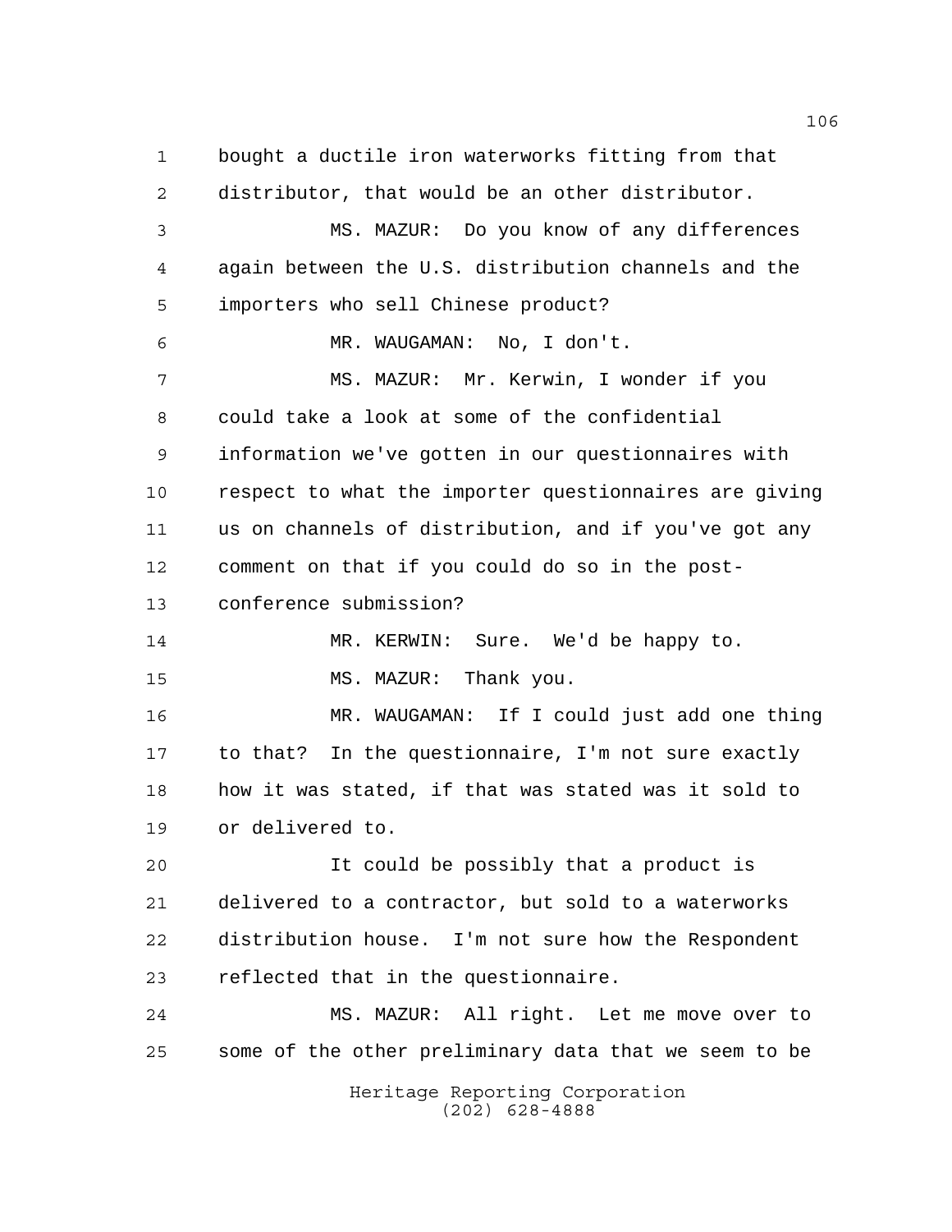bought a ductile iron waterworks fitting from that distributor, that would be an other distributor.

MS. MAZUR: Do you know of any differences again between the U.S. distribution channels and the importers who sell Chinese product?

MR. WAUGAMAN: No, I don't.

MS. MAZUR: Mr. Kerwin, I wonder if you could take a look at some of the confidential information we've gotten in our questionnaires with respect to what the importer questionnaires are giving us on channels of distribution, and if you've got any comment on that if you could do so in the post-conference submission?

MR. KERWIN: Sure. We'd be happy to.

MS. MAZUR: Thank you.

MR. WAUGAMAN: If I could just add one thing to that? In the questionnaire, I'm not sure exactly how it was stated, if that was stated was it sold to or delivered to.

It could be possibly that a product is delivered to a contractor, but sold to a waterworks distribution house. I'm not sure how the Respondent reflected that in the questionnaire.

MS. MAZUR: All right. Let me move over to some of the other preliminary data that we seem to be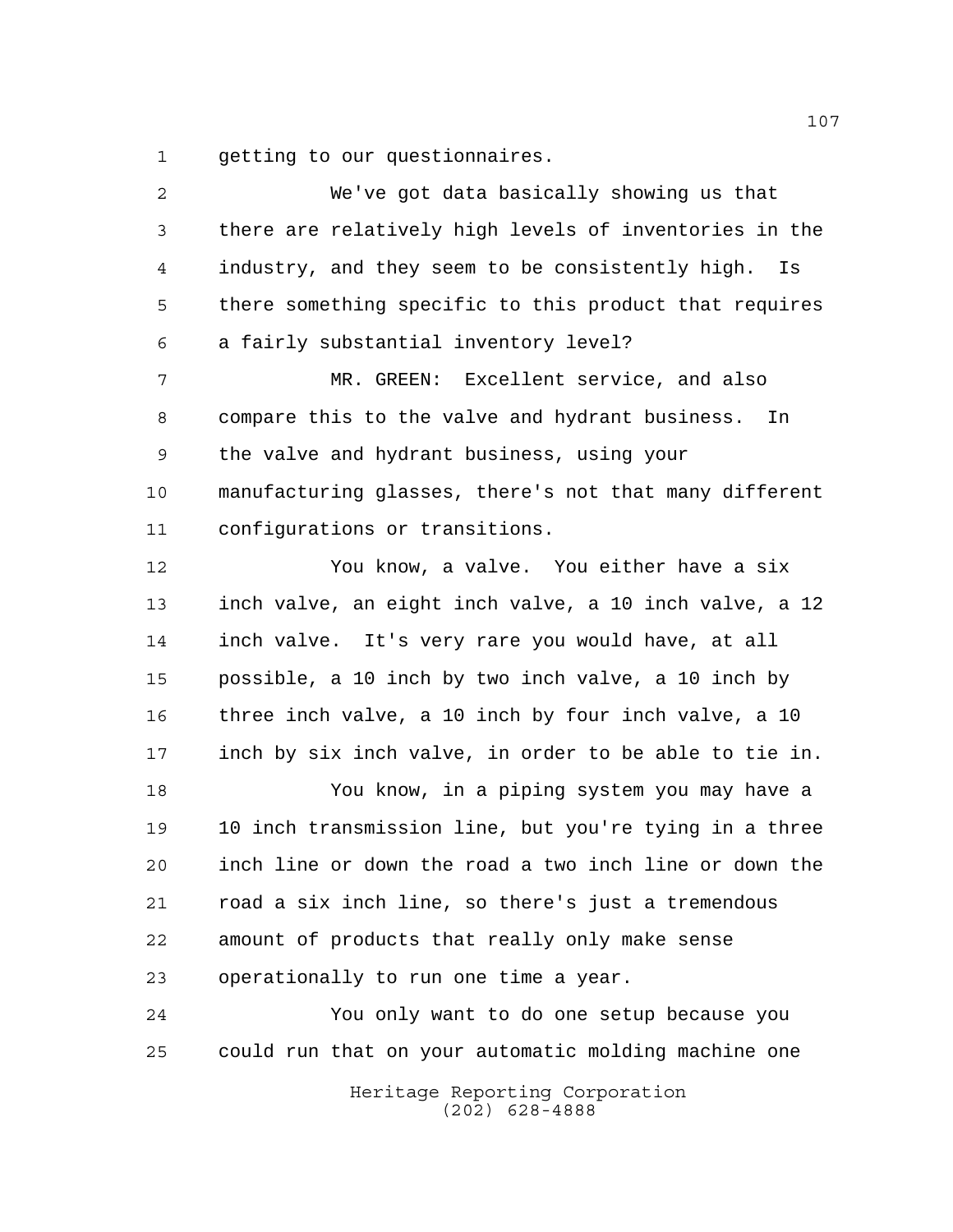getting to our questionnaires.

We've got data basically showing us that there are relatively high levels of inventories in the industry, and they seem to be consistently high. Is there something specific to this product that requires a fairly substantial inventory level?

MR. GREEN: Excellent service, and also compare this to the valve and hydrant business. In the valve and hydrant business, using your manufacturing glasses, there's not that many different configurations or transitions.

You know, a valve. You either have a six inch valve, an eight inch valve, a 10 inch valve, a 12 inch valve. It's very rare you would have, at all possible, a 10 inch by two inch valve, a 10 inch by three inch valve, a 10 inch by four inch valve, a 10 inch by six inch valve, in order to be able to tie in.

You know, in a piping system you may have a 10 inch transmission line, but you're tying in a three inch line or down the road a two inch line or down the road a six inch line, so there's just a tremendous amount of products that really only make sense operationally to run one time a year.

You only want to do one setup because you could run that on your automatic molding machine one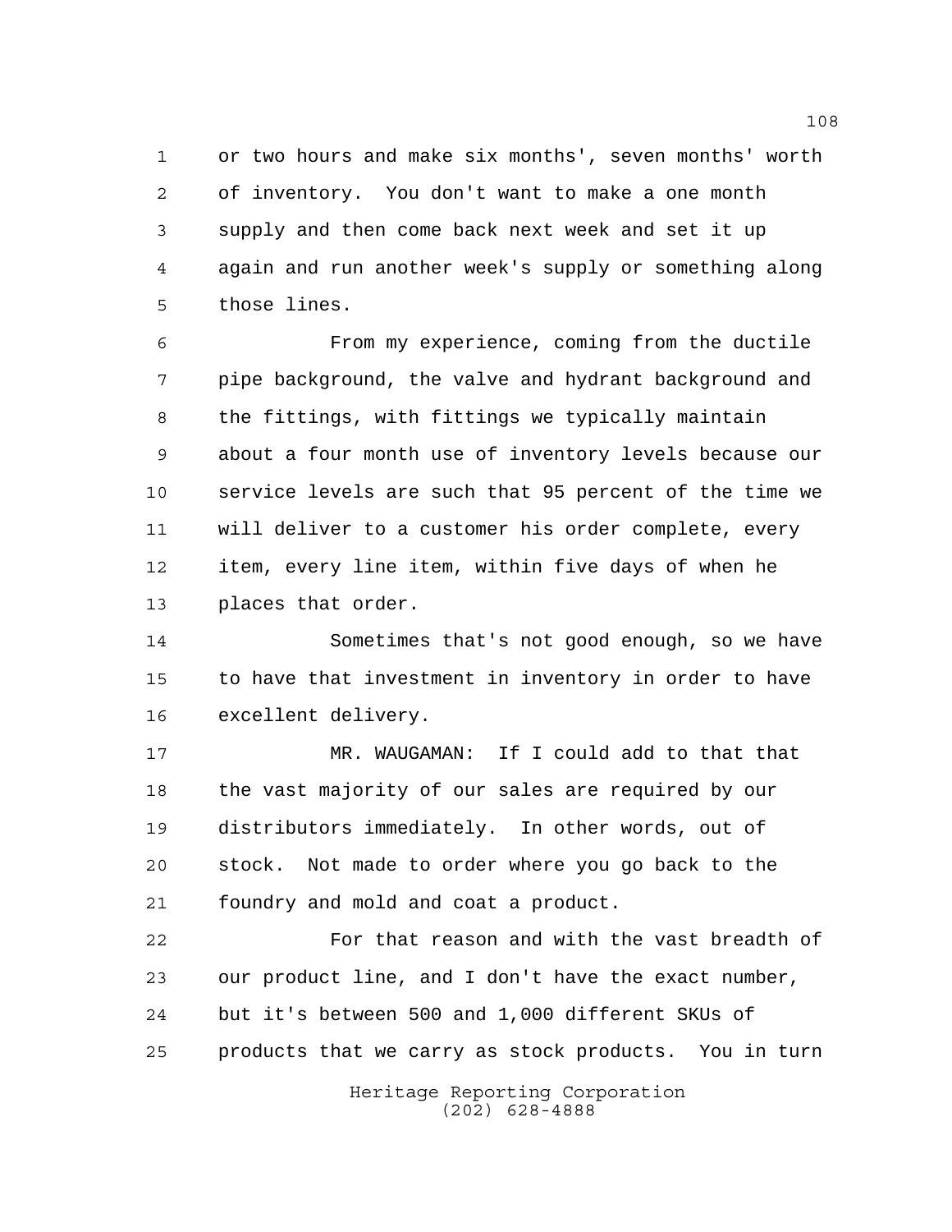or two hours and make six months', seven months' worth of inventory. You don't want to make a one month supply and then come back next week and set it up again and run another week's supply or something along those lines.

From my experience, coming from the ductile pipe background, the valve and hydrant background and the fittings, with fittings we typically maintain about a four month use of inventory levels because our service levels are such that 95 percent of the time we will deliver to a customer his order complete, every item, every line item, within five days of when he places that order.

Sometimes that's not good enough, so we have to have that investment in inventory in order to have excellent delivery.

MR. WAUGAMAN: If I could add to that that the vast majority of our sales are required by our distributors immediately. In other words, out of stock. Not made to order where you go back to the foundry and mold and coat a product.

For that reason and with the vast breadth of our product line, and I don't have the exact number, but it's between 500 and 1,000 different SKUs of products that we carry as stock products. You in turn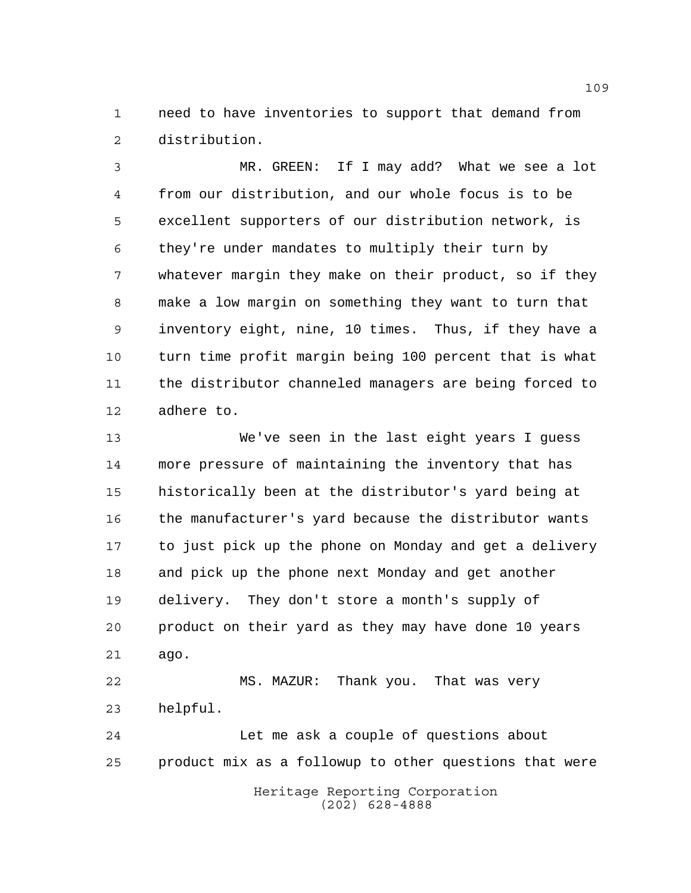need to have inventories to support that demand from distribution.

MR. GREEN: If I may add? What we see a lot from our distribution, and our whole focus is to be excellent supporters of our distribution network, is they're under mandates to multiply their turn by whatever margin they make on their product, so if they make a low margin on something they want to turn that inventory eight, nine, 10 times. Thus, if they have a turn time profit margin being 100 percent that is what the distributor channeled managers are being forced to adhere to.

We've seen in the last eight years I guess more pressure of maintaining the inventory that has historically been at the distributor's yard being at the manufacturer's yard because the distributor wants to just pick up the phone on Monday and get a delivery and pick up the phone next Monday and get another delivery. They don't store a month's supply of product on their yard as they may have done 10 years ago.

MS. MAZUR: Thank you. That was very helpful.

Let me ask a couple of questions about product mix as a followup to other questions that were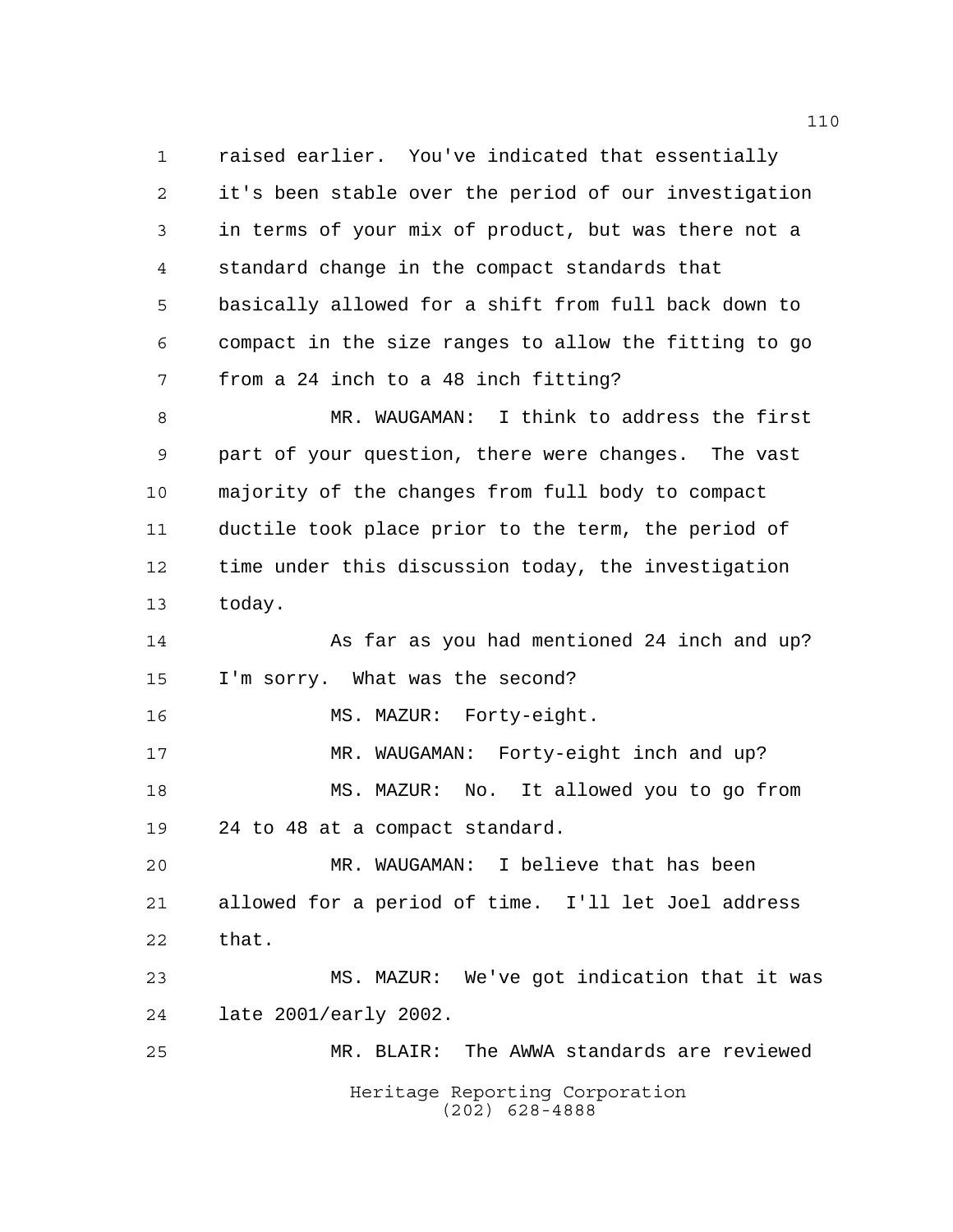raised earlier. You've indicated that essentially it's been stable over the period of our investigation in terms of your mix of product, but was there not a standard change in the compact standards that basically allowed for a shift from full back down to compact in the size ranges to allow the fitting to go from a 24 inch to a 48 inch fitting?

MR. WAUGAMAN: I think to address the first part of your question, there were changes. The vast majority of the changes from full body to compact ductile took place prior to the term, the period of time under this discussion today, the investigation today.

As far as you had mentioned 24 inch and up? I'm sorry. What was the second?

MS. MAZUR: Forty-eight.

MR. WAUGAMAN: Forty-eight inch and up?

MS. MAZUR: No. It allowed you to go from 24 to 48 at a compact standard.

MR. WAUGAMAN: I believe that has been allowed for a period of time. I'll let Joel address that.

MS. MAZUR: We've got indication that it was late 2001/early 2002.

MR. BLAIR: The AWWA standards are reviewed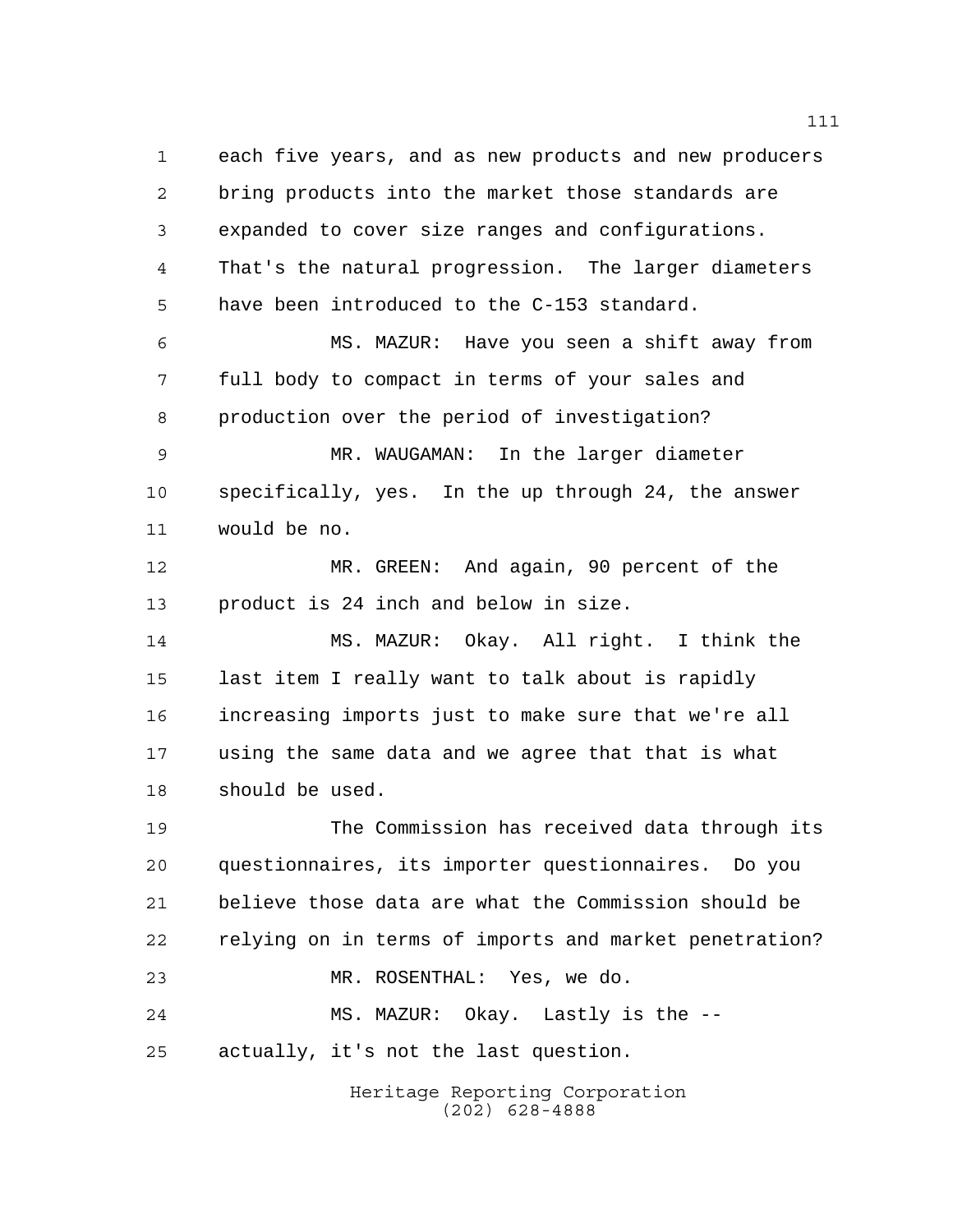each five years, and as new products and new producers bring products into the market those standards are expanded to cover size ranges and configurations. That's the natural progression. The larger diameters have been introduced to the C-153 standard.

MS. MAZUR: Have you seen a shift away from full body to compact in terms of your sales and production over the period of investigation?

MR. WAUGAMAN: In the larger diameter specifically, yes. In the up through 24, the answer would be no.

MR. GREEN: And again, 90 percent of the product is 24 inch and below in size.

MS. MAZUR: Okay. All right. I think the last item I really want to talk about is rapidly increasing imports just to make sure that we're all using the same data and we agree that that is what should be used.

The Commission has received data through its questionnaires, its importer questionnaires. Do you believe those data are what the Commission should be relying on in terms of imports and market penetration?

MR. ROSENTHAL: Yes, we do.

MS. MAZUR: Okay. Lastly is the -- actually, it's not the last question.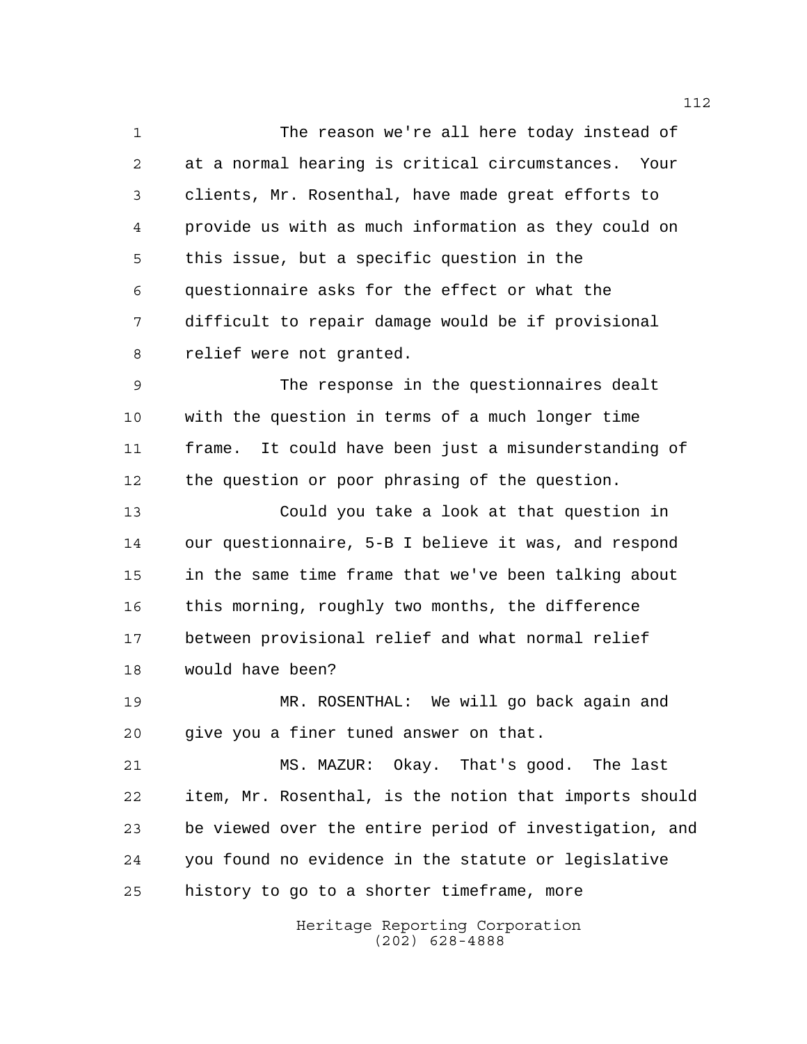The reason we're all here today instead of at a normal hearing is critical circumstances. Your clients, Mr. Rosenthal, have made great efforts to provide us with as much information as they could on this issue, but a specific question in the questionnaire asks for the effect or what the difficult to repair damage would be if provisional relief were not granted.

The response in the questionnaires dealt with the question in terms of a much longer time frame. It could have been just a misunderstanding of the question or poor phrasing of the question.

Could you take a look at that question in our questionnaire, 5-B I believe it was, and respond in the same time frame that we've been talking about this morning, roughly two months, the difference between provisional relief and what normal relief would have been?

MR. ROSENTHAL: We will go back again and give you a finer tuned answer on that.

MS. MAZUR: Okay. That's good. The last item, Mr. Rosenthal, is the notion that imports should be viewed over the entire period of investigation, and you found no evidence in the statute or legislative history to go to a shorter timeframe, more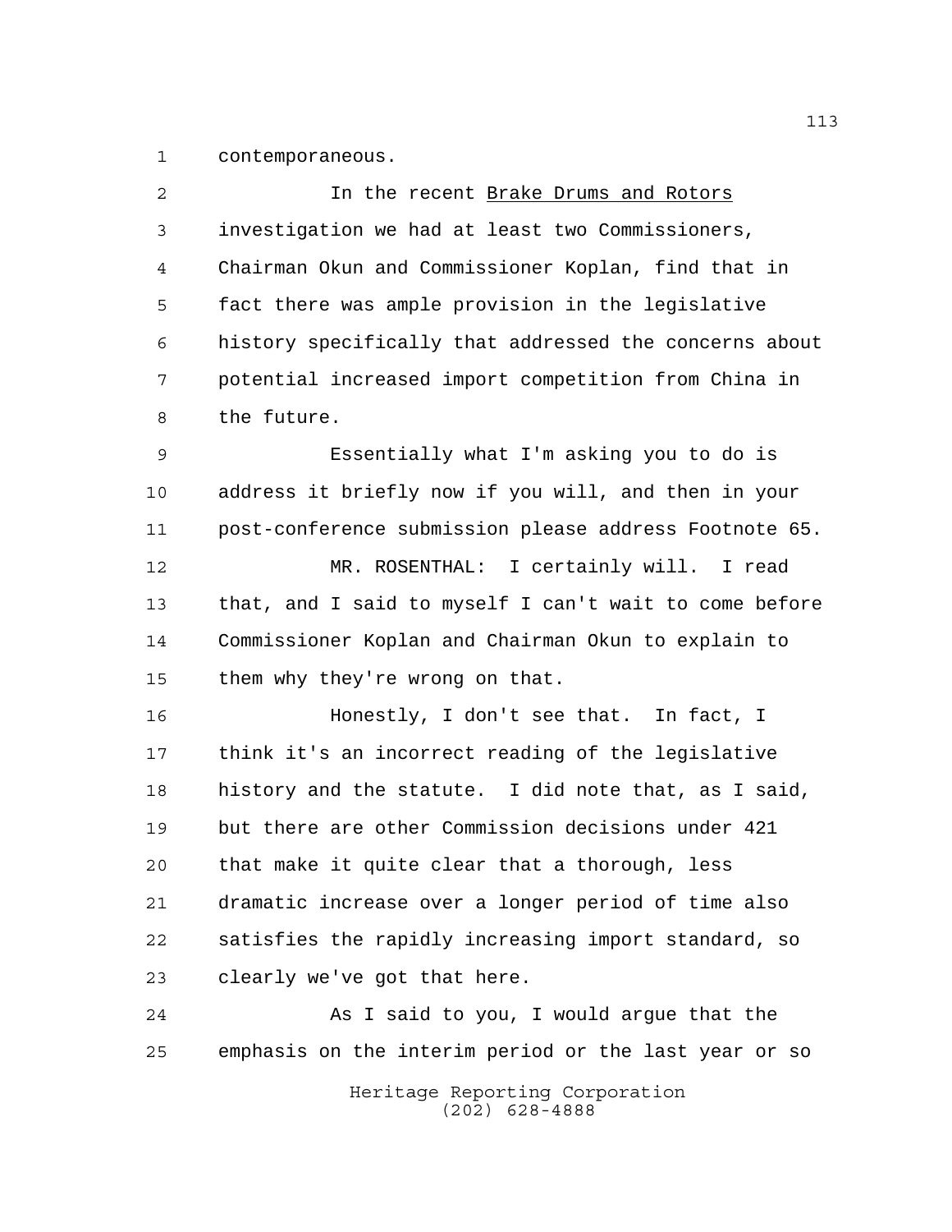contemporaneous.

In the recent _Brake Drums and Rotors_ investigation we had at least two Commissioners, Chairman Okun and Commissioner Koplan, find that in fact there was ample provision in the legislative history specifically that addressed the concerns about potential increased import competition from China in the future.

Essentially what I'm asking you to do is address it briefly now if you will, and then in your post-conference submission please address Footnote 65.

MR. ROSENTHAL: I certainly will. I read that, and I said to myself I can't wait to come before Commissioner Koplan and Chairman Okun to explain to them why they're wrong on that.

Honestly, I don't see that. In fact, I think it's an incorrect reading of the legislative history and the statute. I did note that, as I said, but there are other Commission decisions under 421 that make it quite clear that a thorough, less dramatic increase over a longer period of time also satisfies the rapidly increasing import standard, so clearly we've got that here.

As I said to you, I would argue that the emphasis on the interim period or the last year or so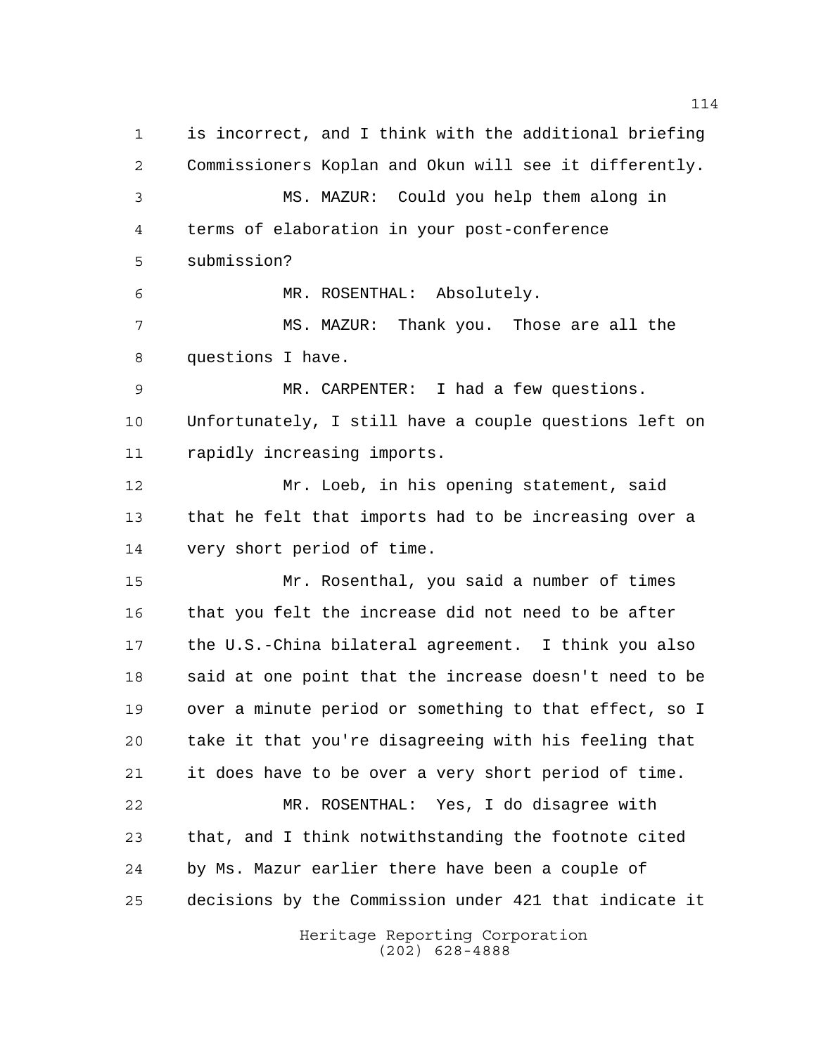is incorrect, and I think with the additional briefing Commissioners Koplan and Okun will see it differently.

MS. MAZUR: Could you help them along in terms of elaboration in your post-conference submission?

MR. ROSENTHAL: Absolutely.

MS. MAZUR: Thank you. Those are all the questions I have.

MR. CARPENTER: I had a few questions. Unfortunately, I still have a couple questions left on rapidly increasing imports.

Mr. Loeb, in his opening statement, said that he felt that imports had to be increasing over a very short period of time.

Mr. Rosenthal, you said a number of times that you felt the increase did not need to be after the U.S.-China bilateral agreement. I think you also said at one point that the increase doesn't need to be over a minute period or something to that effect, so I take it that you're disagreeing with his feeling that it does have to be over a very short period of time.

MR. ROSENTHAL: Yes, I do disagree with that, and I think notwithstanding the footnote cited by Ms. Mazur earlier there have been a couple of decisions by the Commission under 421 that indicate it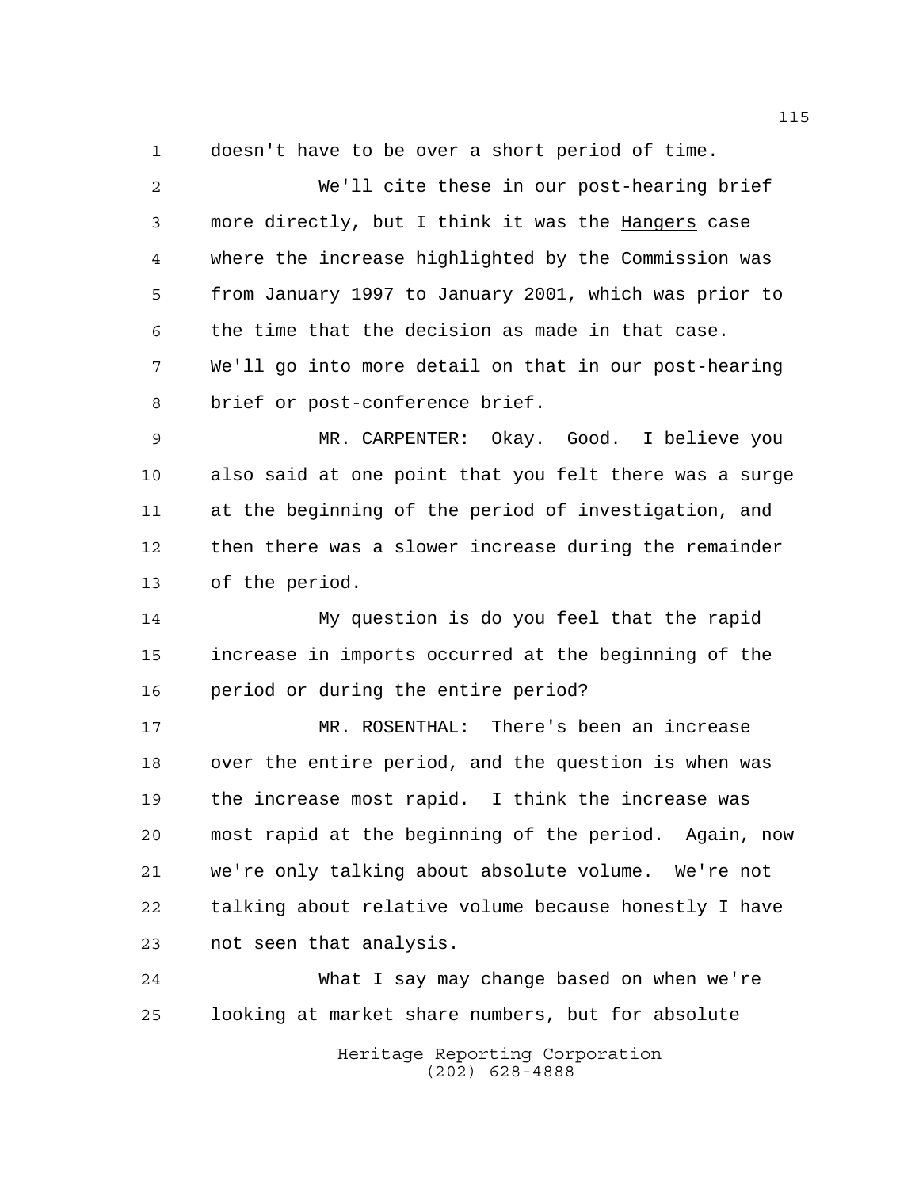doesn't have to be over a short period of time.

We'll cite these in our post-hearing brief more directly, but I think it was the Hangers case where the increase highlighted by the Commission was from January 1997 to January 2001, which was prior to the time that the decision as made in that case. We'll go into more detail on that in our post-hearing brief or post-conference brief.

MR. CARPENTER: Okay. Good. I believe you also said at one point that you felt there was a surge at the beginning of the period of investigation, and then there was a slower increase during the remainder of the period.

My question is do you feel that the rapid increase in imports occurred at the beginning of the period or during the entire period?

MR. ROSENTHAL: There's been an increase over the entire period, and the question is when was the increase most rapid. I think the increase was most rapid at the beginning of the period. Again, now we're only talking about absolute volume. We're not talking about relative volume because honestly I have not seen that analysis.

What I say may change based on when we're looking at market share numbers, but for absolute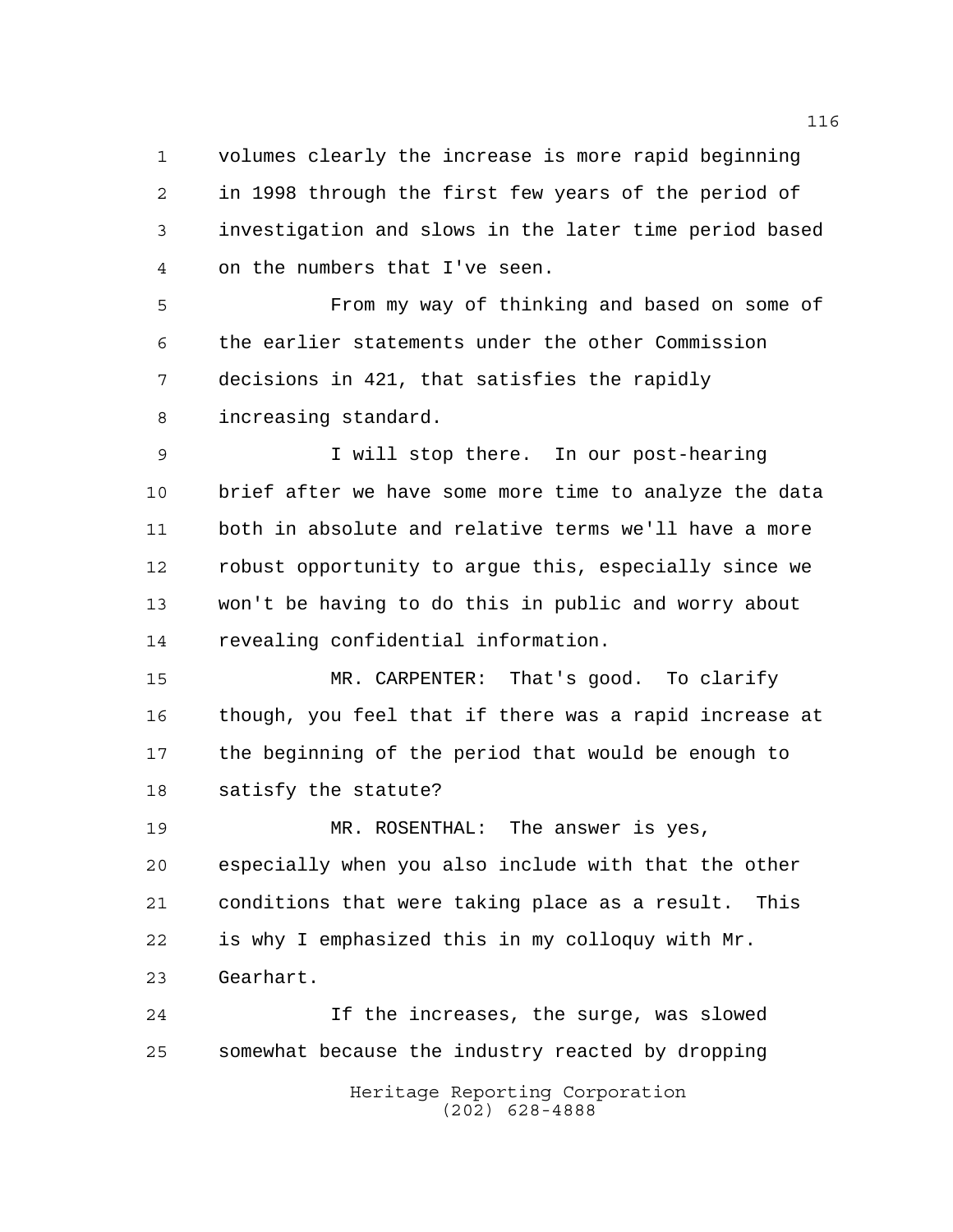volumes clearly the increase is more rapid beginning in 1998 through the first few years of the period of investigation and slows in the later time period based on the numbers that I've seen.

From my way of thinking and based on some of the earlier statements under the other Commission decisions in 421, that satisfies the rapidly increasing standard.

I will stop there. In our post-hearing brief after we have some more time to analyze the data both in absolute and relative terms we'll have a more robust opportunity to argue this, especially since we won't be having to do this in public and worry about revealing confidential information.

MR. CARPENTER: That's good. To clarify though, you feel that if there was a rapid increase at the beginning of the period that would be enough to satisfy the statute?

MR. ROSENTHAL: The answer is yes, especially when you also include with that the other conditions that were taking place as a result. This is why I emphasized this in my colloquy with Mr. Gearhart.

If the increases, the surge, was slowed somewhat because the industry reacted by dropping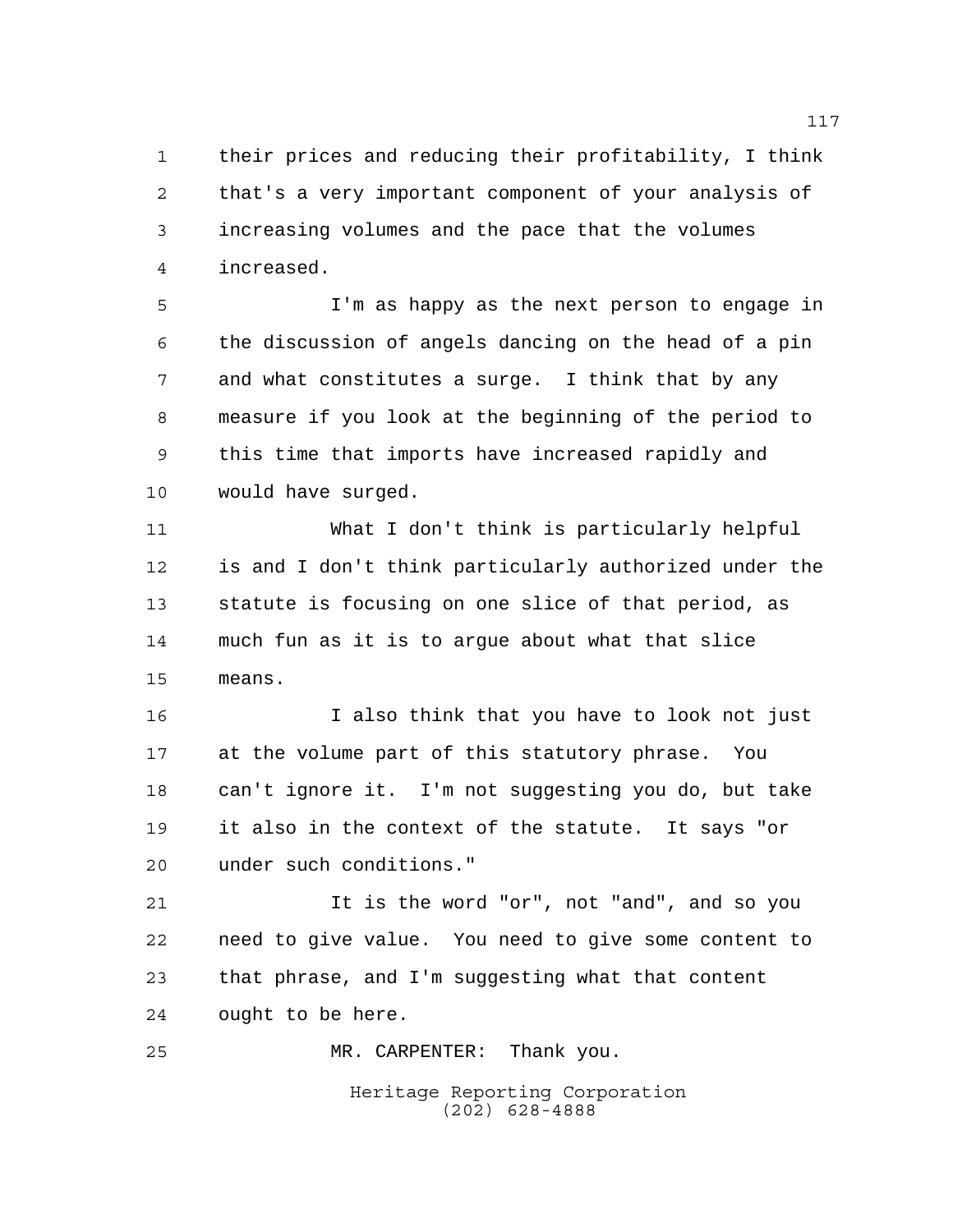their prices and reducing their profitability, I think that's a very important component of your analysis of increasing volumes and the pace that the volumes increased.

I'm as happy as the next person to engage in the discussion of angels dancing on the head of a pin and what constitutes a surge. I think that by any measure if you look at the beginning of the period to this time that imports have increased rapidly and would have surged.

What I don't think is particularly helpful is and I don't think particularly authorized under the statute is focusing on one slice of that period, as much fun as it is to argue about what that slice means.

I also think that you have to look not just at the volume part of this statutory phrase. You can't ignore it. I'm not suggesting you do, but take it also in the context of the statute. It says "or under such conditions."

It is the word "or", not "and", and so you need to give value. You need to give some content to that phrase, and I'm suggesting what that content ought to be here.

MR. CARPENTER: Thank you.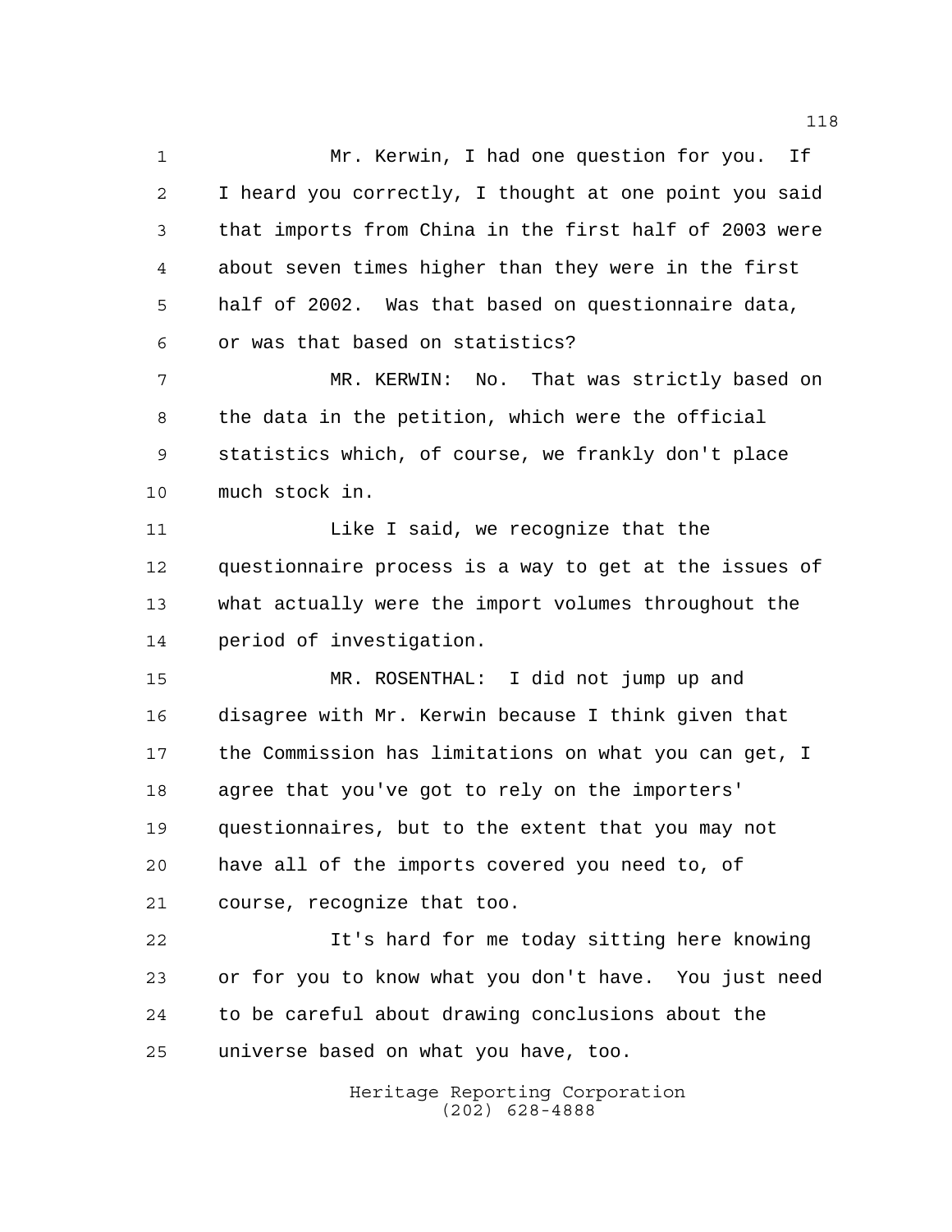Mr. Kerwin, I had one question for you. If I heard you correctly, I thought at one point you said that imports from China in the first half of 2003 were about seven times higher than they were in the first half of 2002. Was that based on questionnaire data, or was that based on statistics?

MR. KERWIN: No. That was strictly based on the data in the petition, which were the official statistics which, of course, we frankly don't place much stock in.

Like I said, we recognize that the questionnaire process is a way to get at the issues of what actually were the import volumes throughout the period of investigation.

MR. ROSENTHAL: I did not jump up and disagree with Mr. Kerwin because I think given that the Commission has limitations on what you can get, I agree that you've got to rely on the importers' questionnaires, but to the extent that you may not have all of the imports covered you need to, of course, recognize that too.

It's hard for me today sitting here knowing or for you to know what you don't have. You just need to be careful about drawing conclusions about the universe based on what you have, too.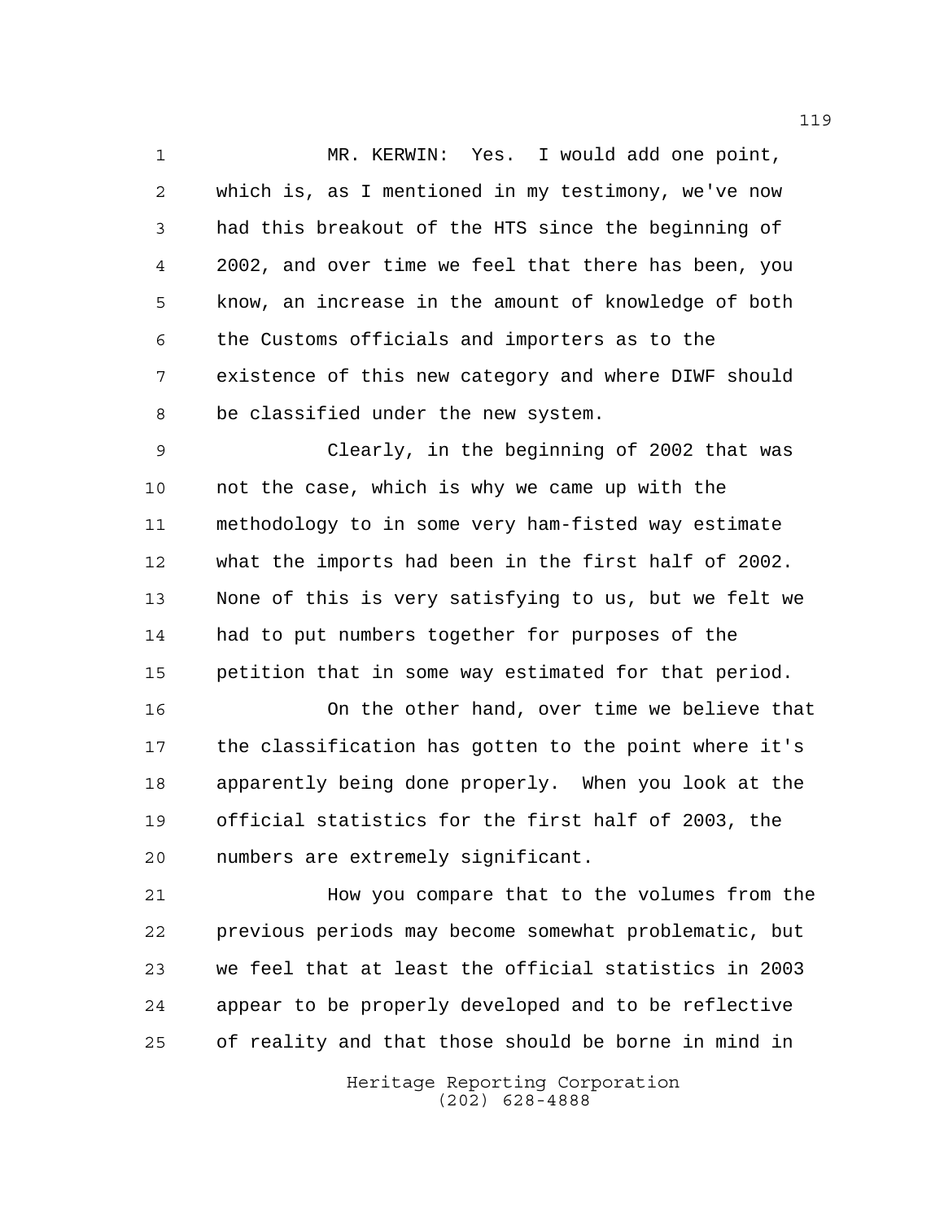MR. KERWIN: Yes. I would add one point, which is, as I mentioned in my testimony, we've now had this breakout of the HTS since the beginning of 2002, and over time we feel that there has been, you know, an increase in the amount of knowledge of both the Customs officials and importers as to the existence of this new category and where DIWF should be classified under the new system.

Clearly, in the beginning of 2002 that was not the case, which is why we came up with the methodology to in some very ham-fisted way estimate what the imports had been in the first half of 2002. None of this is very satisfying to us, but we felt we had to put numbers together for purposes of the petition that in some way estimated for that period.

On the other hand, over time we believe that the classification has gotten to the point where it's apparently being done properly. When you look at the official statistics for the first half of 2003, the numbers are extremely significant.

How you compare that to the volumes from the previous periods may become somewhat problematic, but we feel that at least the official statistics in 2003 appear to be properly developed and to be reflective of reality and that those should be borne in mind in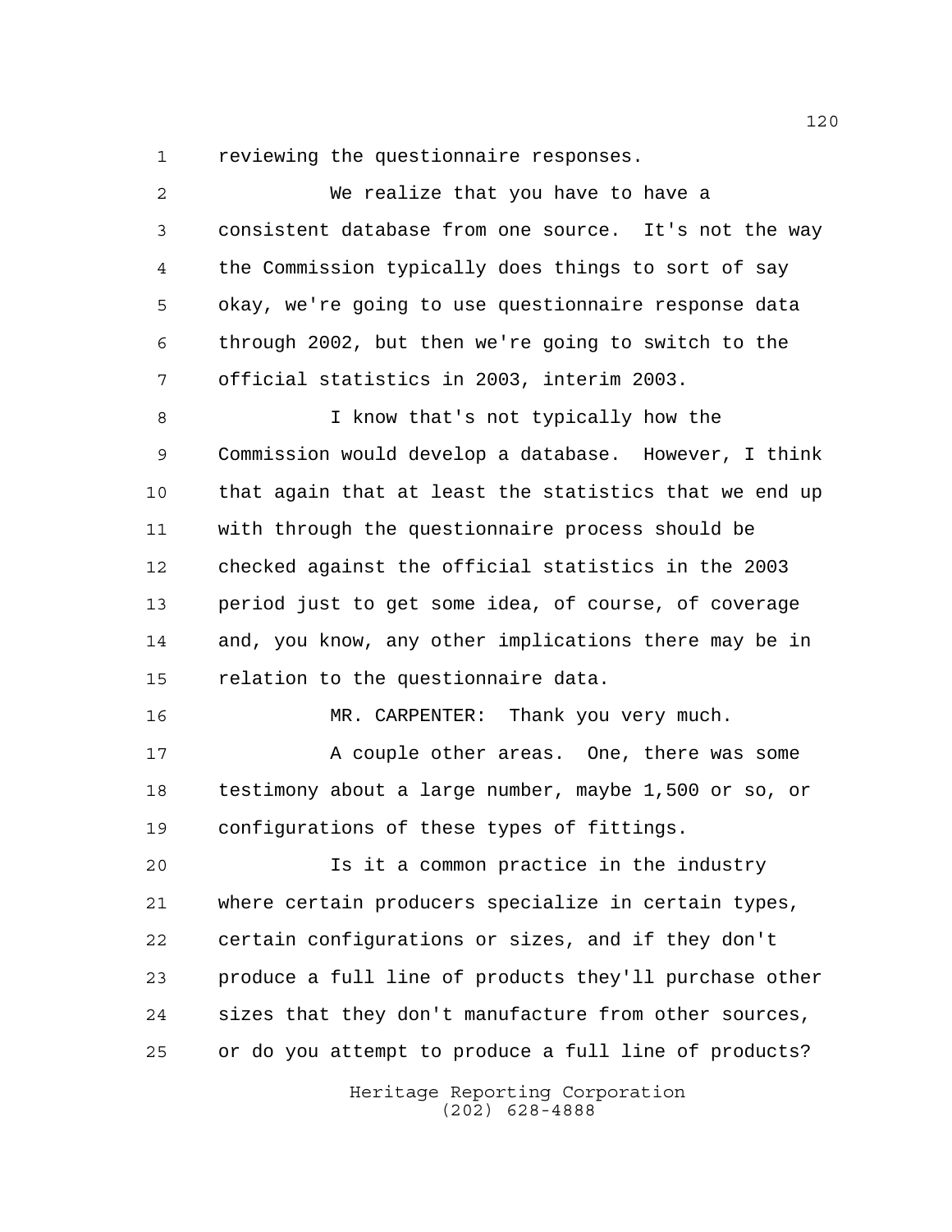reviewing the questionnaire responses.

We realize that you have to have a consistent database from one source. It's not the way the Commission typically does things to sort of say okay, we're going to use questionnaire response data through 2002, but then we're going to switch to the official statistics in 2003, interim 2003.

I know that's not typically how the Commission would develop a database. However, I think that again that at least the statistics that we end up with through the questionnaire process should be checked against the official statistics in the 2003 period just to get some idea, of course, of coverage and, you know, any other implications there may be in relation to the questionnaire data.

MR. CARPENTER: Thank you very much.

A couple other areas. One, there was some testimony about a large number, maybe 1,500 or so, or configurations of these types of fittings.

Is it a common practice in the industry where certain producers specialize in certain types, certain configurations or sizes, and if they don't produce a full line of products they'll purchase other sizes that they don't manufacture from other sources, or do you attempt to produce a full line of products?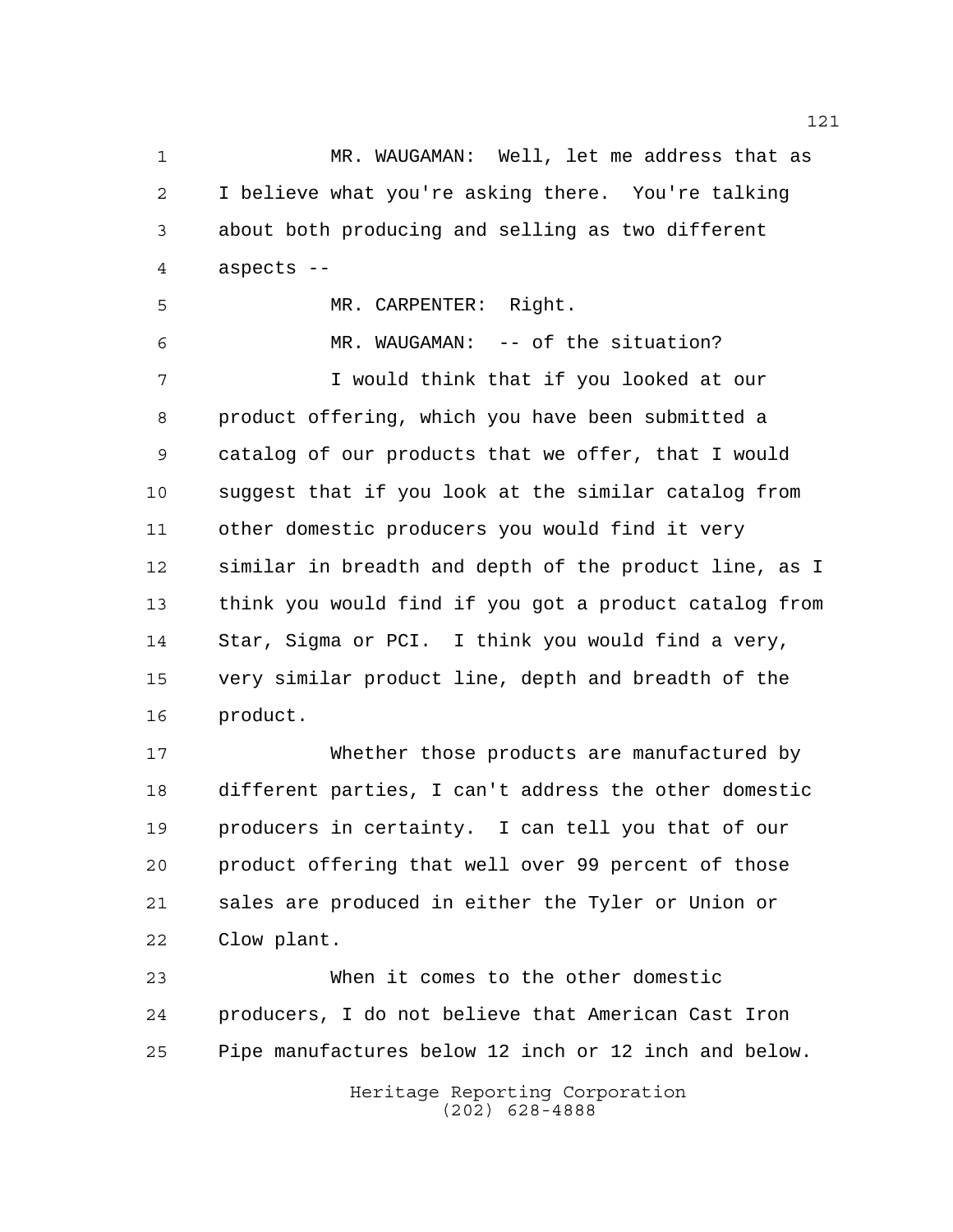MR. WAUGAMAN: Well, let me address that as I believe what you're asking there. You're talking about both producing and selling as two different aspects --

MR. CARPENTER: Right.

MR. WAUGAMAN: -- of the situation?

I would think that if you looked at our product offering, which you have been submitted a catalog of our products that we offer, that I would suggest that if you look at the similar catalog from other domestic producers you would find it very similar in breadth and depth of the product line, as I think you would find if you got a product catalog from Star, Sigma or PCI. I think you would find a very, very similar product line, depth and breadth of the product.

Whether those products are manufactured by different parties, I can't address the other domestic producers in certainty. I can tell you that of our product offering that well over 99 percent of those sales are produced in either the Tyler or Union or Clow plant.

When it comes to the other domestic producers, I do not believe that American Cast Iron Pipe manufactures below 12 inch or 12 inch and below.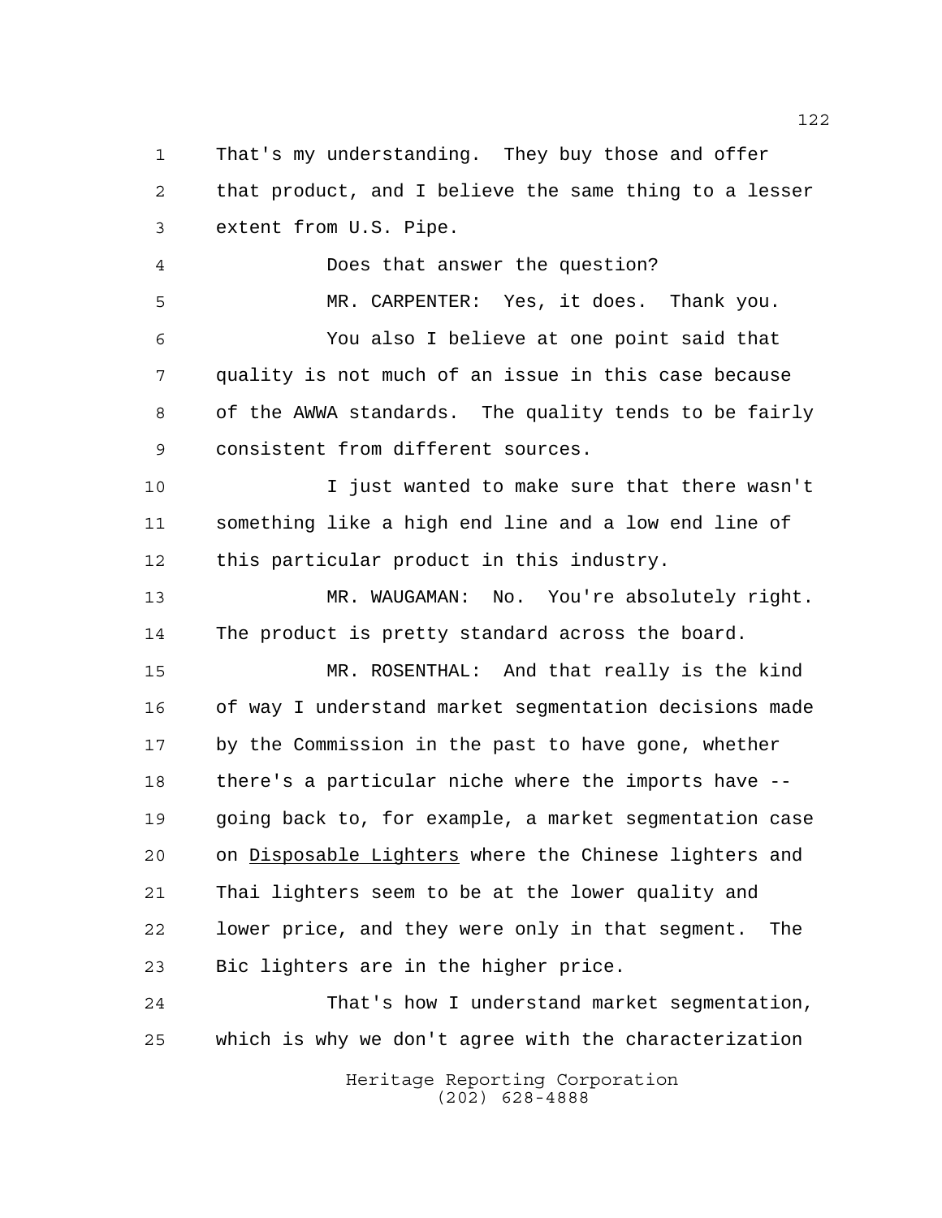That's my understanding. They buy those and offer that product, and I believe the same thing to a lesser extent from U.S. Pipe.

Does that answer the question?

MR. CARPENTER: Yes, it does. Thank you.

You also I believe at one point said that quality is not much of an issue in this case because of the AWWA standards. The quality tends to be fairly consistent from different sources.

I just wanted to make sure that there wasn't something like a high end line and a low end line of this particular product in this industry.

MR. WAUGAMAN: No. You're absolutely right. The product is pretty standard across the board.

MR. ROSENTHAL: And that really is the kind of way I understand market segmentation decisions made by the Commission in the past to have gone, whether there's a particular niche where the imports have -- going back to, for example, a market segmentation case on Disposable Lighters where the Chinese lighters and Thai lighters seem to be at the lower quality and lower price, and they were only in that segment. The Bic lighters are in the higher price.

That's how I understand market segmentation, which is why we don't agree with the characterization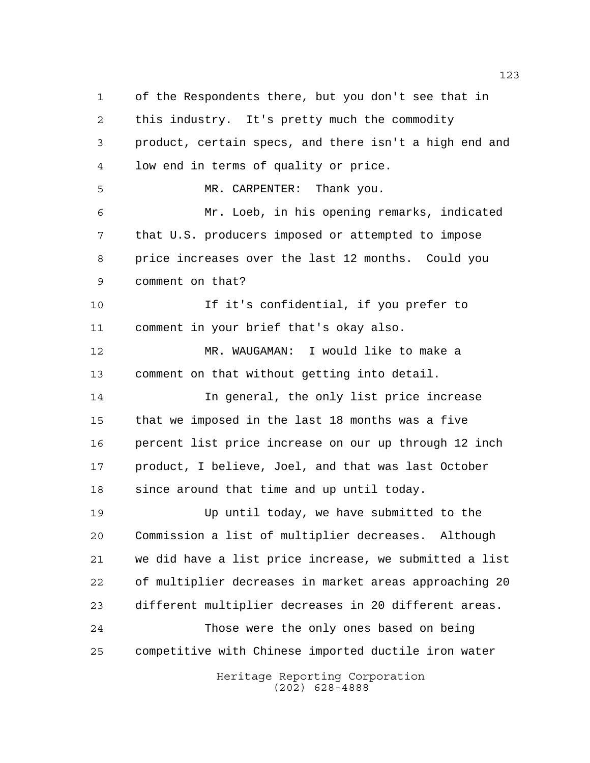of the Respondents there, but you don't see that in this industry. It's pretty much the commodity product, certain specs, and there isn't a high end and low end in terms of quality or price.

MR. CARPENTER: Thank you.

Mr. Loeb, in his opening remarks, indicated that U.S. producers imposed or attempted to impose price increases over the last 12 months. Could you comment on that?

If it's confidential, if you prefer to comment in your brief that's okay also.

MR. WAUGAMAN: I would like to make a comment on that without getting into detail.

In general, the only list price increase that we imposed in the last 18 months was a five percent list price increase on our up through 12 inch product, I believe, Joel, and that was last October since around that time and up until today.

Up until today, we have submitted to the Commission a list of multiplier decreases. Although we did have a list price increase, we submitted a list of multiplier decreases in market areas approaching 20 different multiplier decreases in 20 different areas.

Those were the only ones based on being competitive with Chinese imported ductile iron water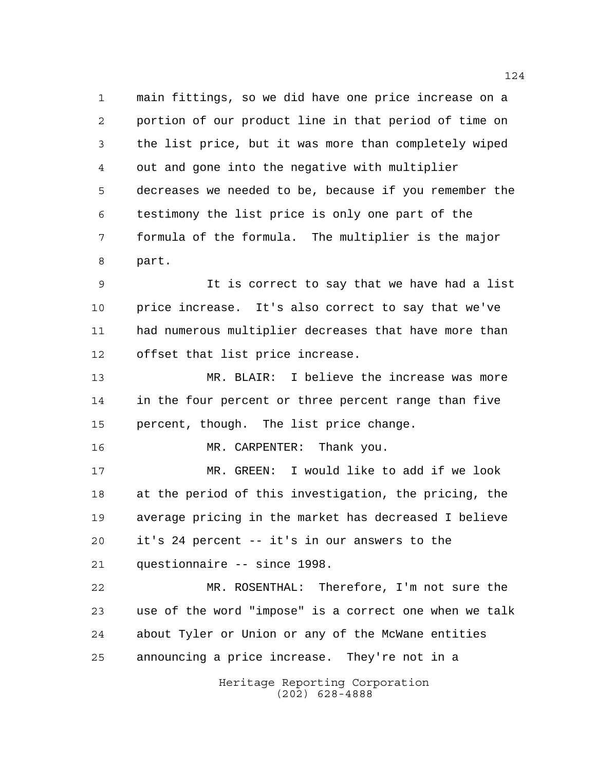main fittings, so we did have one price increase on a portion of our product line in that period of time on the list price, but it was more than completely wiped out and gone into the negative with multiplier decreases we needed to be, because if you remember the testimony the list price is only one part of the formula of the formula. The multiplier is the major part.

It is correct to say that we have had a list price increase. It's also correct to say that we've had numerous multiplier decreases that have more than offset that list price increase.

MR. BLAIR: I believe the increase was more in the four percent or three percent range than five percent, though. The list price change.

MR. CARPENTER: Thank you.

MR. GREEN: I would like to add if we look at the period of this investigation, the pricing, the average pricing in the market has decreased I believe it's 24 percent -- it's in our answers to the questionnaire -- since 1998.

MR. ROSENTHAL: Therefore, I'm not sure the use of the word "impose" is a correct one when we talk about Tyler or Union or any of the McWane entities announcing a price increase. They're not in a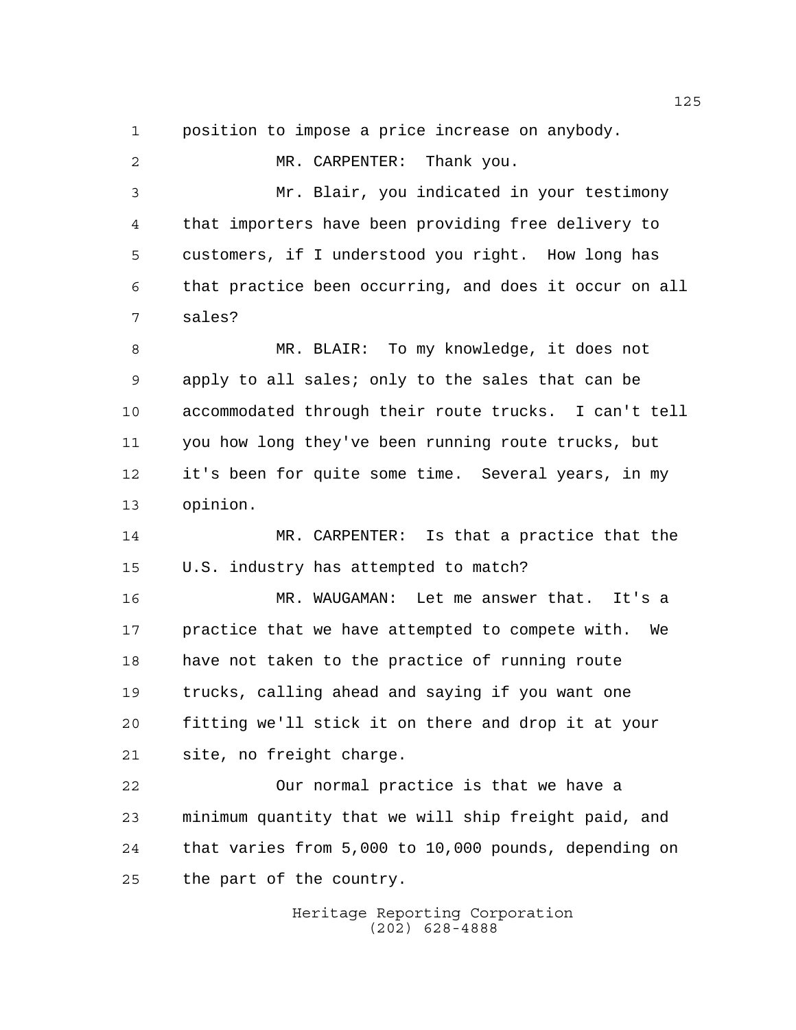position to impose a price increase on anybody.

MR. CARPENTER: Thank you.

Mr. Blair, you indicated in your testimony that importers have been providing free delivery to customers, if I understood you right. How long has that practice been occurring, and does it occur on all sales?

MR. BLAIR: To my knowledge, it does not apply to all sales; only to the sales that can be accommodated through their route trucks. I can't tell you how long they've been running route trucks, but it's been for quite some time. Several years, in my opinion.

MR. CARPENTER: Is that a practice that the U.S. industry has attempted to match?

MR. WAUGAMAN: Let me answer that. It's a practice that we have attempted to compete with. We have not taken to the practice of running route trucks, calling ahead and saying if you want one fitting we'll stick it on there and drop it at your site, no freight charge.

Our normal practice is that we have a minimum quantity that we will ship freight paid, and that varies from 5,000 to 10,000 pounds, depending on the part of the country.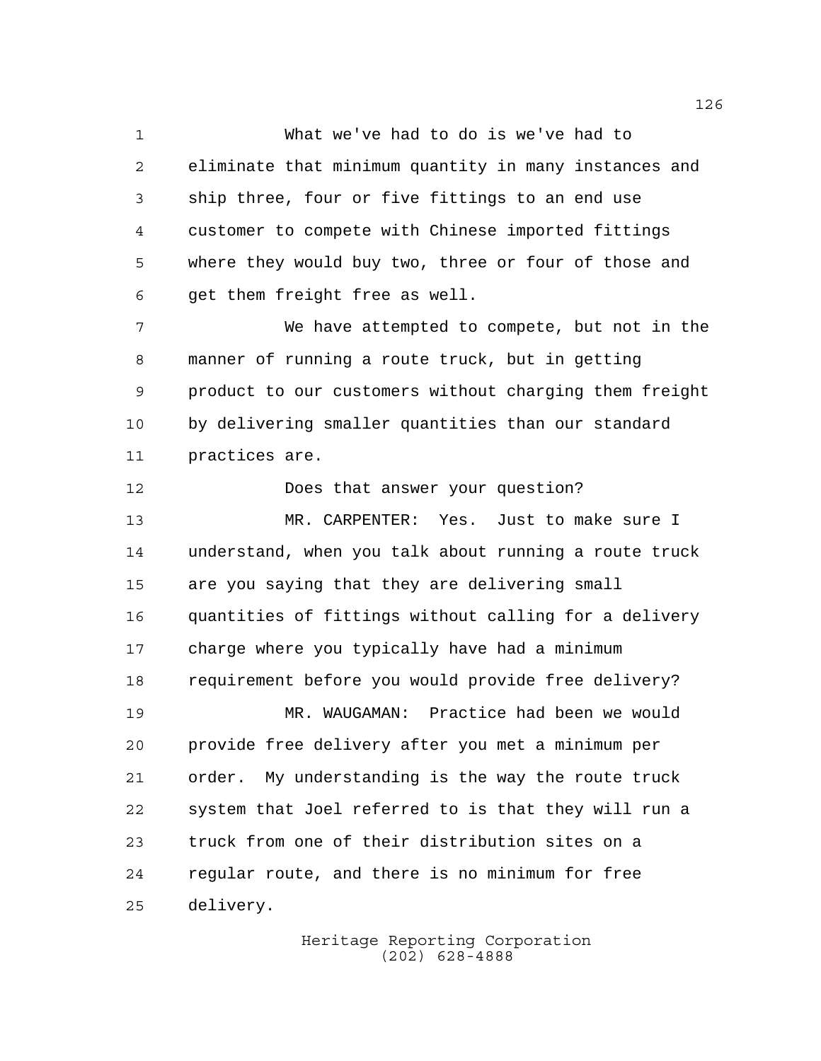What we've had to do is we've had to eliminate that minimum quantity in many instances and ship three, four or five fittings to an end use customer to compete with Chinese imported fittings where they would buy two, three or four of those and get them freight free as well.

We have attempted to compete, but not in the manner of running a route truck, but in getting product to our customers without charging them freight by delivering smaller quantities than our standard practices are.

Does that answer your question?

MR. CARPENTER: Yes. Just to make sure I understand, when you talk about running a route truck are you saying that they are delivering small quantities of fittings without calling for a delivery charge where you typically have had a minimum requirement before you would provide free delivery?

MR. WAUGAMAN: Practice had been we would provide free delivery after you met a minimum per order. My understanding is the way the route truck system that Joel referred to is that they will run a truck from one of their distribution sites on a regular route, and there is no minimum for free delivery.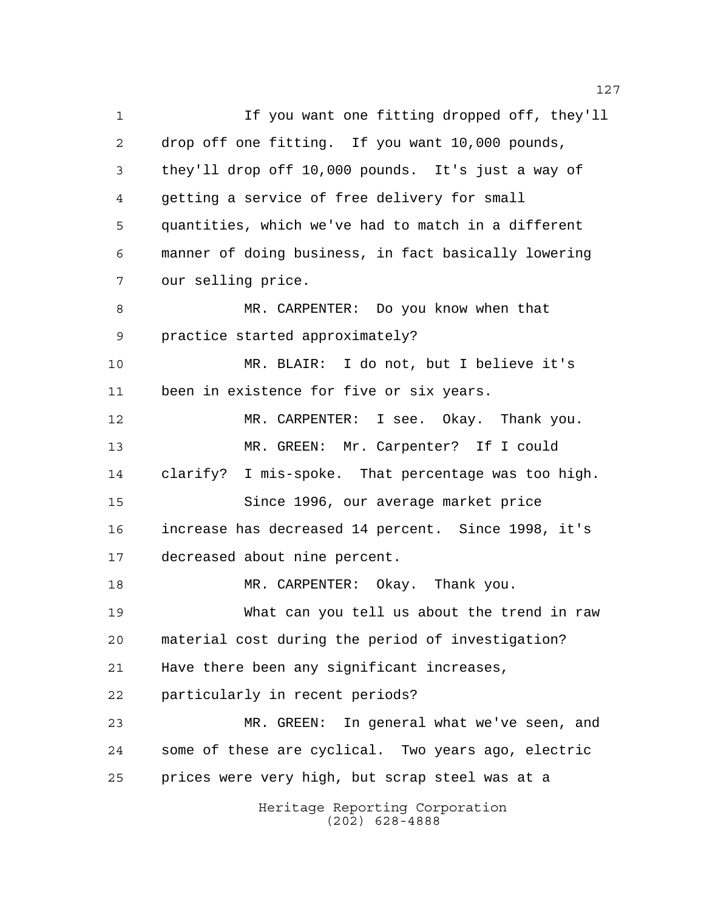If you want one fitting dropped off, they'll drop off one fitting. If you want 10,000 pounds, they'll drop off 10,000 pounds. It's just a way of getting a service of free delivery for small quantities, which we've had to match in a different manner of doing business, in fact basically lowering our selling price.

MR. CARPENTER: Do you know when that practice started approximately?

MR. BLAIR: I do not, but I believe it's been in existence for five or six years.

MR. CARPENTER: I see. Okay. Thank you.

MR. GREEN: Mr. Carpenter? If I could clarify? I mis-spoke. That percentage was too high.

Since 1996, our average market price increase has decreased 14 percent. Since 1998, it's decreased about nine percent.

MR. CARPENTER: Okay. Thank you.

What can you tell us about the trend in raw material cost during the period of investigation? Have there been any significant increases, particularly in recent periods?

MR. GREEN: In general what we've seen, and some of these are cyclical. Two years ago, electric prices were very high, but scrap steel was at a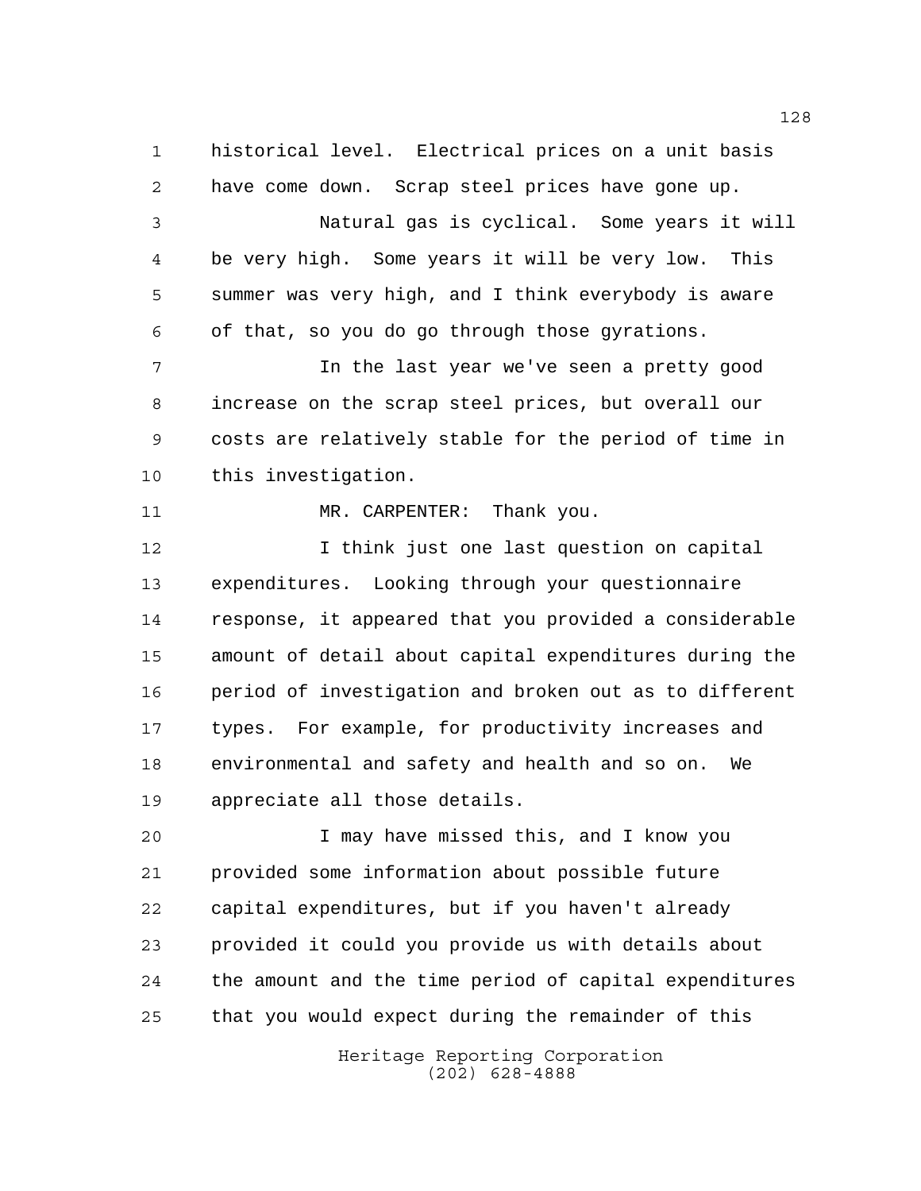historical level. Electrical prices on a unit basis have come down. Scrap steel prices have gone up.

Natural gas is cyclical. Some years it will be very high. Some years it will be very low. This summer was very high, and I think everybody is aware of that, so you do go through those gyrations.

In the last year we've seen a pretty good increase on the scrap steel prices, but overall our costs are relatively stable for the period of time in this investigation.

MR. CARPENTER: Thank you.

I think just one last question on capital expenditures. Looking through your questionnaire response, it appeared that you provided a considerable amount of detail about capital expenditures during the period of investigation and broken out as to different types. For example, for productivity increases and environmental and safety and health and so on. We appreciate all those details.

I may have missed this, and I know you provided some information about possible future capital expenditures, but if you haven't already provided it could you provide us with details about the amount and the time period of capital expenditures that you would expect during the remainder of this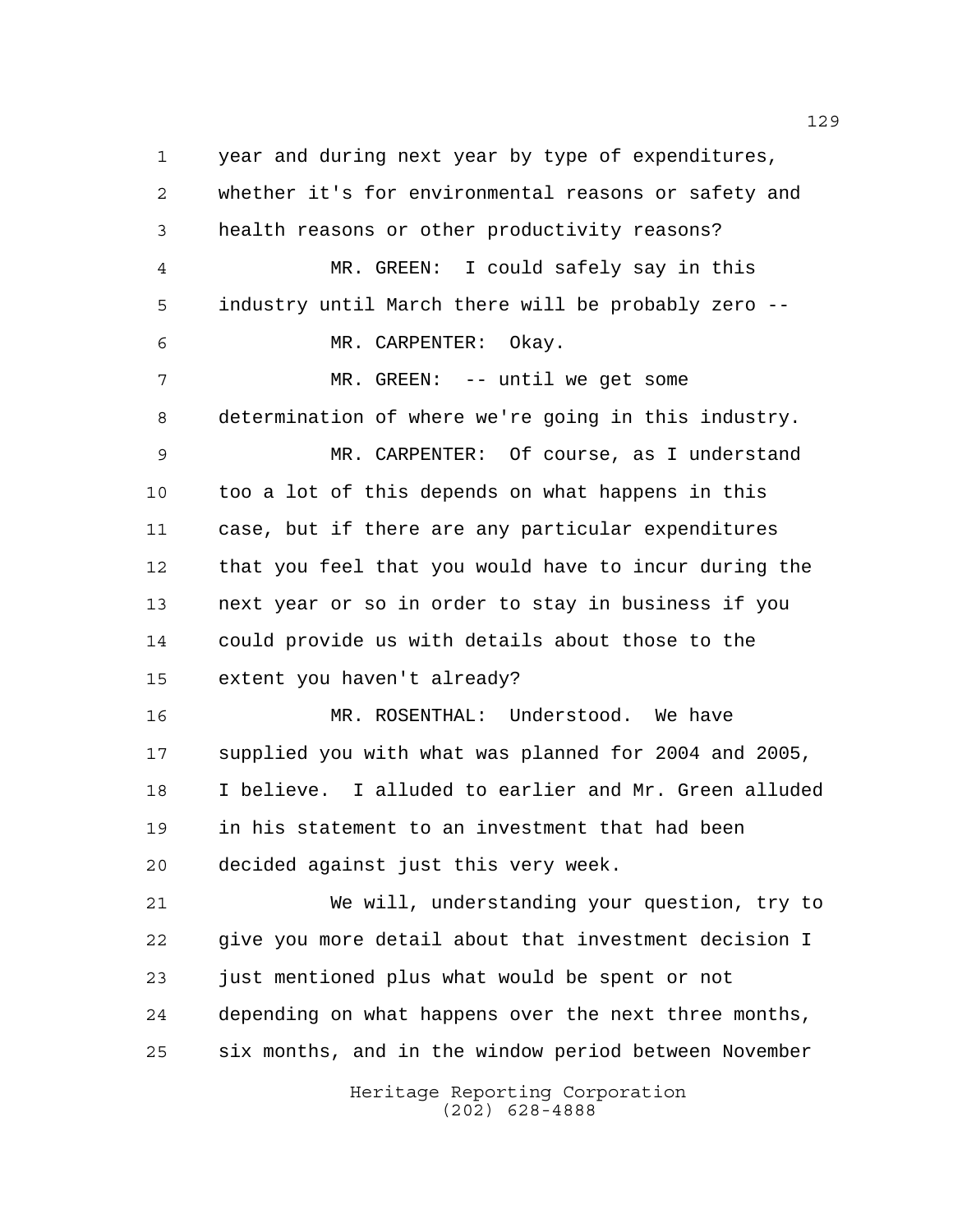year and during next year by type of expenditures, whether it's for environmental reasons or safety and health reasons or other productivity reasons?

MR. GREEN: I could safely say in this industry until March there will be probably zero --

MR. CARPENTER: Okay.

MR. GREEN: -- until we get some determination of where we're going in this industry.

MR. CARPENTER: Of course, as I understand too a lot of this depends on what happens in this case, but if there are any particular expenditures that you feel that you would have to incur during the next year or so in order to stay in business if you could provide us with details about those to the extent you haven't already?

MR. ROSENTHAL: Understood. We have supplied you with what was planned for 2004 and 2005, I believe. I alluded to earlier and Mr. Green alluded in his statement to an investment that had been decided against just this very week.

We will, understanding your question, try to give you more detail about that investment decision I just mentioned plus what would be spent or not depending on what happens over the next three months, six months, and in the window period between November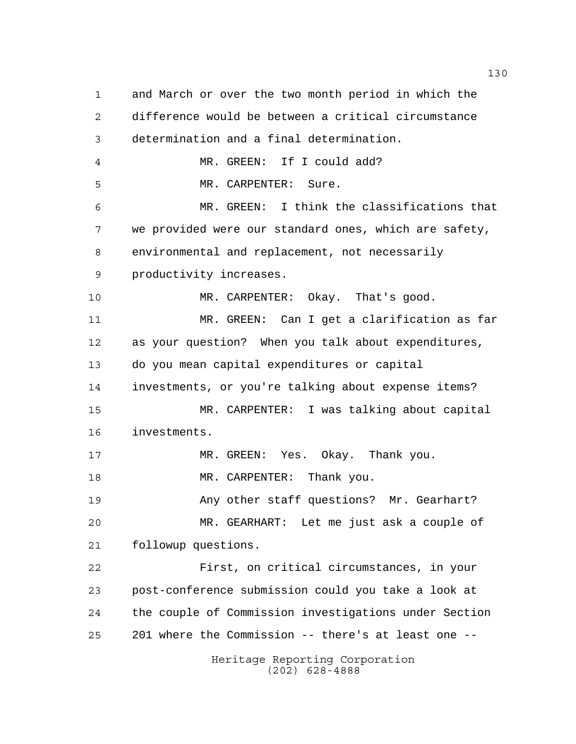and March or over the two month period in which the difference would be between a critical circumstance determination and a final determination.

MR. GREEN: If I could add?

MR. CARPENTER: Sure.

MR. GREEN: I think the classifications that we provided were our standard ones, which are safety, environmental and replacement, not necessarily productivity increases.

MR. CARPENTER: Okay. That's good.

MR. GREEN: Can I get a clarification as far as your question? When you talk about expenditures, do you mean capital expenditures or capital investments, or you're talking about expense items?

MR. CARPENTER: I was talking about capital investments.

MR. GREEN: Yes. Okay. Thank you.

MR. CARPENTER: Thank you.

Any other staff questions? Mr. Gearhart?

MR. GEARHART: Let me just ask a couple of followup questions.

First, on critical circumstances, in your post-conference submission could you take a look at the couple of Commission investigations under Section 201 where the Commission -- there's at least one --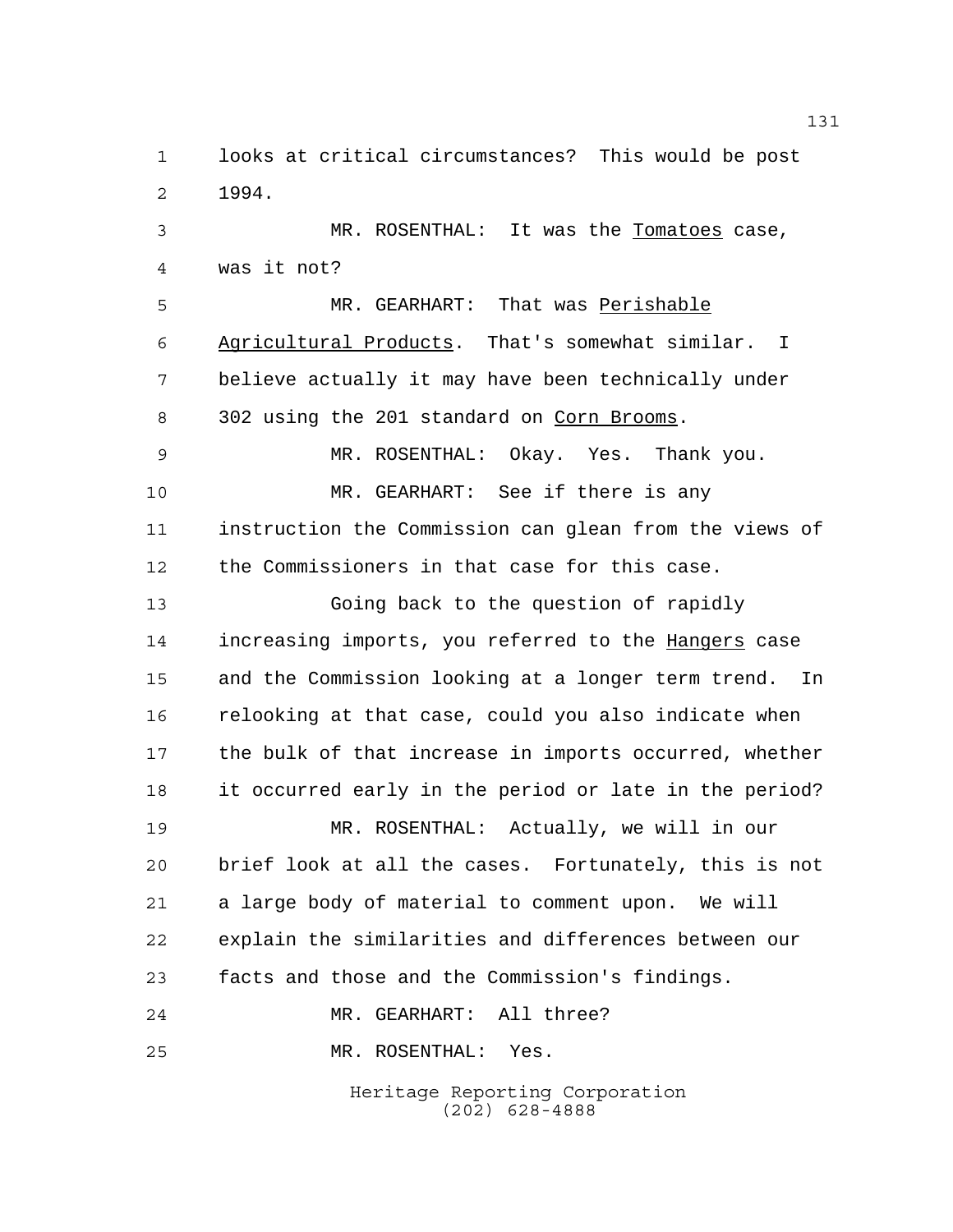looks at critical circumstances? This would be post 1994.

MR. ROSENTHAL: It was the Tomatoes case, was it not?

MR. GEARHART: That was Perishable Agricultural Products. That's somewhat similar. I believe actually it may have been technically under 302 using the 201 standard on Corn Brooms.

MR. ROSENTHAL: Okay. Yes. Thank you.

MR. GEARHART: See if there is any instruction the Commission can glean from the views of the Commissioners in that case for this case.

Going back to the question of rapidly increasing imports, you referred to the Hangers case and the Commission looking at a longer term trend. In relooking at that case, could you also indicate when the bulk of that increase in imports occurred, whether it occurred early in the period or late in the period?

MR. ROSENTHAL: Actually, we will in our brief look at all the cases. Fortunately, this is not a large body of material to comment upon. We will explain the similarities and differences between our facts and those and the Commission's findings.

MR. GEARHART: All three?

MR. ROSENTHAL: Yes.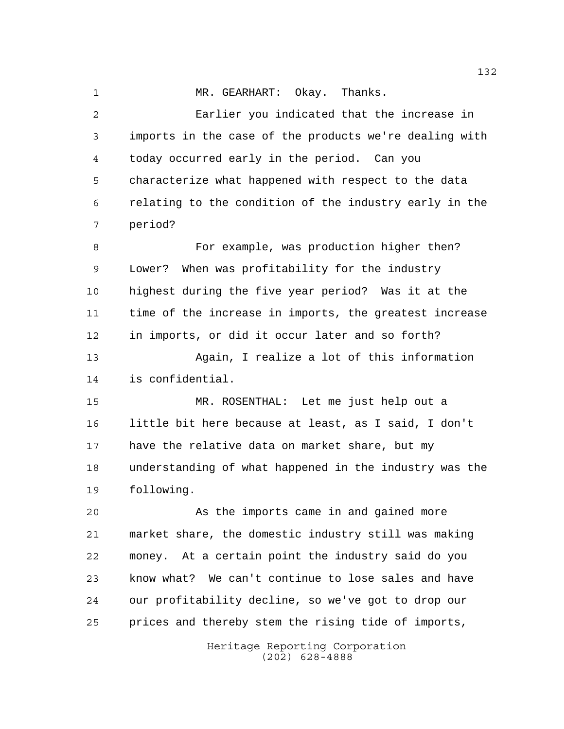MR. GEARHART: Okay. Thanks.

Earlier you indicated that the increase in imports in the case of the products we're dealing with today occurred early in the period. Can you characterize what happened with respect to the data relating to the condition of the industry early in the period?

For example, was production higher then? Lower? When was profitability for the industry highest during the five year period? Was it at the time of the increase in imports, the greatest increase in imports, or did it occur later and so forth?

Again, I realize a lot of this information is confidential.

MR. ROSENTHAL: Let me just help out a little bit here because at least, as I said, I don't have the relative data on market share, but my understanding of what happened in the industry was the following.

As the imports came in and gained more market share, the domestic industry still was making money. At a certain point the industry said do you know what? We can't continue to lose sales and have our profitability decline, so we've got to drop our prices and thereby stem the rising tide of imports,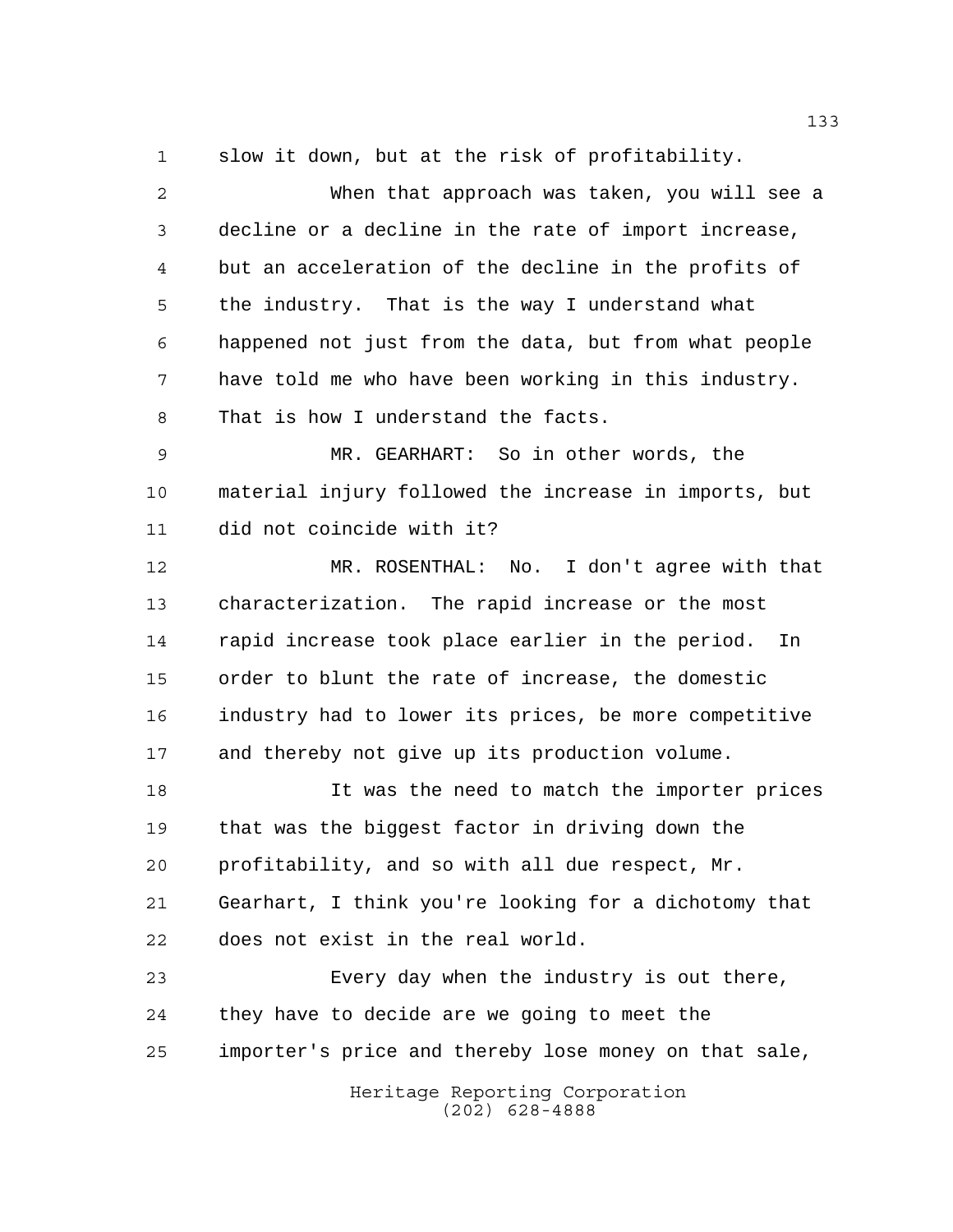slow it down, but at the risk of profitability.

When that approach was taken, you will see a decline or a decline in the rate of import increase, but an acceleration of the decline in the profits of the industry. That is the way I understand what happened not just from the data, but from what people have told me who have been working in this industry. That is how I understand the facts.

MR. GEARHART: So in other words, the material injury followed the increase in imports, but did not coincide with it?

MR. ROSENTHAL: No. I don't agree with that characterization. The rapid increase or the most rapid increase took place earlier in the period. In order to blunt the rate of increase, the domestic industry had to lower its prices, be more competitive and thereby not give up its production volume.

It was the need to match the importer prices that was the biggest factor in driving down the profitability, and so with all due respect, Mr. Gearhart, I think you're looking for a dichotomy that does not exist in the real world.

Every day when the industry is out there, they have to decide are we going to meet the importer's price and thereby lose money on that sale,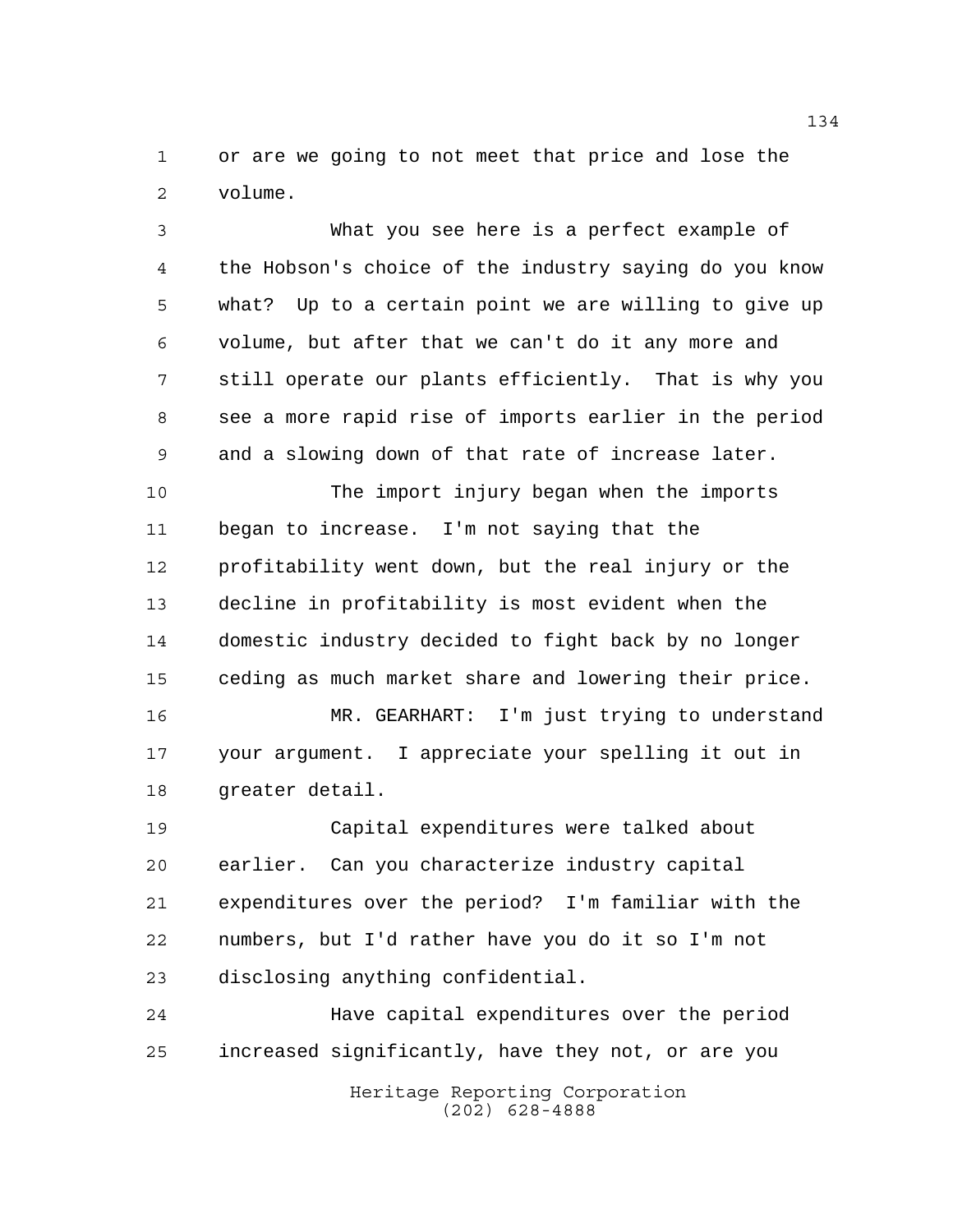or are we going to not meet that price and lose the volume.

What you see here is a perfect example of the Hobson's choice of the industry saying do you know what? Up to a certain point we are willing to give up volume, but after that we can't do it any more and still operate our plants efficiently. That is why you see a more rapid rise of imports earlier in the period and a slowing down of that rate of increase later.

The import injury began when the imports began to increase. I'm not saying that the profitability went down, but the real injury or the decline in profitability is most evident when the domestic industry decided to fight back by no longer ceding as much market share and lowering their price.

MR. GEARHART: I'm just trying to understand your argument. I appreciate your spelling it out in greater detail.

Capital expenditures were talked about earlier. Can you characterize industry capital expenditures over the period? I'm familiar with the numbers, but I'd rather have you do it so I'm not disclosing anything confidential.

Have capital expenditures over the period increased significantly, have they not, or are you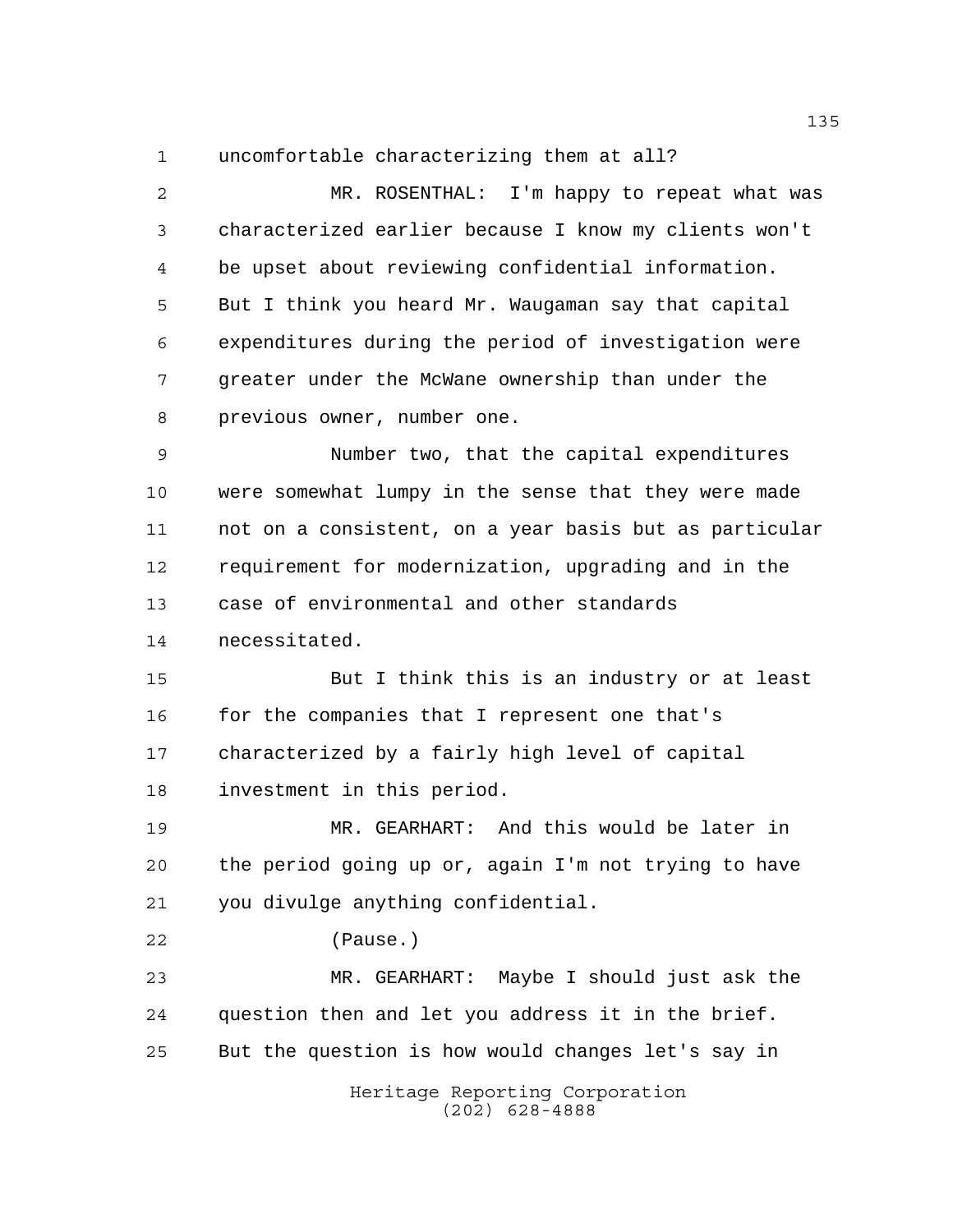uncomfortable characterizing them at all?

MR. ROSENTHAL: I'm happy to repeat what was characterized earlier because I know my clients won't be upset about reviewing confidential information. But I think you heard Mr. Waugaman say that capital expenditures during the period of investigation were greater under the McWane ownership than under the previous owner, number one.

Number two, that the capital expenditures were somewhat lumpy in the sense that they were made not on a consistent, on a year basis but as particular requirement for modernization, upgrading and in the case of environmental and other standards necessitated.

But I think this is an industry or at least for the companies that I represent one that's characterized by a fairly high level of capital investment in this period.

MR. GEARHART: And this would be later in the period going up or, again I'm not trying to have you divulge anything confidential.

(Pause.)

MR. GEARHART: Maybe I should just ask the question then and let you address it in the brief. But the question is how would changes let's say in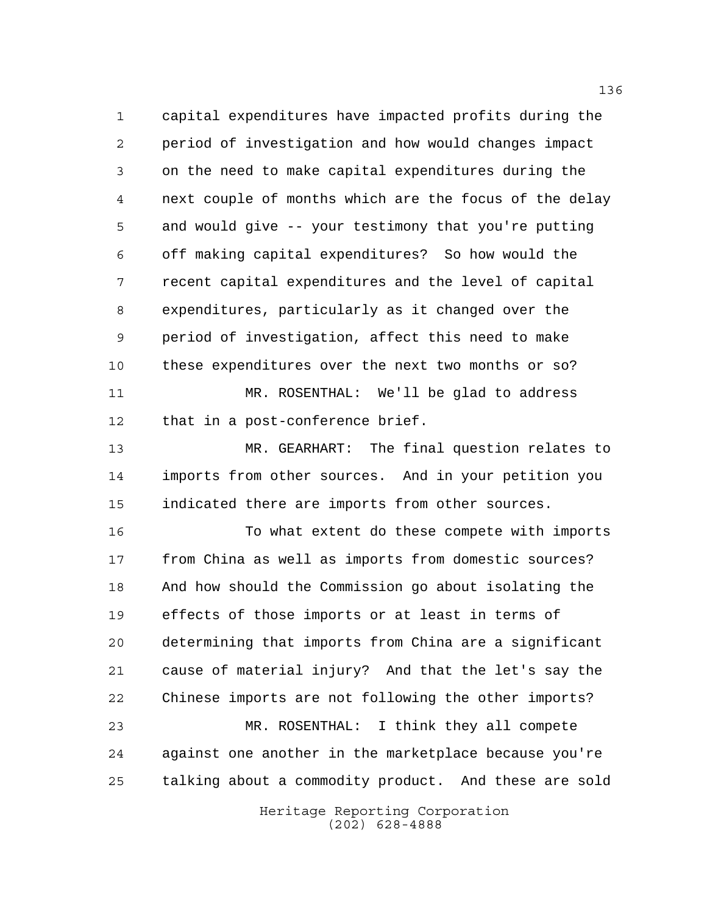capital expenditures have impacted profits during the period of investigation and how would changes impact on the need to make capital expenditures during the next couple of months which are the focus of the delay and would give -- your testimony that you're putting off making capital expenditures? So how would the recent capital expenditures and the level of capital expenditures, particularly as it changed over the period of investigation, affect this need to make these expenditures over the next two months or so?

MR. ROSENTHAL: We'll be glad to address that in a post-conference brief.

MR. GEARHART: The final question relates to imports from other sources. And in your petition you indicated there are imports from other sources.

To what extent do these compete with imports from China as well as imports from domestic sources? And how should the Commission go about isolating the effects of those imports or at least in terms of determining that imports from China are a significant cause of material injury? And that the let's say the Chinese imports are not following the other imports?

MR. ROSENTHAL: I think they all compete against one another in the marketplace because you're talking about a commodity product. And these are sold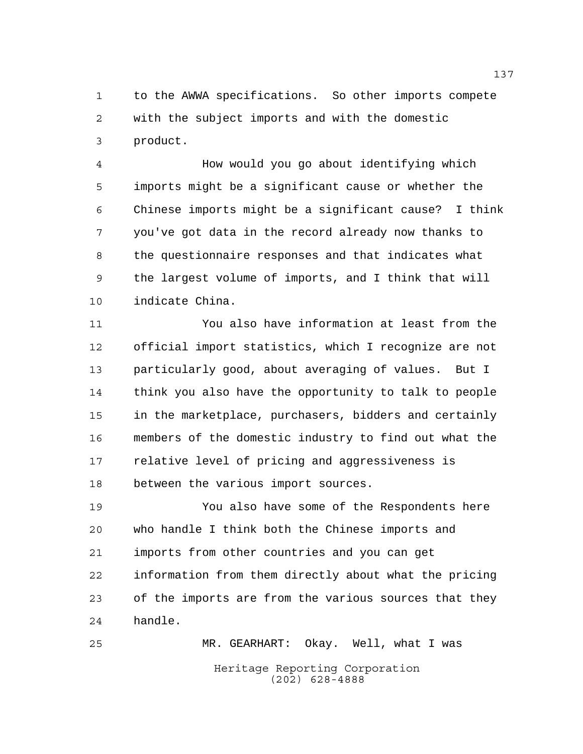to the AWWA specifications. So other imports compete with the subject imports and with the domestic product.

How would you go about identifying which imports might be a significant cause or whether the Chinese imports might be a significant cause? I think you've got data in the record already now thanks to the questionnaire responses and that indicates what the largest volume of imports, and I think that will indicate China.

You also have information at least from the official import statistics, which I recognize are not particularly good, about averaging of values. But I think you also have the opportunity to talk to people in the marketplace, purchasers, bidders and certainly members of the domestic industry to find out what the relative level of pricing and aggressiveness is between the various import sources.

You also have some of the Respondents here who handle I think both the Chinese imports and imports from other countries and you can get information from them directly about what the pricing of the imports are from the various sources that they handle.

MR. GEARHART: Okay. Well, what I was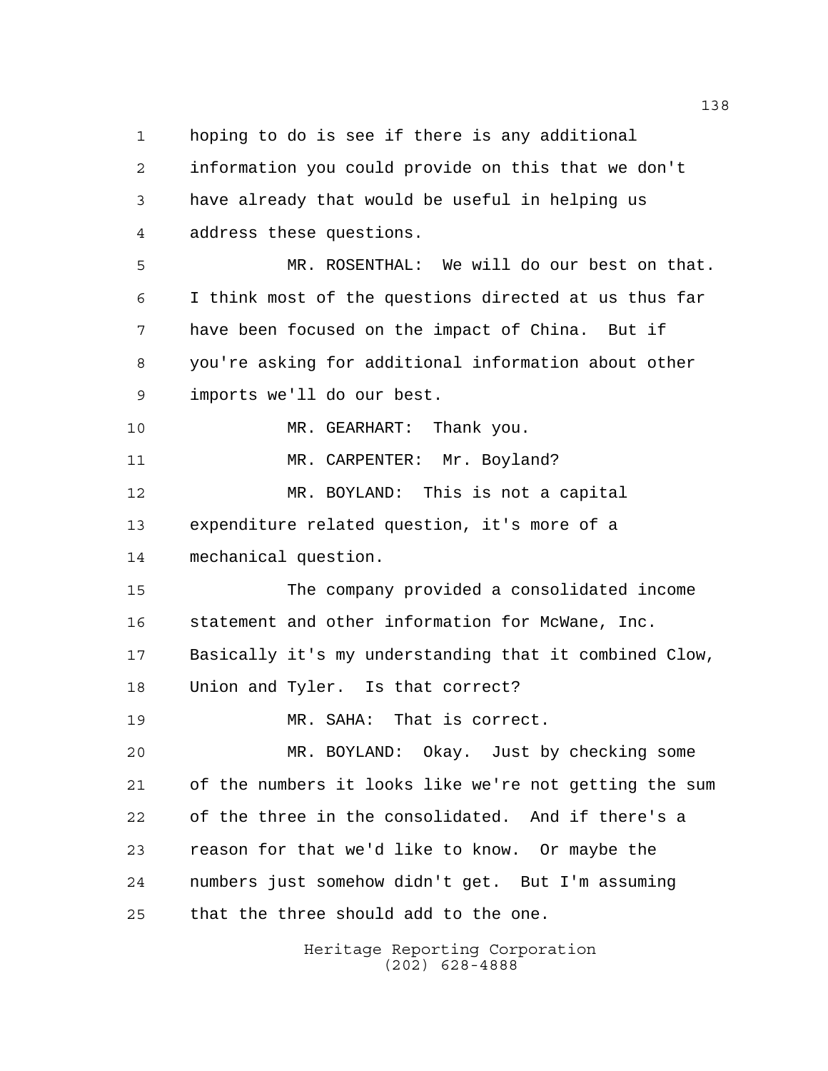hoping to do is see if there is any additional information you could provide on this that we don't have already that would be useful in helping us address these questions.

MR. ROSENTHAL: We will do our best on that. I think most of the questions directed at us thus far have been focused on the impact of China. But if you're asking for additional information about other imports we'll do our best.

MR. GEARHART: Thank you.

MR. CARPENTER: Mr. Boyland?

MR. BOYLAND: This is not a capital expenditure related question, it's more of a mechanical question.

The company provided a consolidated income statement and other information for McWane, Inc. Basically it's my understanding that it combined Clow, Union and Tyler. Is that correct?

MR. SAHA: That is correct.

MR. BOYLAND: Okay. Just by checking some of the numbers it looks like we're not getting the sum of the three in the consolidated. And if there's a reason for that we'd like to know. Or maybe the numbers just somehow didn't get. But I'm assuming that the three should add to the one.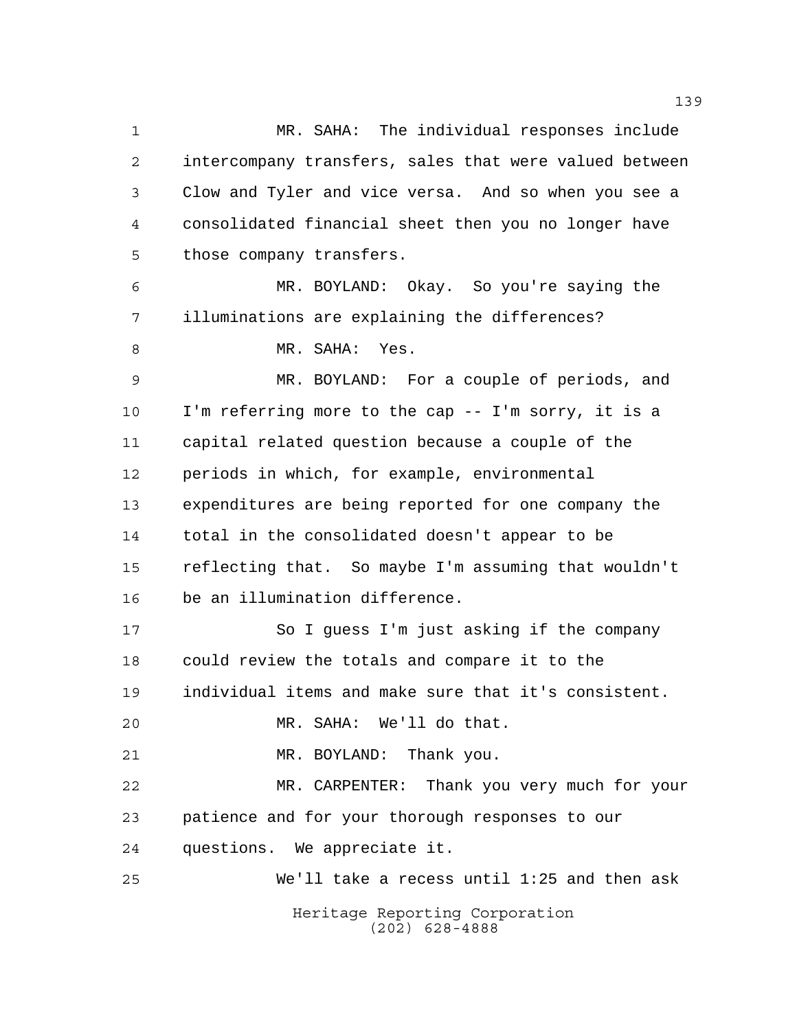MR. SAHA: The individual responses include intercompany transfers, sales that were valued between Clow and Tyler and vice versa. And so when you see a consolidated financial sheet then you no longer have those company transfers.

MR. BOYLAND: Okay. So you're saying the illuminations are explaining the differences?

MR. SAHA: Yes.

MR. BOYLAND: For a couple of periods, and I'm referring more to the cap -- I'm sorry, it is a capital related question because a couple of the periods in which, for example, environmental expenditures are being reported for one company the total in the consolidated doesn't appear to be reflecting that. So maybe I'm assuming that wouldn't be an illumination difference.

So I guess I'm just asking if the company could review the totals and compare it to the individual items and make sure that it's consistent.

MR. SAHA: We'll do that.

MR. BOYLAND: Thank you.

MR. CARPENTER: Thank you very much for your patience and for your thorough responses to our questions. We appreciate it.

We'll take a recess until 1:25 and then ask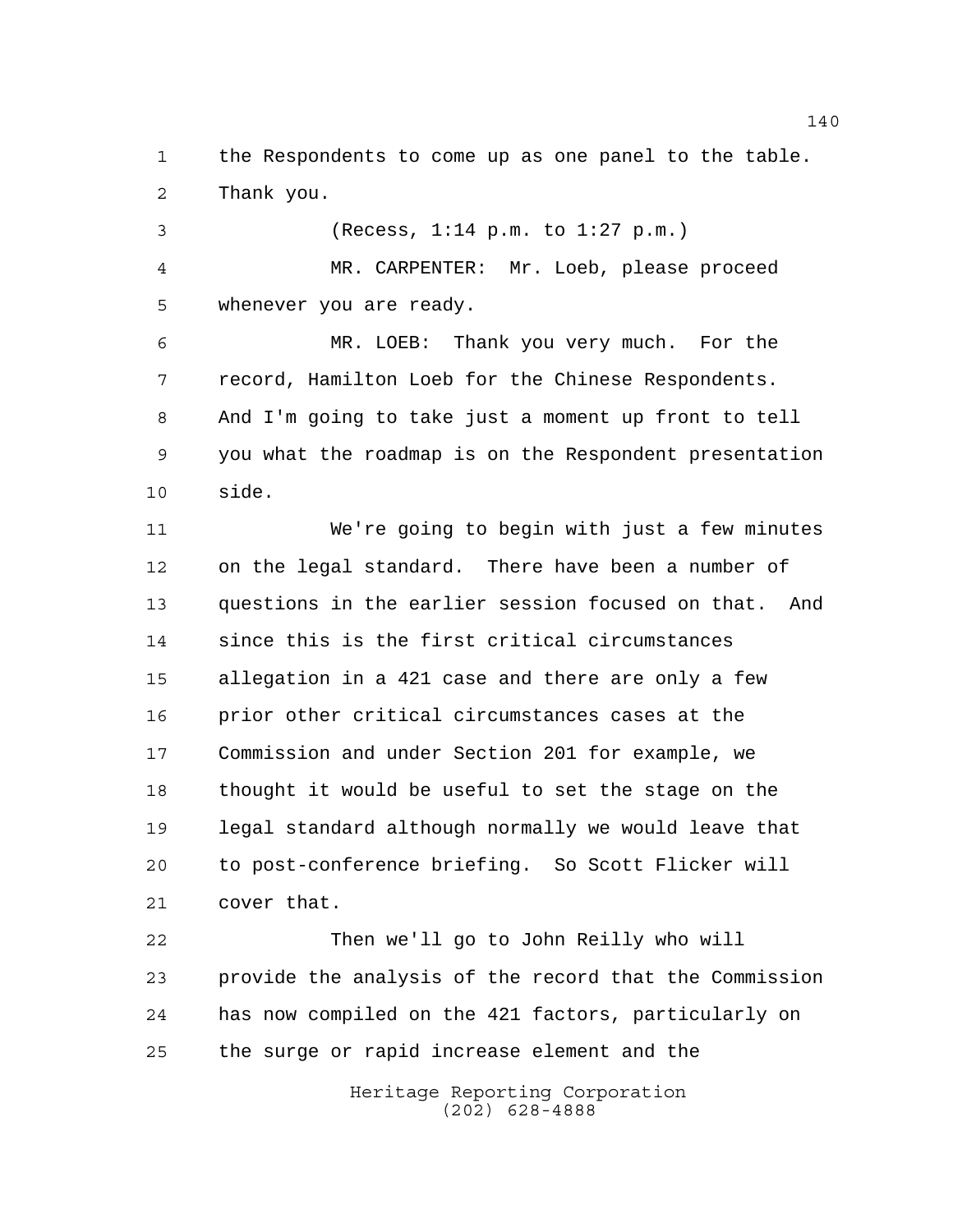the Respondents to come up as one panel to the table. Thank you.

(Recess, 1:14 p.m. to 1:27 p.m.)

MR. CARPENTER: Mr. Loeb, please proceed whenever you are ready.

MR. LOEB: Thank you very much. For the record, Hamilton Loeb for the Chinese Respondents. And I'm going to take just a moment up front to tell you what the roadmap is on the Respondent presentation side.

We're going to begin with just a few minutes on the legal standard. There have been a number of questions in the earlier session focused on that. And since this is the first critical circumstances allegation in a 421 case and there are only a few prior other critical circumstances cases at the Commission and under Section 201 for example, we thought it would be useful to set the stage on the legal standard although normally we would leave that to post-conference briefing. So Scott Flicker will cover that.

Then we'll go to John Reilly who will provide the analysis of the record that the Commission has now compiled on the 421 factors, particularly on the surge or rapid increase element and the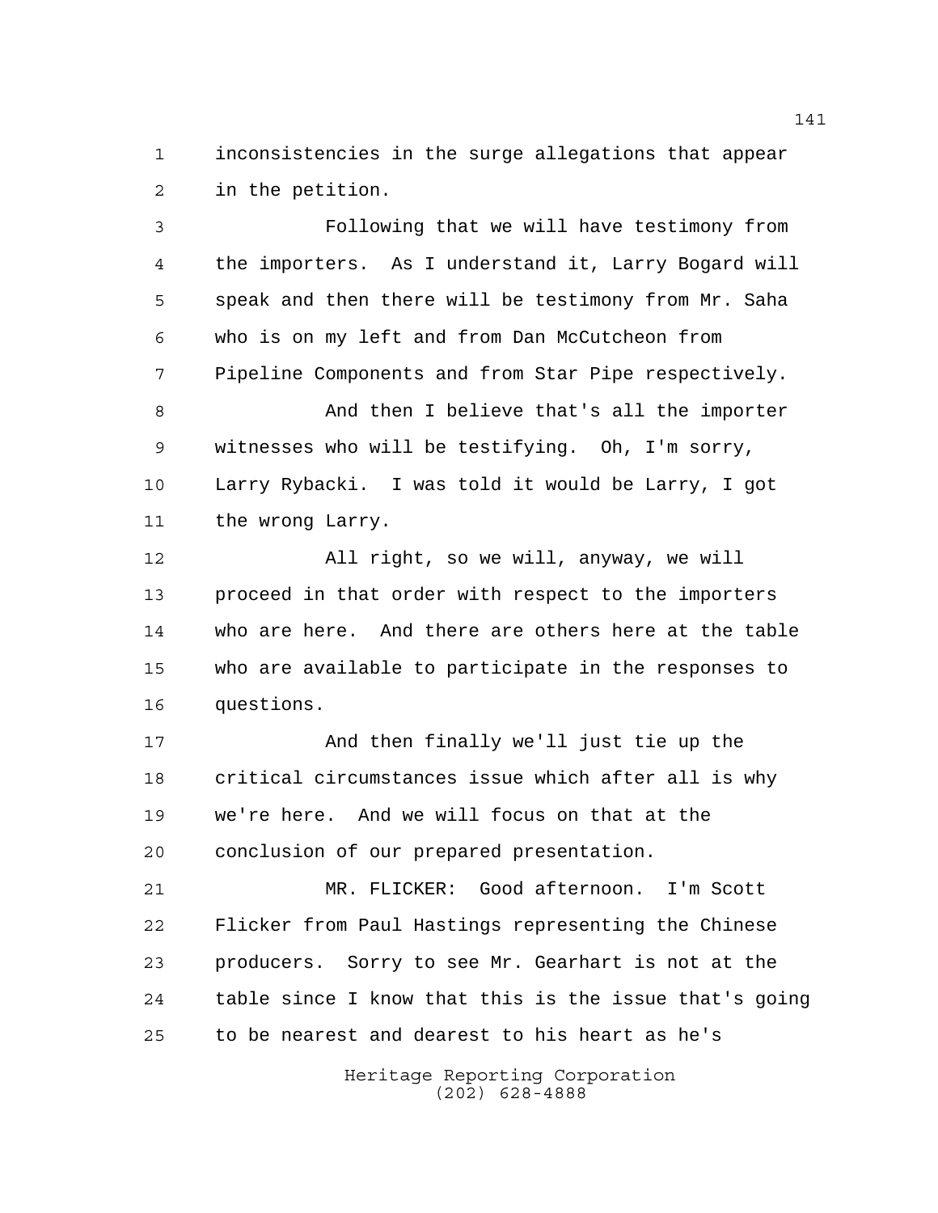inconsistencies in the surge allegations that appear in the petition.

Following that we will have testimony from the importers. As I understand it, Larry Bogard will speak and then there will be testimony from Mr. Saha who is on my left and from Dan McCutcheon from Pipeline Components and from Star Pipe respectively.

And then I believe that's all the importer witnesses who will be testifying. Oh, I'm sorry, Larry Rybacki. I was told it would be Larry, I got the wrong Larry.

All right, so we will, anyway, we will proceed in that order with respect to the importers who are here. And there are others here at the table who are available to participate in the responses to questions.

And then finally we'll just tie up the critical circumstances issue which after all is why we're here. And we will focus on that at the conclusion of our prepared presentation.

MR. FLICKER: Good afternoon. I'm Scott Flicker from Paul Hastings representing the Chinese producers. Sorry to see Mr. Gearhart is not at the table since I know that this is the issue that's going to be nearest and dearest to his heart as he's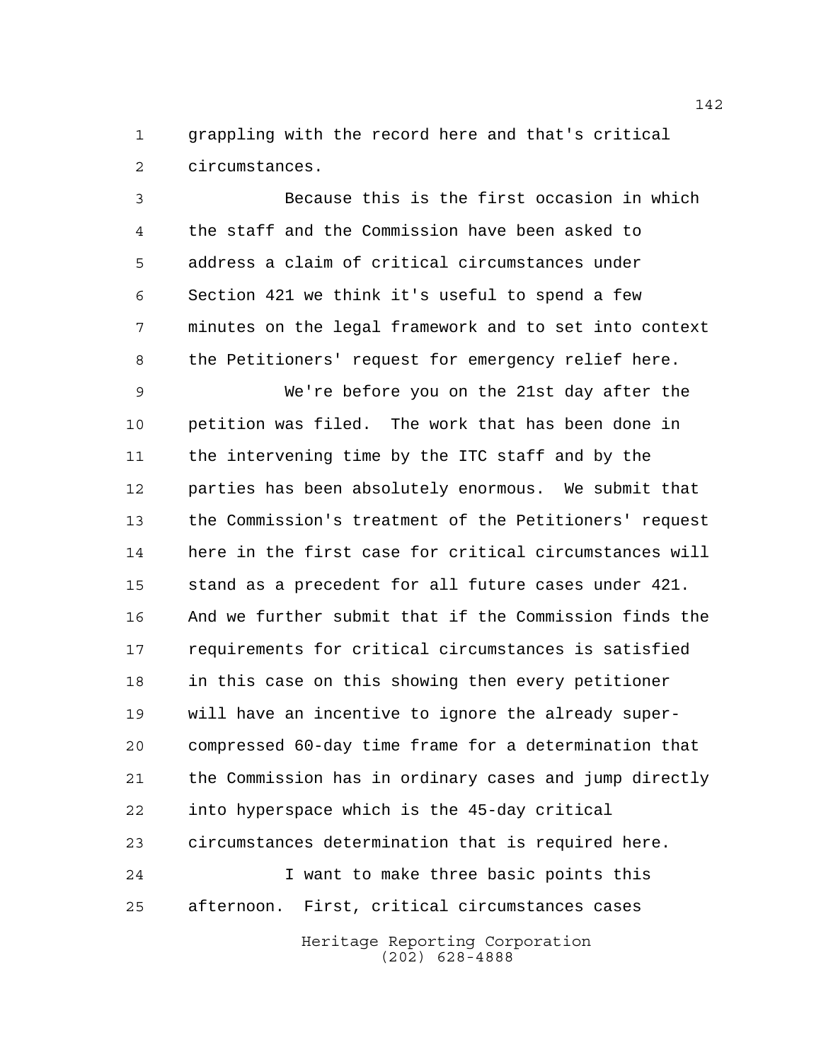grappling with the record here and that's critical circumstances.

Because this is the first occasion in which the staff and the Commission have been asked to address a claim of critical circumstances under Section 421 we think it's useful to spend a few minutes on the legal framework and to set into context the Petitioners' request for emergency relief here.

We're before you on the 21st day after the petition was filed. The work that has been done in the intervening time by the ITC staff and by the parties has been absolutely enormous. We submit that the Commission's treatment of the Petitioners' request here in the first case for critical circumstances will stand as a precedent for all future cases under 421. And we further submit that if the Commission finds the requirements for critical circumstances is satisfied in this case on this showing then every petitioner will have an incentive to ignore the already super-compressed 60-day time frame for a determination that the Commission has in ordinary cases and jump directly into hyperspace which is the 45-day critical circumstances determination that is required here.

I want to make three basic points this afternoon. First, critical circumstances cases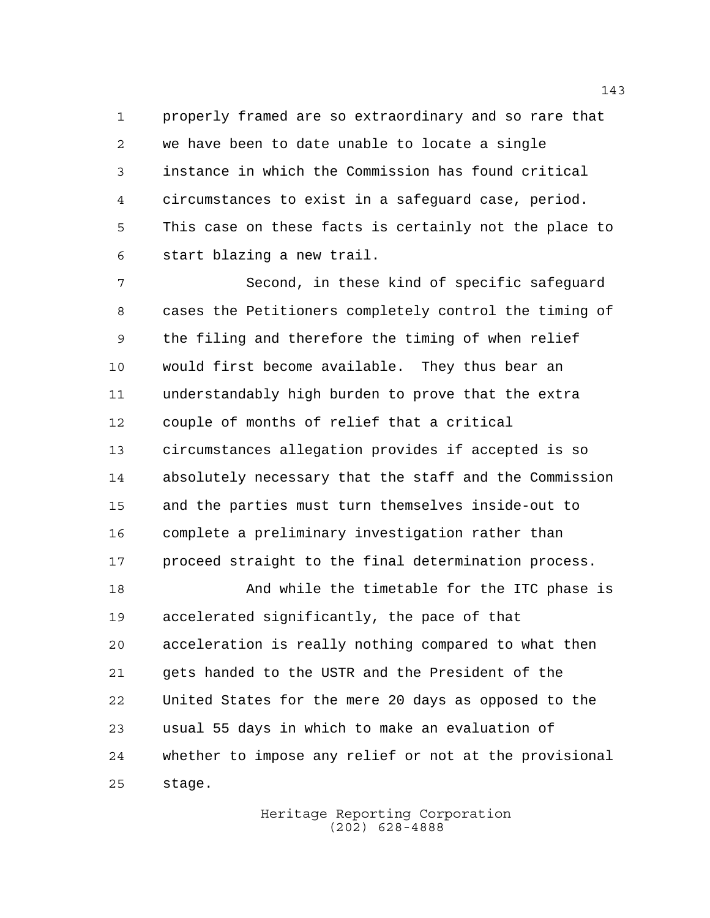properly framed are so extraordinary and so rare that we have been to date unable to locate a single instance in which the Commission has found critical circumstances to exist in a safeguard case, period. This case on these facts is certainly not the place to start blazing a new trail.

Second, in these kind of specific safeguard cases the Petitioners completely control the timing of the filing and therefore the timing of when relief would first become available. They thus bear an understandably high burden to prove that the extra couple of months of relief that a critical circumstances allegation provides if accepted is so absolutely necessary that the staff and the Commission and the parties must turn themselves inside-out to complete a preliminary investigation rather than proceed straight to the final determination process.

And while the timetable for the ITC phase is accelerated significantly, the pace of that acceleration is really nothing compared to what then gets handed to the USTR and the President of the United States for the mere 20 days as opposed to the usual 55 days in which to make an evaluation of whether to impose any relief or not at the provisional stage.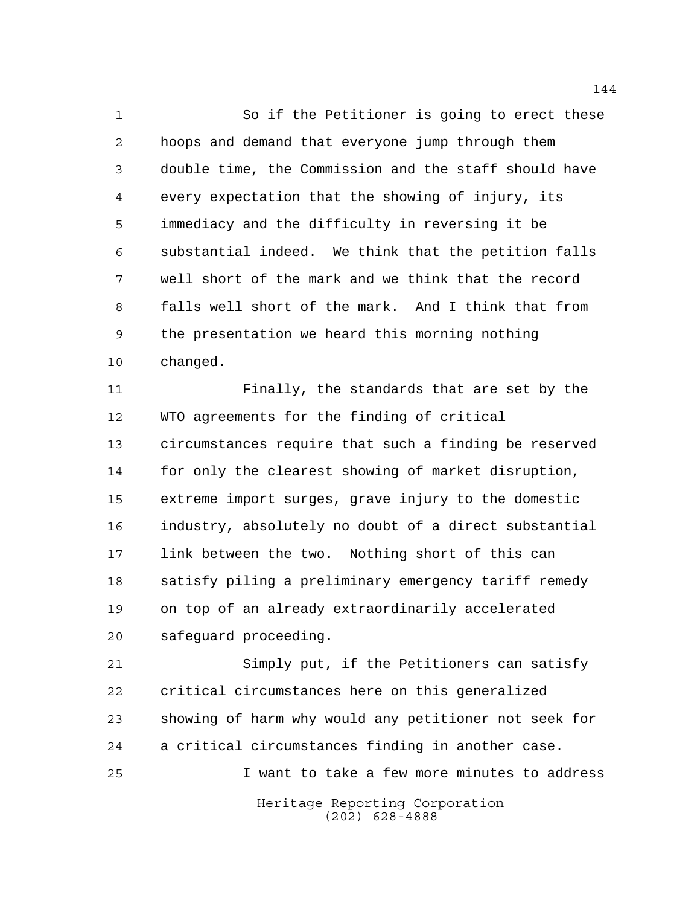So if the Petitioner is going to erect these hoops and demand that everyone jump through them double time, the Commission and the staff should have every expectation that the showing of injury, its immediacy and the difficulty in reversing it be substantial indeed. We think that the petition falls well short of the mark and we think that the record falls well short of the mark. And I think that from the presentation we heard this morning nothing changed.

Finally, the standards that are set by the WTO agreements for the finding of critical circumstances require that such a finding be reserved for only the clearest showing of market disruption, extreme import surges, grave injury to the domestic industry, absolutely no doubt of a direct substantial link between the two. Nothing short of this can satisfy piling a preliminary emergency tariff remedy on top of an already extraordinarily accelerated safeguard proceeding.

Simply put, if the Petitioners can satisfy critical circumstances here on this generalized showing of harm why would any petitioner not seek for a critical circumstances finding in another case.

I want to take a few more minutes to address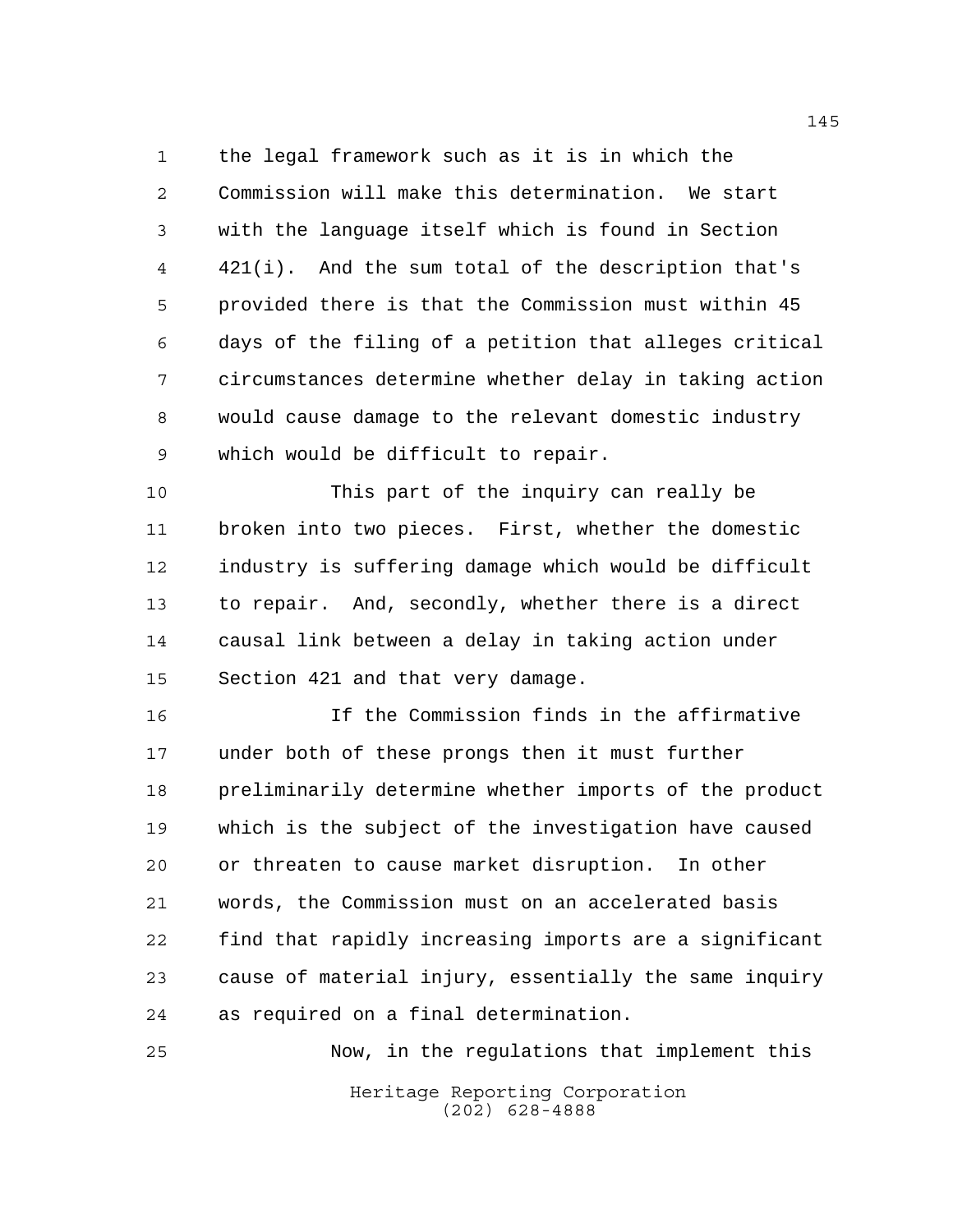the legal framework such as it is in which the Commission will make this determination. We start with the language itself which is found in Section 421(i). And the sum total of the description that's provided there is that the Commission must within 45 days of the filing of a petition that alleges critical circumstances determine whether delay in taking action would cause damage to the relevant domestic industry which would be difficult to repair.

This part of the inquiry can really be broken into two pieces. First, whether the domestic industry is suffering damage which would be difficult to repair. And, secondly, whether there is a direct causal link between a delay in taking action under Section 421 and that very damage.

If the Commission finds in the affirmative under both of these prongs then it must further preliminarily determine whether imports of the product which is the subject of the investigation have caused or threaten to cause market disruption. In other words, the Commission must on an accelerated basis find that rapidly increasing imports are a significant cause of material injury, essentially the same inquiry as required on a final determination.

Now, in the regulations that implement this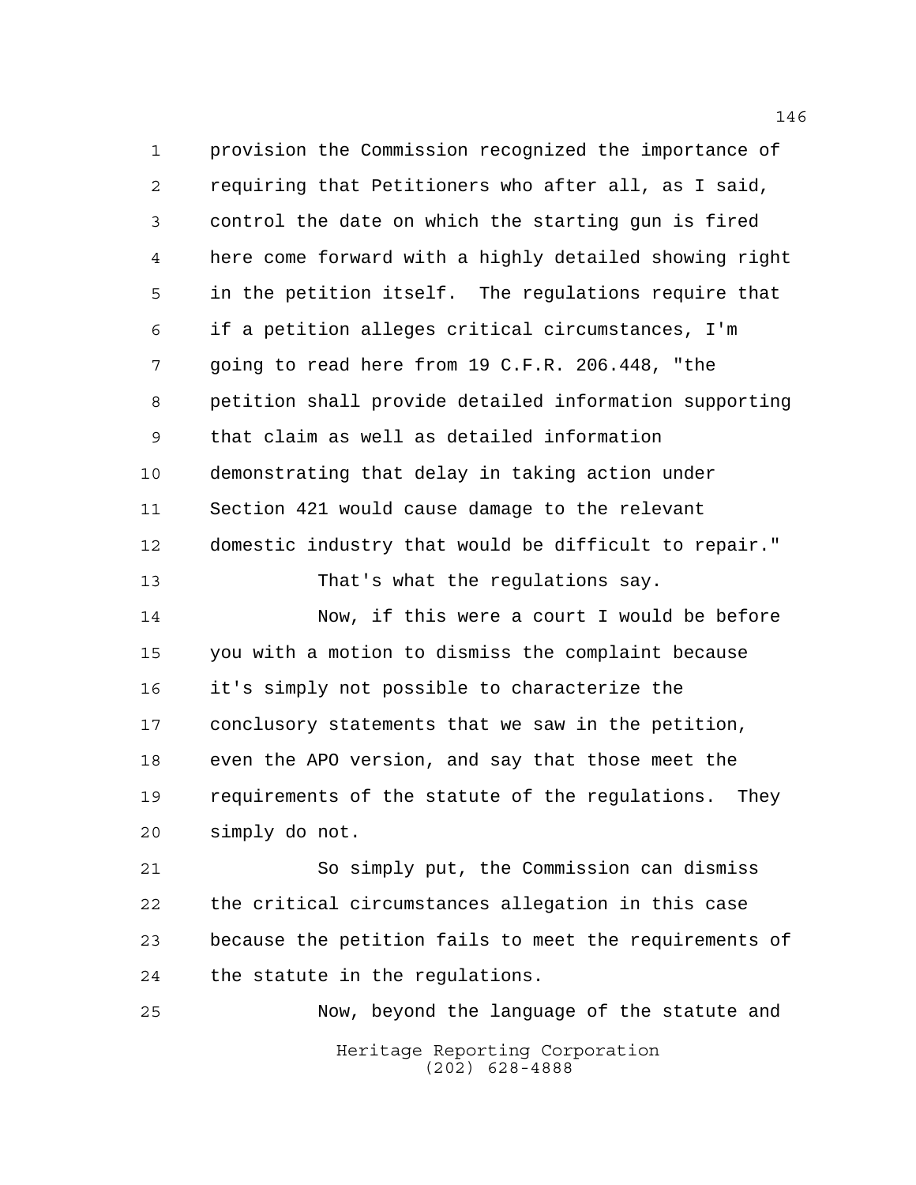provision the Commission recognized the importance of requiring that Petitioners who after all, as I said, control the date on which the starting gun is fired here come forward with a highly detailed showing right in the petition itself. The regulations require that if a petition alleges critical circumstances, I'm going to read here from 19 C.F.R. 206.448, "the petition shall provide detailed information supporting that claim as well as detailed information demonstrating that delay in taking action under Section 421 would cause damage to the relevant domestic industry that would be difficult to repair."

That's what the regulations say.

Now, if this were a court I would be before you with a motion to dismiss the complaint because it's simply not possible to characterize the conclusory statements that we saw in the petition, even the APO version, and say that those meet the requirements of the statute of the regulations. They simply do not.

So simply put, the Commission can dismiss the critical circumstances allegation in this case because the petition fails to meet the requirements of the statute in the regulations.

Now, beyond the language of the statute and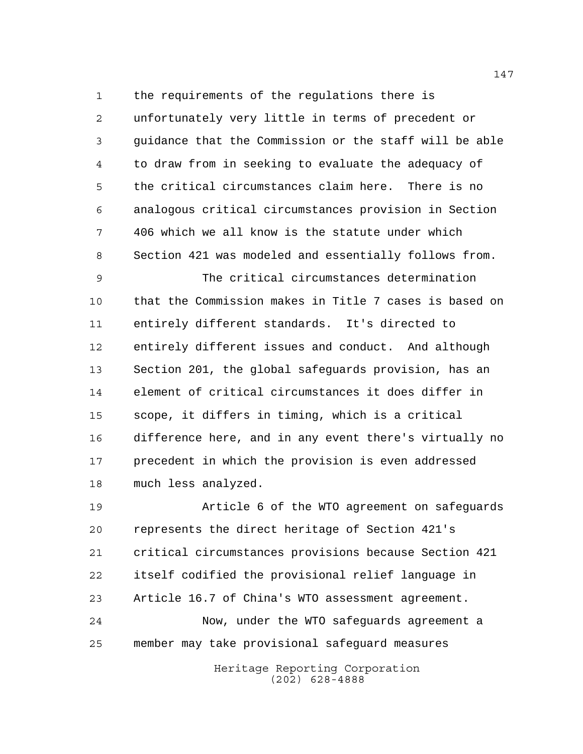the requirements of the regulations there is unfortunately very little in terms of precedent or guidance that the Commission or the staff will be able to draw from in seeking to evaluate the adequacy of the critical circumstances claim here. There is no analogous critical circumstances provision in Section 406 which we all know is the statute under which Section 421 was modeled and essentially follows from.

The critical circumstances determination that the Commission makes in Title 7 cases is based on entirely different standards. It's directed to entirely different issues and conduct. And although Section 201, the global safeguards provision, has an element of critical circumstances it does differ in scope, it differs in timing, which is a critical difference here, and in any event there's virtually no precedent in which the provision is even addressed much less analyzed.

Article 6 of the WTO agreement on safeguards represents the direct heritage of Section 421's critical circumstances provisions because Section 421 itself codified the provisional relief language in Article 16.7 of China's WTO assessment agreement.

Now, under the WTO safeguards agreement a member may take provisional safeguard measures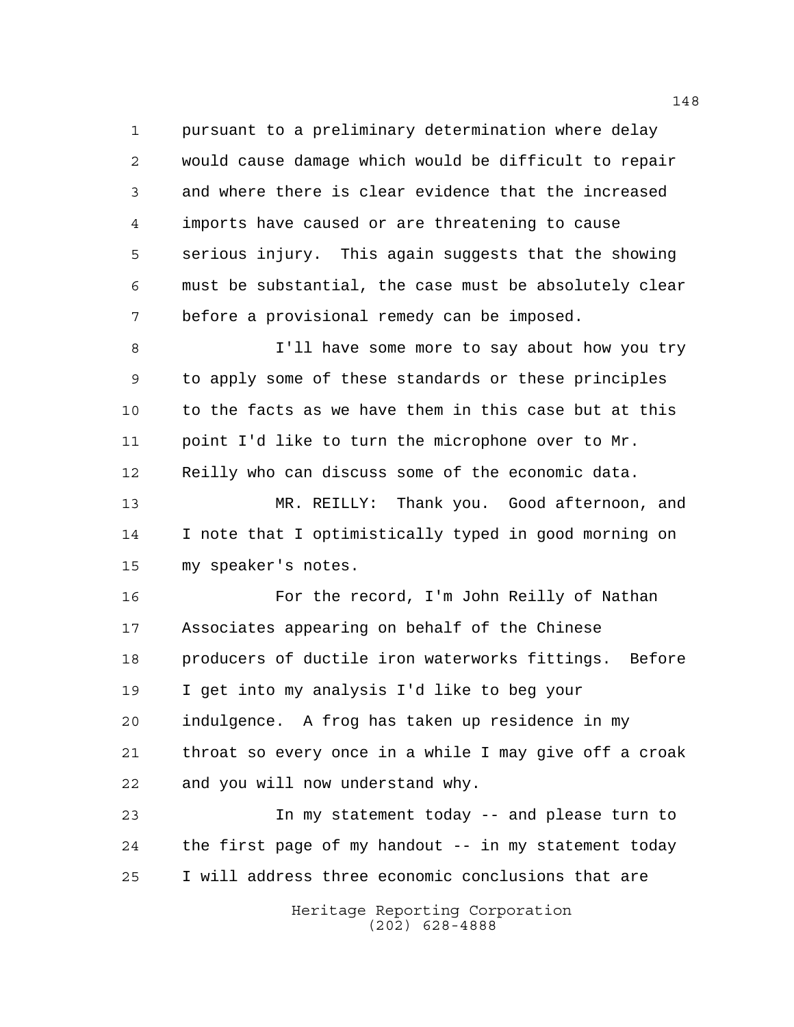pursuant to a preliminary determination where delay would cause damage which would be difficult to repair and where there is clear evidence that the increased imports have caused or are threatening to cause serious injury. This again suggests that the showing must be substantial, the case must be absolutely clear before a provisional remedy can be imposed.

I'll have some more to say about how you try to apply some of these standards or these principles to the facts as we have them in this case but at this point I'd like to turn the microphone over to Mr. Reilly who can discuss some of the economic data.

MR. REILLY: Thank you. Good afternoon, and I note that I optimistically typed in good morning on my speaker's notes.

For the record, I'm John Reilly of Nathan Associates appearing on behalf of the Chinese producers of ductile iron waterworks fittings. Before I get into my analysis I'd like to beg your indulgence. A frog has taken up residence in my throat so every once in a while I may give off a croak and you will now understand why.

In my statement today -- and please turn to the first page of my handout -- in my statement today I will address three economic conclusions that are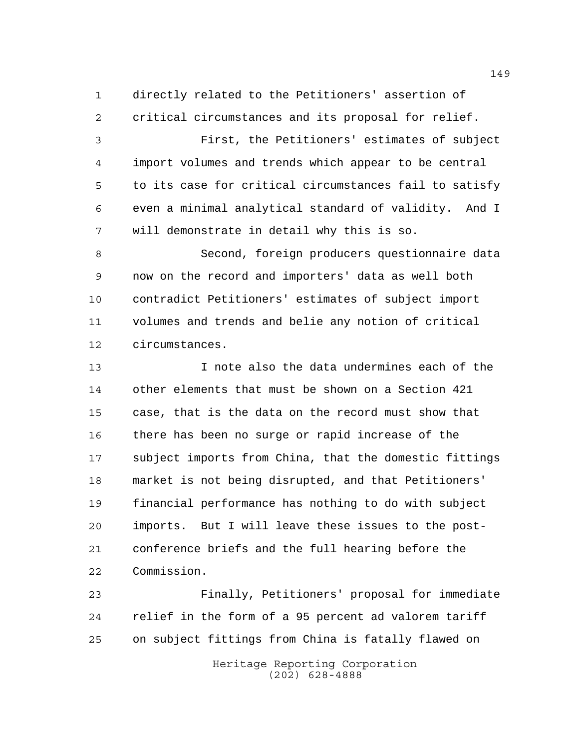directly related to the Petitioners' assertion of critical circumstances and its proposal for relief.

First, the Petitioners' estimates of subject import volumes and trends which appear to be central to its case for critical circumstances fail to satisfy even a minimal analytical standard of validity. And I will demonstrate in detail why this is so.

Second, foreign producers questionnaire data now on the record and importers' data as well both contradict Petitioners' estimates of subject import volumes and trends and belie any notion of critical circumstances.

I note also the data undermines each of the other elements that must be shown on a Section 421 case, that is the data on the record must show that there has been no surge or rapid increase of the subject imports from China, that the domestic fittings market is not being disrupted, and that Petitioners' financial performance has nothing to do with subject imports. But I will leave these issues to the post-conference briefs and the full hearing before the Commission.

Finally, Petitioners' proposal for immediate relief in the form of a 95 percent ad valorem tariff on subject fittings from China is fatally flawed on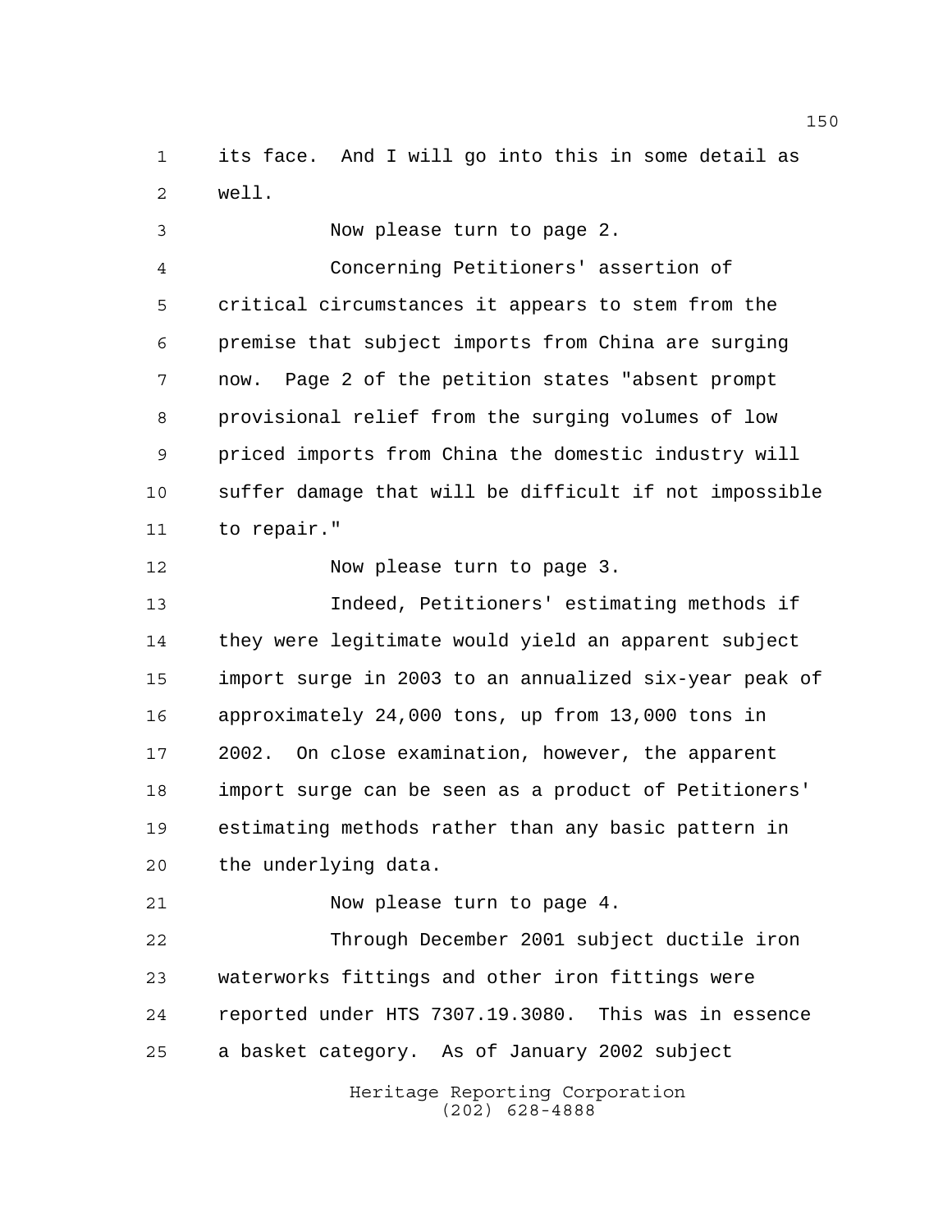its face. And I will go into this in some detail as well.

Now please turn to page 2.

Concerning Petitioners' assertion of critical circumstances it appears to stem from the premise that subject imports from China are surging now. Page 2 of the petition states "absent prompt provisional relief from the surging volumes of low priced imports from China the domestic industry will suffer damage that will be difficult if not impossible to repair."

Now please turn to page 3.

Indeed, Petitioners' estimating methods if they were legitimate would yield an apparent subject import surge in 2003 to an annualized six-year peak of approximately 24,000 tons, up from 13,000 tons in 2002. On close examination, however, the apparent import surge can be seen as a product of Petitioners' estimating methods rather than any basic pattern in the underlying data.

Now please turn to page 4.

Through December 2001 subject ductile iron waterworks fittings and other iron fittings were reported under HTS 7307.19.3080. This was in essence a basket category. As of January 2002 subject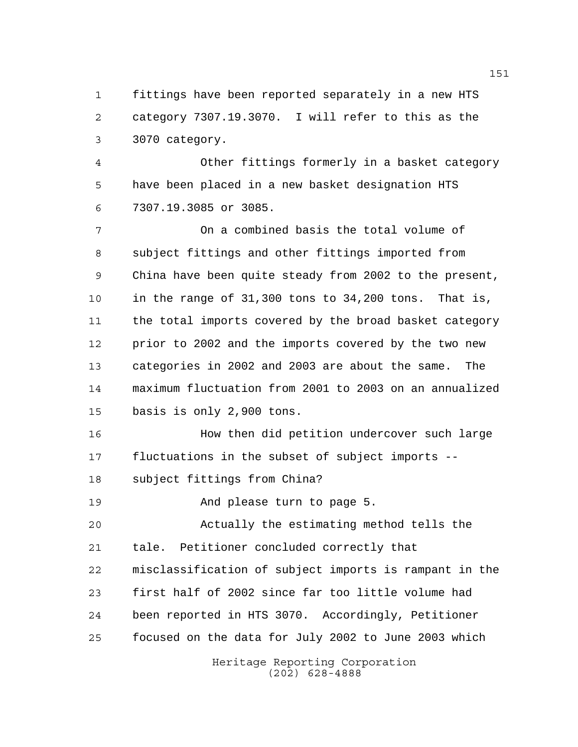fittings have been reported separately in a new HTS category 7307.19.3070. I will refer to this as the 3070 category.

Other fittings formerly in a basket category have been placed in a new basket designation HTS 7307.19.3085 or 3085.

On a combined basis the total volume of subject fittings and other fittings imported from China have been quite steady from 2002 to the present, in the range of 31,300 tons to 34,200 tons. That is, the total imports covered by the broad basket category prior to 2002 and the imports covered by the two new categories in 2002 and 2003 are about the same. The maximum fluctuation from 2001 to 2003 on an annualized basis is only 2,900 tons.

How then did petition undercover such large fluctuations in the subset of subject imports -- subject fittings from China?

And please turn to page 5.

Actually the estimating method tells the tale. Petitioner concluded correctly that misclassification of subject imports is rampant in the first half of 2002 since far too little volume had been reported in HTS 3070. Accordingly, Petitioner focused on the data for July 2002 to June 2003 which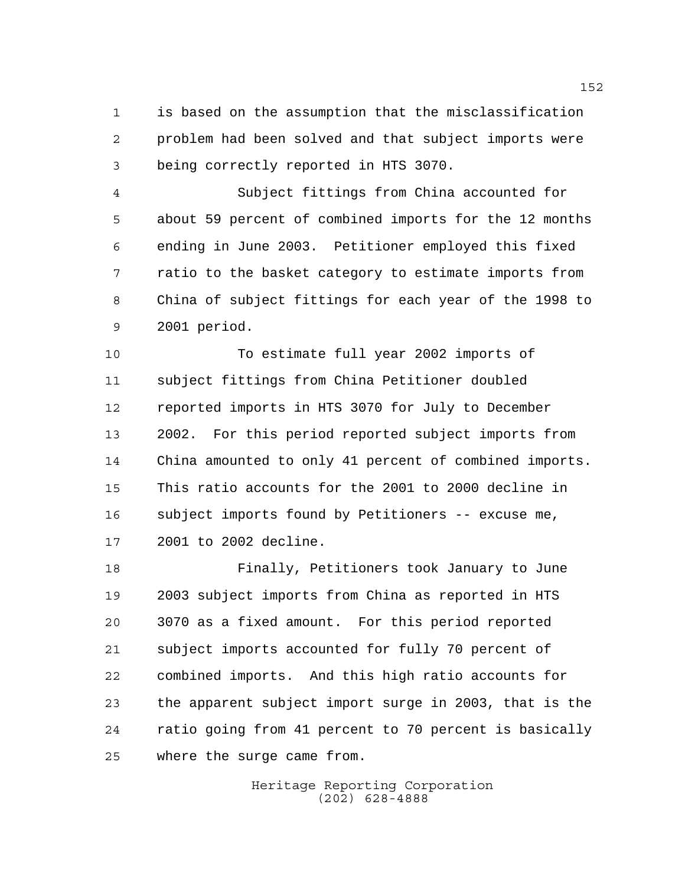is based on the assumption that the misclassification problem had been solved and that subject imports were being correctly reported in HTS 3070.

Subject fittings from China accounted for about 59 percent of combined imports for the 12 months ending in June 2003. Petitioner employed this fixed ratio to the basket category to estimate imports from China of subject fittings for each year of the 1998 to 2001 period.

To estimate full year 2002 imports of subject fittings from China Petitioner doubled reported imports in HTS 3070 for July to December 2002. For this period reported subject imports from China amounted to only 41 percent of combined imports. This ratio accounts for the 2001 to 2000 decline in subject imports found by Petitioners -- excuse me, 2001 to 2002 decline.

Finally, Petitioners took January to June 2003 subject imports from China as reported in HTS 3070 as a fixed amount. For this period reported subject imports accounted for fully 70 percent of combined imports. And this high ratio accounts for the apparent subject import surge in 2003, that is the ratio going from 41 percent to 70 percent is basically where the surge came from.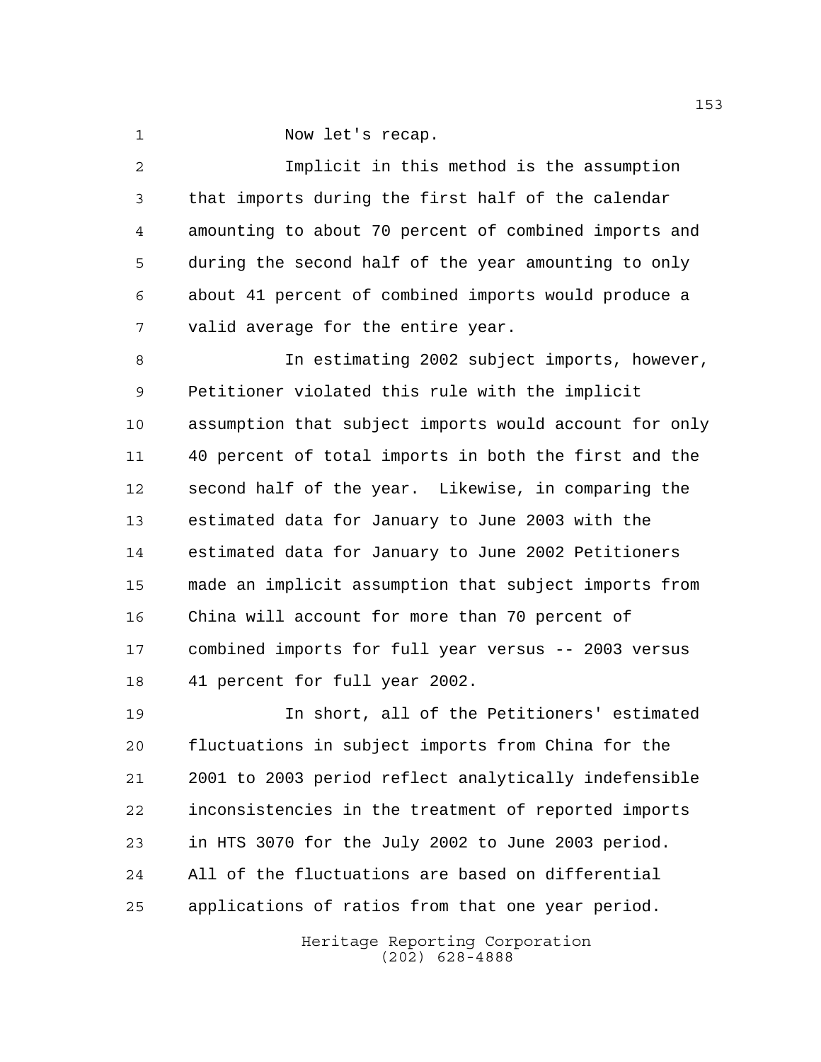Now let's recap.

Implicit in this method is the assumption that imports during the first half of the calendar amounting to about 70 percent of combined imports and during the second half of the year amounting to only about 41 percent of combined imports would produce a valid average for the entire year.

In estimating 2002 subject imports, however, Petitioner violated this rule with the implicit assumption that subject imports would account for only 40 percent of total imports in both the first and the second half of the year. Likewise, in comparing the estimated data for January to June 2003 with the estimated data for January to June 2002 Petitioners made an implicit assumption that subject imports from China will account for more than 70 percent of combined imports for full year versus -- 2003 versus 41 percent for full year 2002.

In short, all of the Petitioners' estimated fluctuations in subject imports from China for the 2001 to 2003 period reflect analytically indefensible inconsistencies in the treatment of reported imports in HTS 3070 for the July 2002 to June 2003 period. All of the fluctuations are based on differential applications of ratios from that one year period.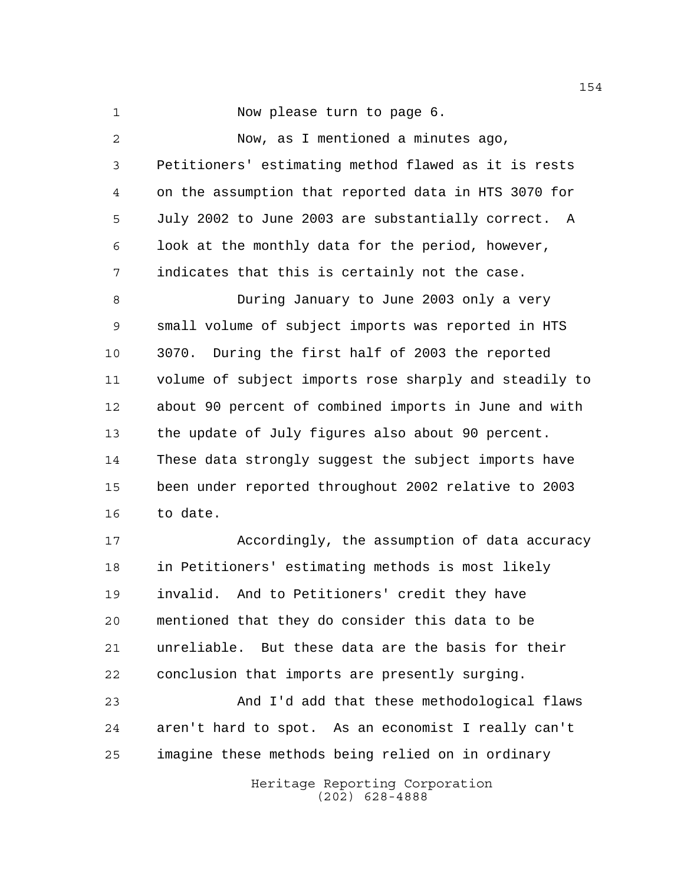Now please turn to page 6.

Now, as I mentioned a minutes ago, Petitioners' estimating method flawed as it is rests on the assumption that reported data in HTS 3070 for July 2002 to June 2003 are substantially correct. A look at the monthly data for the period, however, indicates that this is certainly not the case.

During January to June 2003 only a very small volume of subject imports was reported in HTS 3070. During the first half of 2003 the reported volume of subject imports rose sharply and steadily to about 90 percent of combined imports in June and with the update of July figures also about 90 percent. These data strongly suggest the subject imports have been under reported throughout 2002 relative to 2003 to date.

Accordingly, the assumption of data accuracy in Petitioners' estimating methods is most likely invalid. And to Petitioners' credit they have mentioned that they do consider this data to be unreliable. But these data are the basis for their conclusion that imports are presently surging.

And I'd add that these methodological flaws aren't hard to spot. As an economist I really can't imagine these methods being relied on in ordinary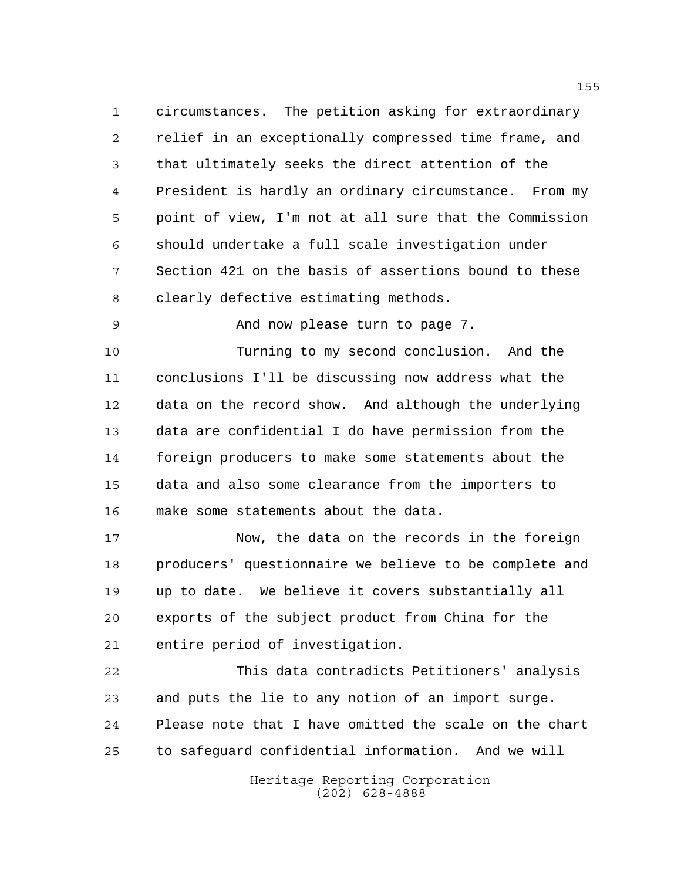circumstances. The petition asking for extraordinary relief in an exceptionally compressed time frame, and that ultimately seeks the direct attention of the President is hardly an ordinary circumstance. From my point of view, I'm not at all sure that the Commission should undertake a full scale investigation under Section 421 on the basis of assertions bound to these clearly defective estimating methods.

And now please turn to page 7.

Turning to my second conclusion. And the conclusions I'll be discussing now address what the data on the record show. And although the underlying data are confidential I do have permission from the foreign producers to make some statements about the data and also some clearance from the importers to make some statements about the data.

Now, the data on the records in the foreign producers' questionnaire we believe to be complete and up to date. We believe it covers substantially all exports of the subject product from China for the entire period of investigation.

This data contradicts Petitioners' analysis and puts the lie to any notion of an import surge. Please note that I have omitted the scale on the chart to safeguard confidential information. And we will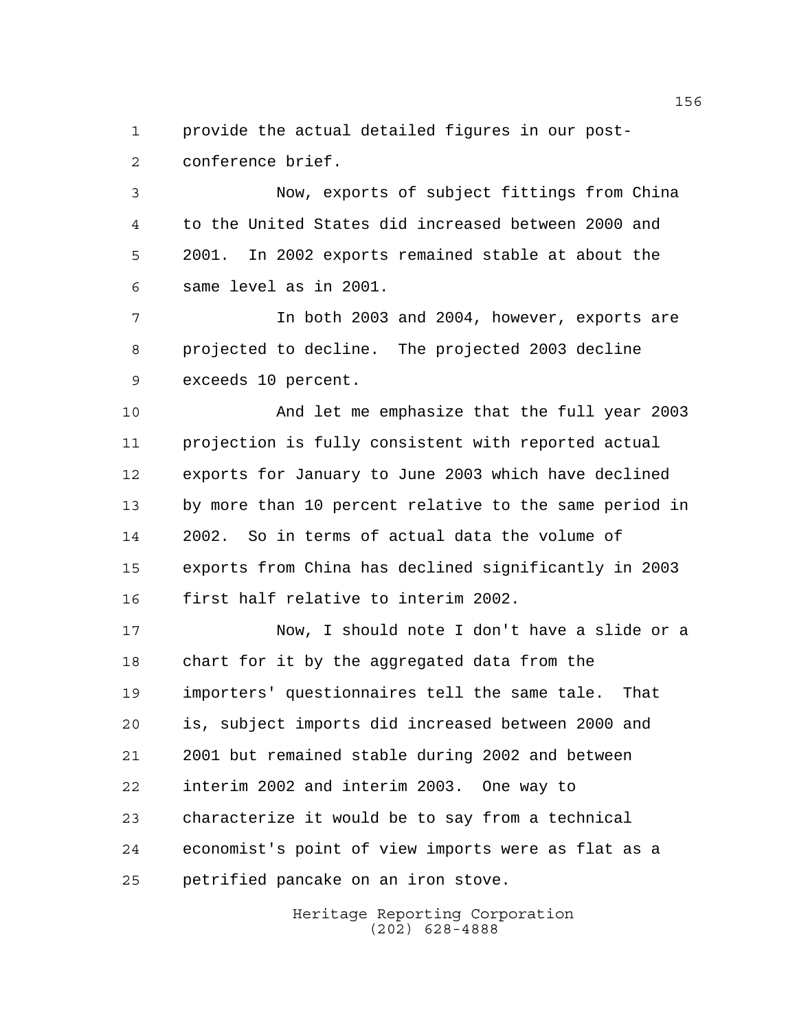provide the actual detailed figures in our post-conference brief.

Now, exports of subject fittings from China to the United States did increased between 2000 and 2001. In 2002 exports remained stable at about the same level as in 2001.

In both 2003 and 2004, however, exports are projected to decline. The projected 2003 decline exceeds 10 percent.

And let me emphasize that the full year 2003 projection is fully consistent with reported actual exports for January to June 2003 which have declined by more than 10 percent relative to the same period in 2002. So in terms of actual data the volume of exports from China has declined significantly in 2003 first half relative to interim 2002.

Now, I should note I don't have a slide or a chart for it by the aggregated data from the importers' questionnaires tell the same tale. That is, subject imports did increased between 2000 and 2001 but remained stable during 2002 and between interim 2002 and interim 2003. One way to characterize it would be to say from a technical economist's point of view imports were as flat as a petrified pancake on an iron stove.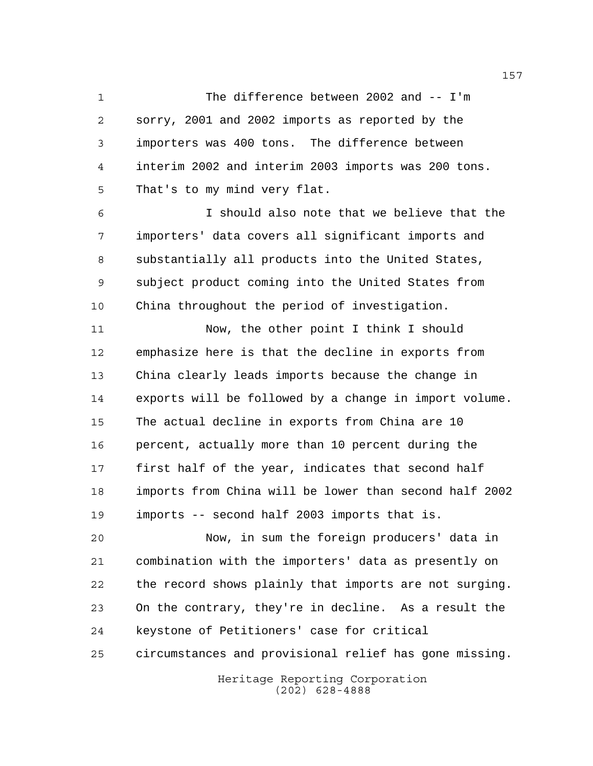The difference between 2002 and -- I'm sorry, 2001 and 2002 imports as reported by the importers was 400 tons. The difference between interim 2002 and interim 2003 imports was 200 tons. That's to my mind very flat.

I should also note that we believe that the importers' data covers all significant imports and substantially all products into the United States, subject product coming into the United States from China throughout the period of investigation.

Now, the other point I think I should emphasize here is that the decline in exports from China clearly leads imports because the change in exports will be followed by a change in import volume. The actual decline in exports from China are 10 percent, actually more than 10 percent during the first half of the year, indicates that second half imports from China will be lower than second half 2002 imports -- second half 2003 imports that is.

Now, in sum the foreign producers' data in combination with the importers' data as presently on the record shows plainly that imports are not surging. On the contrary, they're in decline. As a result the keystone of Petitioners' case for critical circumstances and provisional relief has gone missing.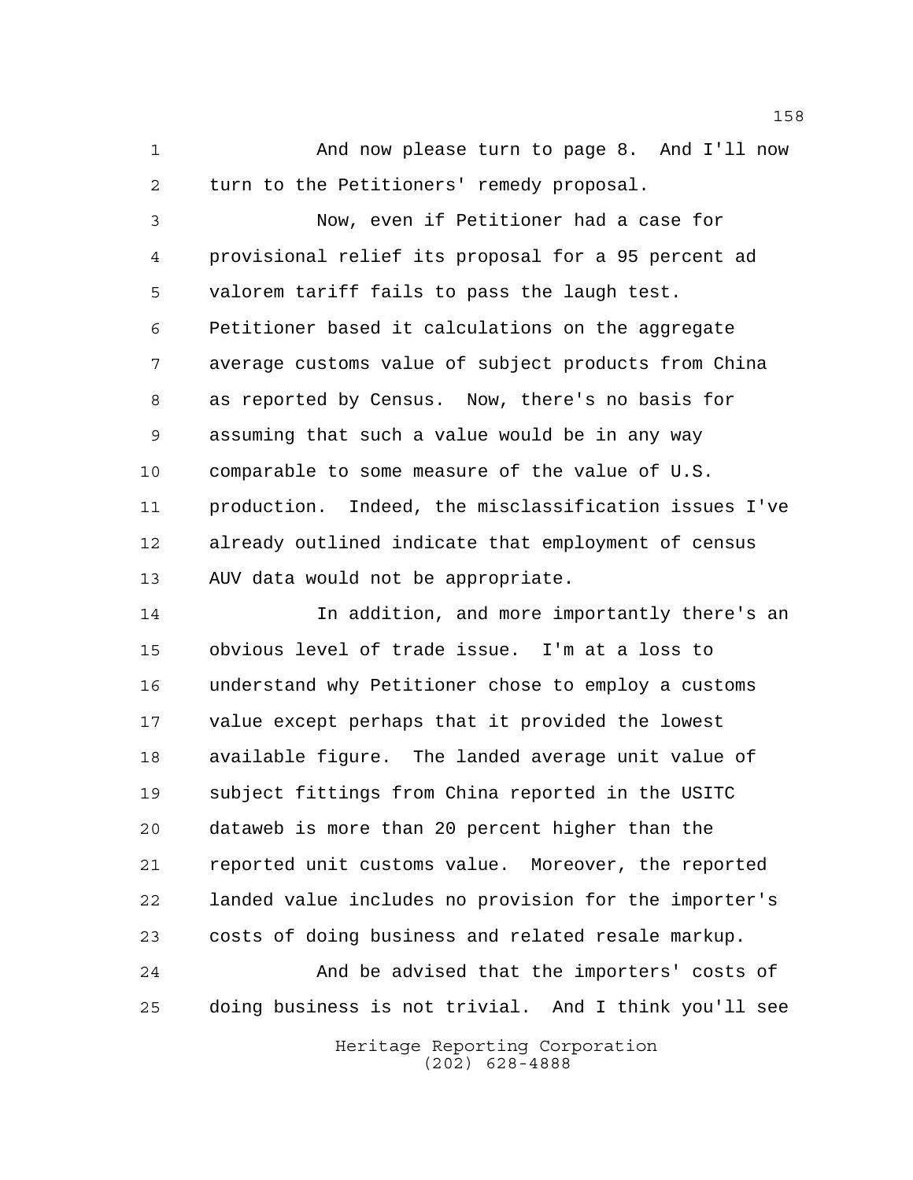And now please turn to page 8. And I'll now turn to the Petitioners' remedy proposal.

Now, even if Petitioner had a case for provisional relief its proposal for a 95 percent ad valorem tariff fails to pass the laugh test. Petitioner based it calculations on the aggregate average customs value of subject products from China as reported by Census. Now, there's no basis for assuming that such a value would be in any way comparable to some measure of the value of U.S. production. Indeed, the misclassification issues I've already outlined indicate that employment of census AUV data would not be appropriate.

In addition, and more importantly there's an obvious level of trade issue. I'm at a loss to understand why Petitioner chose to employ a customs value except perhaps that it provided the lowest available figure. The landed average unit value of subject fittings from China reported in the USITC dataweb is more than 20 percent higher than the reported unit customs value. Moreover, the reported landed value includes no provision for the importer's costs of doing business and related resale markup.

And be advised that the importers' costs of doing business is not trivial. And I think you'll see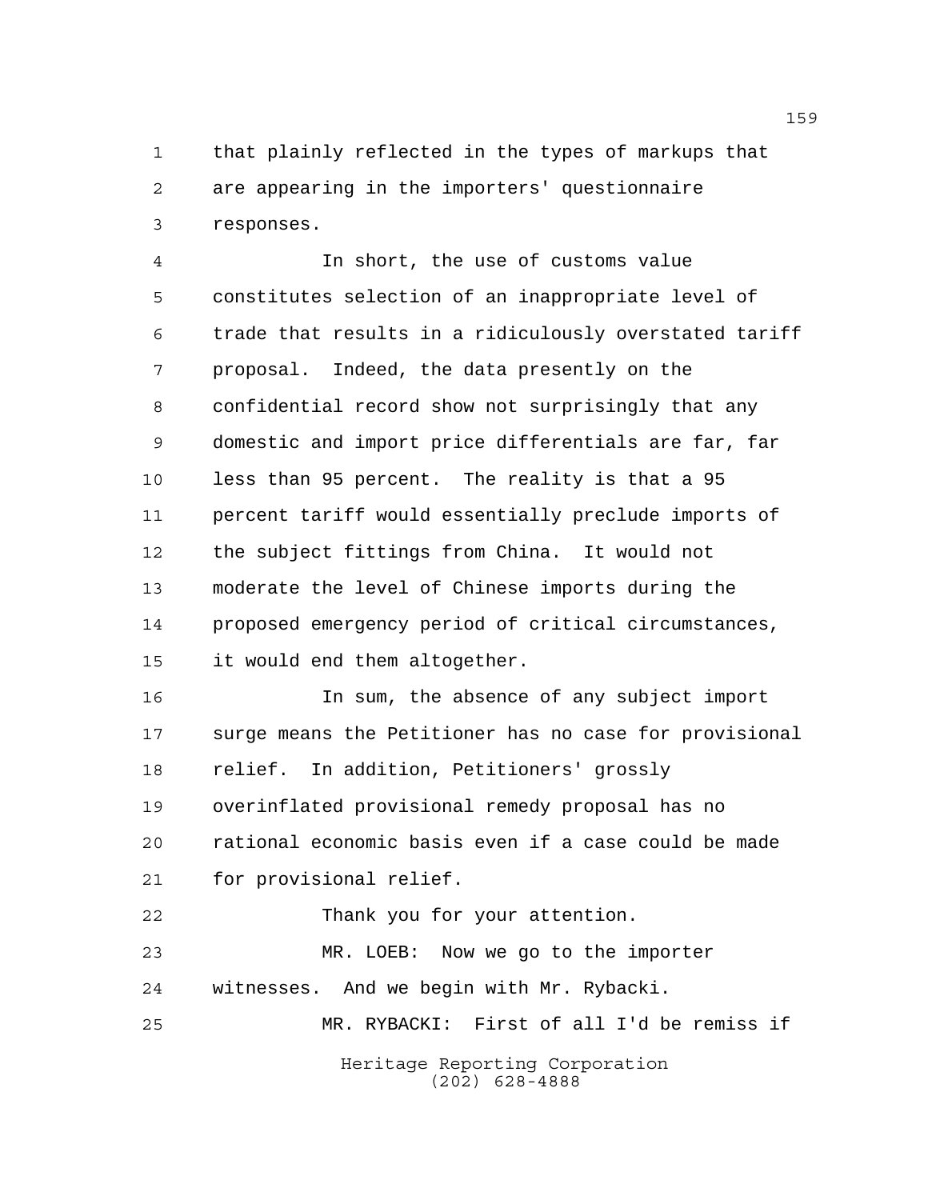that plainly reflected in the types of markups that are appearing in the importers' questionnaire responses.

In short, the use of customs value constitutes selection of an inappropriate level of trade that results in a ridiculously overstated tariff proposal. Indeed, the data presently on the confidential record show not surprisingly that any domestic and import price differentials are far, far less than 95 percent. The reality is that a 95 percent tariff would essentially preclude imports of the subject fittings from China. It would not moderate the level of Chinese imports during the proposed emergency period of critical circumstances, it would end them altogether.

In sum, the absence of any subject import surge means the Petitioner has no case for provisional relief. In addition, Petitioners' grossly overinflated provisional remedy proposal has no rational economic basis even if a case could be made for provisional relief.

Thank you for your attention.

MR. LOEB: Now we go to the importer witnesses. And we begin with Mr. Rybacki.

MR. RYBACKI: First of all I'd be remiss if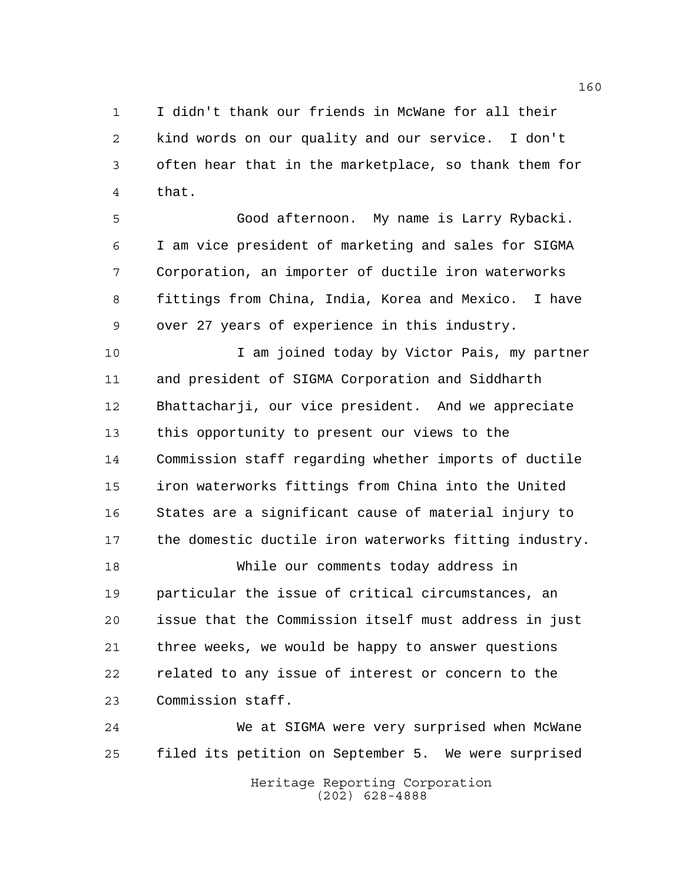I didn't thank our friends in McWane for all their kind words on our quality and our service. I don't often hear that in the marketplace, so thank them for that.

Good afternoon. My name is Larry Rybacki. I am vice president of marketing and sales for SIGMA Corporation, an importer of ductile iron waterworks fittings from China, India, Korea and Mexico. I have over 27 years of experience in this industry.

I am joined today by Victor Pais, my partner and president of SIGMA Corporation and Siddharth Bhattacharji, our vice president. And we appreciate this opportunity to present our views to the Commission staff regarding whether imports of ductile iron waterworks fittings from China into the United States are a significant cause of material injury to the domestic ductile iron waterworks fitting industry.

While our comments today address in particular the issue of critical circumstances, an issue that the Commission itself must address in just three weeks, we would be happy to answer questions related to any issue of interest or concern to the Commission staff.

We at SIGMA were very surprised when McWane filed its petition on September 5. We were surprised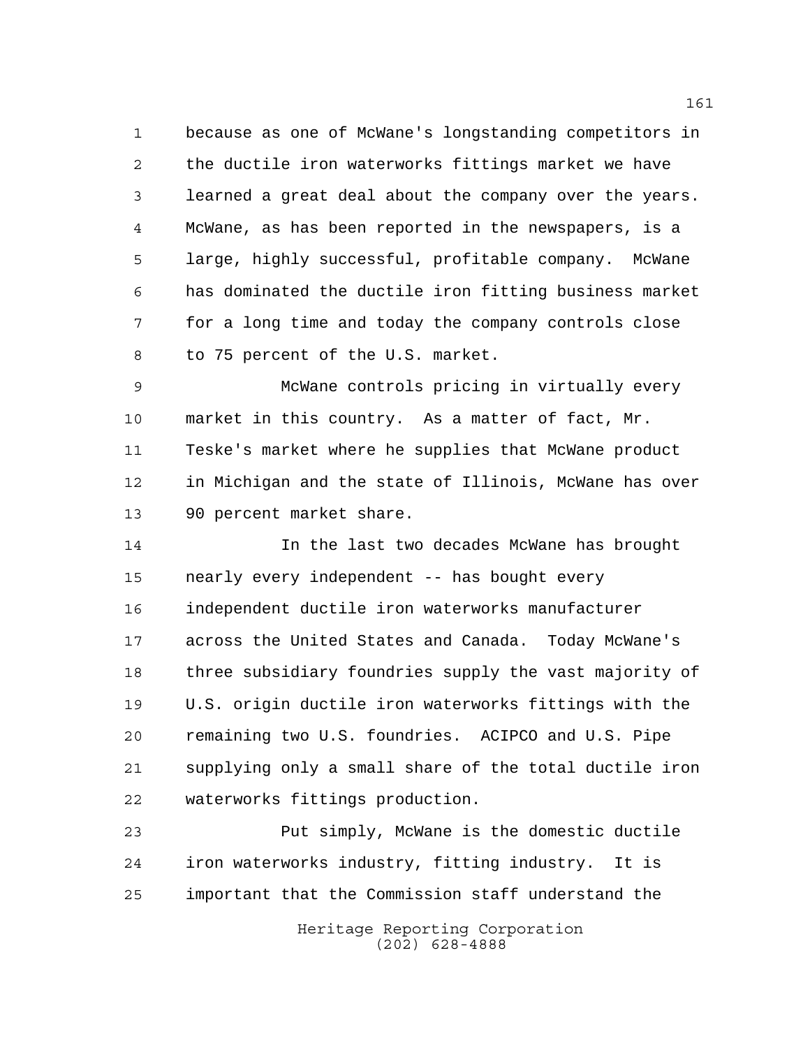because as one of McWane's longstanding competitors in the ductile iron waterworks fittings market we have learned a great deal about the company over the years. McWane, as has been reported in the newspapers, is a large, highly successful, profitable company. McWane has dominated the ductile iron fitting business market for a long time and today the company controls close to 75 percent of the U.S. market.

McWane controls pricing in virtually every market in this country. As a matter of fact, Mr. Teske's market where he supplies that McWane product in Michigan and the state of Illinois, McWane has over 90 percent market share.

In the last two decades McWane has brought nearly every independent -- has bought every independent ductile iron waterworks manufacturer across the United States and Canada. Today McWane's three subsidiary foundries supply the vast majority of U.S. origin ductile iron waterworks fittings with the remaining two U.S. foundries. ACIPCO and U.S. Pipe supplying only a small share of the total ductile iron waterworks fittings production.

Put simply, McWane is the domestic ductile iron waterworks industry, fitting industry. It is important that the Commission staff understand the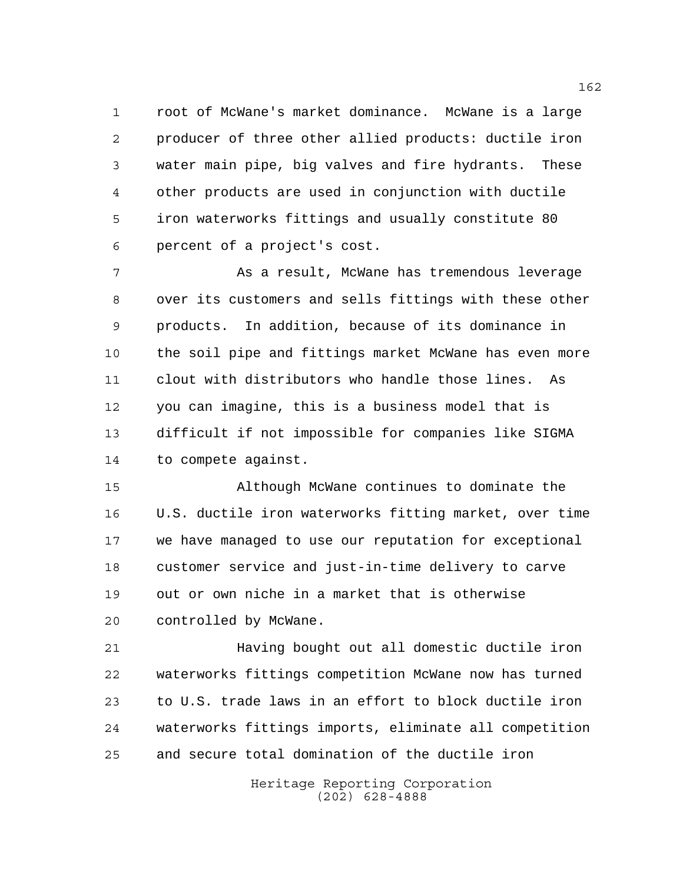root of McWane's market dominance. McWane is a large producer of three other allied products: ductile iron water main pipe, big valves and fire hydrants. These other products are used in conjunction with ductile iron waterworks fittings and usually constitute 80 percent of a project's cost.

As a result, McWane has tremendous leverage over its customers and sells fittings with these other products. In addition, because of its dominance in the soil pipe and fittings market McWane has even more clout with distributors who handle those lines. As you can imagine, this is a business model that is difficult if not impossible for companies like SIGMA to compete against.

Although McWane continues to dominate the U.S. ductile iron waterworks fitting market, over time we have managed to use our reputation for exceptional customer service and just-in-time delivery to carve out or own niche in a market that is otherwise controlled by McWane.

Having bought out all domestic ductile iron waterworks fittings competition McWane now has turned to U.S. trade laws in an effort to block ductile iron waterworks fittings imports, eliminate all competition and secure total domination of the ductile iron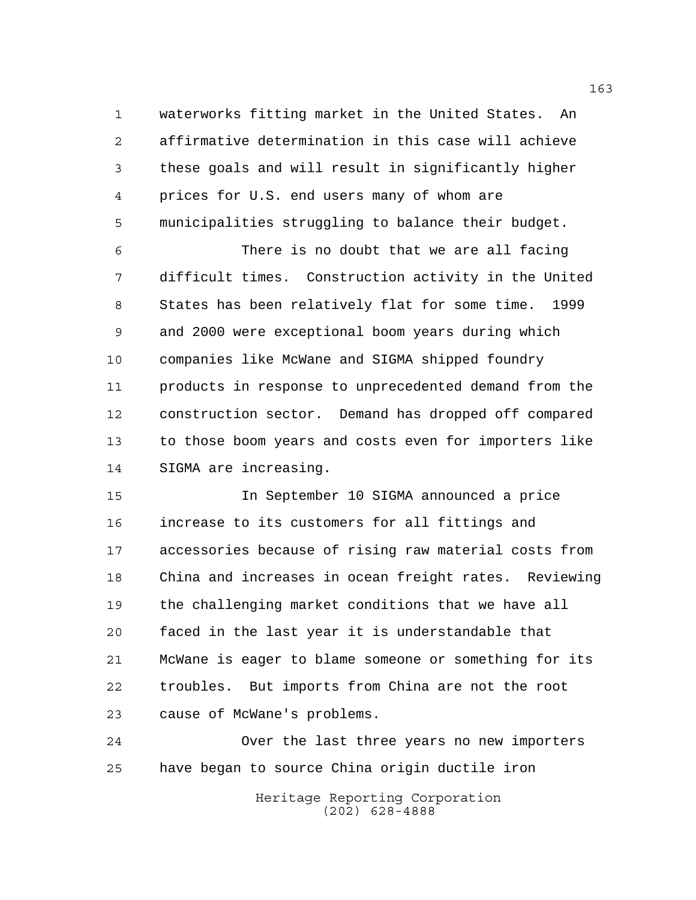waterworks fitting market in the United States. An affirmative determination in this case will achieve these goals and will result in significantly higher prices for U.S. end users many of whom are municipalities struggling to balance their budget.

There is no doubt that we are all facing difficult times. Construction activity in the United States has been relatively flat for some time. 1999 and 2000 were exceptional boom years during which companies like McWane and SIGMA shipped foundry products in response to unprecedented demand from the construction sector. Demand has dropped off compared to those boom years and costs even for importers like SIGMA are increasing.

In September 10 SIGMA announced a price increase to its customers for all fittings and accessories because of rising raw material costs from China and increases in ocean freight rates. Reviewing the challenging market conditions that we have all faced in the last year it is understandable that McWane is eager to blame someone or something for its troubles. But imports from China are not the root cause of McWane's problems.

Over the last three years no new importers have began to source China origin ductile iron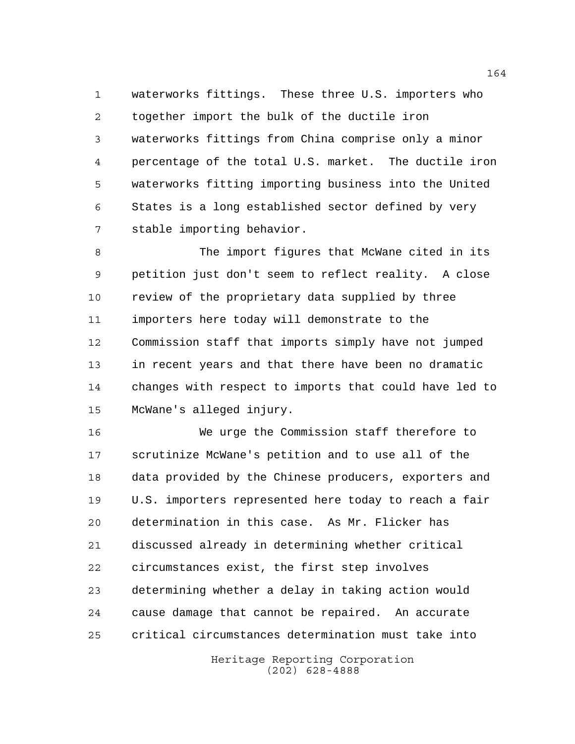waterworks fittings. These three U.S. importers who together import the bulk of the ductile iron waterworks fittings from China comprise only a minor percentage of the total U.S. market. The ductile iron waterworks fitting importing business into the United States is a long established sector defined by very stable importing behavior.

The import figures that McWane cited in its petition just don't seem to reflect reality. A close review of the proprietary data supplied by three importers here today will demonstrate to the Commission staff that imports simply have not jumped in recent years and that there have been no dramatic changes with respect to imports that could have led to McWane's alleged injury.

We urge the Commission staff therefore to scrutinize McWane's petition and to use all of the data provided by the Chinese producers, exporters and U.S. importers represented here today to reach a fair determination in this case. As Mr. Flicker has discussed already in determining whether critical circumstances exist, the first step involves determining whether a delay in taking action would cause damage that cannot be repaired. An accurate critical circumstances determination must take into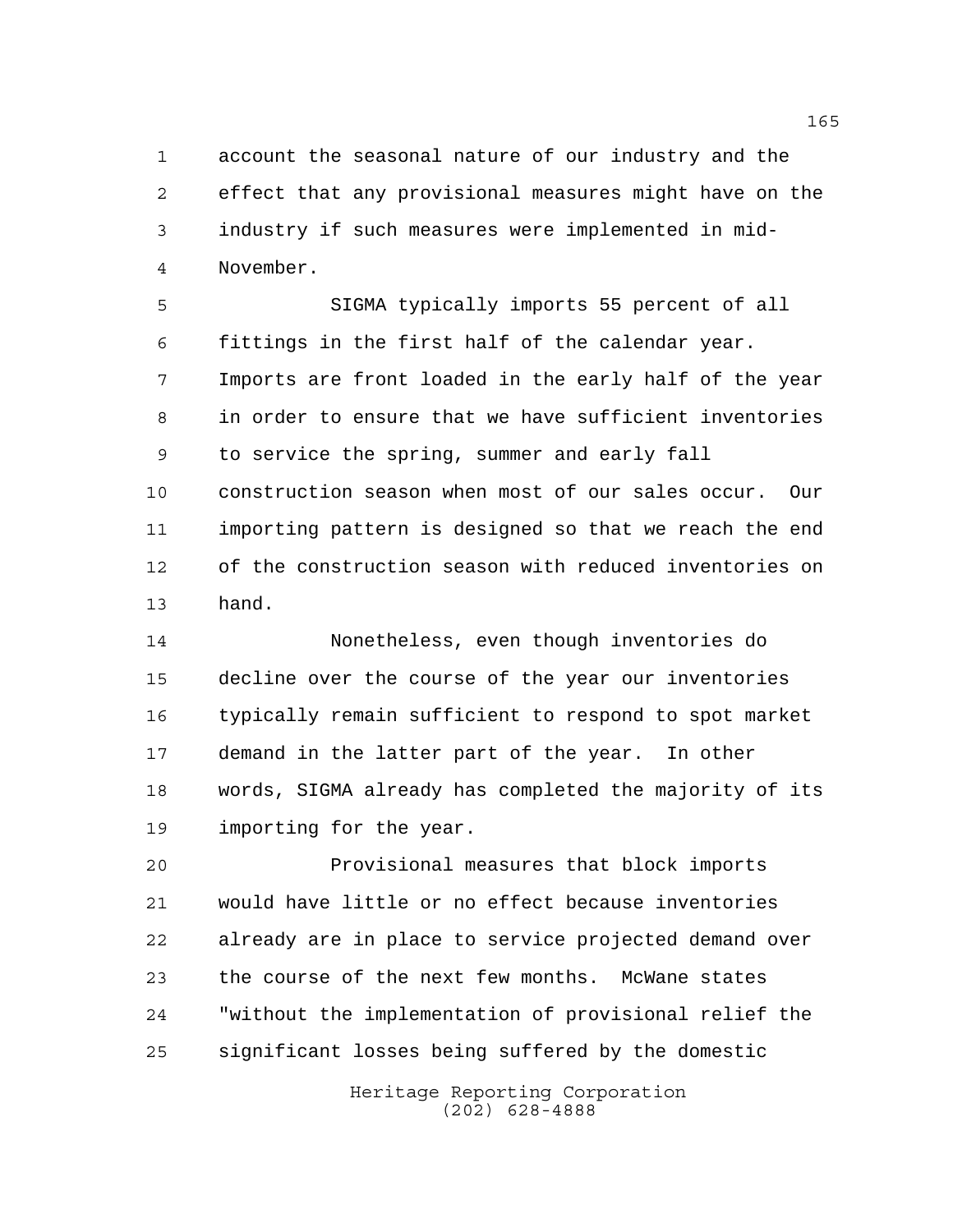account the seasonal nature of our industry and the effect that any provisional measures might have on the industry if such measures were implemented in mid-November.

SIGMA typically imports 55 percent of all fittings in the first half of the calendar year. Imports are front loaded in the early half of the year in order to ensure that we have sufficient inventories to service the spring, summer and early fall construction season when most of our sales occur. Our importing pattern is designed so that we reach the end of the construction season with reduced inventories on hand.

Nonetheless, even though inventories do decline over the course of the year our inventories typically remain sufficient to respond to spot market demand in the latter part of the year. In other words, SIGMA already has completed the majority of its importing for the year.

Provisional measures that block imports would have little or no effect because inventories already are in place to service projected demand over the course of the next few months. McWane states "without the implementation of provisional relief the significant losses being suffered by the domestic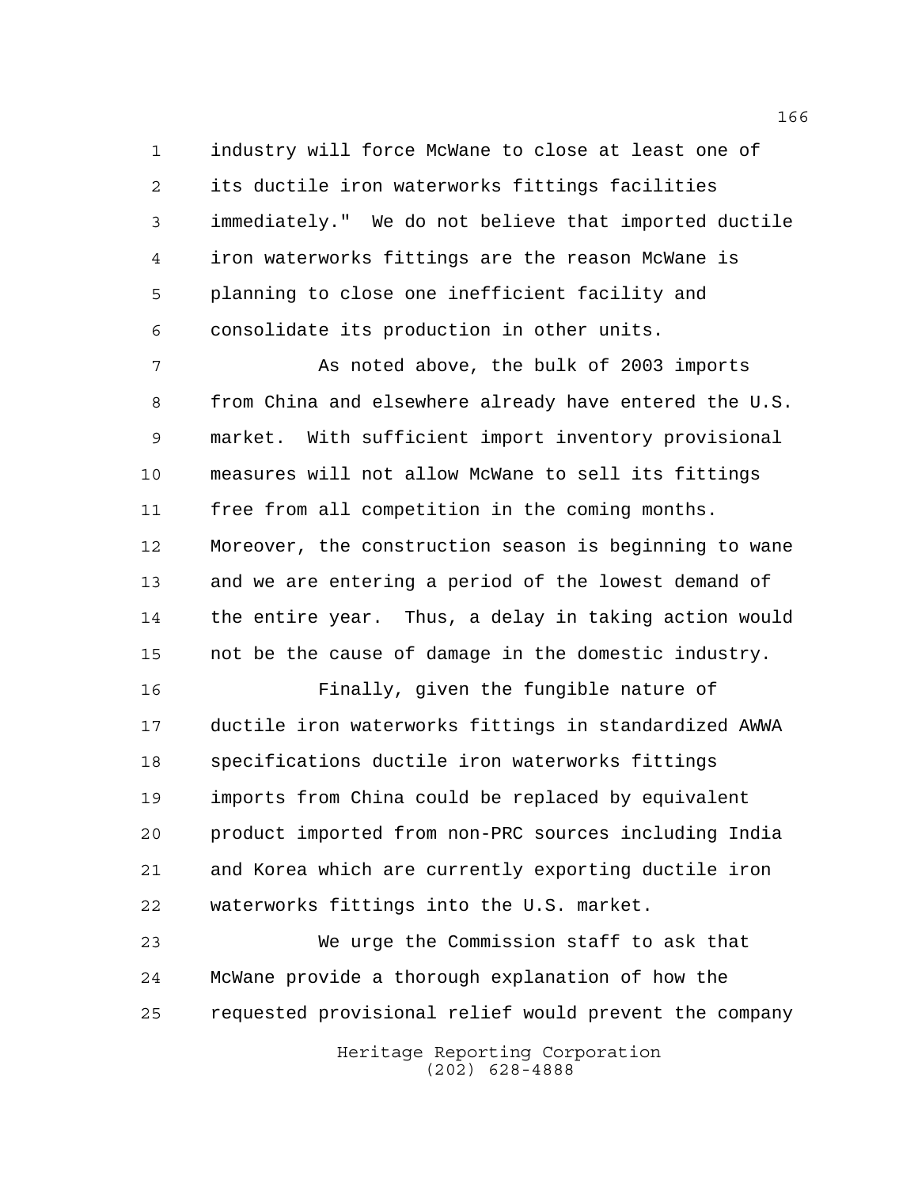industry will force McWane to close at least one of its ductile iron waterworks fittings facilities immediately." We do not believe that imported ductile iron waterworks fittings are the reason McWane is planning to close one inefficient facility and consolidate its production in other units.

As noted above, the bulk of 2003 imports from China and elsewhere already have entered the U.S. market. With sufficient import inventory provisional measures will not allow McWane to sell its fittings free from all competition in the coming months. Moreover, the construction season is beginning to wane and we are entering a period of the lowest demand of the entire year. Thus, a delay in taking action would not be the cause of damage in the domestic industry.

Finally, given the fungible nature of ductile iron waterworks fittings in standardized AWWA specifications ductile iron waterworks fittings imports from China could be replaced by equivalent product imported from non-PRC sources including India and Korea which are currently exporting ductile iron waterworks fittings into the U.S. market.

We urge the Commission staff to ask that McWane provide a thorough explanation of how the requested provisional relief would prevent the company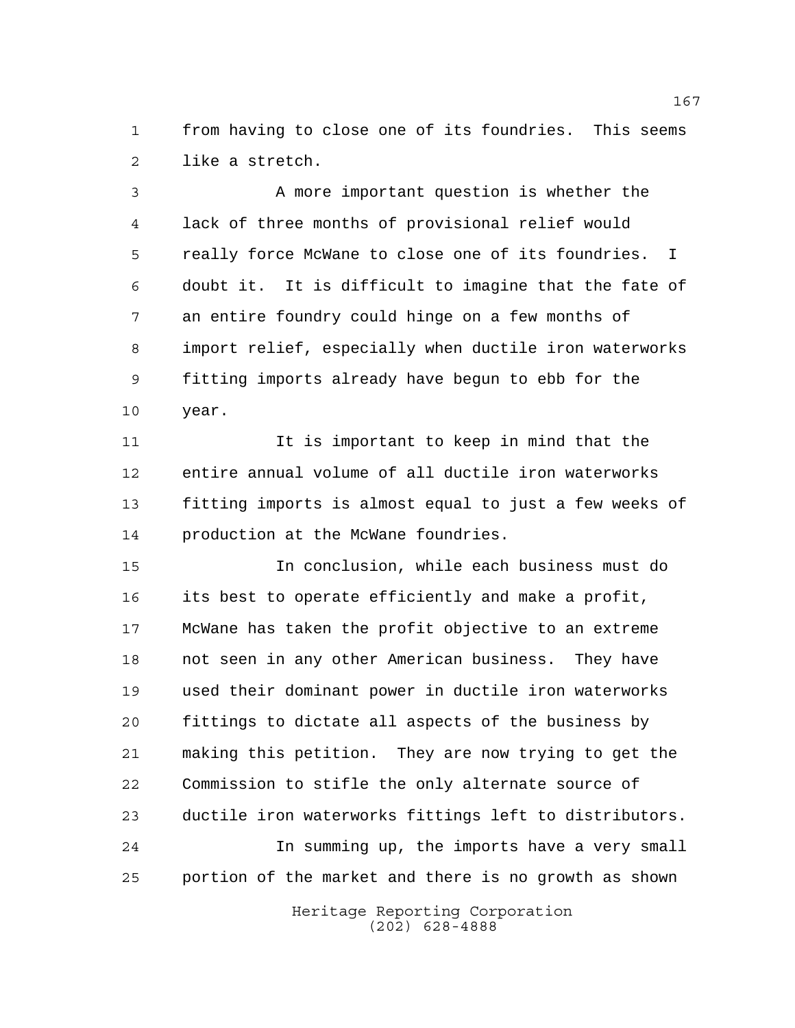from having to close one of its foundries. This seems like a stretch.

A more important question is whether the lack of three months of provisional relief would really force McWane to close one of its foundries. I doubt it. It is difficult to imagine that the fate of an entire foundry could hinge on a few months of import relief, especially when ductile iron waterworks fitting imports already have begun to ebb for the year.

It is important to keep in mind that the entire annual volume of all ductile iron waterworks fitting imports is almost equal to just a few weeks of production at the McWane foundries.

In conclusion, while each business must do its best to operate efficiently and make a profit, McWane has taken the profit objective to an extreme not seen in any other American business. They have used their dominant power in ductile iron waterworks fittings to dictate all aspects of the business by making this petition. They are now trying to get the Commission to stifle the only alternate source of ductile iron waterworks fittings left to distributors.

In summing up, the imports have a very small portion of the market and there is no growth as shown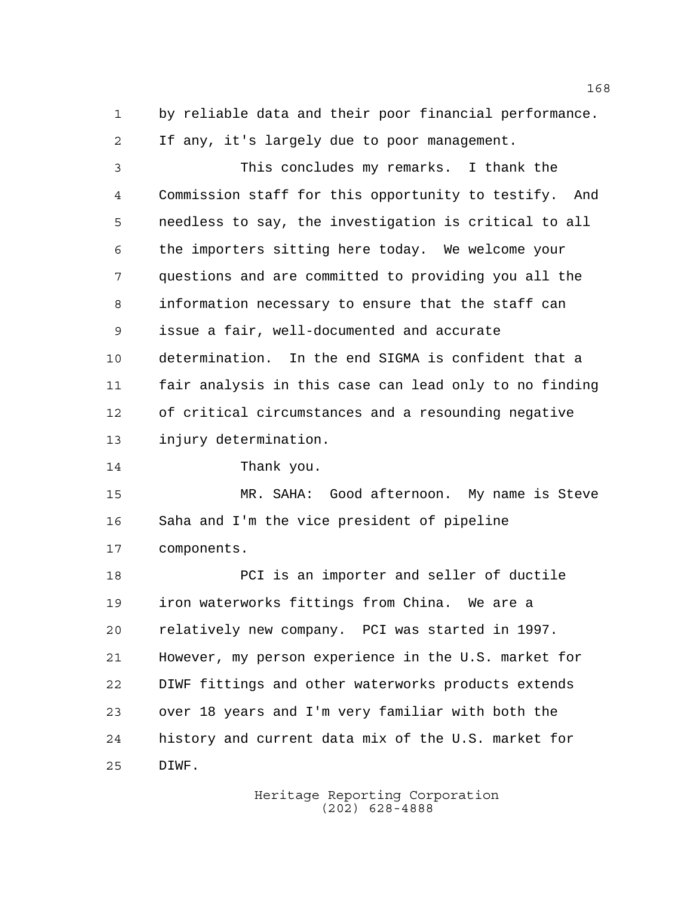by reliable data and their poor financial performance. If any, it's largely due to poor management.

This concludes my remarks. I thank the Commission staff for this opportunity to testify. And needless to say, the investigation is critical to all the importers sitting here today. We welcome your questions and are committed to providing you all the information necessary to ensure that the staff can issue a fair, well-documented and accurate determination. In the end SIGMA is confident that a fair analysis in this case can lead only to no finding of critical circumstances and a resounding negative injury determination.

Thank you.

MR. SAHA: Good afternoon. My name is Steve Saha and I'm the vice president of pipeline components.

PCI is an importer and seller of ductile iron waterworks fittings from China. We are a relatively new company. PCI was started in 1997. However, my person experience in the U.S. market for DIWF fittings and other waterworks products extends over 18 years and I'm very familiar with both the history and current data mix of the U.S. market for DIWF.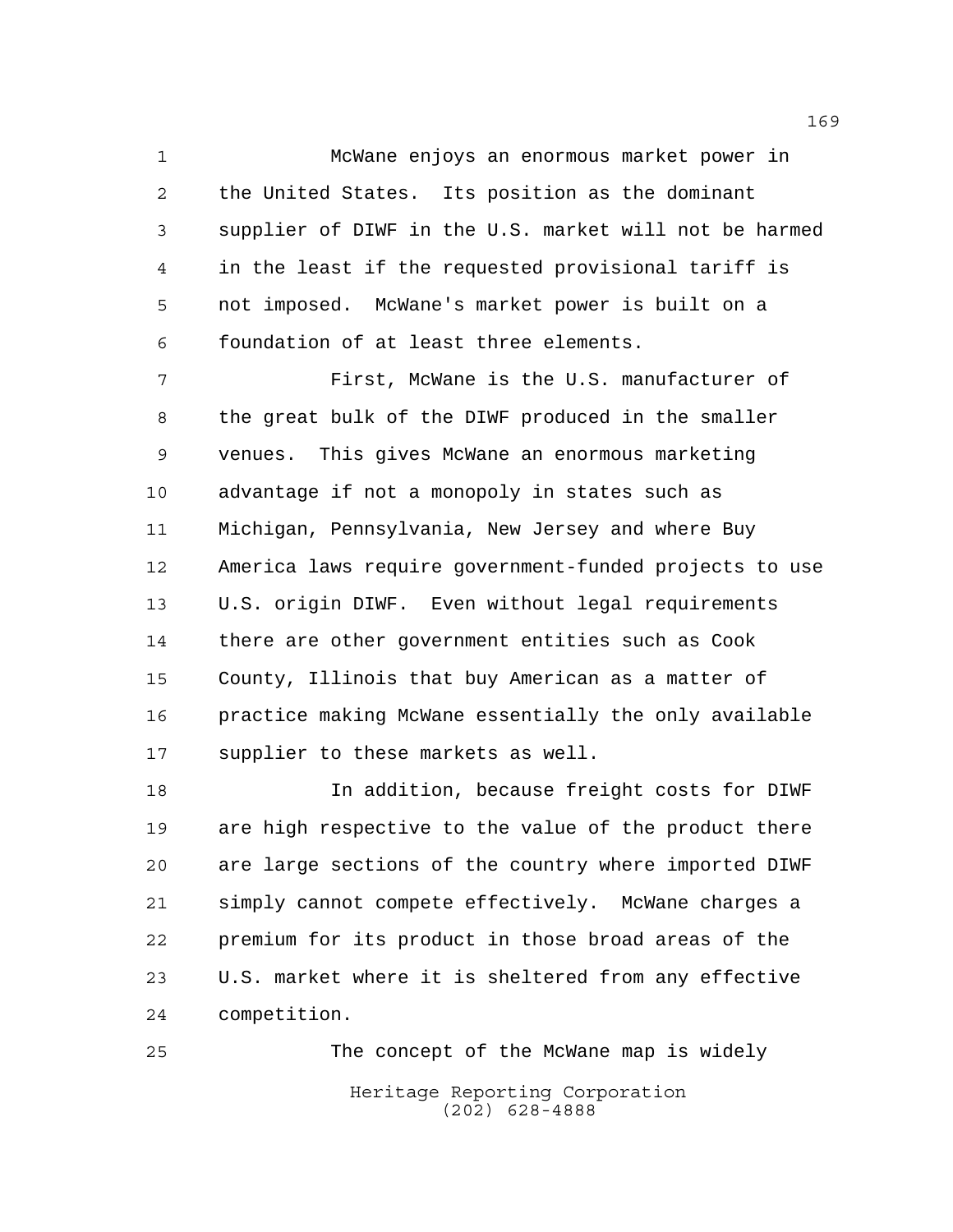McWane enjoys an enormous market power in the United States. Its position as the dominant supplier of DIWF in the U.S. market will not be harmed in the least if the requested provisional tariff is not imposed. McWane's market power is built on a foundation of at least three elements.

First, McWane is the U.S. manufacturer of the great bulk of the DIWF produced in the smaller venues. This gives McWane an enormous marketing advantage if not a monopoly in states such as Michigan, Pennsylvania, New Jersey and where Buy America laws require government-funded projects to use U.S. origin DIWF. Even without legal requirements there are other government entities such as Cook County, Illinois that buy American as a matter of practice making McWane essentially the only available supplier to these markets as well.

In addition, because freight costs for DIWF are high respective to the value of the product there are large sections of the country where imported DIWF simply cannot compete effectively. McWane charges a premium for its product in those broad areas of the U.S. market where it is sheltered from any effective competition.

The concept of the McWane map is widely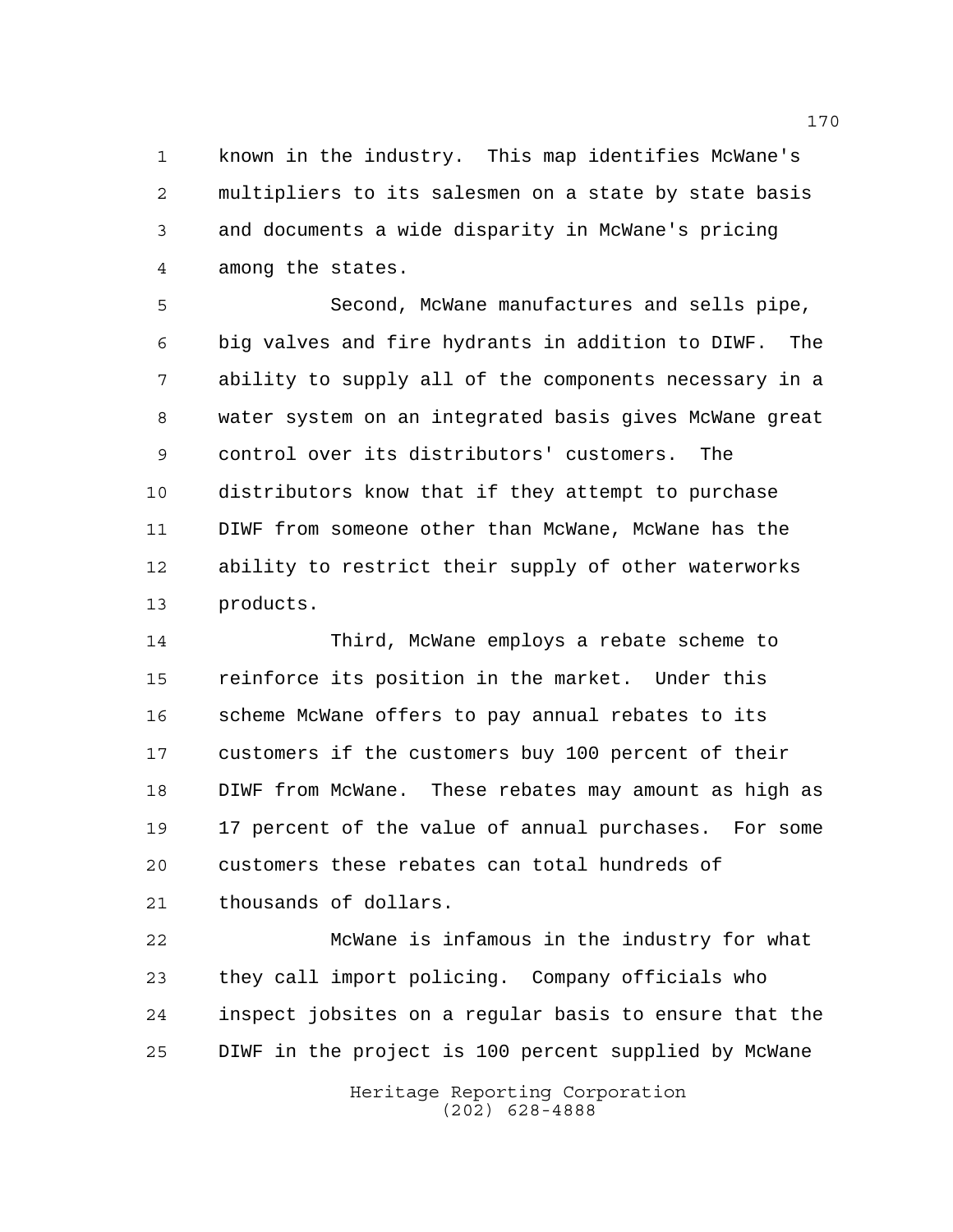known in the industry. This map identifies McWane's multipliers to its salesmen on a state by state basis and documents a wide disparity in McWane's pricing among the states.

Second, McWane manufactures and sells pipe, big valves and fire hydrants in addition to DIWF. The ability to supply all of the components necessary in a water system on an integrated basis gives McWane great control over its distributors' customers. The distributors know that if they attempt to purchase DIWF from someone other than McWane, McWane has the ability to restrict their supply of other waterworks products.

Third, McWane employs a rebate scheme to reinforce its position in the market. Under this scheme McWane offers to pay annual rebates to its customers if the customers buy 100 percent of their DIWF from McWane. These rebates may amount as high as 17 percent of the value of annual purchases. For some customers these rebates can total hundreds of thousands of dollars.

McWane is infamous in the industry for what they call import policing. Company officials who inspect jobsites on a regular basis to ensure that the DIWF in the project is 100 percent supplied by McWane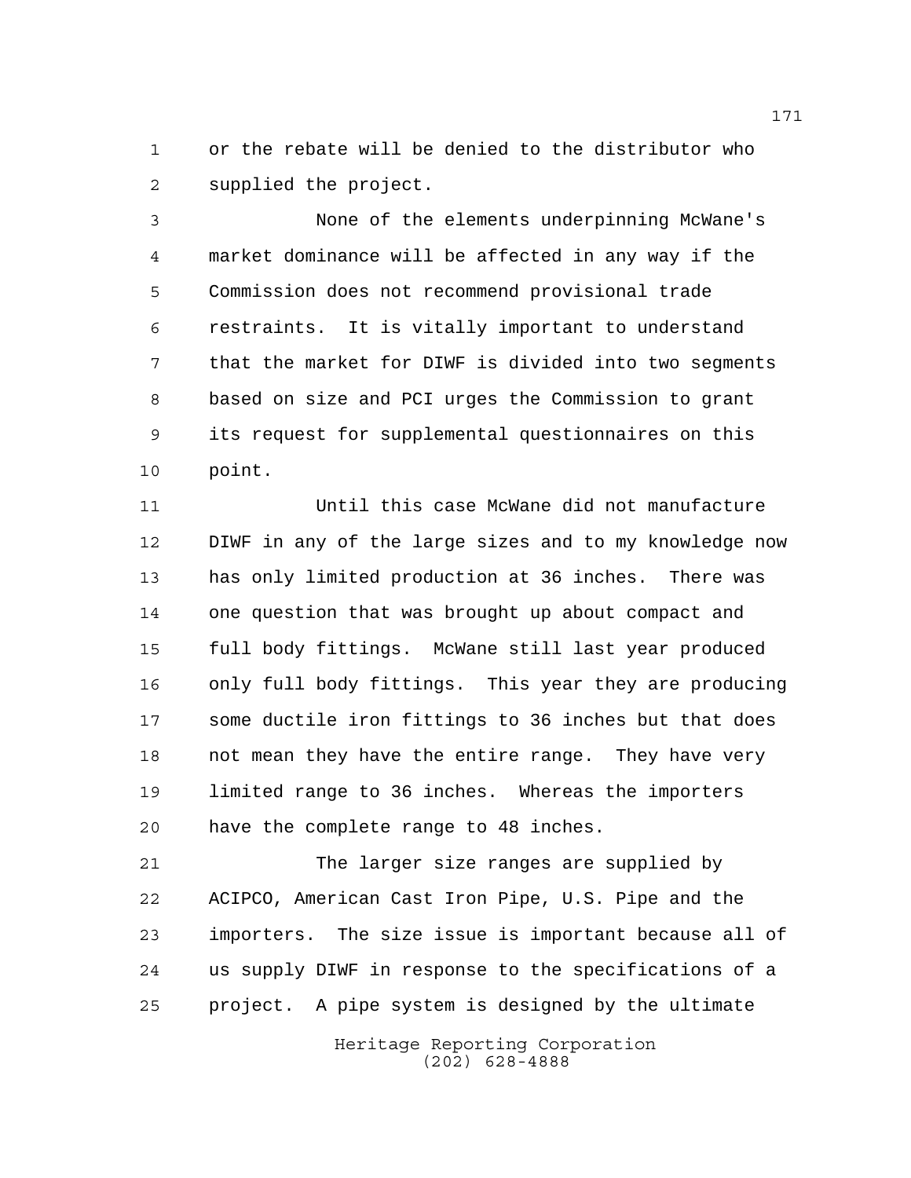or the rebate will be denied to the distributor who supplied the project.

None of the elements underpinning McWane's market dominance will be affected in any way if the Commission does not recommend provisional trade restraints. It is vitally important to understand that the market for DIWF is divided into two segments based on size and PCI urges the Commission to grant its request for supplemental questionnaires on this point.

Until this case McWane did not manufacture DIWF in any of the large sizes and to my knowledge now has only limited production at 36 inches. There was one question that was brought up about compact and full body fittings. McWane still last year produced only full body fittings. This year they are producing some ductile iron fittings to 36 inches but that does not mean they have the entire range. They have very limited range to 36 inches. Whereas the importers have the complete range to 48 inches.

The larger size ranges are supplied by ACIPCO, American Cast Iron Pipe, U.S. Pipe and the importers. The size issue is important because all of us supply DIWF in response to the specifications of a project. A pipe system is designed by the ultimate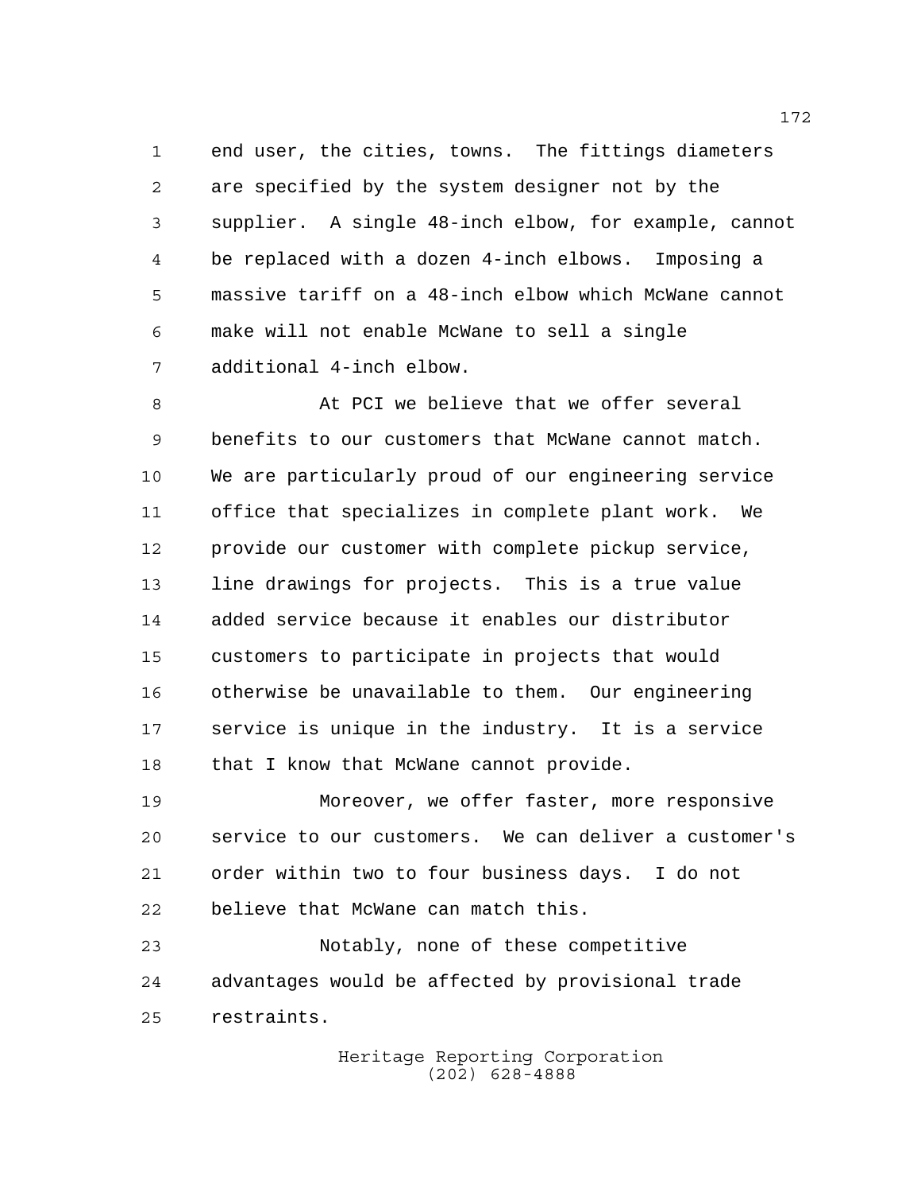end user, the cities, towns. The fittings diameters are specified by the system designer not by the supplier. A single 48-inch elbow, for example, cannot be replaced with a dozen 4-inch elbows. Imposing a massive tariff on a 48-inch elbow which McWane cannot make will not enable McWane to sell a single additional 4-inch elbow.

At PCI we believe that we offer several benefits to our customers that McWane cannot match. We are particularly proud of our engineering service office that specializes in complete plant work. We provide our customer with complete pickup service, line drawings for projects. This is a true value added service because it enables our distributor customers to participate in projects that would otherwise be unavailable to them. Our engineering service is unique in the industry. It is a service that I know that McWane cannot provide.

Moreover, we offer faster, more responsive service to our customers. We can deliver a customer's order within two to four business days. I do not believe that McWane can match this.

Notably, none of these competitive advantages would be affected by provisional trade restraints.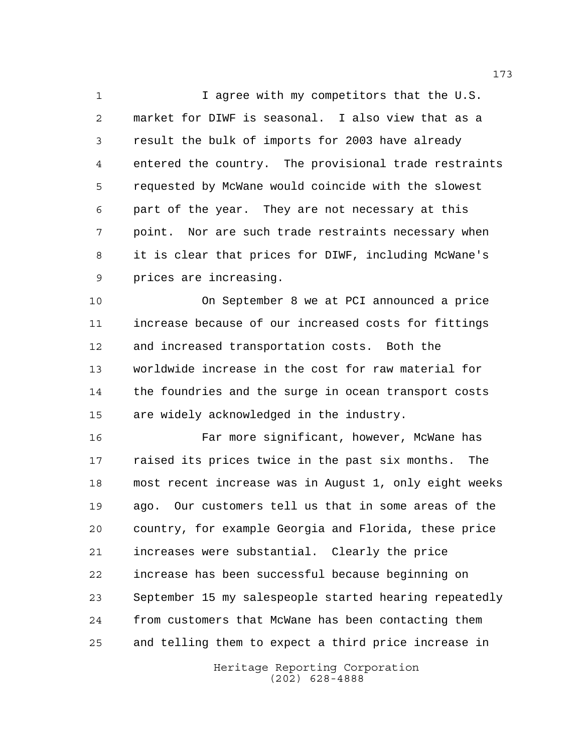I agree with my competitors that the U.S. market for DIWF is seasonal. I also view that as a result the bulk of imports for 2003 have already entered the country. The provisional trade restraints requested by McWane would coincide with the slowest part of the year. They are not necessary at this point. Nor are such trade restraints necessary when it is clear that prices for DIWF, including McWane's prices are increasing.

On September 8 we at PCI announced a price increase because of our increased costs for fittings and increased transportation costs. Both the worldwide increase in the cost for raw material for the foundries and the surge in ocean transport costs are widely acknowledged in the industry.

Far more significant, however, McWane has raised its prices twice in the past six months. The most recent increase was in August 1, only eight weeks ago. Our customers tell us that in some areas of the country, for example Georgia and Florida, these price increases were substantial. Clearly the price increase has been successful because beginning on September 15 my salespeople started hearing repeatedly from customers that McWane has been contacting them and telling them to expect a third price increase in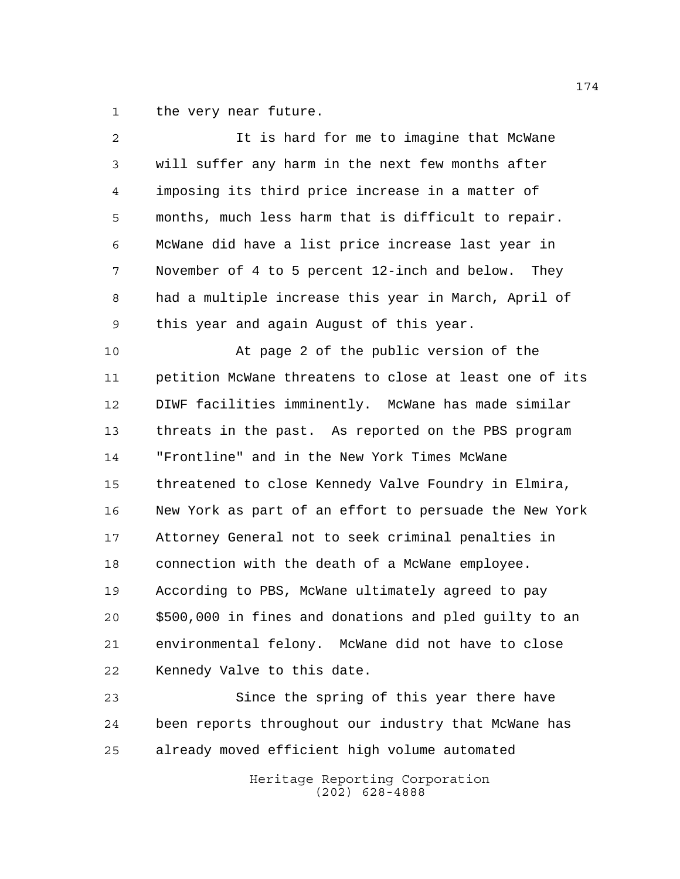the very near future.

It is hard for me to imagine that McWane will suffer any harm in the next few months after imposing its third price increase in a matter of months, much less harm that is difficult to repair. McWane did have a list price increase last year in November of 4 to 5 percent 12-inch and below. They had a multiple increase this year in March, April of this year and again August of this year.

At page 2 of the public version of the petition McWane threatens to close at least one of its DIWF facilities imminently. McWane has made similar threats in the past. As reported on the PBS program "Frontline" and in the New York Times McWane threatened to close Kennedy Valve Foundry in Elmira, New York as part of an effort to persuade the New York Attorney General not to seek criminal penalties in connection with the death of a McWane employee. According to PBS, McWane ultimately agreed to pay $500,000 in fines and donations and pled guilty to an environmental felony. McWane did not have to close Kennedy Valve to this date.

Since the spring of this year there have been reports throughout our industry that McWane has already moved efficient high volume automated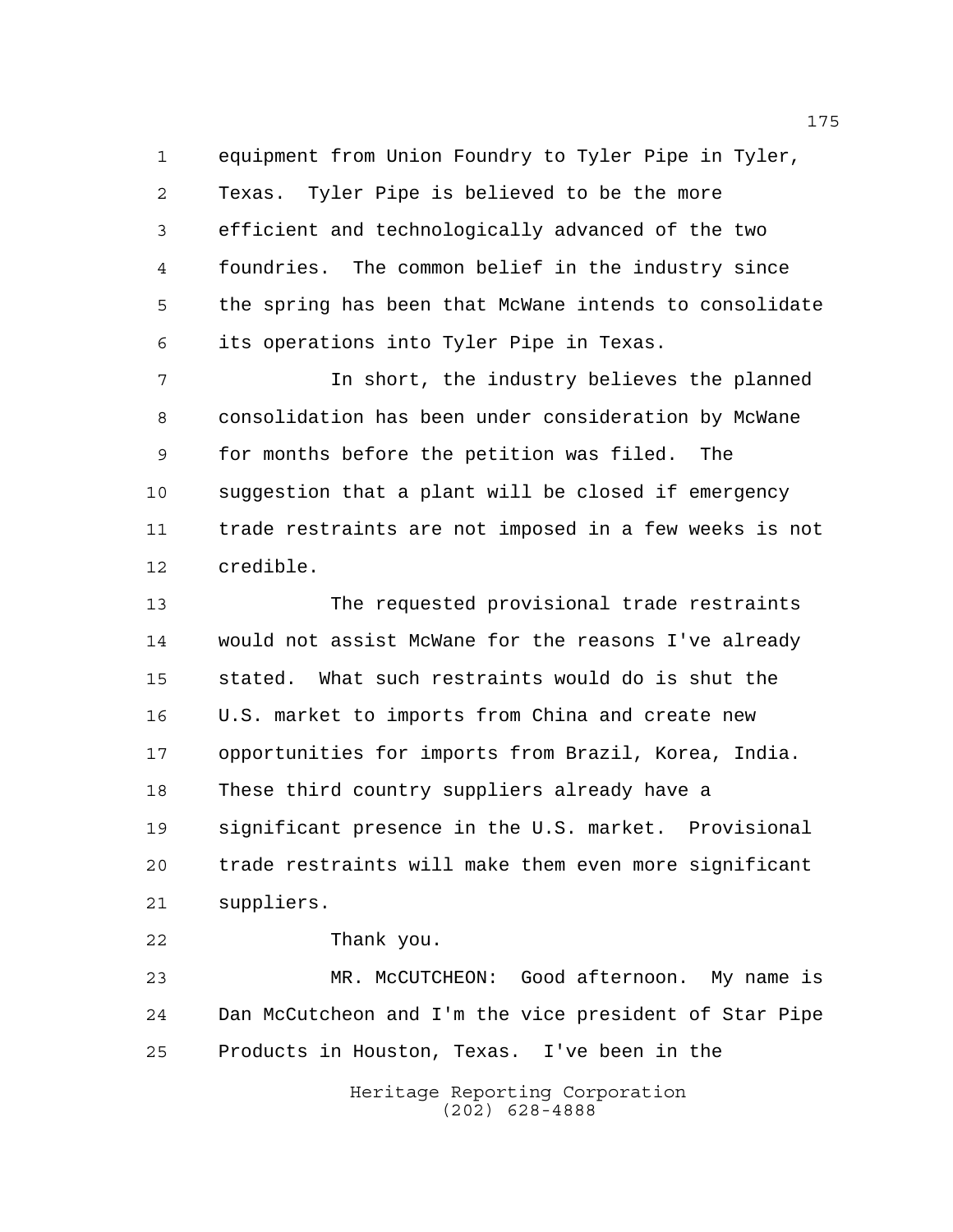equipment from Union Foundry to Tyler Pipe in Tyler, Texas. Tyler Pipe is believed to be the more efficient and technologically advanced of the two foundries. The common belief in the industry since the spring has been that McWane intends to consolidate its operations into Tyler Pipe in Texas.

In short, the industry believes the planned consolidation has been under consideration by McWane for months before the petition was filed. The suggestion that a plant will be closed if emergency trade restraints are not imposed in a few weeks is not credible.

The requested provisional trade restraints would not assist McWane for the reasons I've already stated. What such restraints would do is shut the U.S. market to imports from China and create new opportunities for imports from Brazil, Korea, India. These third country suppliers already have a significant presence in the U.S. market. Provisional trade restraints will make them even more significant suppliers.

Thank you.

MR. McCUTCHEON: Good afternoon. My name is Dan McCutcheon and I'm the vice president of Star Pipe Products in Houston, Texas. I've been in the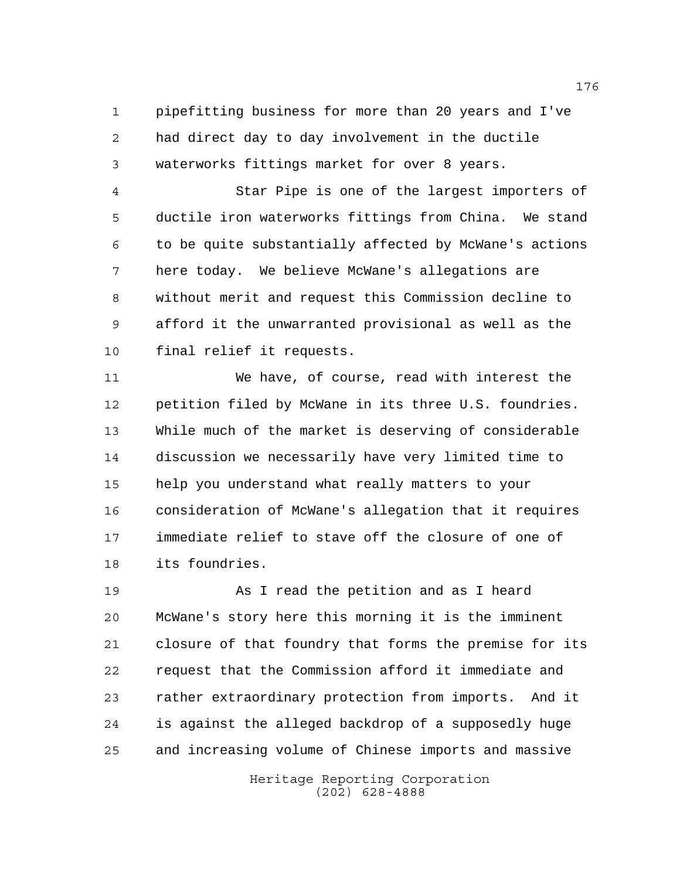pipefitting business for more than 20 years and I've had direct day to day involvement in the ductile waterworks fittings market for over 8 years.

Star Pipe is one of the largest importers of ductile iron waterworks fittings from China. We stand to be quite substantially affected by McWane's actions here today. We believe McWane's allegations are without merit and request this Commission decline to afford it the unwarranted provisional as well as the final relief it requests.

We have, of course, read with interest the petition filed by McWane in its three U.S. foundries. While much of the market is deserving of considerable discussion we necessarily have very limited time to help you understand what really matters to your consideration of McWane's allegation that it requires immediate relief to stave off the closure of one of its foundries.

As I read the petition and as I heard McWane's story here this morning it is the imminent closure of that foundry that forms the premise for its request that the Commission afford it immediate and rather extraordinary protection from imports. And it is against the alleged backdrop of a supposedly huge and increasing volume of Chinese imports and massive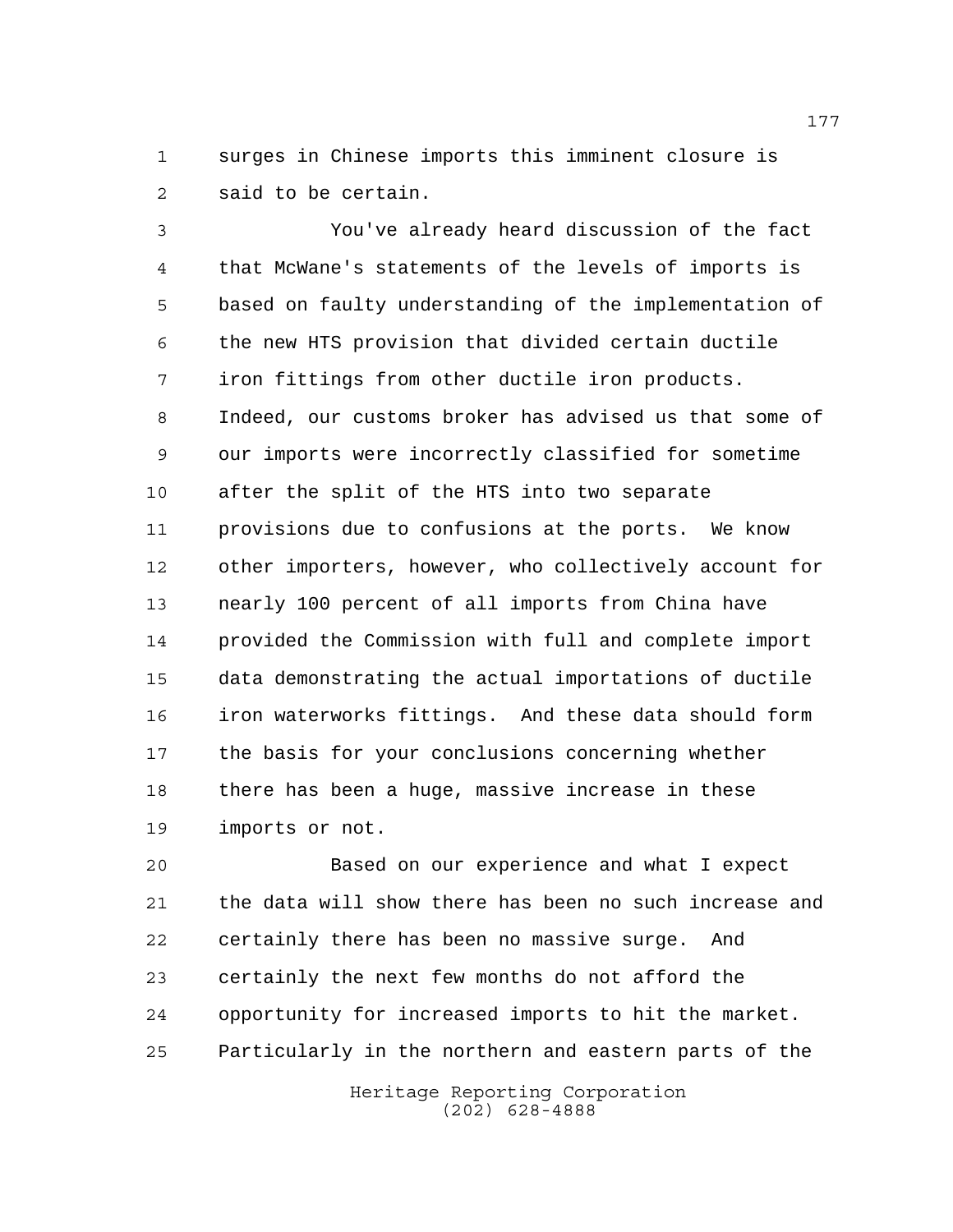surges in Chinese imports this imminent closure is said to be certain.

You've already heard discussion of the fact that McWane's statements of the levels of imports is based on faulty understanding of the implementation of the new HTS provision that divided certain ductile iron fittings from other ductile iron products. Indeed, our customs broker has advised us that some of our imports were incorrectly classified for sometime after the split of the HTS into two separate provisions due to confusions at the ports. We know other importers, however, who collectively account for nearly 100 percent of all imports from China have provided the Commission with full and complete import data demonstrating the actual importations of ductile iron waterworks fittings. And these data should form the basis for your conclusions concerning whether there has been a huge, massive increase in these imports or not.

Based on our experience and what I expect the data will show there has been no such increase and certainly there has been no massive surge. And certainly the next few months do not afford the opportunity for increased imports to hit the market. Particularly in the northern and eastern parts of the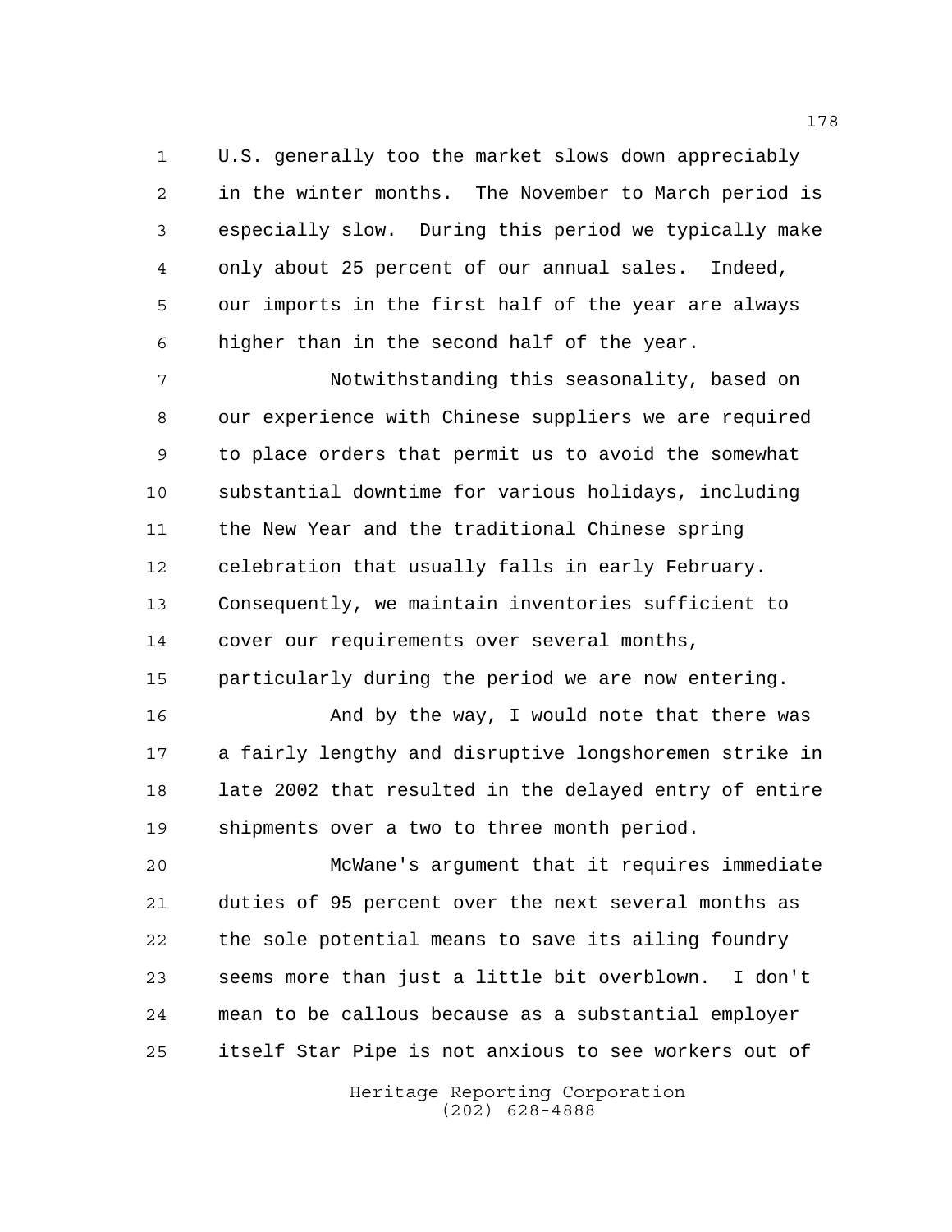U.S. generally too the market slows down appreciably in the winter months. The November to March period is especially slow. During this period we typically make only about 25 percent of our annual sales. Indeed, our imports in the first half of the year are always higher than in the second half of the year.

Notwithstanding this seasonality, based on our experience with Chinese suppliers we are required to place orders that permit us to avoid the somewhat substantial downtime for various holidays, including the New Year and the traditional Chinese spring celebration that usually falls in early February. Consequently, we maintain inventories sufficient to cover our requirements over several months, particularly during the period we are now entering.

And by the way, I would note that there was a fairly lengthy and disruptive longshoremen strike in late 2002 that resulted in the delayed entry of entire shipments over a two to three month period.

McWane's argument that it requires immediate duties of 95 percent over the next several months as the sole potential means to save its ailing foundry seems more than just a little bit overblown. I don't mean to be callous because as a substantial employer itself Star Pipe is not anxious to see workers out of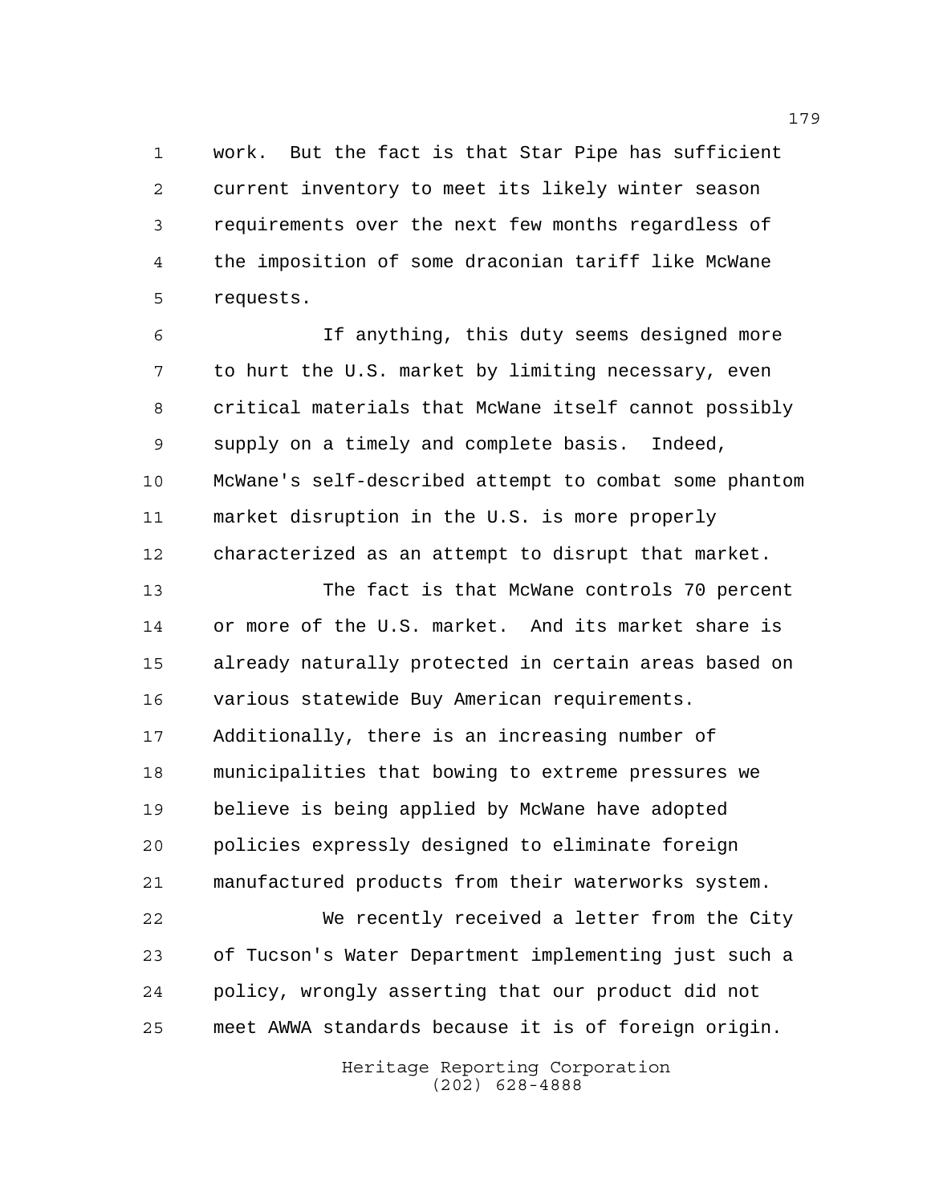work. But the fact is that Star Pipe has sufficient current inventory to meet its likely winter season requirements over the next few months regardless of the imposition of some draconian tariff like McWane requests.

If anything, this duty seems designed more to hurt the U.S. market by limiting necessary, even critical materials that McWane itself cannot possibly supply on a timely and complete basis. Indeed, McWane's self-described attempt to combat some phantom market disruption in the U.S. is more properly characterized as an attempt to disrupt that market.

The fact is that McWane controls 70 percent or more of the U.S. market. And its market share is already naturally protected in certain areas based on various statewide Buy American requirements. Additionally, there is an increasing number of municipalities that bowing to extreme pressures we believe is being applied by McWane have adopted policies expressly designed to eliminate foreign manufactured products from their waterworks system.

We recently received a letter from the City of Tucson's Water Department implementing just such a policy, wrongly asserting that our product did not meet AWWA standards because it is of foreign origin.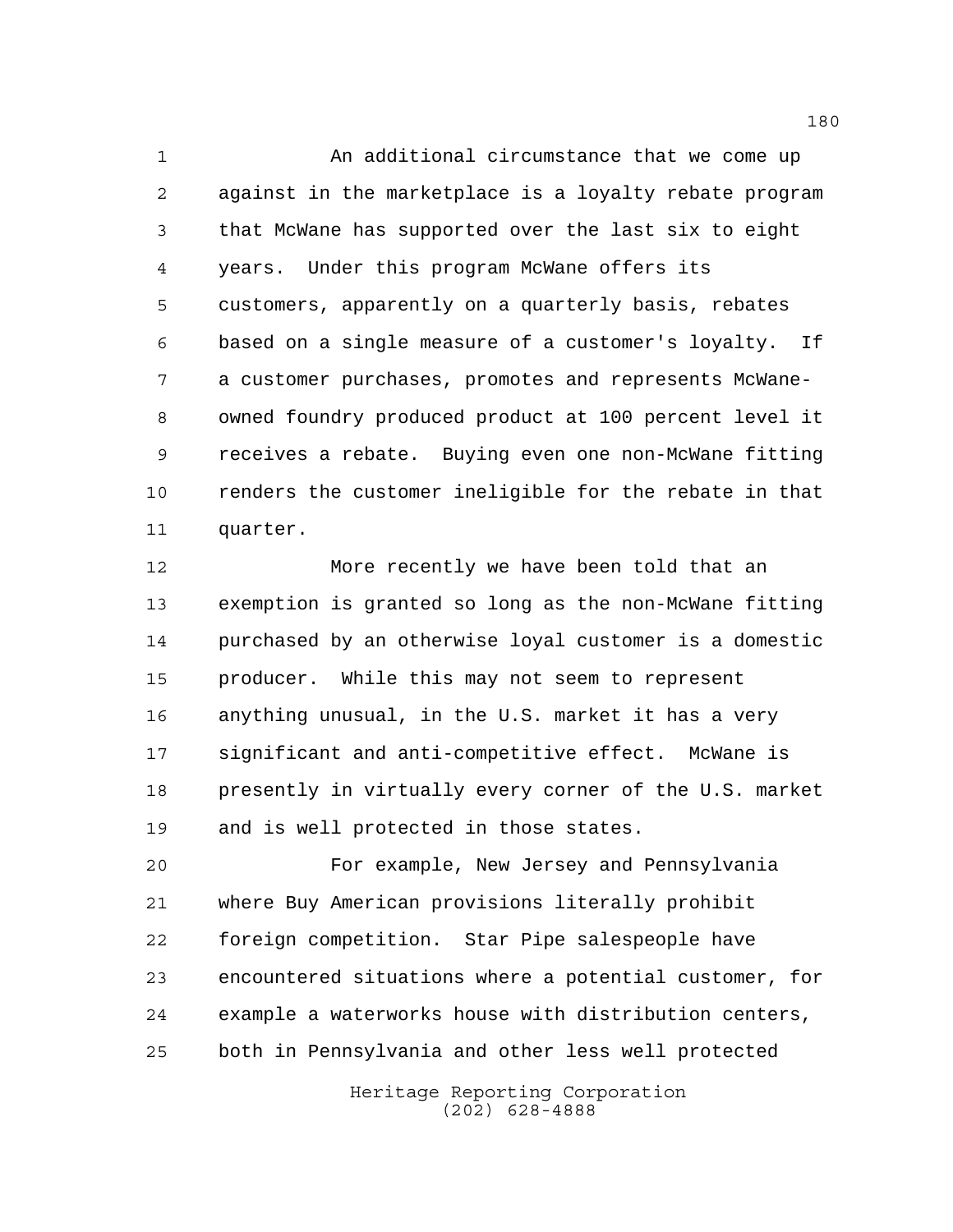An additional circumstance that we come up against in the marketplace is a loyalty rebate program that McWane has supported over the last six to eight years. Under this program McWane offers its customers, apparently on a quarterly basis, rebates based on a single measure of a customer's loyalty. If a customer purchases, promotes and represents McWane-owned foundry produced product at 100 percent level it receives a rebate. Buying even one non-McWane fitting renders the customer ineligible for the rebate in that quarter.

More recently we have been told that an exemption is granted so long as the non-McWane fitting purchased by an otherwise loyal customer is a domestic producer. While this may not seem to represent anything unusual, in the U.S. market it has a very significant and anti-competitive effect. McWane is presently in virtually every corner of the U.S. market and is well protected in those states.

For example, New Jersey and Pennsylvania where Buy American provisions literally prohibit foreign competition. Star Pipe salespeople have encountered situations where a potential customer, for example a waterworks house with distribution centers, both in Pennsylvania and other less well protected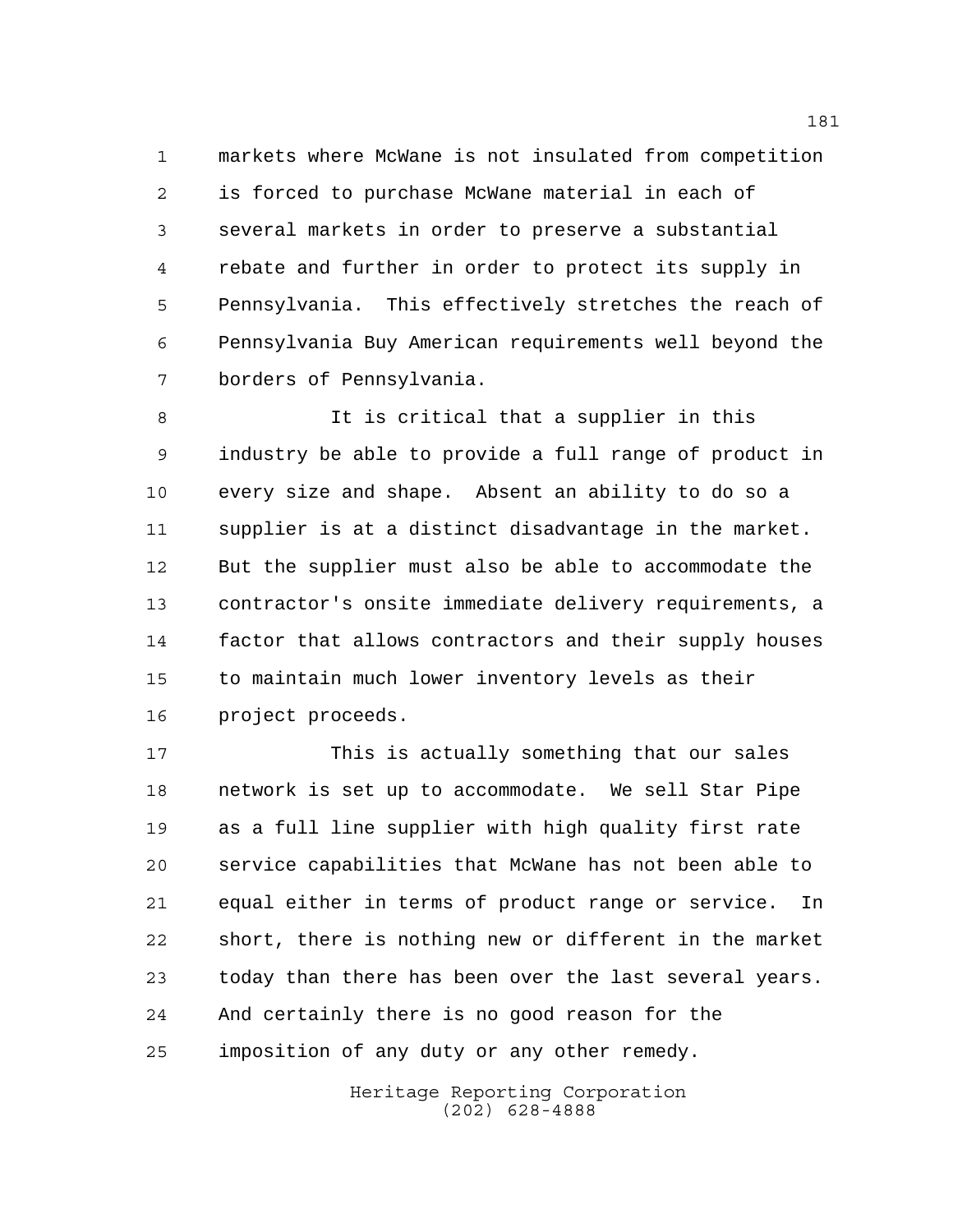markets where McWane is not insulated from competition is forced to purchase McWane material in each of several markets in order to preserve a substantial rebate and further in order to protect its supply in Pennsylvania. This effectively stretches the reach of Pennsylvania Buy American requirements well beyond the borders of Pennsylvania.

It is critical that a supplier in this industry be able to provide a full range of product in every size and shape. Absent an ability to do so a supplier is at a distinct disadvantage in the market. But the supplier must also be able to accommodate the contractor's onsite immediate delivery requirements, a factor that allows contractors and their supply houses to maintain much lower inventory levels as their project proceeds.

This is actually something that our sales network is set up to accommodate. We sell Star Pipe as a full line supplier with high quality first rate service capabilities that McWane has not been able to equal either in terms of product range or service. In short, there is nothing new or different in the market today than there has been over the last several years. And certainly there is no good reason for the imposition of any duty or any other remedy.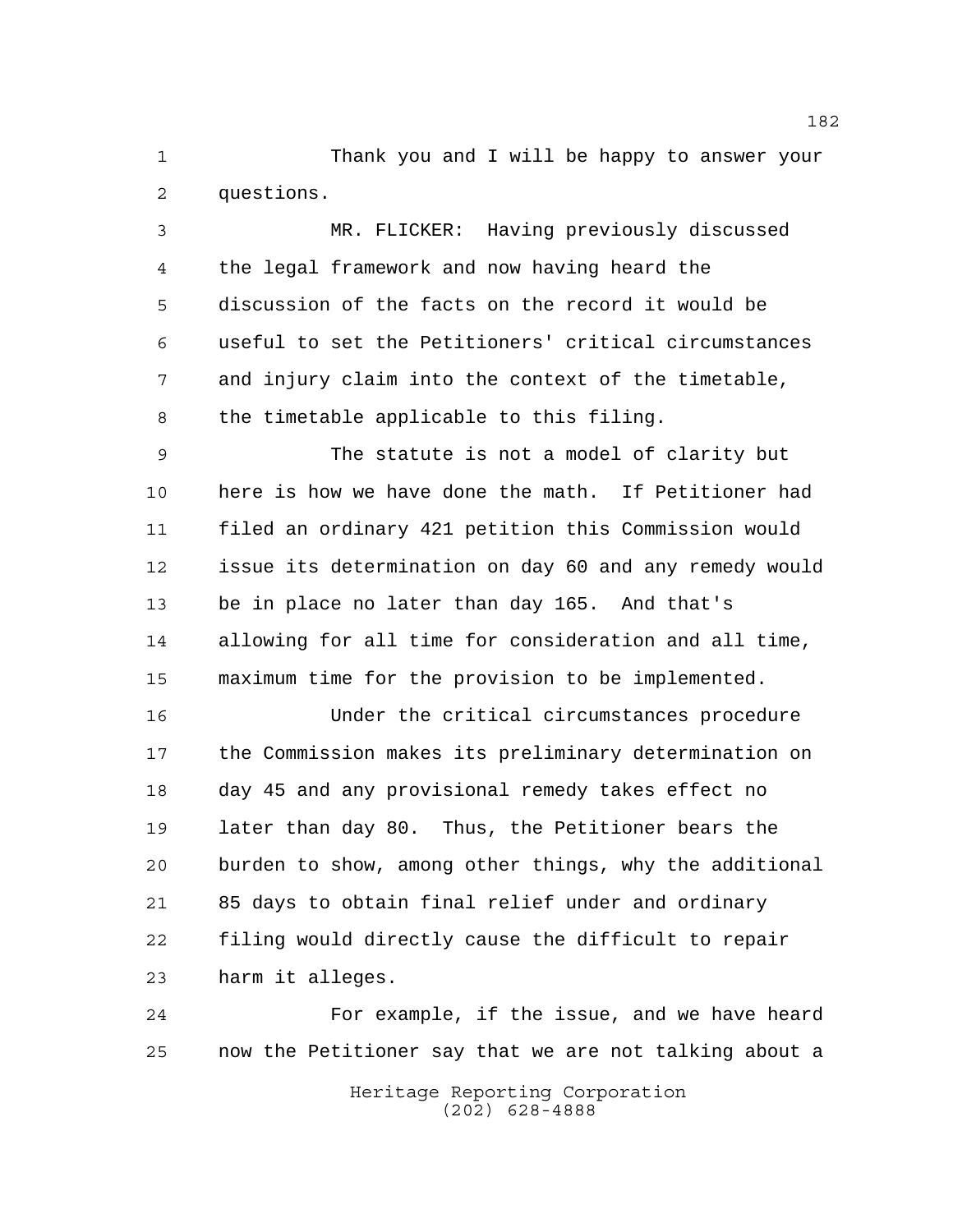Thank you and I will be happy to answer your questions.

MR. FLICKER: Having previously discussed the legal framework and now having heard the discussion of the facts on the record it would be useful to set the Petitioners' critical circumstances and injury claim into the context of the timetable, the timetable applicable to this filing.

The statute is not a model of clarity but here is how we have done the math. If Petitioner had filed an ordinary 421 petition this Commission would issue its determination on day 60 and any remedy would be in place no later than day 165. And that's allowing for all time for consideration and all time, maximum time for the provision to be implemented.

Under the critical circumstances procedure the Commission makes its preliminary determination on day 45 and any provisional remedy takes effect no later than day 80. Thus, the Petitioner bears the burden to show, among other things, why the additional 85 days to obtain final relief under and ordinary filing would directly cause the difficult to repair harm it alleges.

For example, if the issue, and we have heard now the Petitioner say that we are not talking about a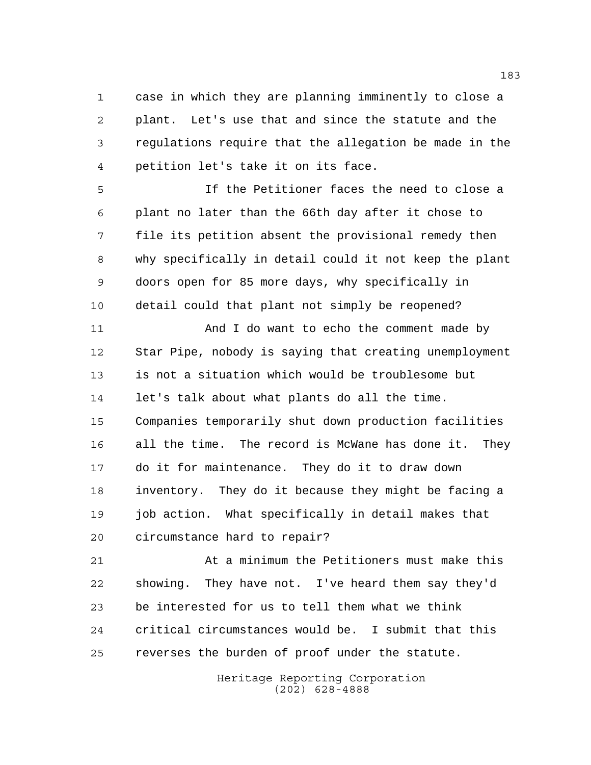case in which they are planning imminently to close a plant. Let's use that and since the statute and the regulations require that the allegation be made in the petition let's take it on its face.

If the Petitioner faces the need to close a plant no later than the 66th day after it chose to file its petition absent the provisional remedy then why specifically in detail could it not keep the plant doors open for 85 more days, why specifically in detail could that plant not simply be reopened?

And I do want to echo the comment made by Star Pipe, nobody is saying that creating unemployment is not a situation which would be troublesome but let's talk about what plants do all the time. Companies temporarily shut down production facilities all the time. The record is McWane has done it. They do it for maintenance. They do it to draw down inventory. They do it because they might be facing a job action. What specifically in detail makes that circumstance hard to repair?

At a minimum the Petitioners must make this showing. They have not. I've heard them say they'd be interested for us to tell them what we think critical circumstances would be. I submit that this reverses the burden of proof under the statute.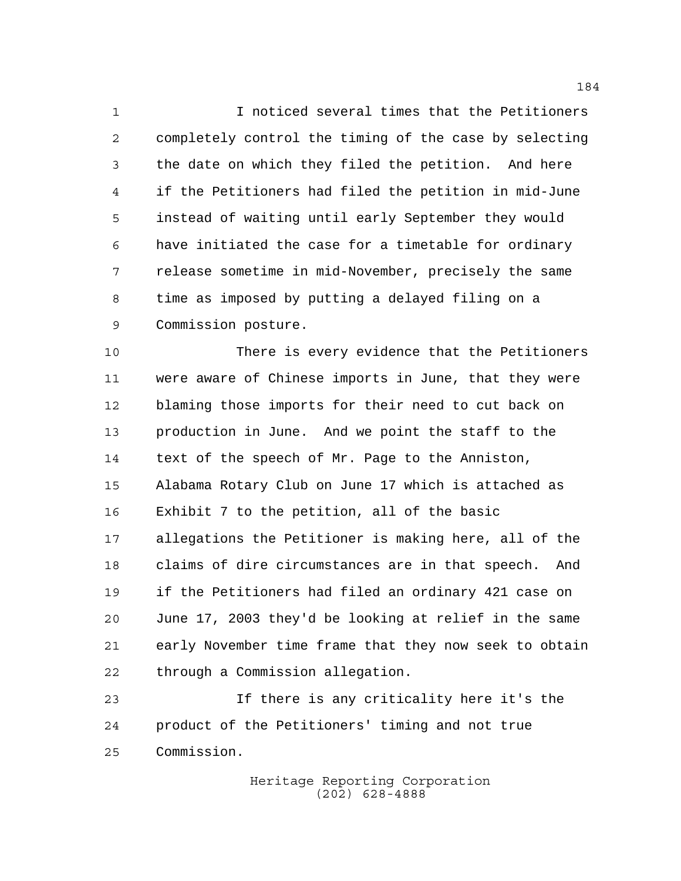I noticed several times that the Petitioners completely control the timing of the case by selecting the date on which they filed the petition. And here if the Petitioners had filed the petition in mid-June instead of waiting until early September they would have initiated the case for a timetable for ordinary release sometime in mid-November, precisely the same time as imposed by putting a delayed filing on a Commission posture.

There is every evidence that the Petitioners were aware of Chinese imports in June, that they were blaming those imports for their need to cut back on production in June. And we point the staff to the text of the speech of Mr. Page to the Anniston, Alabama Rotary Club on June 17 which is attached as Exhibit 7 to the petition, all of the basic allegations the Petitioner is making here, all of the claims of dire circumstances are in that speech. And if the Petitioners had filed an ordinary 421 case on June 17, 2003 they'd be looking at relief in the same early November time frame that they now seek to obtain through a Commission allegation.

If there is any criticality here it's the product of the Petitioners' timing and not true Commission.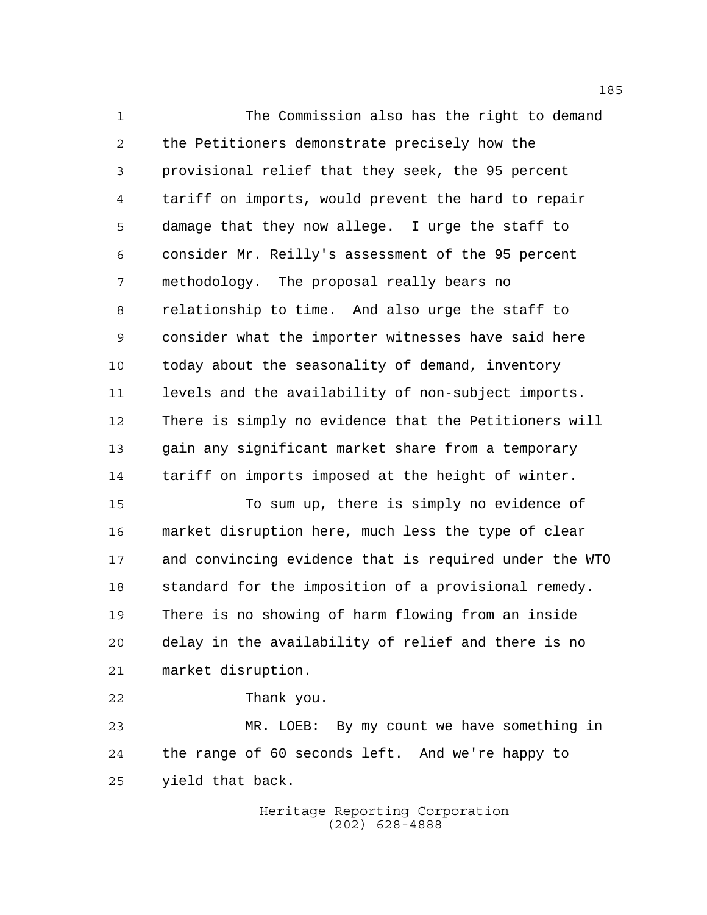The Commission also has the right to demand the Petitioners demonstrate precisely how the provisional relief that they seek, the 95 percent tariff on imports, would prevent the hard to repair damage that they now allege. I urge the staff to consider Mr. Reilly's assessment of the 95 percent methodology. The proposal really bears no relationship to time. And also urge the staff to consider what the importer witnesses have said here today about the seasonality of demand, inventory levels and the availability of non-subject imports. There is simply no evidence that the Petitioners will gain any significant market share from a temporary tariff on imports imposed at the height of winter.

To sum up, there is simply no evidence of market disruption here, much less the type of clear and convincing evidence that is required under the WTO standard for the imposition of a provisional remedy. There is no showing of harm flowing from an inside delay in the availability of relief and there is no market disruption.

Thank you.

MR. LOEB: By my count we have something in the range of 60 seconds left. And we're happy to yield that back.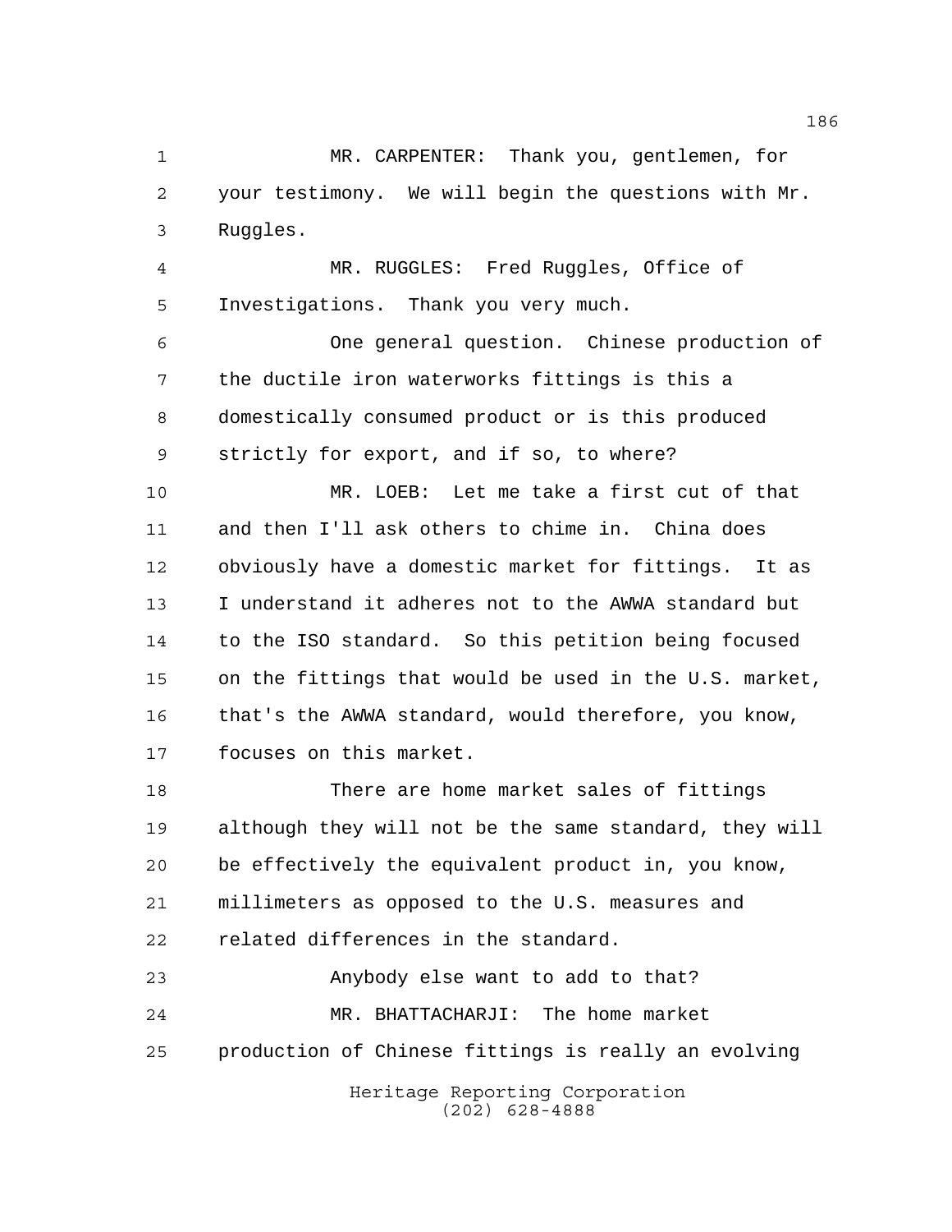MR. CARPENTER: Thank you, gentlemen, for your testimony. We will begin the questions with Mr. Ruggles.

MR. RUGGLES: Fred Ruggles, Office of Investigations. Thank you very much.

One general question. Chinese production of the ductile iron waterworks fittings is this a domestically consumed product or is this produced strictly for export, and if so, to where?

MR. LOEB: Let me take a first cut of that and then I'll ask others to chime in. China does obviously have a domestic market for fittings. It as I understand it adheres not to the AWWA standard but to the ISO standard. So this petition being focused on the fittings that would be used in the U.S. market, that's the AWWA standard, would therefore, you know, focuses on this market.

There are home market sales of fittings although they will not be the same standard, they will be effectively the equivalent product in, you know, millimeters as opposed to the U.S. measures and related differences in the standard.

Anybody else want to add to that?

MR. BHATTACHARJI: The home market production of Chinese fittings is really an evolving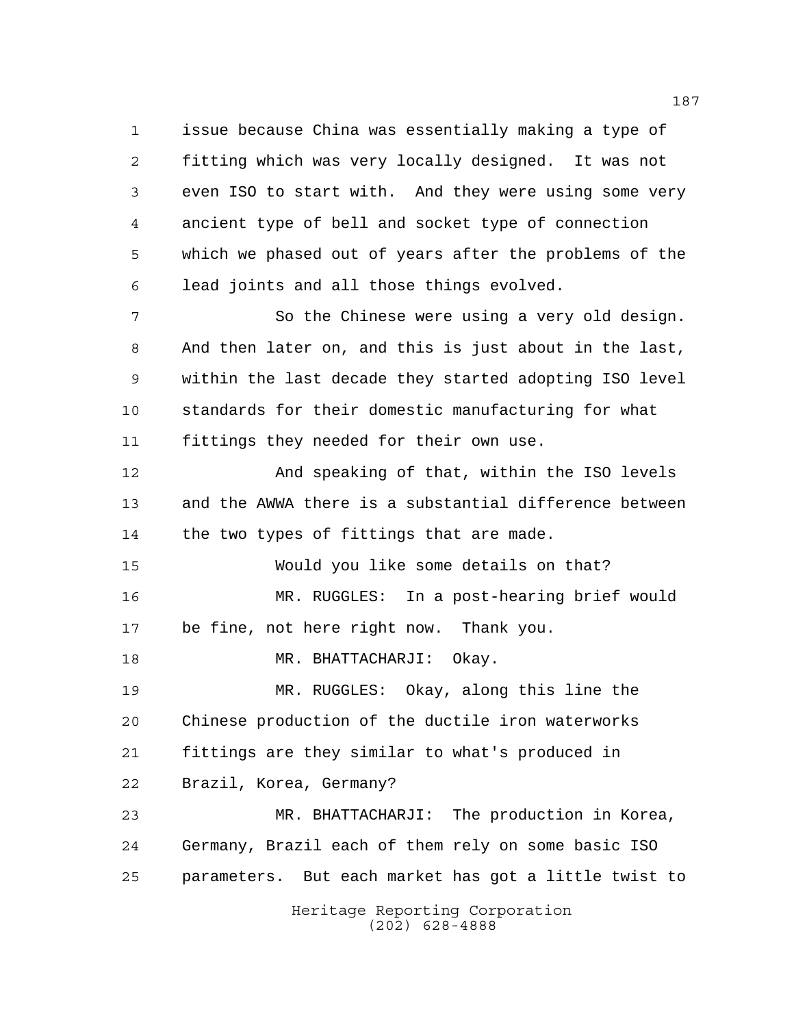issue because China was essentially making a type of fitting which was very locally designed. It was not even ISO to start with. And they were using some very ancient type of bell and socket type of connection which we phased out of years after the problems of the lead joints and all those things evolved.

So the Chinese were using a very old design. And then later on, and this is just about in the last, within the last decade they started adopting ISO level standards for their domestic manufacturing for what fittings they needed for their own use.

And speaking of that, within the ISO levels and the AWWA there is a substantial difference between the two types of fittings that are made.

Would you like some details on that?

MR. RUGGLES: In a post-hearing brief would be fine, not here right now. Thank you.

MR. BHATTACHARJI: Okay.

MR. RUGGLES: Okay, along this line the Chinese production of the ductile iron waterworks fittings are they similar to what's produced in Brazil, Korea, Germany?

MR. BHATTACHARJI: The production in Korea, Germany, Brazil each of them rely on some basic ISO parameters. But each market has got a little twist to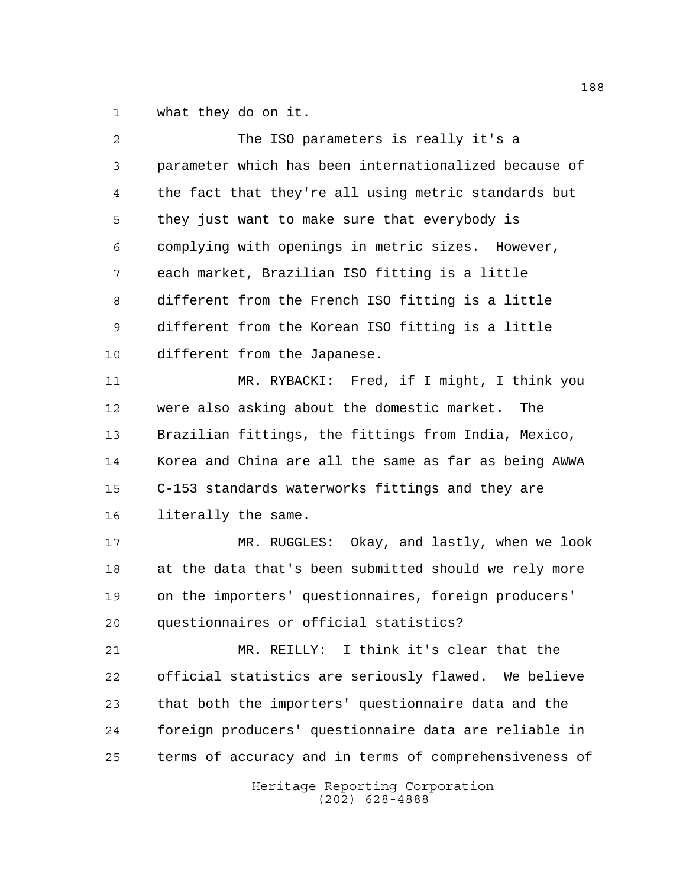what they do on it.

The ISO parameters is really it's a parameter which has been internationalized because of the fact that they're all using metric standards but they just want to make sure that everybody is complying with openings in metric sizes. However, each market, Brazilian ISO fitting is a little different from the French ISO fitting is a little different from the Korean ISO fitting is a little different from the Japanese.

MR. RYBACKI: Fred, if I might, I think you were also asking about the domestic market. The Brazilian fittings, the fittings from India, Mexico, Korea and China are all the same as far as being AWWA C-153 standards waterworks fittings and they are literally the same.

MR. RUGGLES: Okay, and lastly, when we look at the data that's been submitted should we rely more on the importers' questionnaires, foreign producers' questionnaires or official statistics?

MR. REILLY: I think it's clear that the official statistics are seriously flawed. We believe that both the importers' questionnaire data and the foreign producers' questionnaire data are reliable in terms of accuracy and in terms of comprehensiveness of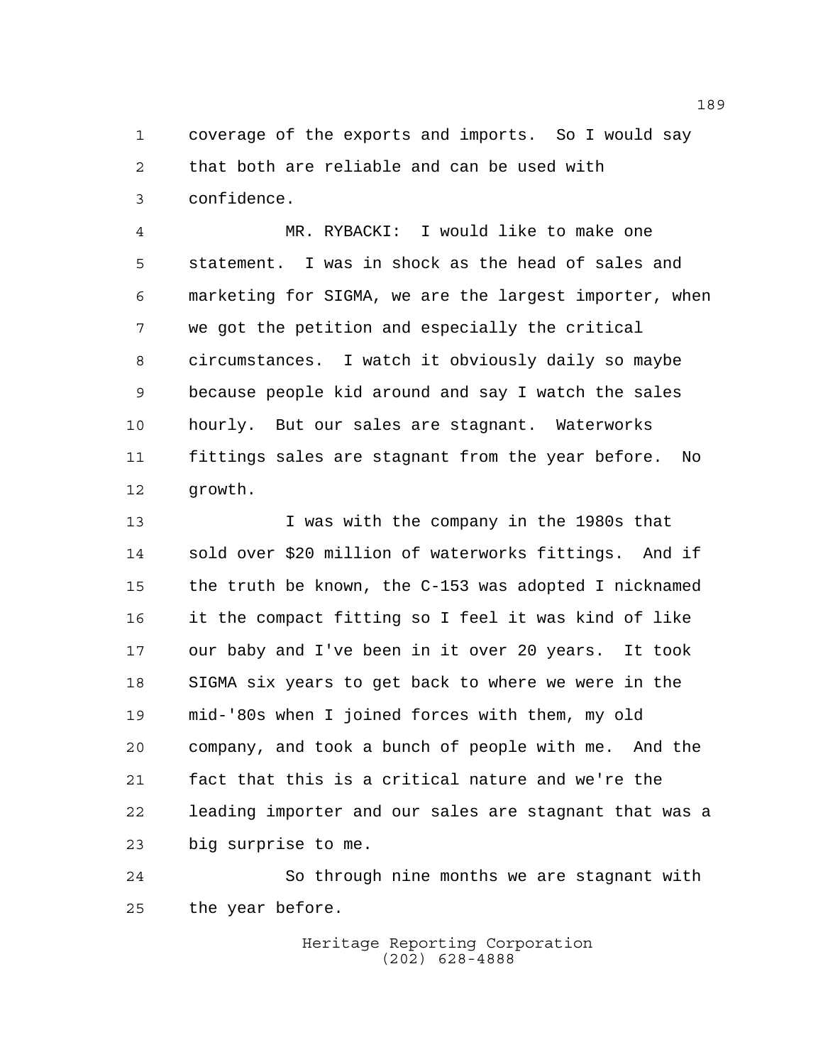coverage of the exports and imports. So I would say that both are reliable and can be used with confidence.

MR. RYBACKI: I would like to make one statement. I was in shock as the head of sales and marketing for SIGMA, we are the largest importer, when we got the petition and especially the critical circumstances. I watch it obviously daily so maybe because people kid around and say I watch the sales hourly. But our sales are stagnant. Waterworks fittings sales are stagnant from the year before. No growth.

I was with the company in the 1980s that sold over $20 million of waterworks fittings. And if the truth be known, the C-153 was adopted I nicknamed it the compact fitting so I feel it was kind of like our baby and I've been in it over 20 years. It took SIGMA six years to get back to where we were in the mid-'80s when I joined forces with them, my old company, and took a bunch of people with me. And the fact that this is a critical nature and we're the leading importer and our sales are stagnant that was a big surprise to me.

So through nine months we are stagnant with the year before.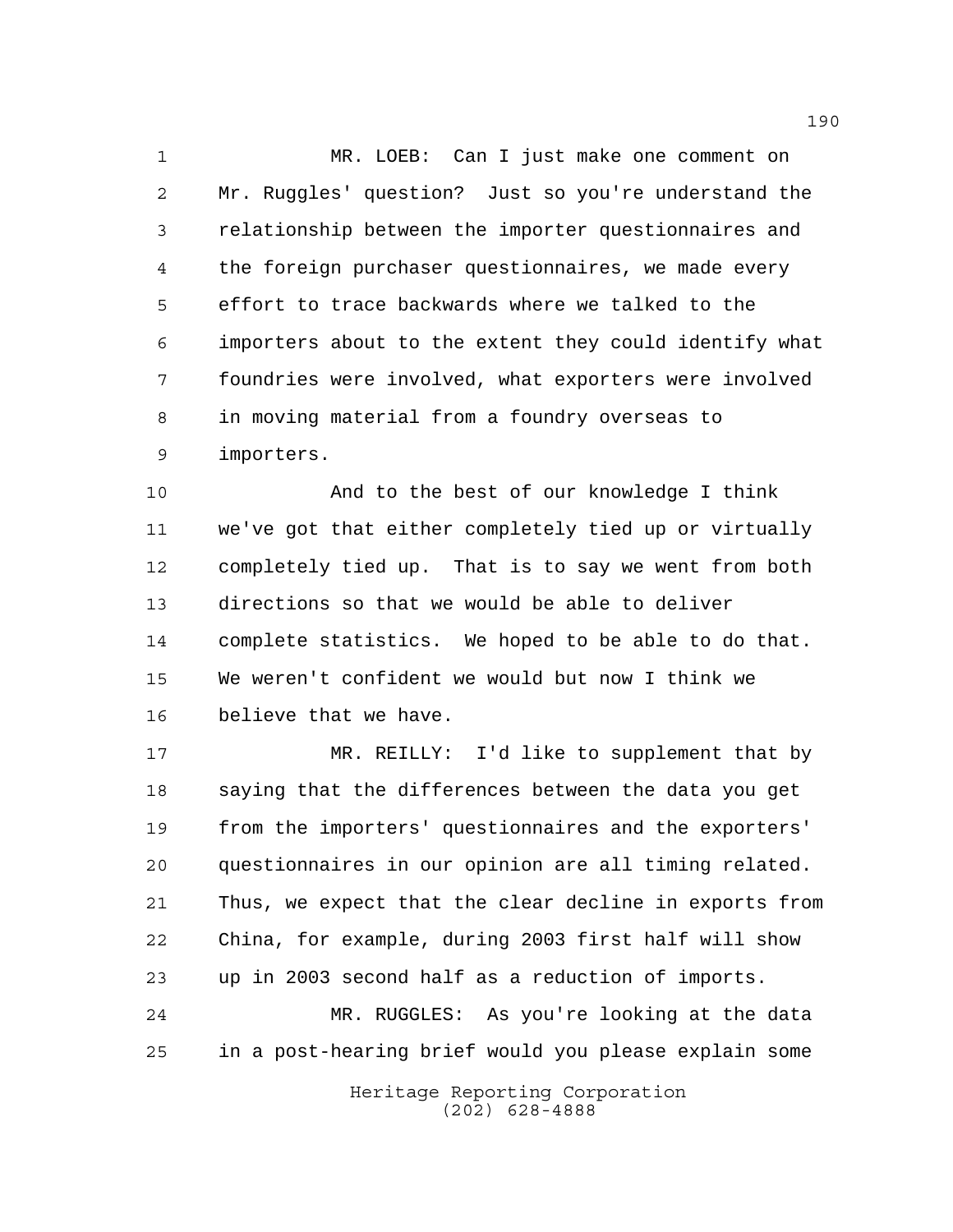MR. LOEB: Can I just make one comment on Mr. Ruggles' question? Just so you're understand the relationship between the importer questionnaires and the foreign purchaser questionnaires, we made every effort to trace backwards where we talked to the importers about to the extent they could identify what foundries were involved, what exporters were involved in moving material from a foundry overseas to importers.

And to the best of our knowledge I think we've got that either completely tied up or virtually completely tied up. That is to say we went from both directions so that we would be able to deliver complete statistics. We hoped to be able to do that. We weren't confident we would but now I think we believe that we have.

MR. REILLY: I'd like to supplement that by saying that the differences between the data you get from the importers' questionnaires and the exporters' questionnaires in our opinion are all timing related. Thus, we expect that the clear decline in exports from China, for example, during 2003 first half will show up in 2003 second half as a reduction of imports.

MR. RUGGLES: As you're looking at the data in a post-hearing brief would you please explain some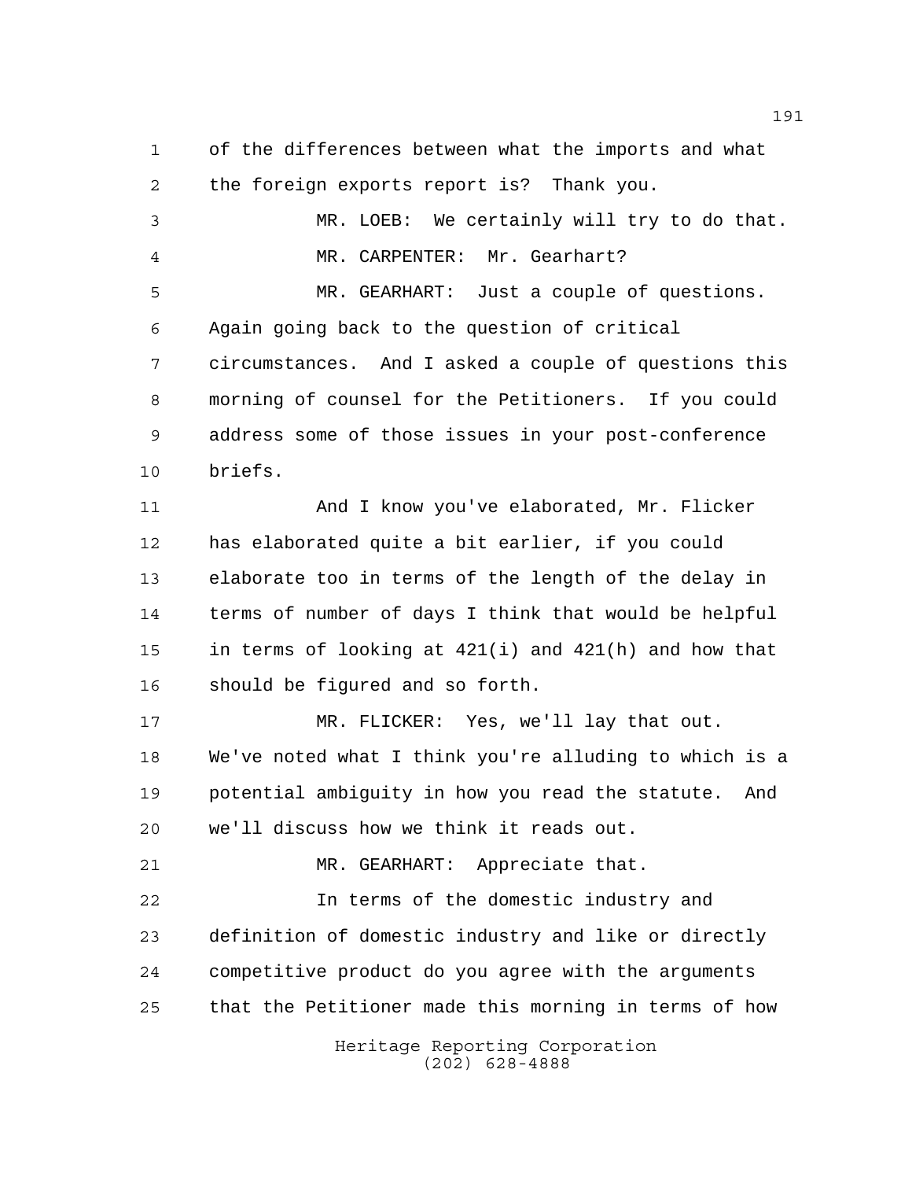of the differences between what the imports and what the foreign exports report is? Thank you.

MR. LOEB: We certainly will try to do that.

MR. CARPENTER: Mr. Gearhart?

MR. GEARHART: Just a couple of questions. Again going back to the question of critical circumstances. And I asked a couple of questions this morning of counsel for the Petitioners. If you could address some of those issues in your post-conference briefs.

And I know you've elaborated, Mr. Flicker has elaborated quite a bit earlier, if you could elaborate too in terms of the length of the delay in terms of number of days I think that would be helpful in terms of looking at 421(i) and 421(h) and how that should be figured and so forth.

MR. FLICKER: Yes, we'll lay that out. We've noted what I think you're alluding to which is a potential ambiguity in how you read the statute. And we'll discuss how we think it reads out.

MR. GEARHART: Appreciate that.

In terms of the domestic industry and definition of domestic industry and like or directly competitive product do you agree with the arguments that the Petitioner made this morning in terms of how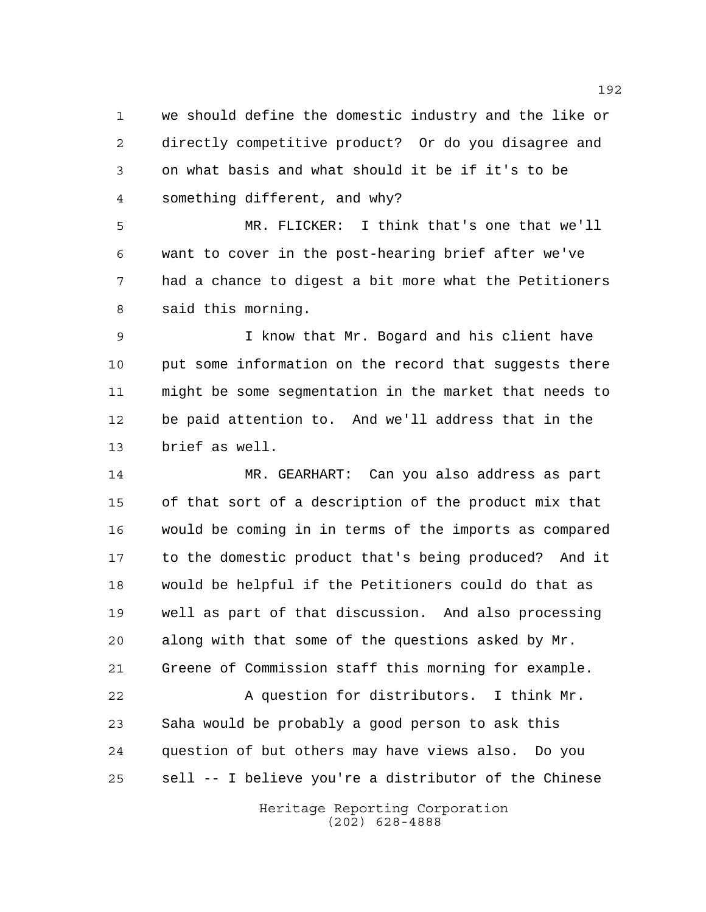we should define the domestic industry and the like or directly competitive product? Or do you disagree and on what basis and what should it be if it's to be something different, and why?

MR. FLICKER: I think that's one that we'll want to cover in the post-hearing brief after we've had a chance to digest a bit more what the Petitioners said this morning.

I know that Mr. Bogard and his client have put some information on the record that suggests there might be some segmentation in the market that needs to be paid attention to. And we'll address that in the brief as well.

MR. GEARHART: Can you also address as part of that sort of a description of the product mix that would be coming in in terms of the imports as compared to the domestic product that's being produced? And it would be helpful if the Petitioners could do that as well as part of that discussion. And also processing along with that some of the questions asked by Mr. Greene of Commission staff this morning for example.

A question for distributors. I think Mr. Saha would be probably a good person to ask this question of but others may have views also. Do you sell -- I believe you're a distributor of the Chinese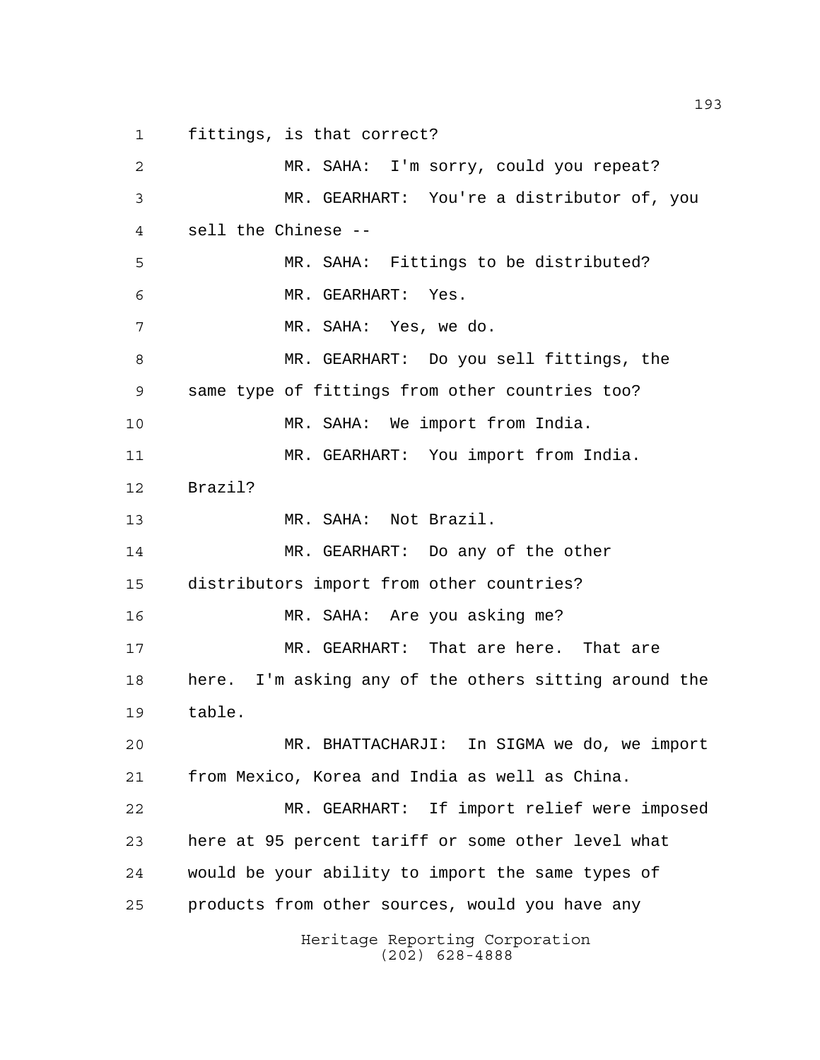fittings, is that correct?

MR. SAHA: I'm sorry, could you repeat?

MR. GEARHART: You're a distributor of, you sell the Chinese --

MR. SAHA: Fittings to be distributed?

MR. GEARHART: Yes.

MR. SAHA: Yes, we do.

MR. GEARHART: Do you sell fittings, the same type of fittings from other countries too?

MR. SAHA: We import from India.

MR. GEARHART: You import from India. Brazil?

MR. SAHA: Not Brazil.

MR. GEARHART: Do any of the other distributors import from other countries?

MR. SAHA: Are you asking me?

MR. GEARHART: That are here. That are here. I'm asking any of the others sitting around the table.

MR. BHATTACHARJI: In SIGMA we do, we import from Mexico, Korea and India as well as China.

MR. GEARHART: If import relief were imposed here at 95 percent tariff or some other level what would be your ability to import the same types of products from other sources, would you have any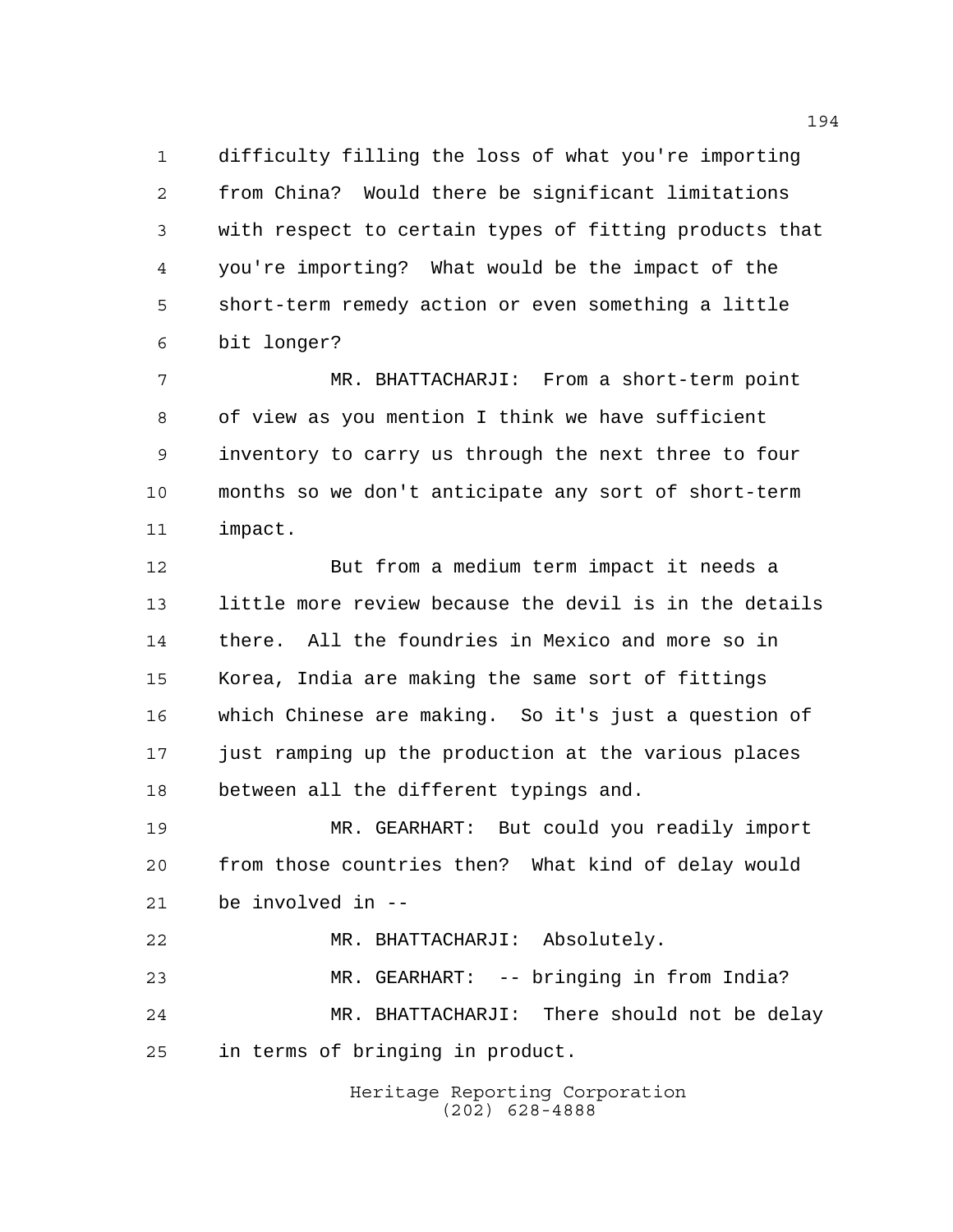difficulty filling the loss of what you're importing from China? Would there be significant limitations with respect to certain types of fitting products that you're importing? What would be the impact of the short-term remedy action or even something a little bit longer?

MR. BHATTACHARJI: From a short-term point of view as you mention I think we have sufficient inventory to carry us through the next three to four months so we don't anticipate any sort of short-term impact.

But from a medium term impact it needs a little more review because the devil is in the details there. All the foundries in Mexico and more so in Korea, India are making the same sort of fittings which Chinese are making. So it's just a question of just ramping up the production at the various places between all the different typings and.

MR. GEARHART: But could you readily import from those countries then? What kind of delay would be involved in --

MR. BHATTACHARJI: Absolutely.

MR. GEARHART: -- bringing in from India?

MR. BHATTACHARJI: There should not be delay in terms of bringing in product.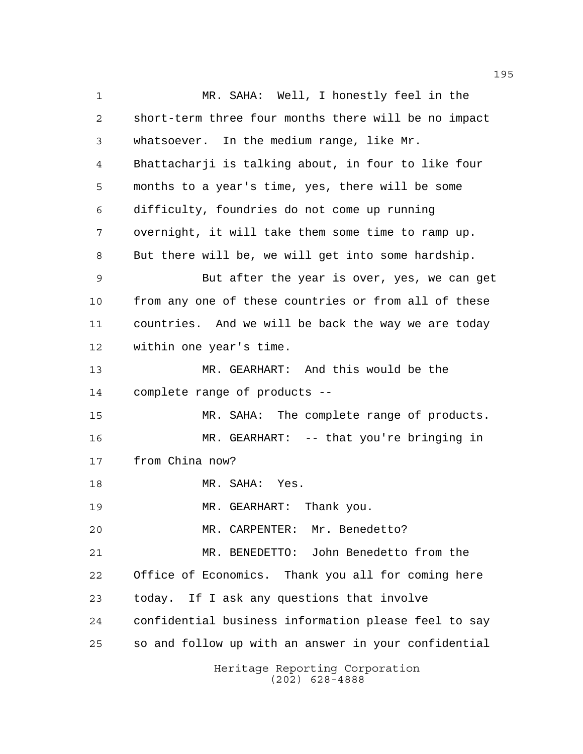MR. SAHA: Well, I honestly feel in the short-term three four months there will be no impact whatsoever. In the medium range, like Mr. Bhattacharji is talking about, in four to like four months to a year's time, yes, there will be some difficulty, foundries do not come up running overnight, it will take them some time to ramp up. But there will be, we will get into some hardship.

But after the year is over, yes, we can get from any one of these countries or from all of these countries. And we will be back the way we are today within one year's time.

MR. GEARHART: And this would be the complete range of products --

MR. SAHA: The complete range of products.

MR. GEARHART: -- that you're bringing in from China now?

MR. SAHA: Yes.

MR. GEARHART: Thank you.

MR. CARPENTER: Mr. Benedetto?

MR. BENEDETTO: John Benedetto from the Office of Economics. Thank you all for coming here today. If I ask any questions that involve confidential business information please feel to say so and follow up with an answer in your confidential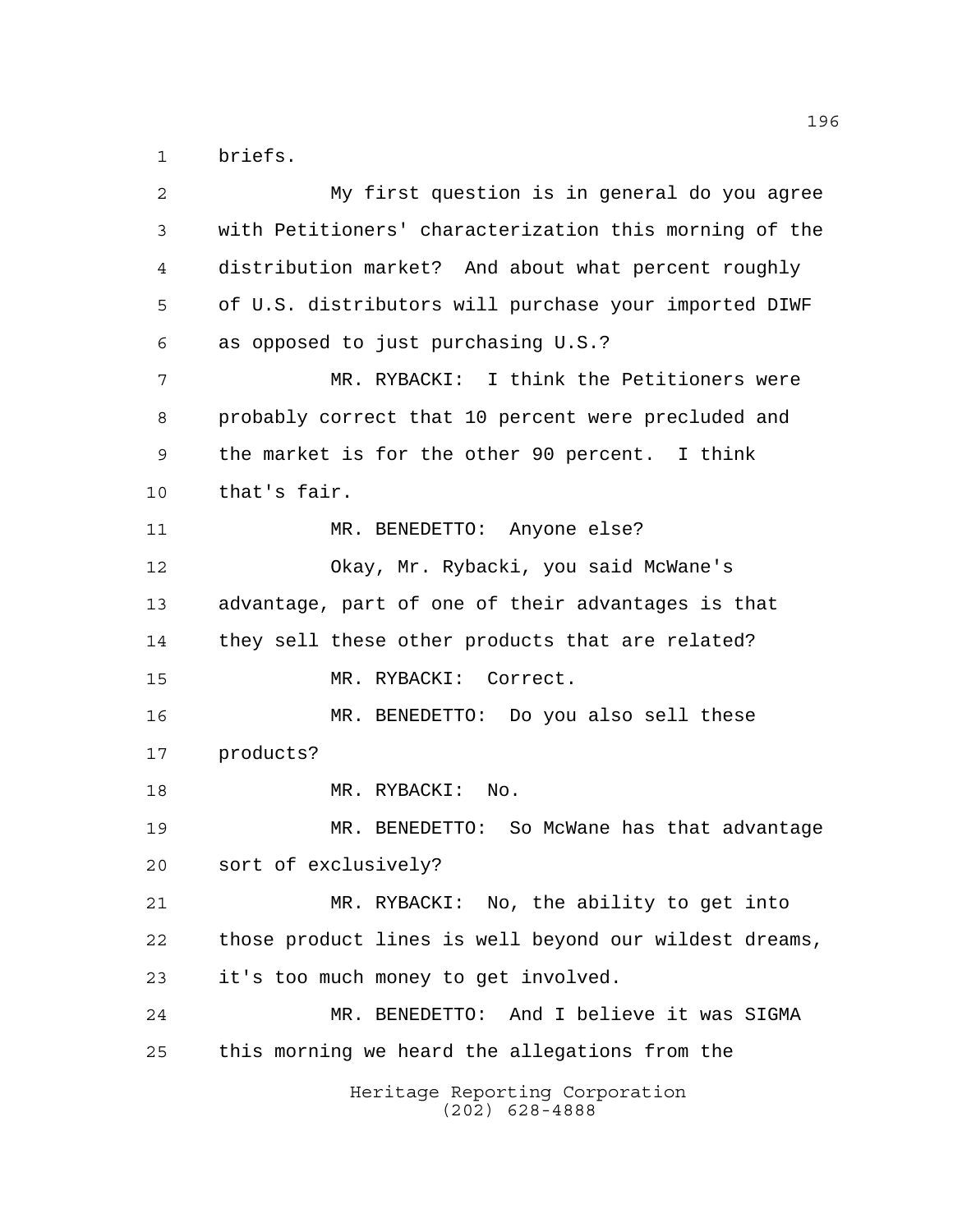briefs.

My first question is in general do you agree with Petitioners' characterization this morning of the distribution market? And about what percent roughly of U.S. distributors will purchase your imported DIWF as opposed to just purchasing U.S.?

MR. RYBACKI: I think the Petitioners were probably correct that 10 percent were precluded and the market is for the other 90 percent. I think that's fair.

MR. BENEDETTO: Anyone else?

Okay, Mr. Rybacki, you said McWane's advantage, part of one of their advantages is that they sell these other products that are related?

MR. RYBACKI: Correct.

MR. BENEDETTO: Do you also sell these products?

MR. RYBACKI: No.

MR. BENEDETTO: So McWane has that advantage sort of exclusively?

MR. RYBACKI: No, the ability to get into those product lines is well beyond our wildest dreams, it's too much money to get involved.

MR. BENEDETTO: And I believe it was SIGMA this morning we heard the allegations from the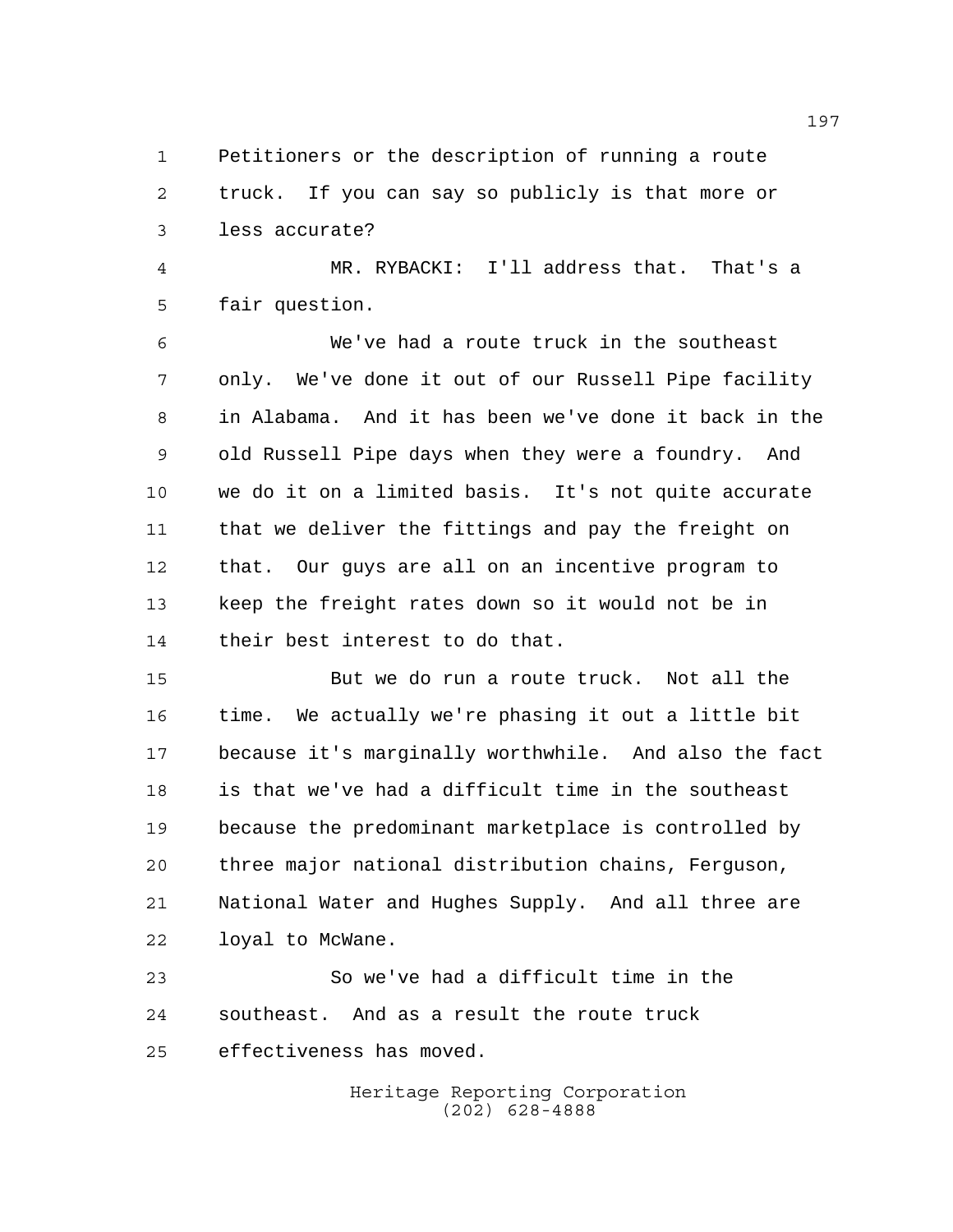Petitioners or the description of running a route truck. If you can say so publicly is that more or less accurate?

MR. RYBACKI: I'll address that. That's a fair question.

We've had a route truck in the southeast only. We've done it out of our Russell Pipe facility in Alabama. And it has been we've done it back in the old Russell Pipe days when they were a foundry. And we do it on a limited basis. It's not quite accurate that we deliver the fittings and pay the freight on that. Our guys are all on an incentive program to keep the freight rates down so it would not be in their best interest to do that.

But we do run a route truck. Not all the time. We actually we're phasing it out a little bit because it's marginally worthwhile. And also the fact is that we've had a difficult time in the southeast because the predominant marketplace is controlled by three major national distribution chains, Ferguson, National Water and Hughes Supply. And all three are loyal to McWane.

So we've had a difficult time in the southeast. And as a result the route truck effectiveness has moved.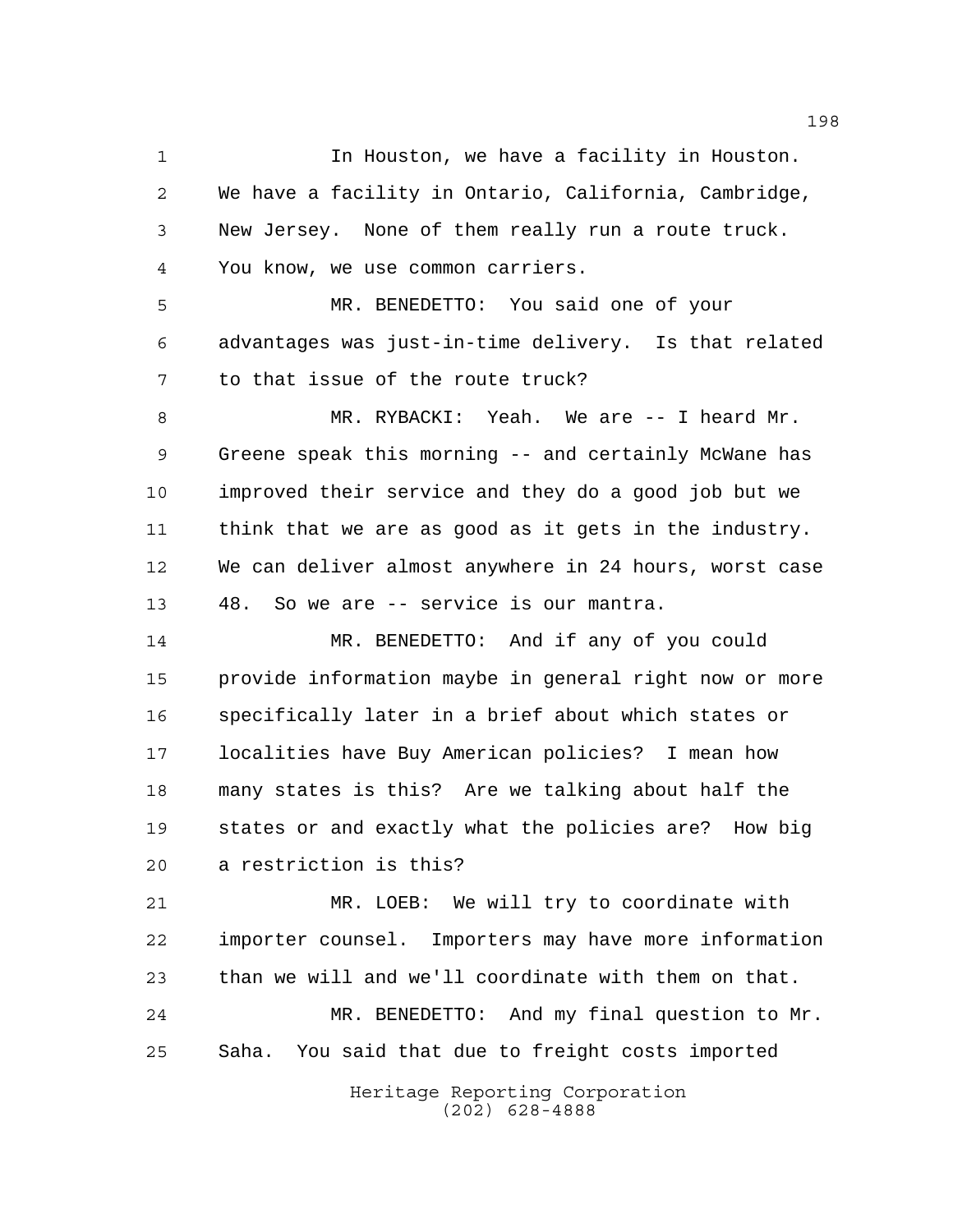In Houston, we have a facility in Houston. We have a facility in Ontario, California, Cambridge, New Jersey. None of them really run a route truck. You know, we use common carriers.

MR. BENEDETTO: You said one of your advantages was just-in-time delivery. Is that related to that issue of the route truck?

MR. RYBACKI: Yeah. We are -- I heard Mr. Greene speak this morning -- and certainly McWane has improved their service and they do a good job but we think that we are as good as it gets in the industry. We can deliver almost anywhere in 24 hours, worst case 48. So we are -- service is our mantra.

MR. BENEDETTO: And if any of you could provide information maybe in general right now or more specifically later in a brief about which states or localities have Buy American policies? I mean how many states is this? Are we talking about half the states or and exactly what the policies are? How big a restriction is this?

MR. LOEB: We will try to coordinate with importer counsel. Importers may have more information than we will and we'll coordinate with them on that.

MR. BENEDETTO: And my final question to Mr. Saha. You said that due to freight costs imported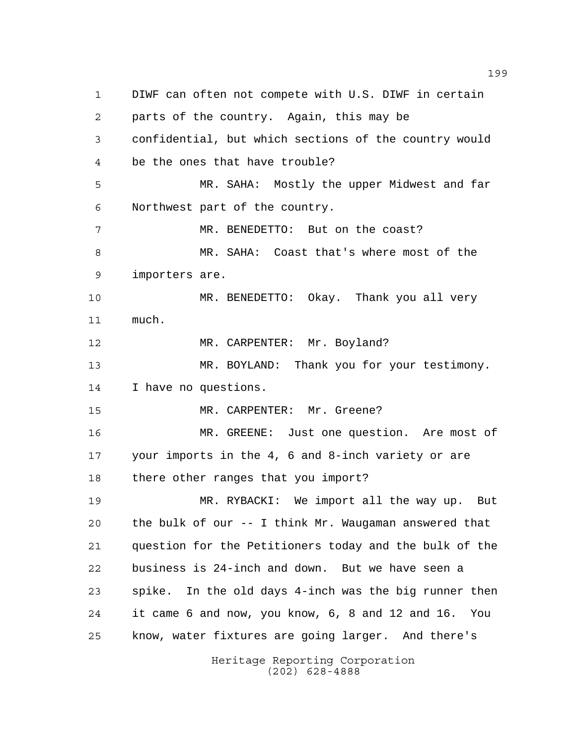DIWF can often not compete with U.S. DIWF in certain parts of the country. Again, this may be confidential, but which sections of the country would be the ones that have trouble?

MR. SAHA: Mostly the upper Midwest and far Northwest part of the country.

MR. BENEDETTO: But on the coast?

MR. SAHA: Coast that's where most of the importers are.

MR. BENEDETTO: Okay. Thank you all very much.

MR. CARPENTER: Mr. Boyland?

MR. BOYLAND: Thank you for your testimony. I have no questions.

MR. CARPENTER: Mr. Greene?

MR. GREENE: Just one question. Are most of your imports in the 4, 6 and 8-inch variety or are there other ranges that you import?

MR. RYBACKI: We import all the way up. But the bulk of our -- I think Mr. Waugaman answered that question for the Petitioners today and the bulk of the business is 24-inch and down. But we have seen a spike. In the old days 4-inch was the big runner then it came 6 and now, you know, 6, 8 and 12 and 16. You know, water fixtures are going larger. And there's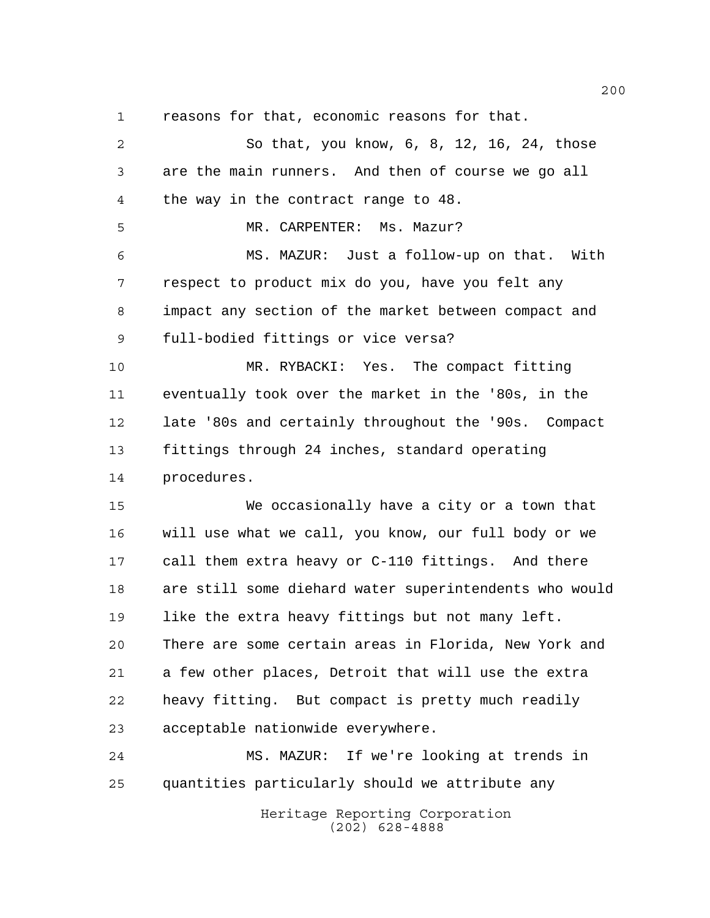reasons for that, economic reasons for that.

So that, you know, 6, 8, 12, 16, 24, those are the main runners. And then of course we go all the way in the contract range to 48.

MR. CARPENTER: Ms. Mazur?

MS. MAZUR: Just a follow-up on that. With respect to product mix do you, have you felt any impact any section of the market between compact and full-bodied fittings or vice versa?

MR. RYBACKI: Yes. The compact fitting eventually took over the market in the '80s, in the late '80s and certainly throughout the '90s. Compact fittings through 24 inches, standard operating procedures.

We occasionally have a city or a town that will use what we call, you know, our full body or we call them extra heavy or C-110 fittings. And there are still some diehard water superintendents who would like the extra heavy fittings but not many left. There are some certain areas in Florida, New York and a few other places, Detroit that will use the extra heavy fitting. But compact is pretty much readily acceptable nationwide everywhere.

MS. MAZUR: If we're looking at trends in quantities particularly should we attribute any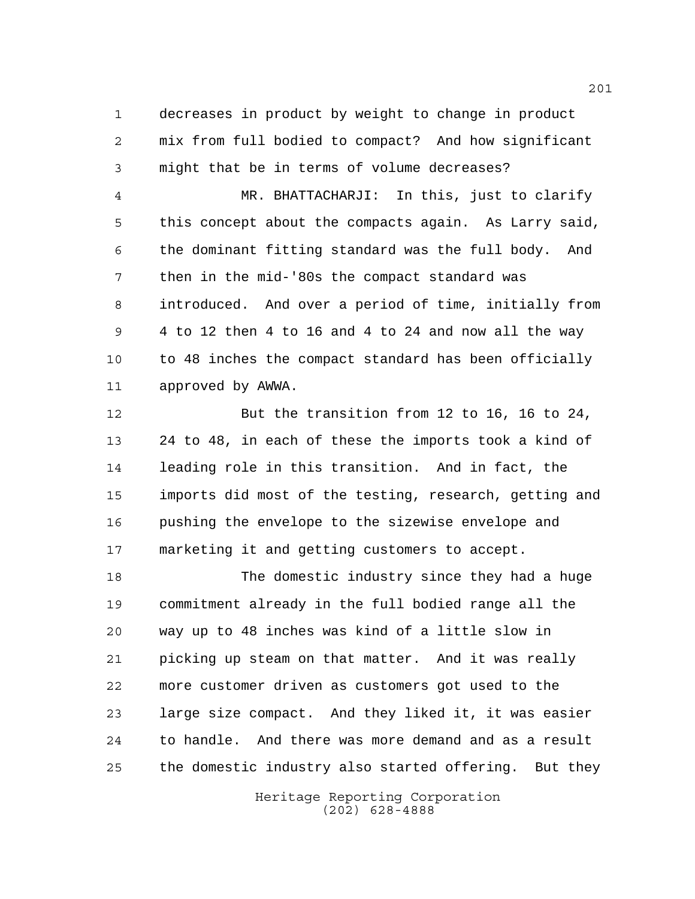decreases in product by weight to change in product mix from full bodied to compact? And how significant might that be in terms of volume decreases?

MR. BHATTACHARJI: In this, just to clarify this concept about the compacts again. As Larry said, the dominant fitting standard was the full body. And then in the mid-'80s the compact standard was introduced. And over a period of time, initially from 4 to 12 then 4 to 16 and 4 to 24 and now all the way to 48 inches the compact standard has been officially approved by AWWA.

But the transition from 12 to 16, 16 to 24, 24 to 48, in each of these the imports took a kind of leading role in this transition. And in fact, the imports did most of the testing, research, getting and pushing the envelope to the sizewise envelope and marketing it and getting customers to accept.

The domestic industry since they had a huge commitment already in the full bodied range all the way up to 48 inches was kind of a little slow in picking up steam on that matter. And it was really more customer driven as customers got used to the large size compact. And they liked it, it was easier to handle. And there was more demand and as a result the domestic industry also started offering. But they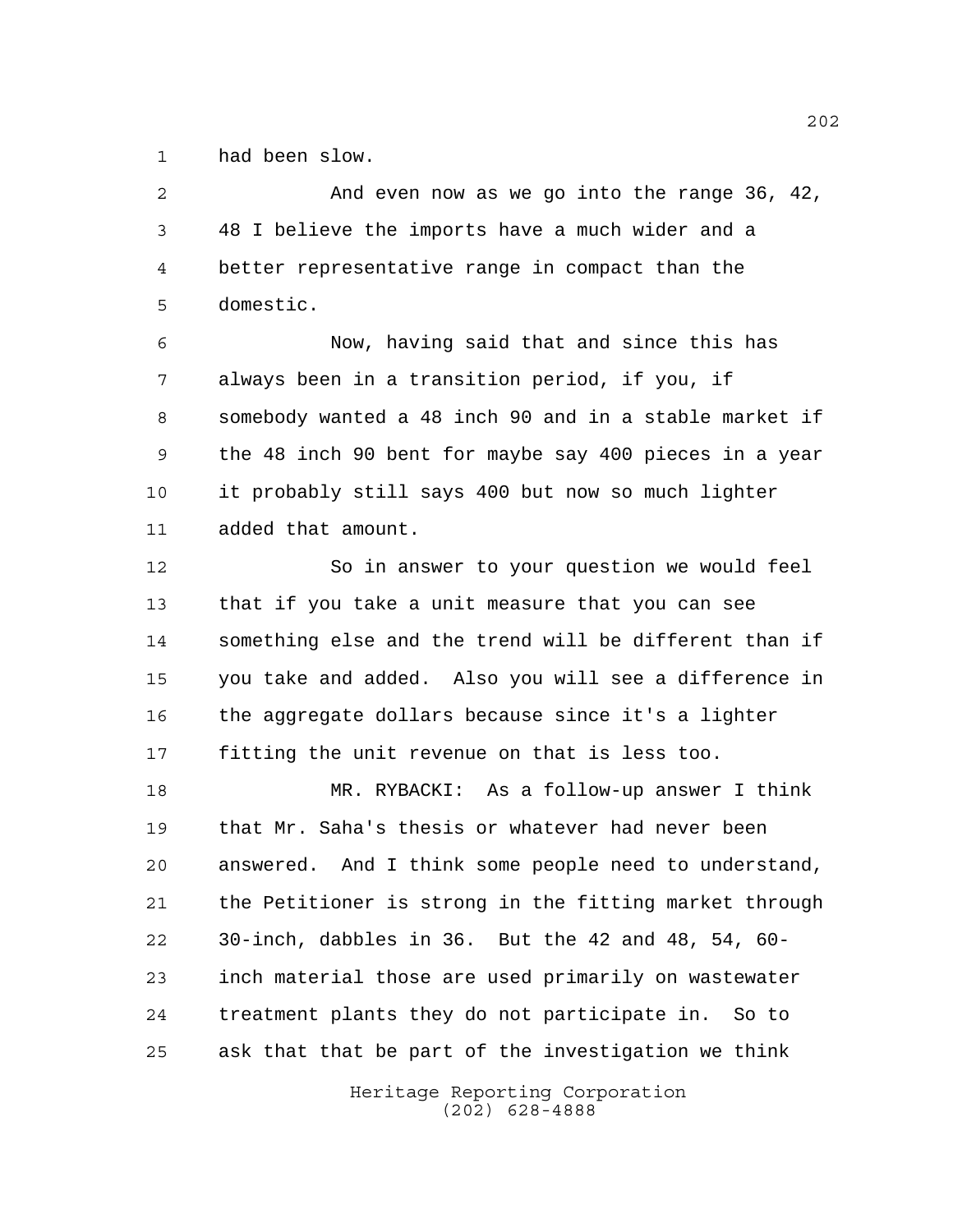had been slow.

And even now as we go into the range 36, 42, 48 I believe the imports have a much wider and a better representative range in compact than the domestic.

Now, having said that and since this has always been in a transition period, if you, if somebody wanted a 48 inch 90 and in a stable market if the 48 inch 90 bent for maybe say 400 pieces in a year it probably still says 400 but now so much lighter added that amount.

So in answer to your question we would feel that if you take a unit measure that you can see something else and the trend will be different than if you take and added. Also you will see a difference in the aggregate dollars because since it's a lighter fitting the unit revenue on that is less too.

MR. RYBACKI: As a follow-up answer I think that Mr. Saha's thesis or whatever had never been answered. And I think some people need to understand, the Petitioner is strong in the fitting market through 30-inch, dabbles in 36. But the 42 and 48, 54, 60-inch material those are used primarily on wastewater treatment plants they do not participate in. So to ask that that be part of the investigation we think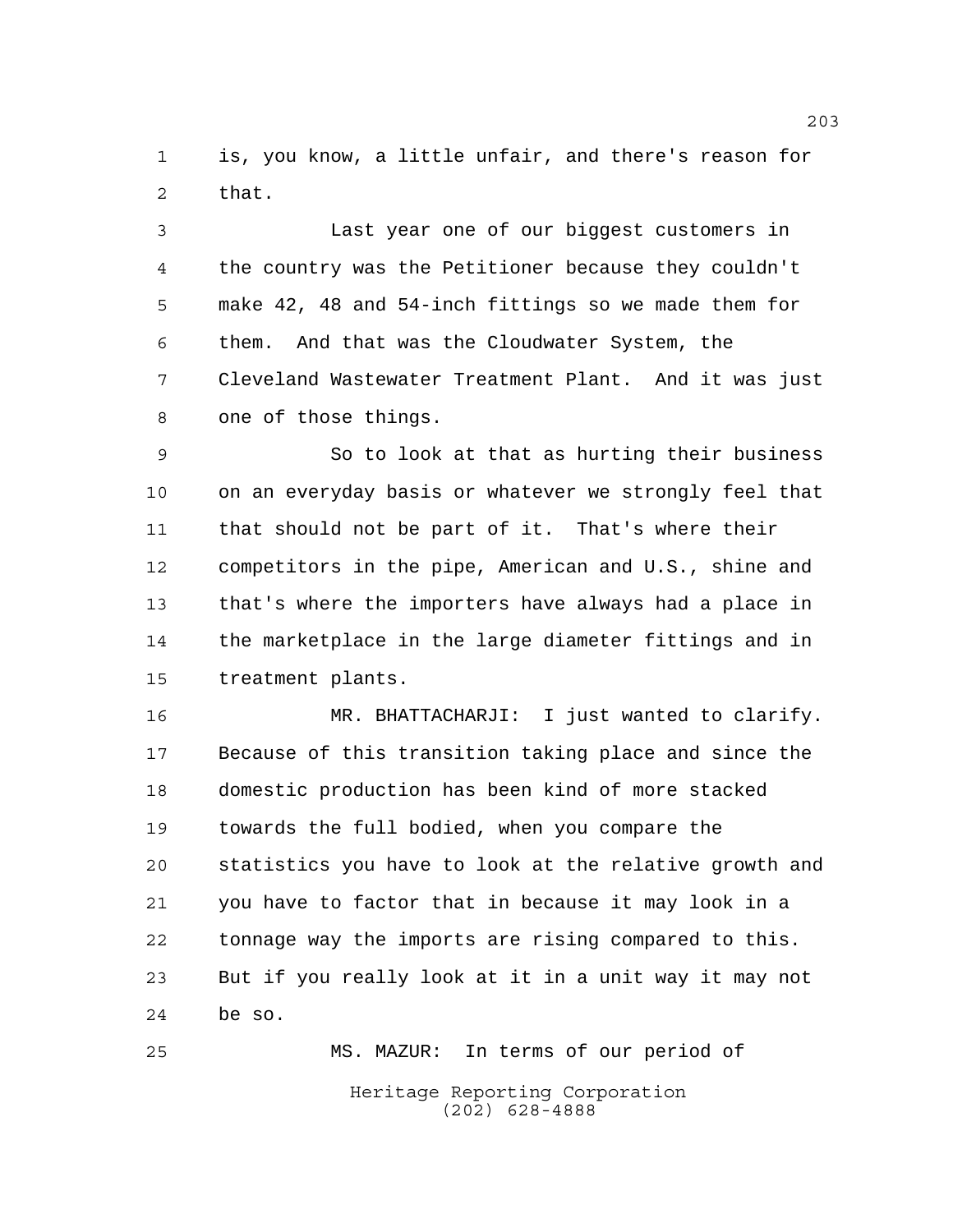is, you know, a little unfair, and there's reason for that.

Last year one of our biggest customers in the country was the Petitioner because they couldn't make 42, 48 and 54-inch fittings so we made them for them. And that was the Cloudwater System, the Cleveland Wastewater Treatment Plant. And it was just one of those things.

So to look at that as hurting their business on an everyday basis or whatever we strongly feel that that should not be part of it. That's where their competitors in the pipe, American and U.S., shine and that's where the importers have always had a place in the marketplace in the large diameter fittings and in treatment plants.

MR. BHATTACHARJI: I just wanted to clarify. Because of this transition taking place and since the domestic production has been kind of more stacked towards the full bodied, when you compare the statistics you have to look at the relative growth and you have to factor that in because it may look in a tonnage way the imports are rising compared to this. But if you really look at it in a unit way it may not be so.

MS. MAZUR: In terms of our period of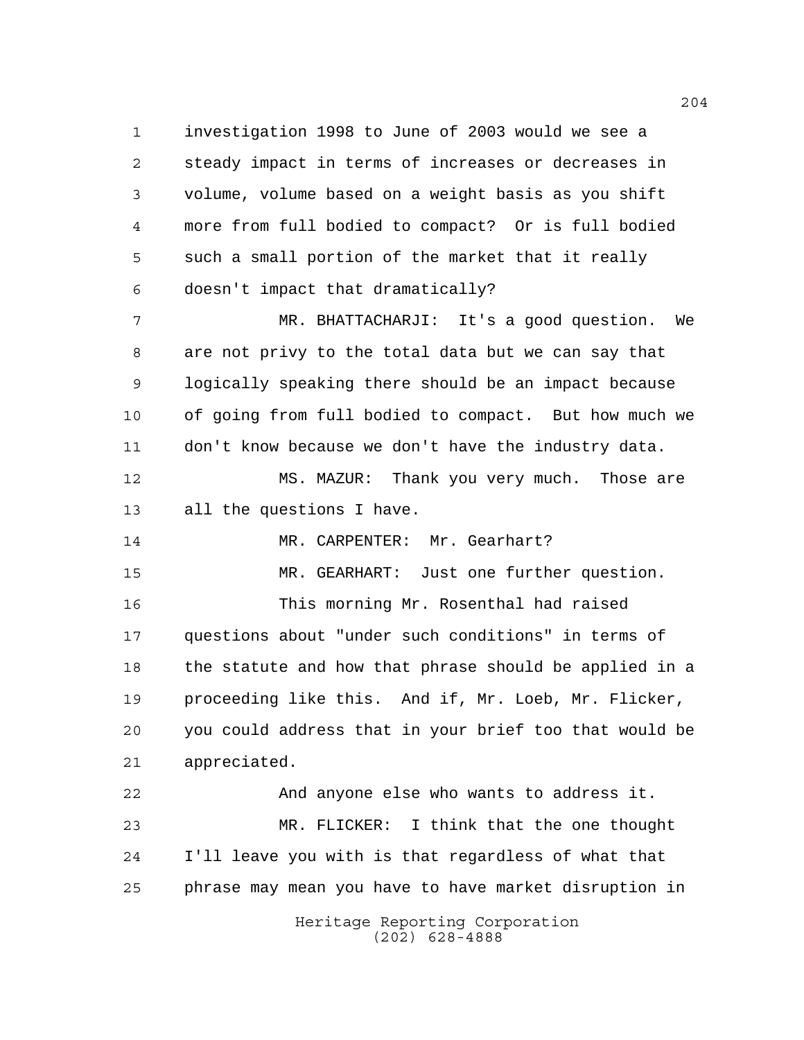investigation 1998 to June of 2003 would we see a steady impact in terms of increases or decreases in volume, volume based on a weight basis as you shift more from full bodied to compact? Or is full bodied such a small portion of the market that it really doesn't impact that dramatically?

MR. BHATTACHARJI: It's a good question. We are not privy to the total data but we can say that logically speaking there should be an impact because of going from full bodied to compact. But how much we don't know because we don't have the industry data.

MS. MAZUR: Thank you very much. Those are all the questions I have.

MR. CARPENTER: Mr. Gearhart?

MR. GEARHART: Just one further question.

This morning Mr. Rosenthal had raised questions about "under such conditions" in terms of the statute and how that phrase should be applied in a proceeding like this. And if, Mr. Loeb, Mr. Flicker, you could address that in your brief too that would be appreciated.

And anyone else who wants to address it.

MR. FLICKER: I think that the one thought I'll leave you with is that regardless of what that phrase may mean you have to have market disruption in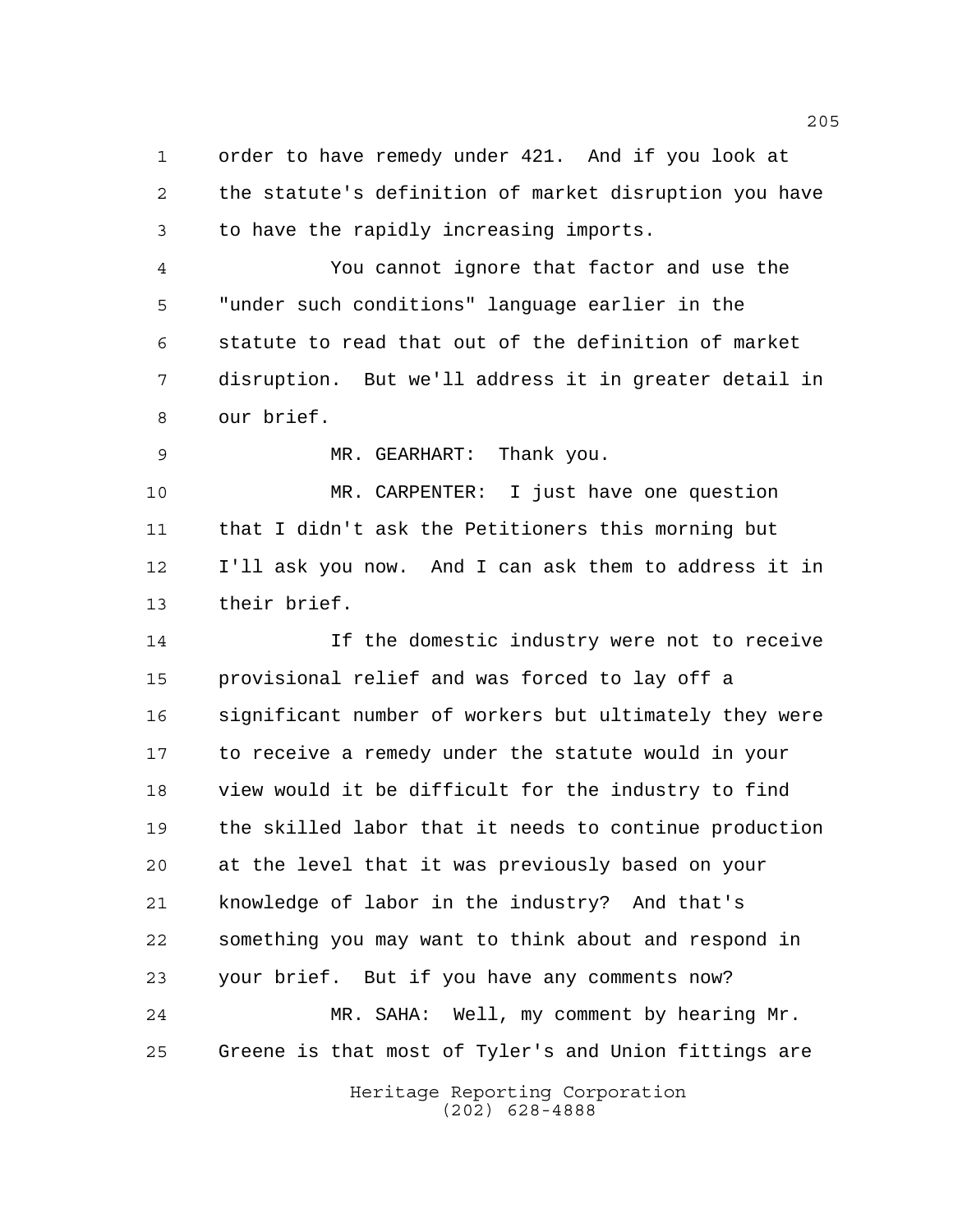order to have remedy under 421. And if you look at the statute's definition of market disruption you have to have the rapidly increasing imports.

You cannot ignore that factor and use the "under such conditions" language earlier in the statute to read that out of the definition of market disruption. But we'll address it in greater detail in our brief.

MR. GEARHART: Thank you.

MR. CARPENTER: I just have one question that I didn't ask the Petitioners this morning but I'll ask you now. And I can ask them to address it in their brief.

If the domestic industry were not to receive provisional relief and was forced to lay off a significant number of workers but ultimately they were to receive a remedy under the statute would in your view would it be difficult for the industry to find the skilled labor that it needs to continue production at the level that it was previously based on your knowledge of labor in the industry? And that's something you may want to think about and respond in your brief. But if you have any comments now?

MR. SAHA: Well, my comment by hearing Mr. Greene is that most of Tyler's and Union fittings are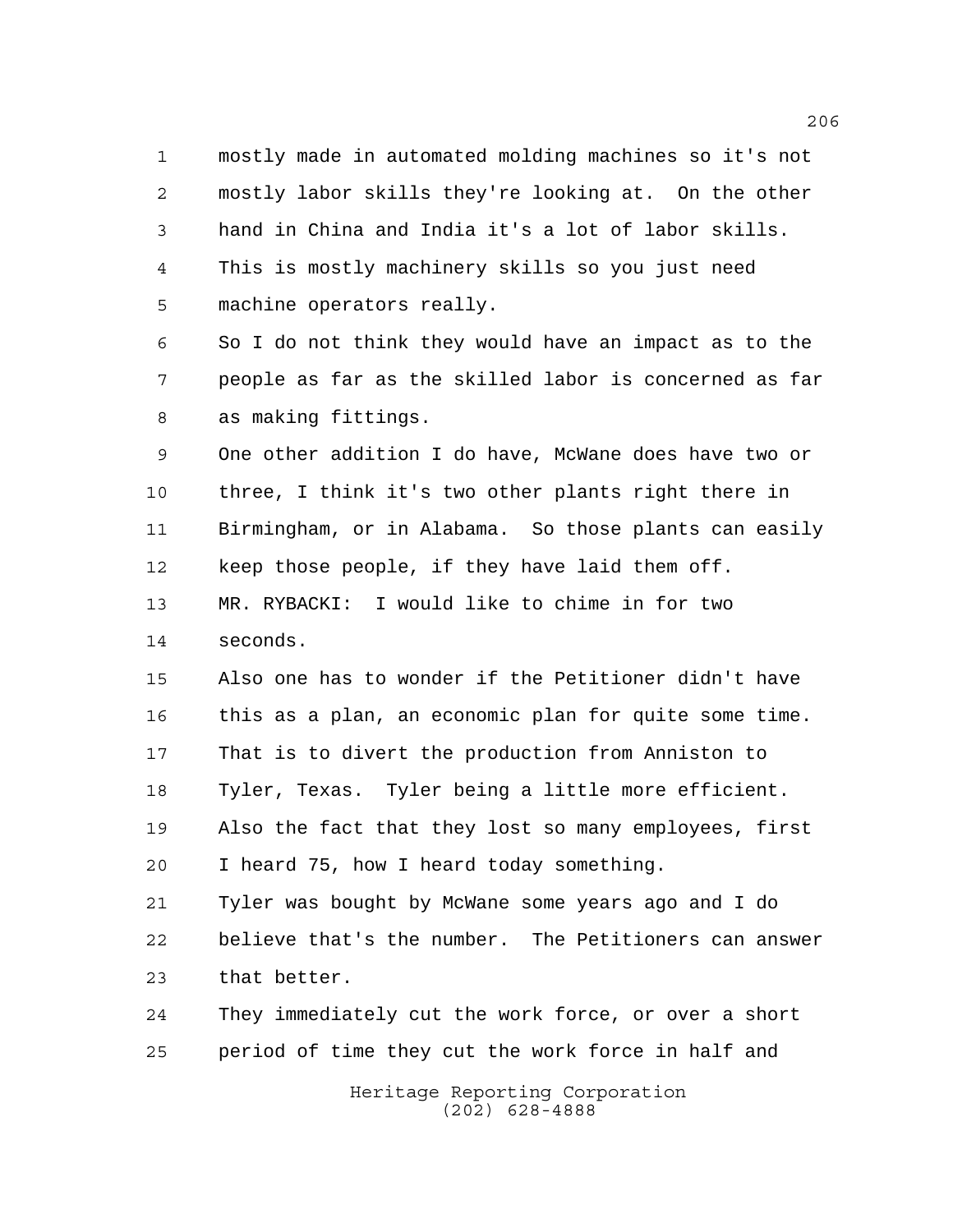mostly made in automated molding machines so it's not mostly labor skills they're looking at. On the other hand in China and India it's a lot of labor skills. This is mostly machinery skills so you just need machine operators really.

So I do not think they would have an impact as to the people as far as the skilled labor is concerned as far as making fittings.

One other addition I do have, McWane does have two or three, I think it's two other plants right there in Birmingham, or in Alabama. So those plants can easily keep those people, if they have laid them off.

MR. RYBACKI: I would like to chime in for two seconds.

Also one has to wonder if the Petitioner didn't have this as a plan, an economic plan for quite some time. That is to divert the production from Anniston to Tyler, Texas. Tyler being a little more efficient. Also the fact that they lost so many employees, first I heard 75, how I heard today something.

Tyler was bought by McWane some years ago and I do believe that's the number. The Petitioners can answer that better.

They immediately cut the work force, or over a short period of time they cut the work force in half and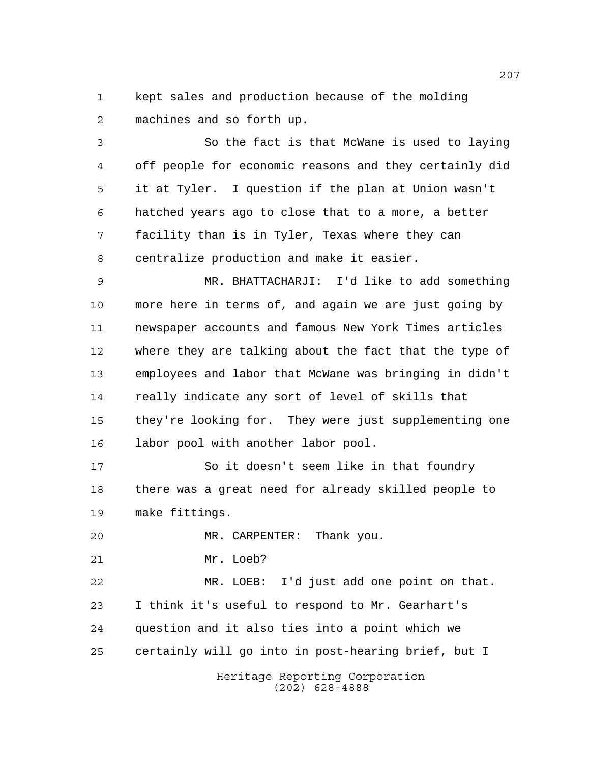kept sales and production because of the molding machines and so forth up.

So the fact is that McWane is used to laying off people for economic reasons and they certainly did it at Tyler. I question if the plan at Union wasn't hatched years ago to close that to a more, a better facility than is in Tyler, Texas where they can centralize production and make it easier.

MR. BHATTACHARJI: I'd like to add something more here in terms of, and again we are just going by newspaper accounts and famous New York Times articles where they are talking about the fact that the type of employees and labor that McWane was bringing in didn't really indicate any sort of level of skills that they're looking for. They were just supplementing one labor pool with another labor pool.

So it doesn't seem like in that foundry there was a great need for already skilled people to make fittings.

MR. CARPENTER: Thank you.

Mr. Loeb?

MR. LOEB: I'd just add one point on that. I think it's useful to respond to Mr. Gearhart's question and it also ties into a point which we certainly will go into in post-hearing brief, but I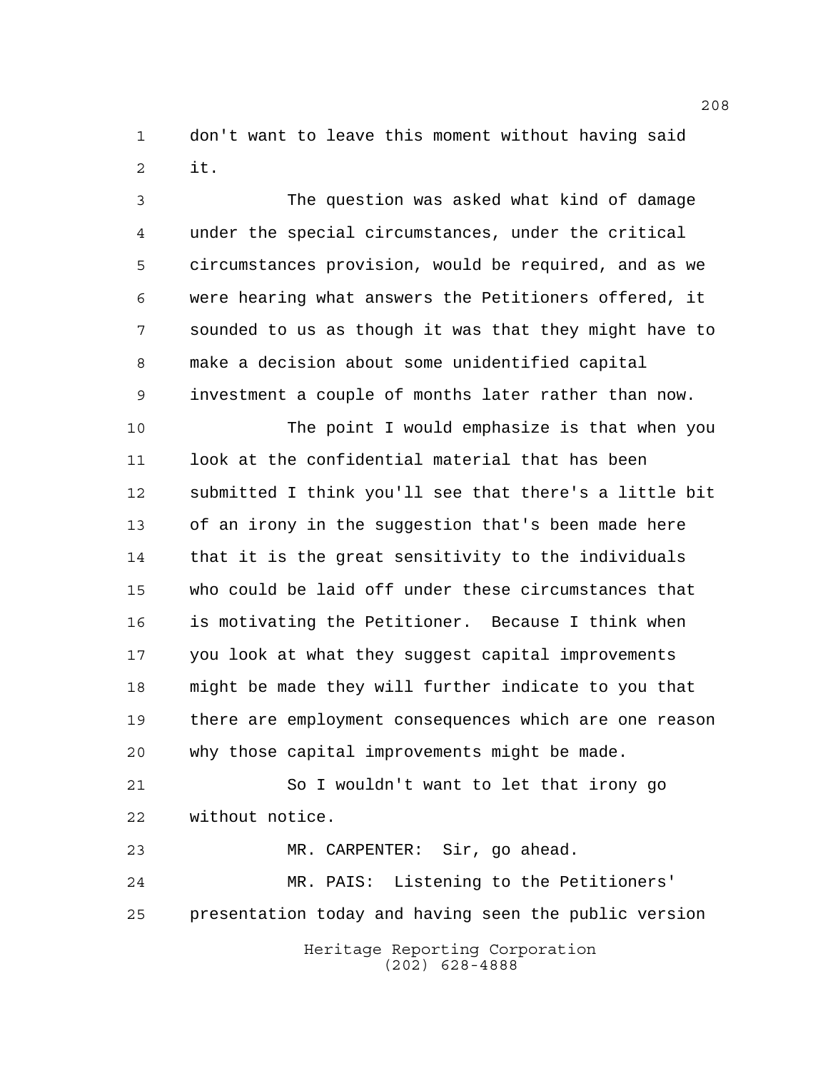don't want to leave this moment without having said it.

The question was asked what kind of damage under the special circumstances, under the critical circumstances provision, would be required, and as we were hearing what answers the Petitioners offered, it sounded to us as though it was that they might have to make a decision about some unidentified capital investment a couple of months later rather than now.

The point I would emphasize is that when you look at the confidential material that has been submitted I think you'll see that there's a little bit of an irony in the suggestion that's been made here that it is the great sensitivity to the individuals who could be laid off under these circumstances that is motivating the Petitioner. Because I think when you look at what they suggest capital improvements might be made they will further indicate to you that there are employment consequences which are one reason why those capital improvements might be made.

So I wouldn't want to let that irony go without notice.

MR. CARPENTER: Sir, go ahead.

MR. PAIS: Listening to the Petitioners' presentation today and having seen the public version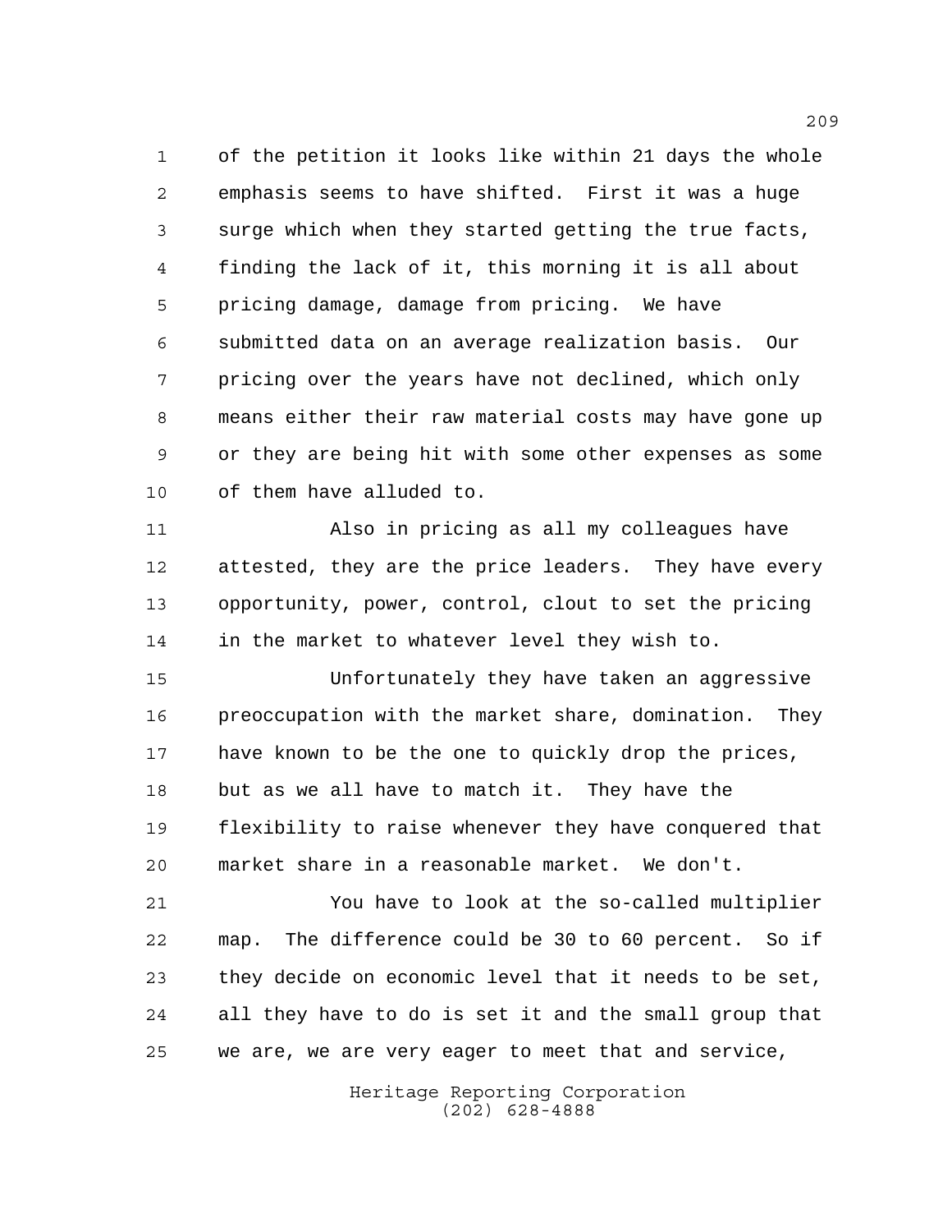of the petition it looks like within 21 days the whole emphasis seems to have shifted. First it was a huge surge which when they started getting the true facts, finding the lack of it, this morning it is all about pricing damage, damage from pricing. We have submitted data on an average realization basis. Our pricing over the years have not declined, which only means either their raw material costs may have gone up or they are being hit with some other expenses as some of them have alluded to.

Also in pricing as all my colleagues have attested, they are the price leaders. They have every opportunity, power, control, clout to set the pricing in the market to whatever level they wish to.

Unfortunately they have taken an aggressive preoccupation with the market share, domination. They have known to be the one to quickly drop the prices, but as we all have to match it. They have the flexibility to raise whenever they have conquered that market share in a reasonable market. We don't.

You have to look at the so-called multiplier map. The difference could be 30 to 60 percent. So if they decide on economic level that it needs to be set, all they have to do is set it and the small group that we are, we are very eager to meet that and service,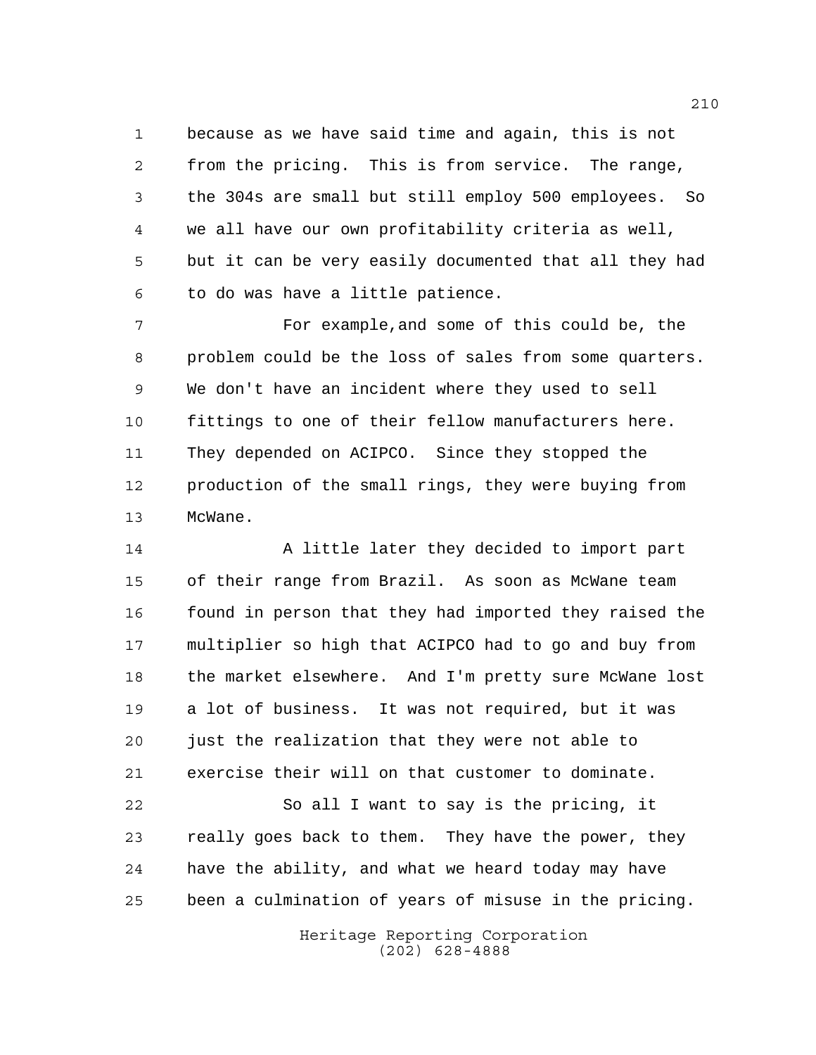because as we have said time and again, this is not from the pricing. This is from service. The range, the 304s are small but still employ 500 employees. So we all have our own profitability criteria as well, but it can be very easily documented that all they had to do was have a little patience.

For example,and some of this could be, the problem could be the loss of sales from some quarters. We don't have an incident where they used to sell fittings to one of their fellow manufacturers here. They depended on ACIPCO. Since they stopped the production of the small rings, they were buying from McWane.

A little later they decided to import part of their range from Brazil. As soon as McWane team found in person that they had imported they raised the multiplier so high that ACIPCO had to go and buy from the market elsewhere. And I'm pretty sure McWane lost a lot of business. It was not required, but it was just the realization that they were not able to exercise their will on that customer to dominate.

So all I want to say is the pricing, it really goes back to them. They have the power, they have the ability, and what we heard today may have been a culmination of years of misuse in the pricing.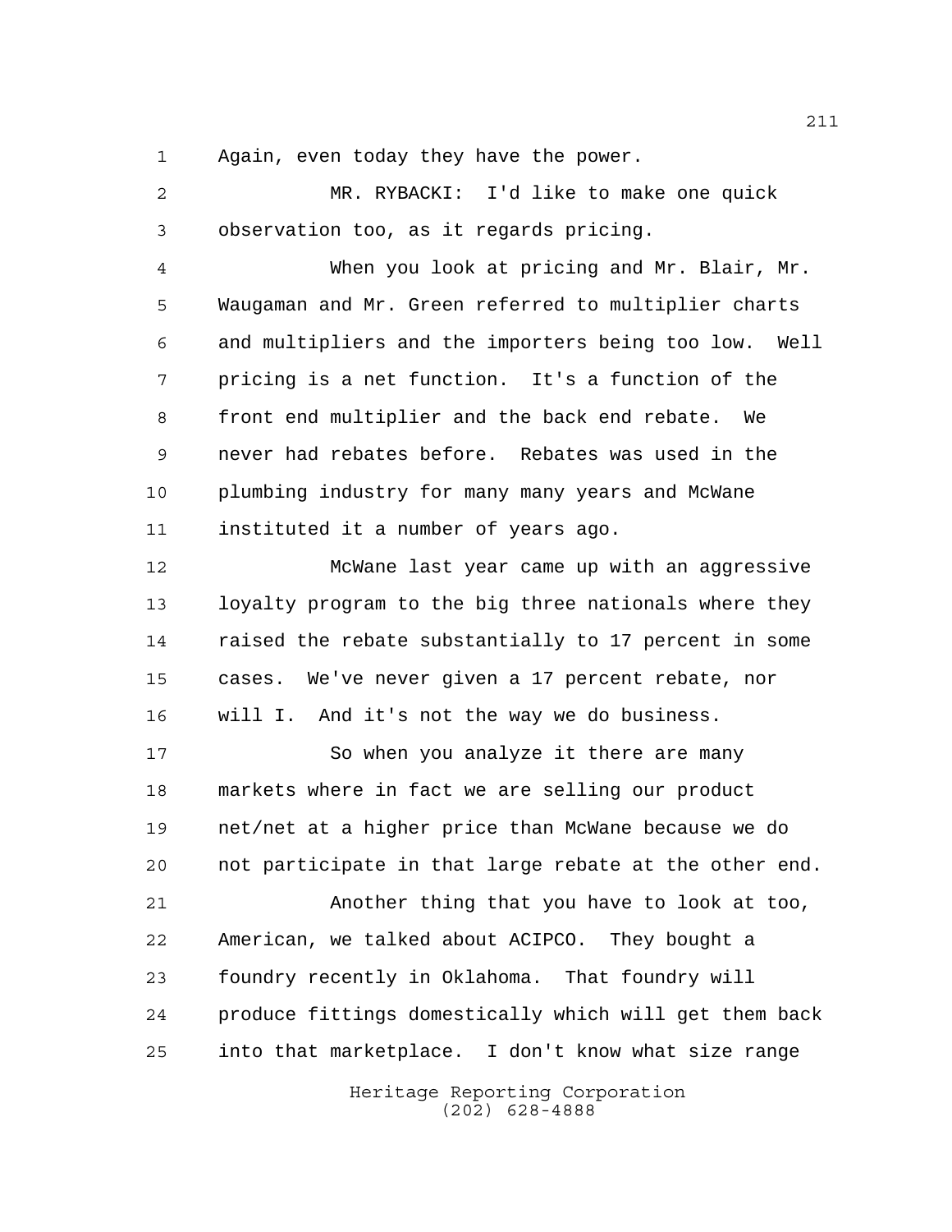Again, even today they have the power.

MR. RYBACKI: I'd like to make one quick observation too, as it regards pricing.

When you look at pricing and Mr. Blair, Mr. Waugaman and Mr. Green referred to multiplier charts and multipliers and the importers being too low. Well pricing is a net function. It's a function of the front end multiplier and the back end rebate. We never had rebates before. Rebates was used in the plumbing industry for many many years and McWane instituted it a number of years ago.

McWane last year came up with an aggressive loyalty program to the big three nationals where they raised the rebate substantially to 17 percent in some cases. We've never given a 17 percent rebate, nor will I. And it's not the way we do business.

So when you analyze it there are many markets where in fact we are selling our product net/net at a higher price than McWane because we do not participate in that large rebate at the other end.

Another thing that you have to look at too, American, we talked about ACIPCO. They bought a foundry recently in Oklahoma. That foundry will produce fittings domestically which will get them back into that marketplace. I don't know what size range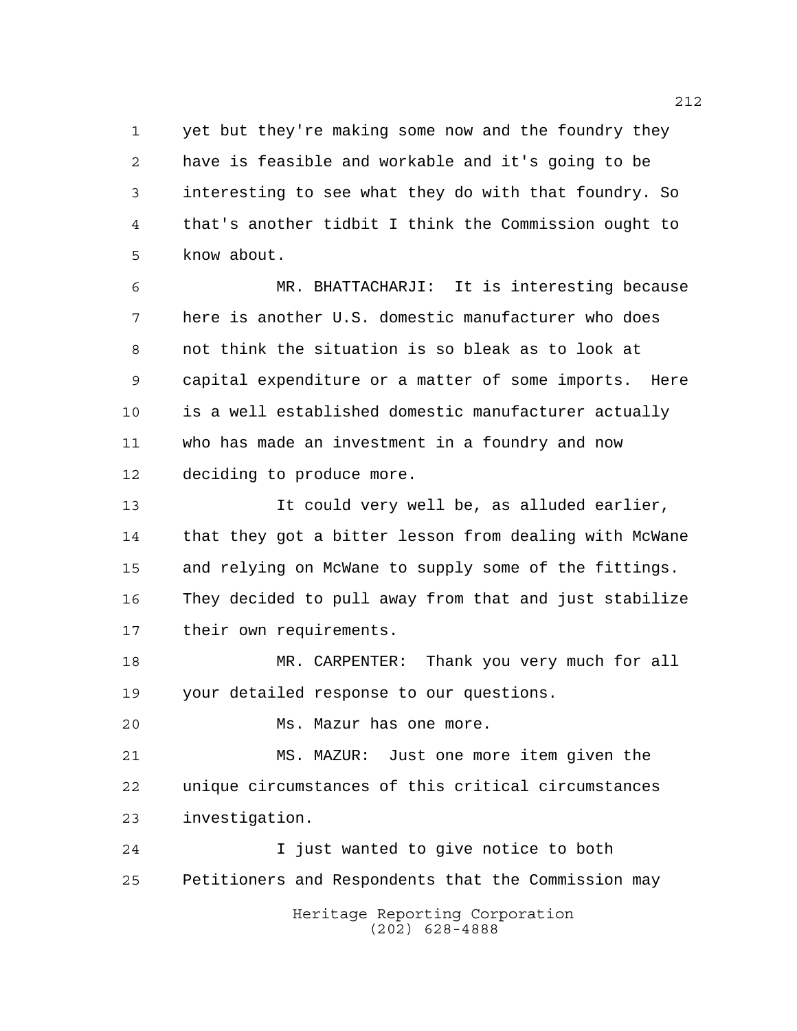yet but they're making some now and the foundry they have is feasible and workable and it's going to be interesting to see what they do with that foundry. So that's another tidbit I think the Commission ought to know about.

MR. BHATTACHARJI: It is interesting because here is another U.S. domestic manufacturer who does not think the situation is so bleak as to look at capital expenditure or a matter of some imports. Here is a well established domestic manufacturer actually who has made an investment in a foundry and now deciding to produce more.

It could very well be, as alluded earlier, that they got a bitter lesson from dealing with McWane and relying on McWane to supply some of the fittings. They decided to pull away from that and just stabilize their own requirements.

MR. CARPENTER: Thank you very much for all your detailed response to our questions.

Ms. Mazur has one more.

MS. MAZUR: Just one more item given the unique circumstances of this critical circumstances investigation.

I just wanted to give notice to both Petitioners and Respondents that the Commission may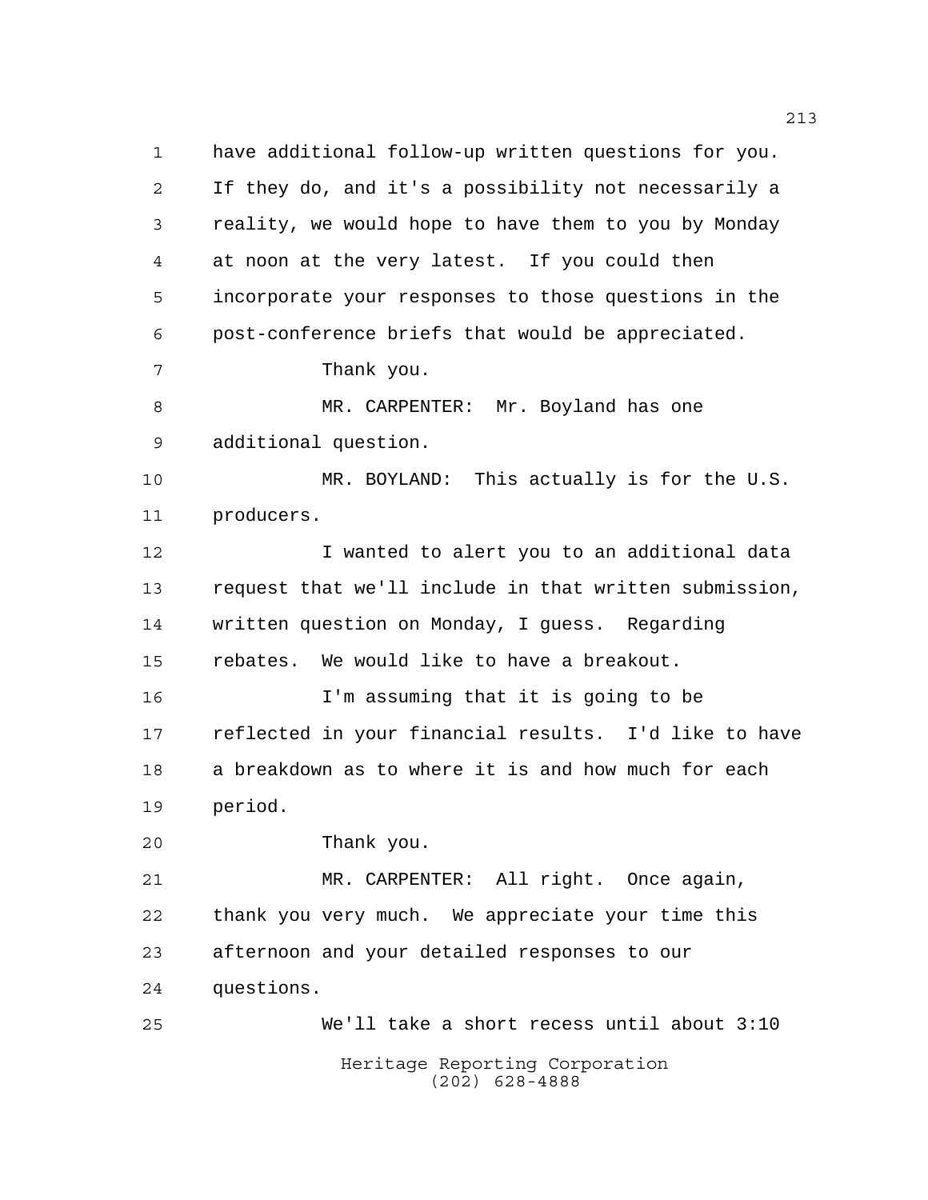have additional follow-up written questions for you. If they do, and it's a possibility not necessarily a reality, we would hope to have them to you by Monday at noon at the very latest. If you could then incorporate your responses to those questions in the post-conference briefs that would be appreciated.

Thank you.

MR. CARPENTER: Mr. Boyland has one additional question.

MR. BOYLAND: This actually is for the U.S. producers.

I wanted to alert you to an additional data request that we'll include in that written submission, written question on Monday, I guess. Regarding rebates. We would like to have a breakout.

I'm assuming that it is going to be reflected in your financial results. I'd like to have a breakdown as to where it is and how much for each period.

Thank you.

MR. CARPENTER: All right. Once again, thank you very much. We appreciate your time this afternoon and your detailed responses to our questions.

We'll take a short recess until about 3:10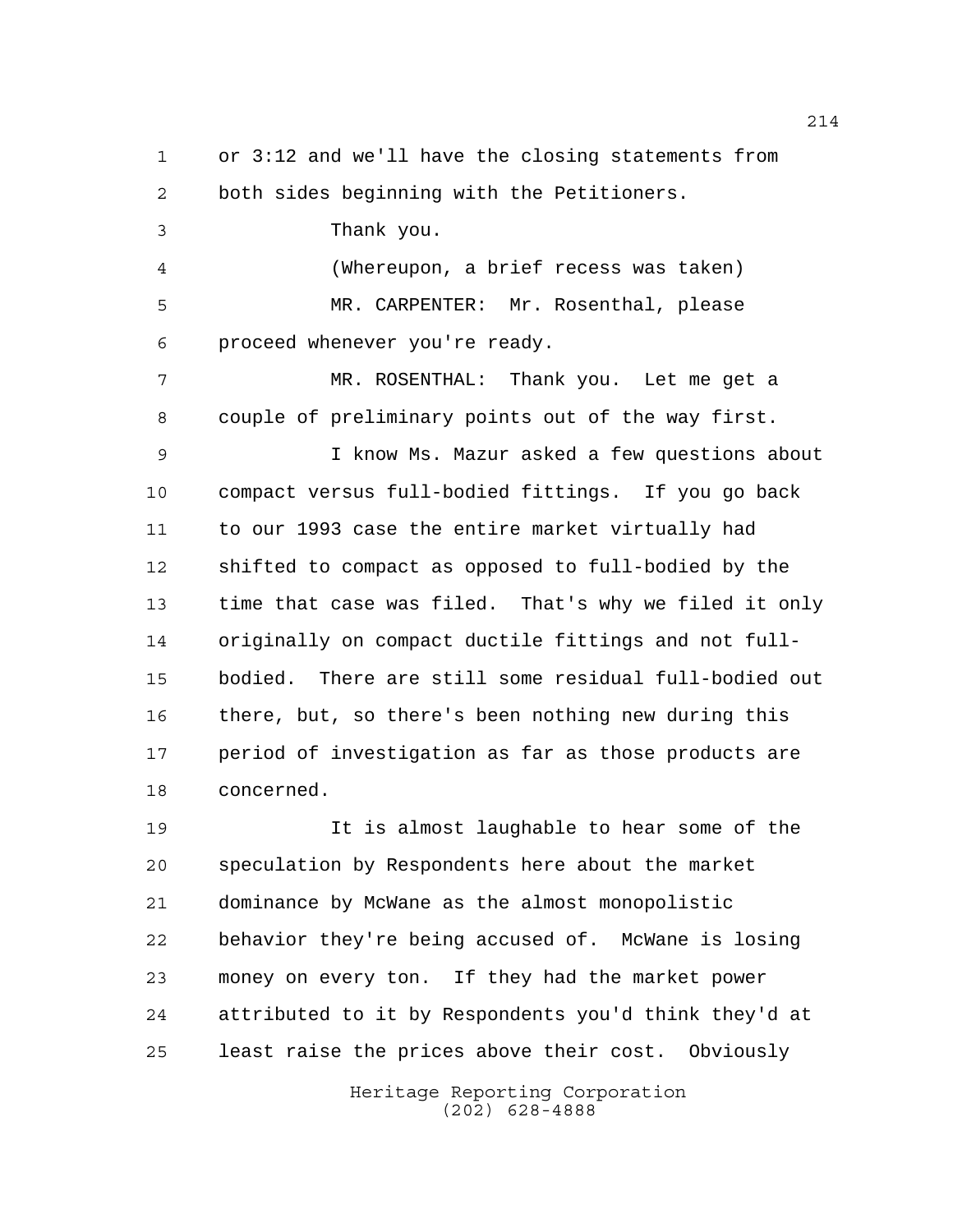or 3:12 and we'll have the closing statements from both sides beginning with the Petitioners.

Thank you.

(Whereupon, a brief recess was taken)

MR. CARPENTER: Mr. Rosenthal, please proceed whenever you're ready.

MR. ROSENTHAL: Thank you. Let me get a couple of preliminary points out of the way first.

I know Ms. Mazur asked a few questions about compact versus full-bodied fittings. If you go back to our 1993 case the entire market virtually had shifted to compact as opposed to full-bodied by the time that case was filed. That's why we filed it only originally on compact ductile fittings and not full-bodied. There are still some residual full-bodied out there, but, so there's been nothing new during this period of investigation as far as those products are concerned.

It is almost laughable to hear some of the speculation by Respondents here about the market dominance by McWane as the almost monopolistic behavior they're being accused of. McWane is losing money on every ton. If they had the market power attributed to it by Respondents you'd think they'd at least raise the prices above their cost. Obviously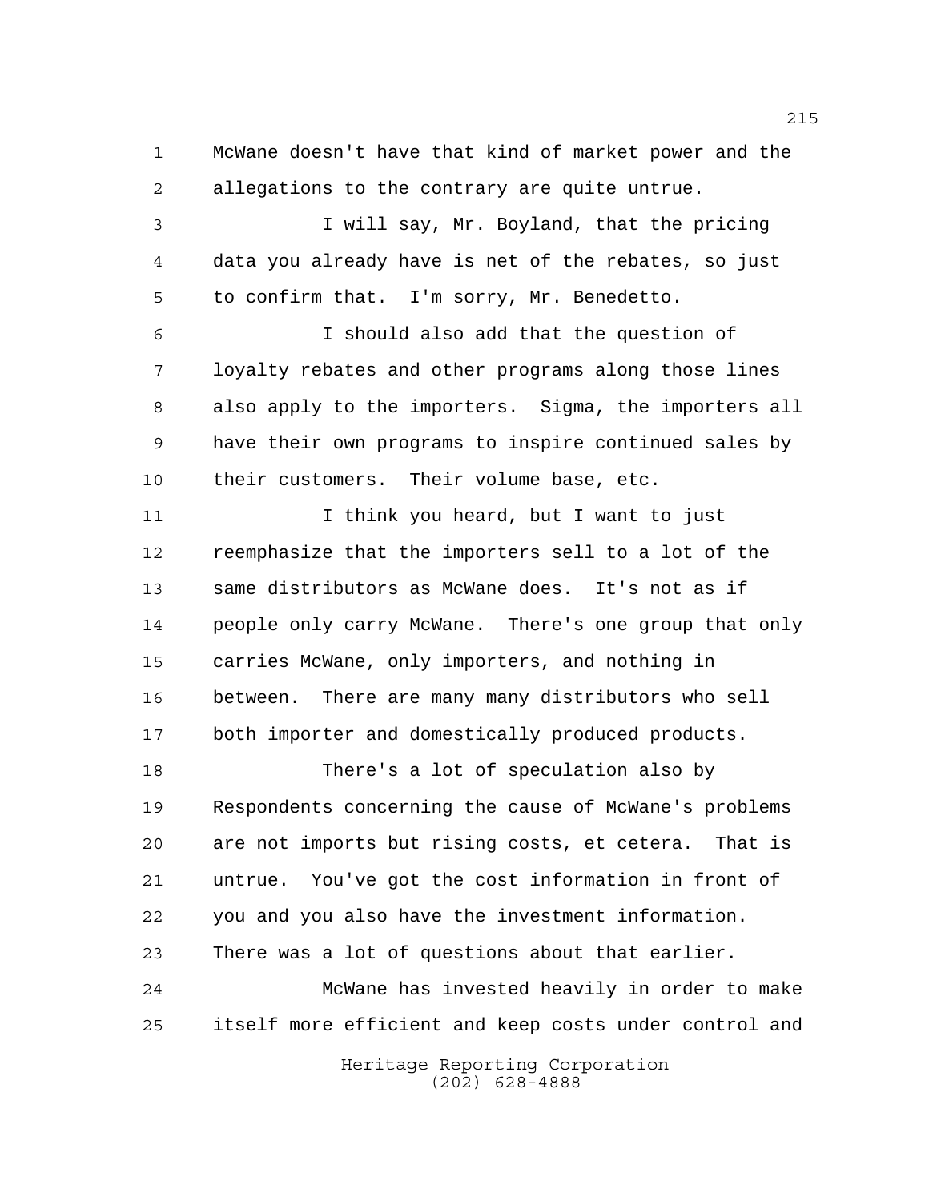McWane doesn't have that kind of market power and the allegations to the contrary are quite untrue.

I will say, Mr. Boyland, that the pricing data you already have is net of the rebates, so just to confirm that. I'm sorry, Mr. Benedetto.

I should also add that the question of loyalty rebates and other programs along those lines also apply to the importers. Sigma, the importers all have their own programs to inspire continued sales by their customers. Their volume base, etc.

I think you heard, but I want to just reemphasize that the importers sell to a lot of the same distributors as McWane does. It's not as if people only carry McWane. There's one group that only carries McWane, only importers, and nothing in between. There are many many distributors who sell both importer and domestically produced products.

There's a lot of speculation also by Respondents concerning the cause of McWane's problems are not imports but rising costs, et cetera. That is untrue. You've got the cost information in front of you and you also have the investment information. There was a lot of questions about that earlier.

McWane has invested heavily in order to make itself more efficient and keep costs under control and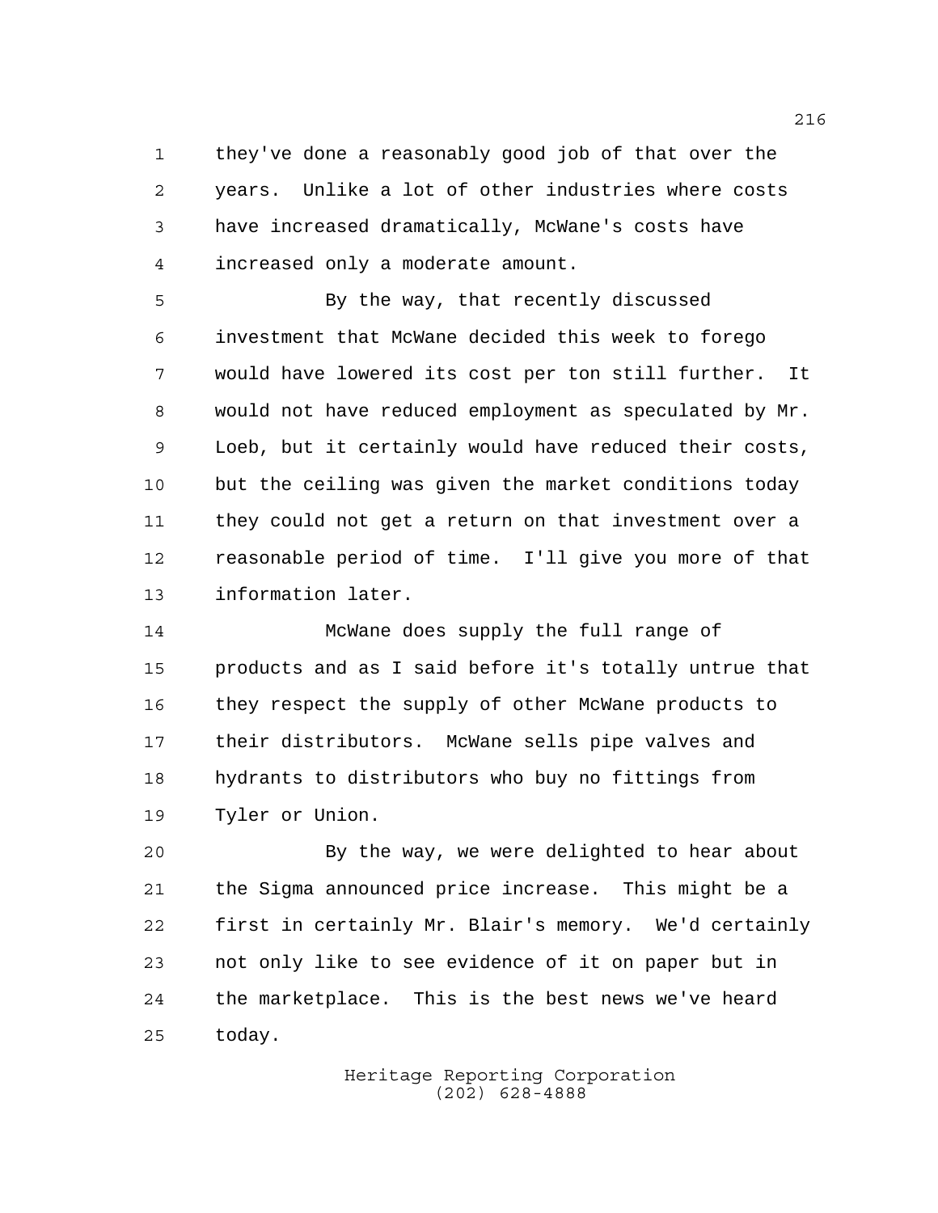they've done a reasonably good job of that over the years. Unlike a lot of other industries where costs have increased dramatically, McWane's costs have increased only a moderate amount.

By the way, that recently discussed investment that McWane decided this week to forego would have lowered its cost per ton still further. It would not have reduced employment as speculated by Mr. Loeb, but it certainly would have reduced their costs, but the ceiling was given the market conditions today they could not get a return on that investment over a reasonable period of time. I'll give you more of that information later.

McWane does supply the full range of products and as I said before it's totally untrue that they respect the supply of other McWane products to their distributors. McWane sells pipe valves and hydrants to distributors who buy no fittings from Tyler or Union.

By the way, we were delighted to hear about the Sigma announced price increase. This might be a first in certainly Mr. Blair's memory. We'd certainly not only like to see evidence of it on paper but in the marketplace. This is the best news we've heard today.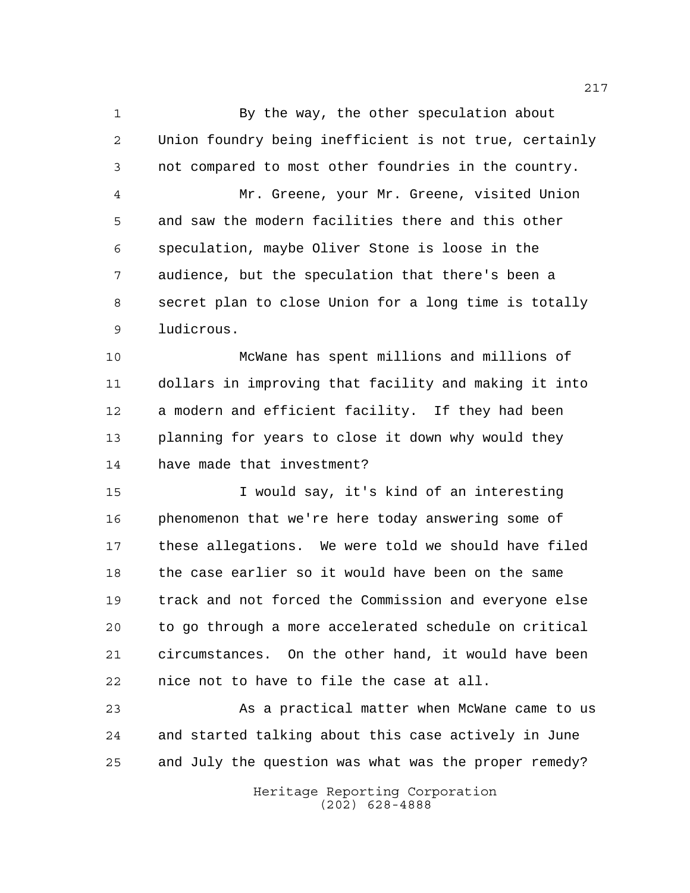By the way, the other speculation about Union foundry being inefficient is not true, certainly not compared to most other foundries in the country.

Mr. Greene, your Mr. Greene, visited Union and saw the modern facilities there and this other speculation, maybe Oliver Stone is loose in the audience, but the speculation that there's been a secret plan to close Union for a long time is totally ludicrous.

McWane has spent millions and millions of dollars in improving that facility and making it into a modern and efficient facility. If they had been planning for years to close it down why would they have made that investment?

I would say, it's kind of an interesting phenomenon that we're here today answering some of these allegations. We were told we should have filed the case earlier so it would have been on the same track and not forced the Commission and everyone else to go through a more accelerated schedule on critical circumstances. On the other hand, it would have been nice not to have to file the case at all.

As a practical matter when McWane came to us and started talking about this case actively in June and July the question was what was the proper remedy?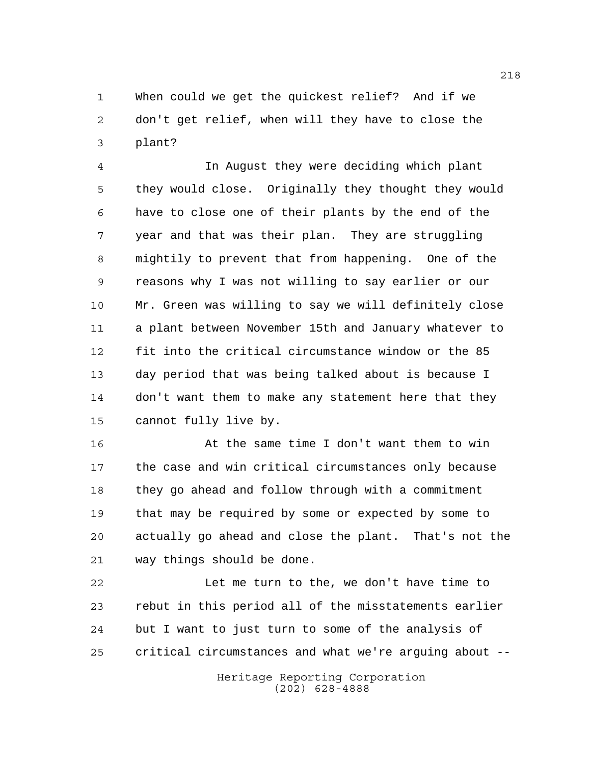When could we get the quickest relief? And if we don't get relief, when will they have to close the plant?

In August they were deciding which plant they would close. Originally they thought they would have to close one of their plants by the end of the year and that was their plan. They are struggling mightily to prevent that from happening. One of the reasons why I was not willing to say earlier or our Mr. Green was willing to say we will definitely close a plant between November 15th and January whatever to fit into the critical circumstance window or the 85 day period that was being talked about is because I don't want them to make any statement here that they cannot fully live by.

At the same time I don't want them to win the case and win critical circumstances only because they go ahead and follow through with a commitment that may be required by some or expected by some to actually go ahead and close the plant. That's not the way things should be done.

Let me turn to the, we don't have time to rebut in this period all of the misstatements earlier but I want to just turn to some of the analysis of critical circumstances and what we're arguing about --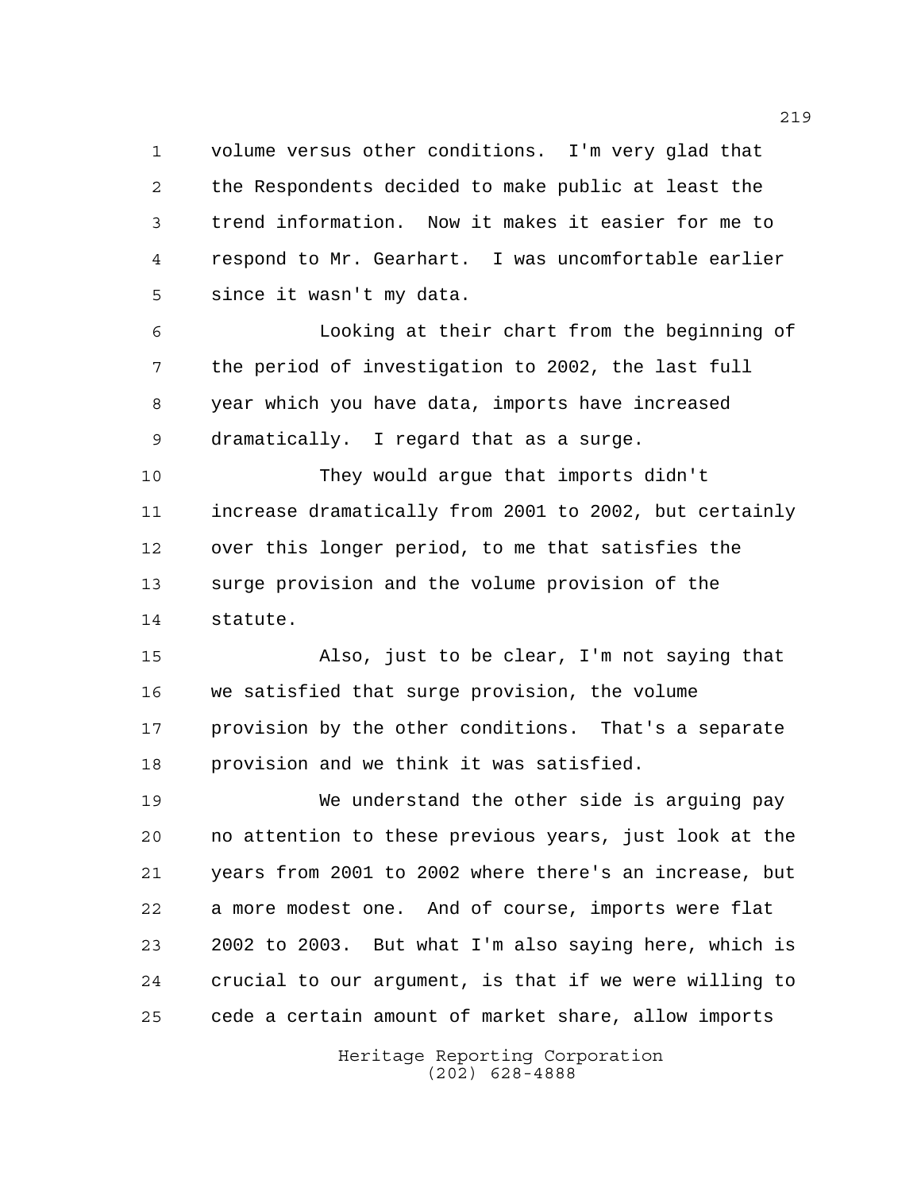volume versus other conditions. I'm very glad that the Respondents decided to make public at least the trend information. Now it makes it easier for me to respond to Mr. Gearhart. I was uncomfortable earlier since it wasn't my data.

Looking at their chart from the beginning of the period of investigation to 2002, the last full year which you have data, imports have increased dramatically. I regard that as a surge.

They would argue that imports didn't increase dramatically from 2001 to 2002, but certainly over this longer period, to me that satisfies the surge provision and the volume provision of the statute.

Also, just to be clear, I'm not saying that we satisfied that surge provision, the volume provision by the other conditions. That's a separate provision and we think it was satisfied.

We understand the other side is arguing pay no attention to these previous years, just look at the years from 2001 to 2002 where there's an increase, but a more modest one. And of course, imports were flat 2002 to 2003. But what I'm also saying here, which is crucial to our argument, is that if we were willing to cede a certain amount of market share, allow imports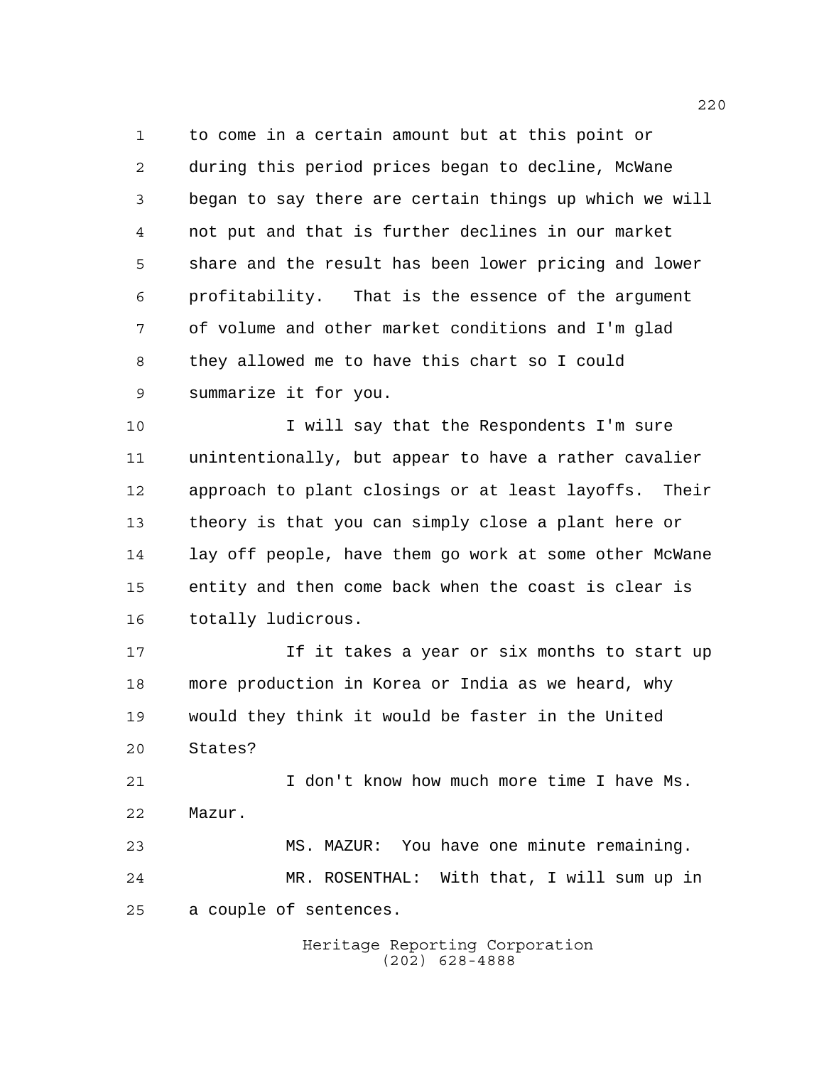to come in a certain amount but at this point or during this period prices began to decline, McWane began to say there are certain things up which we will not put and that is further declines in our market share and the result has been lower pricing and lower profitability. That is the essence of the argument of volume and other market conditions and I'm glad they allowed me to have this chart so I could summarize it for you.

I will say that the Respondents I'm sure unintentionally, but appear to have a rather cavalier approach to plant closings or at least layoffs. Their theory is that you can simply close a plant here or lay off people, have them go work at some other McWane entity and then come back when the coast is clear is totally ludicrous.

If it takes a year or six months to start up more production in Korea or India as we heard, why would they think it would be faster in the United States?

I don't know how much more time I have Ms. Mazur.

MS. MAZUR: You have one minute remaining.

MR. ROSENTHAL: With that, I will sum up in a couple of sentences.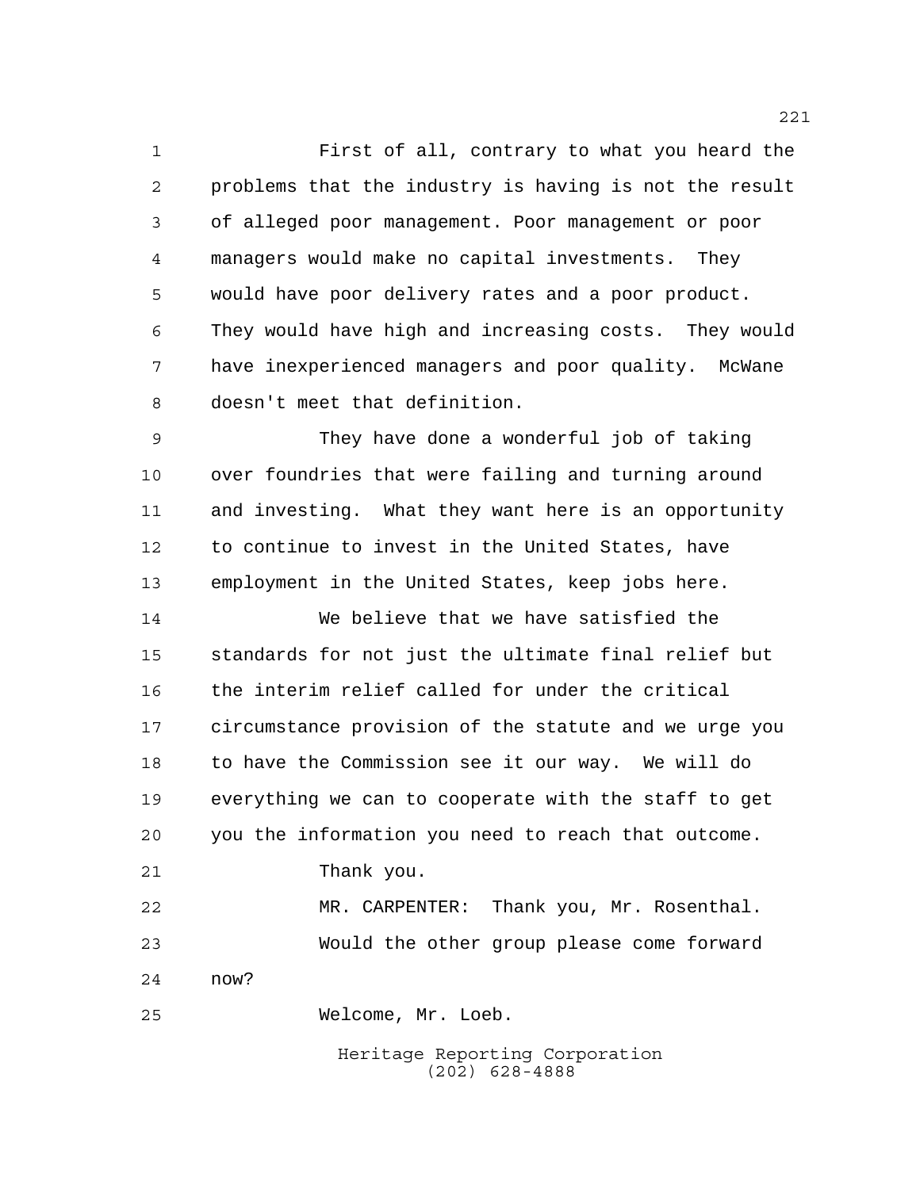First of all, contrary to what you heard the problems that the industry is having is not the result of alleged poor management. Poor management or poor managers would make no capital investments. They would have poor delivery rates and a poor product. They would have high and increasing costs. They would have inexperienced managers and poor quality. McWane doesn't meet that definition.

They have done a wonderful job of taking over foundries that were failing and turning around and investing. What they want here is an opportunity to continue to invest in the United States, have employment in the United States, keep jobs here.

We believe that we have satisfied the standards for not just the ultimate final relief but the interim relief called for under the critical circumstance provision of the statute and we urge you to have the Commission see it our way. We will do everything we can to cooperate with the staff to get you the information you need to reach that outcome.

Thank you.

MR. CARPENTER: Thank you, Mr. Rosenthal.

Would the other group please come forward now?

Welcome, Mr. Loeb.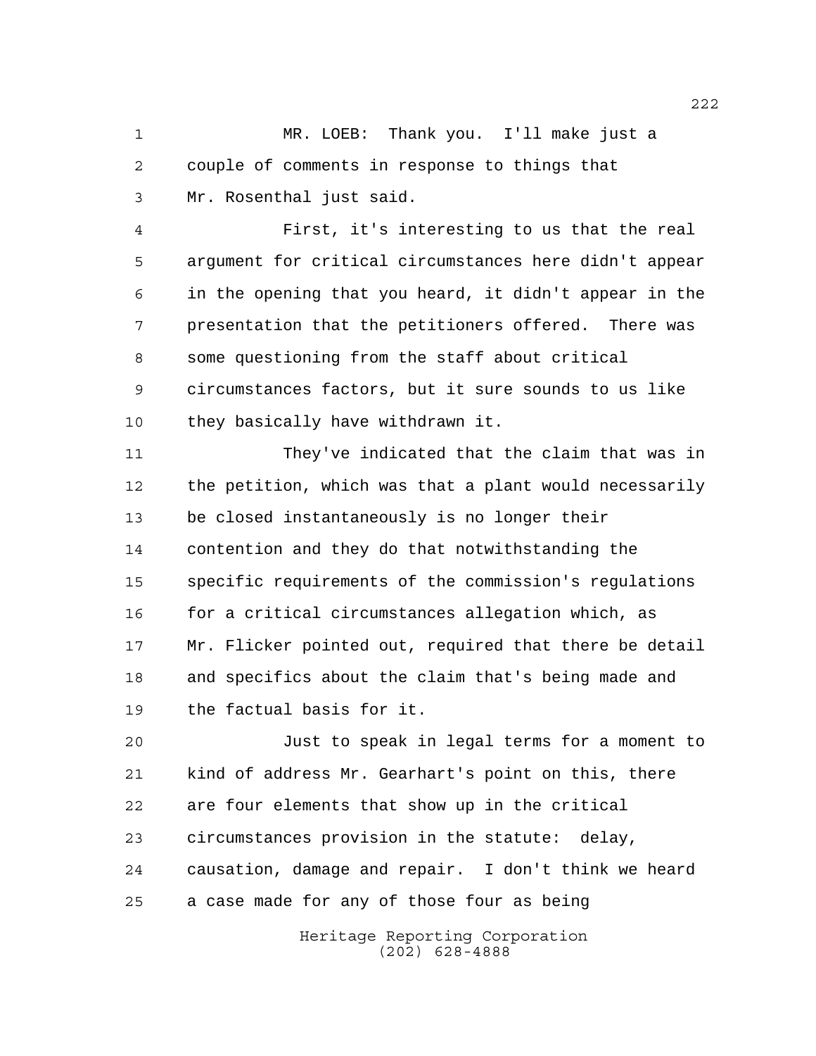MR. LOEB: Thank you. I'll make just a couple of comments in response to things that Mr. Rosenthal just said.

First, it's interesting to us that the real argument for critical circumstances here didn't appear in the opening that you heard, it didn't appear in the presentation that the petitioners offered. There was some questioning from the staff about critical circumstances factors, but it sure sounds to us like they basically have withdrawn it.

They've indicated that the claim that was in the petition, which was that a plant would necessarily be closed instantaneously is no longer their contention and they do that notwithstanding the specific requirements of the commission's regulations for a critical circumstances allegation which, as Mr. Flicker pointed out, required that there be detail and specifics about the claim that's being made and the factual basis for it.

Just to speak in legal terms for a moment to kind of address Mr. Gearhart's point on this, there are four elements that show up in the critical circumstances provision in the statute: delay, causation, damage and repair. I don't think we heard a case made for any of those four as being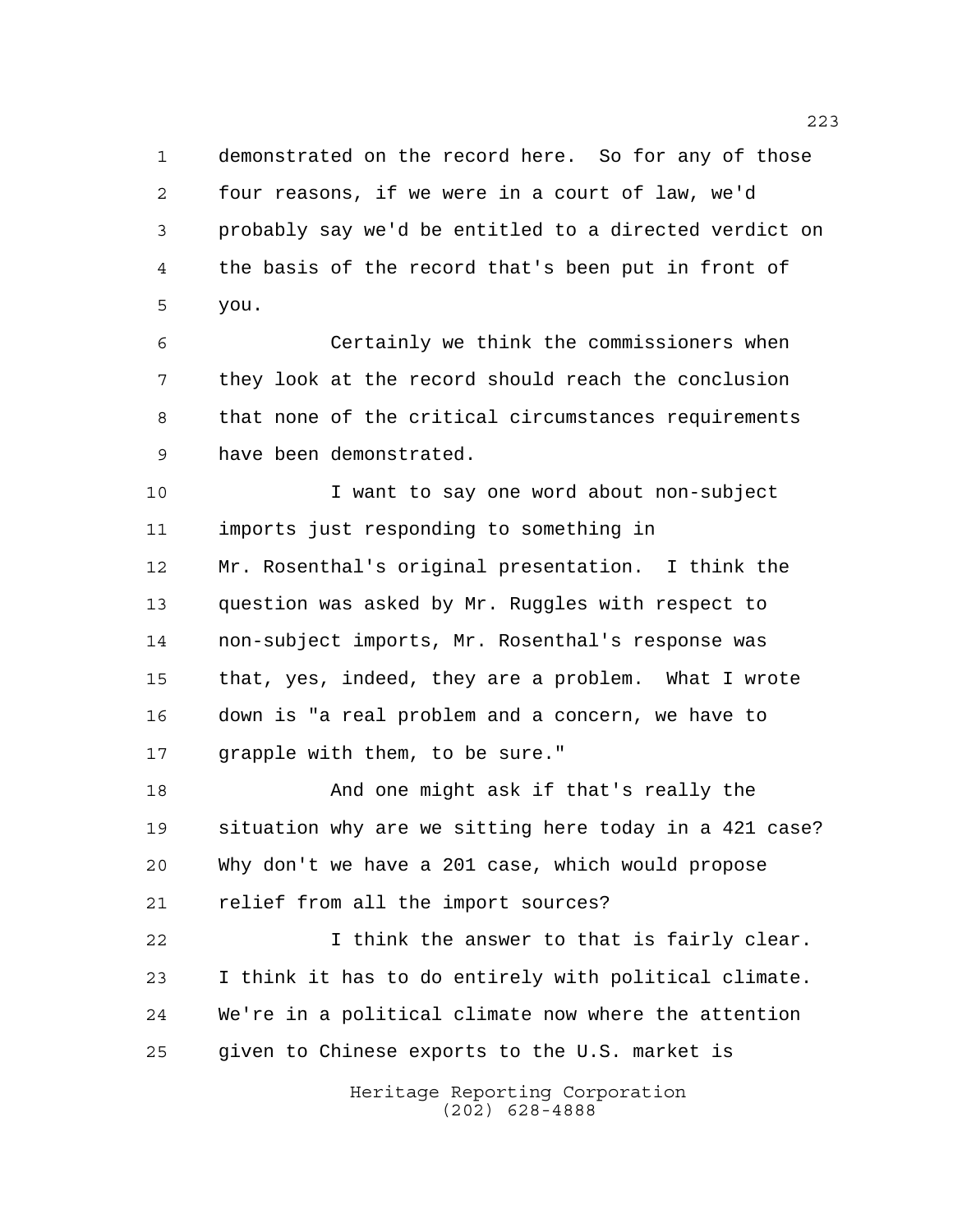demonstrated on the record here. So for any of those four reasons, if we were in a court of law, we'd probably say we'd be entitled to a directed verdict on the basis of the record that's been put in front of you.

Certainly we think the commissioners when they look at the record should reach the conclusion that none of the critical circumstances requirements have been demonstrated.

I want to say one word about non-subject imports just responding to something in Mr. Rosenthal's original presentation. I think the question was asked by Mr. Ruggles with respect to non-subject imports, Mr. Rosenthal's response was that, yes, indeed, they are a problem. What I wrote down is "a real problem and a concern, we have to grapple with them, to be sure."

And one might ask if that's really the situation why are we sitting here today in a 421 case? Why don't we have a 201 case, which would propose relief from all the import sources?

I think the answer to that is fairly clear. I think it has to do entirely with political climate. We're in a political climate now where the attention given to Chinese exports to the U.S. market is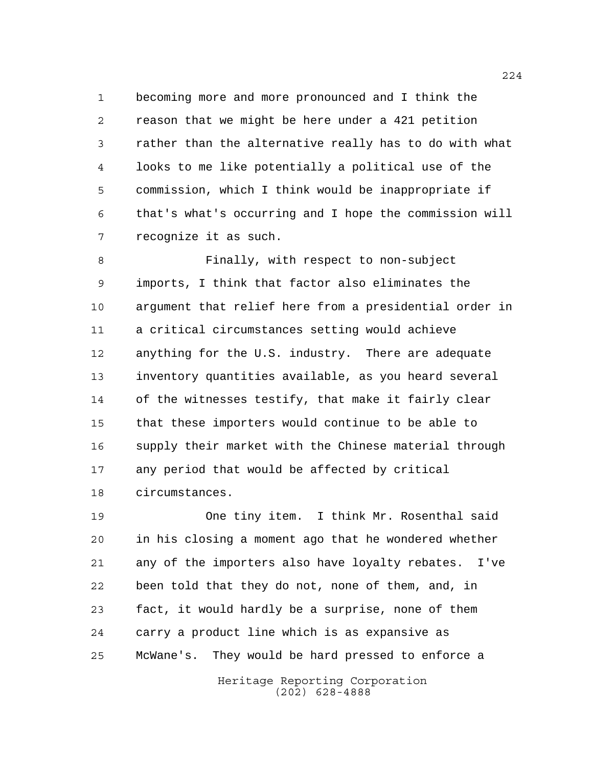becoming more and more pronounced and I think the reason that we might be here under a 421 petition rather than the alternative really has to do with what looks to me like potentially a political use of the commission, which I think would be inappropriate if that's what's occurring and I hope the commission will recognize it as such.

Finally, with respect to non-subject imports, I think that factor also eliminates the argument that relief here from a presidential order in a critical circumstances setting would achieve anything for the U.S. industry. There are adequate inventory quantities available, as you heard several of the witnesses testify, that make it fairly clear that these importers would continue to be able to supply their market with the Chinese material through any period that would be affected by critical circumstances.

One tiny item. I think Mr. Rosenthal said in his closing a moment ago that he wondered whether any of the importers also have loyalty rebates. I've been told that they do not, none of them, and, in fact, it would hardly be a surprise, none of them carry a product line which is as expansive as McWane's. They would be hard pressed to enforce a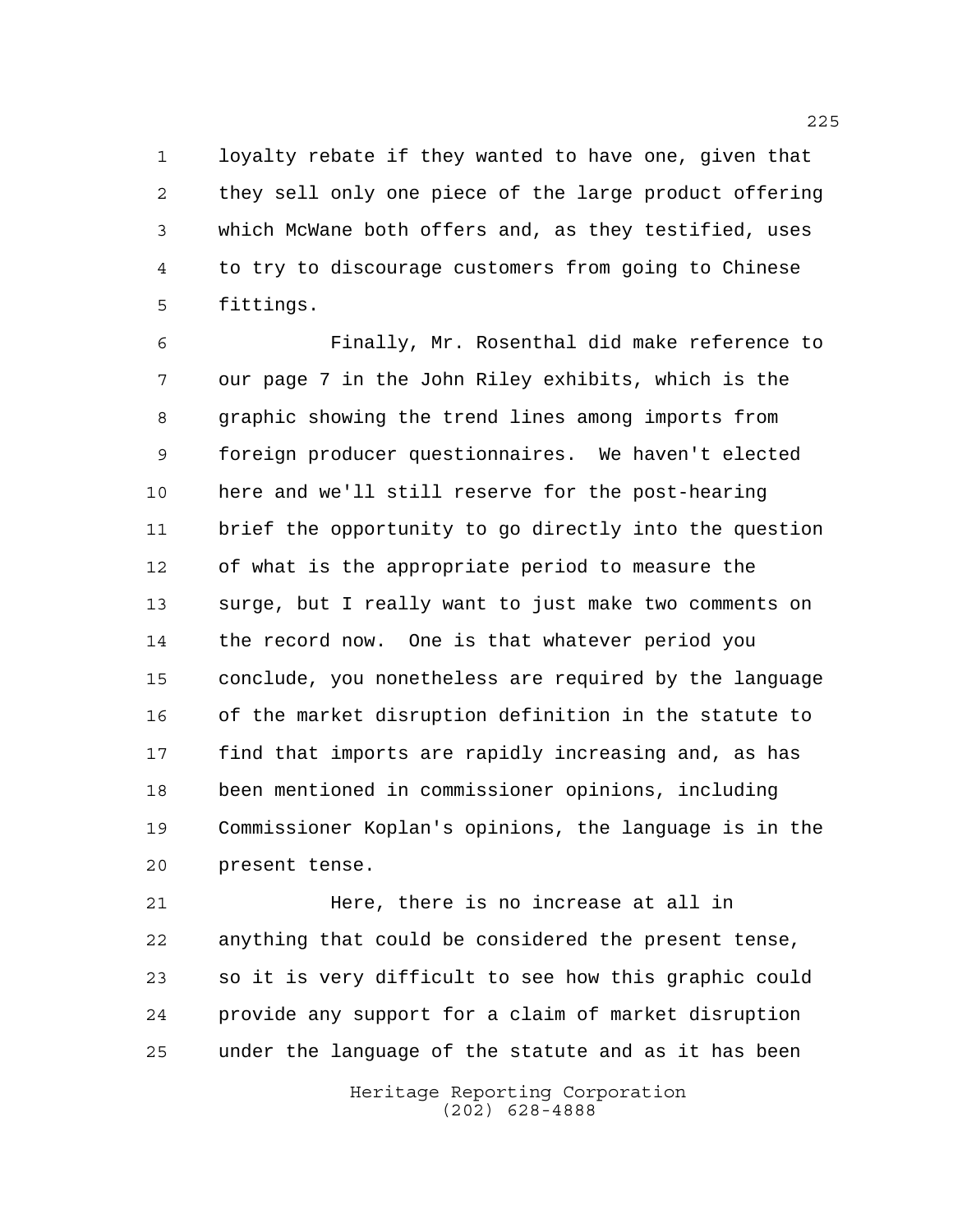loyalty rebate if they wanted to have one, given that they sell only one piece of the large product offering which McWane both offers and, as they testified, uses to try to discourage customers from going to Chinese fittings.

Finally, Mr. Rosenthal did make reference to our page 7 in the John Riley exhibits, which is the graphic showing the trend lines among imports from foreign producer questionnaires. We haven't elected here and we'll still reserve for the post-hearing brief the opportunity to go directly into the question of what is the appropriate period to measure the surge, but I really want to just make two comments on the record now. One is that whatever period you conclude, you nonetheless are required by the language of the market disruption definition in the statute to find that imports are rapidly increasing and, as has been mentioned in commissioner opinions, including Commissioner Koplan's opinions, the language is in the present tense.

Here, there is no increase at all in anything that could be considered the present tense, so it is very difficult to see how this graphic could provide any support for a claim of market disruption under the language of the statute and as it has been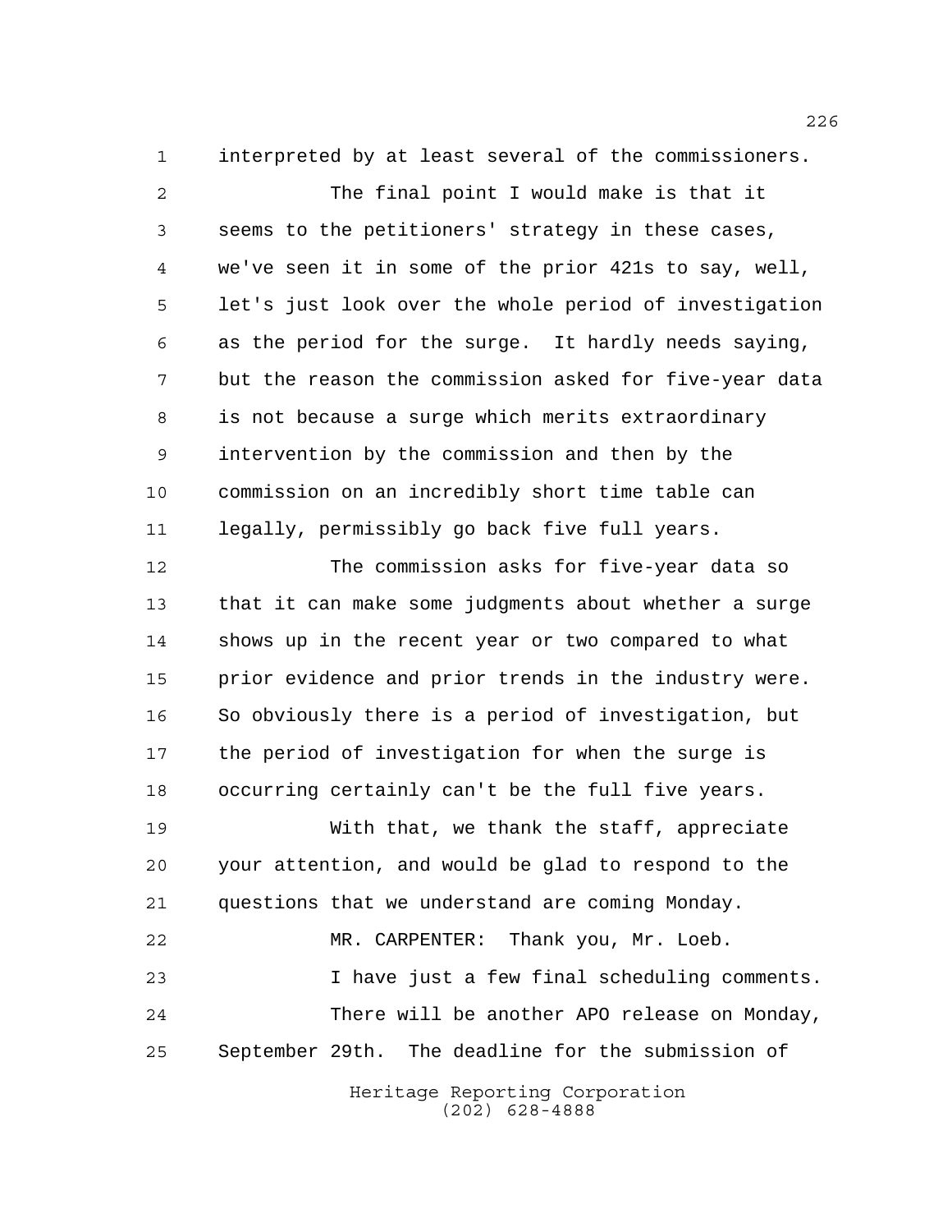interpreted by at least several of the commissioners.

The final point I would make is that it seems to the petitioners' strategy in these cases, we've seen it in some of the prior 421s to say, well, let's just look over the whole period of investigation as the period for the surge. It hardly needs saying, but the reason the commission asked for five-year data is not because a surge which merits extraordinary intervention by the commission and then by the commission on an incredibly short time table can legally, permissibly go back five full years.

The commission asks for five-year data so that it can make some judgments about whether a surge shows up in the recent year or two compared to what prior evidence and prior trends in the industry were. So obviously there is a period of investigation, but the period of investigation for when the surge is occurring certainly can't be the full five years.

With that, we thank the staff, appreciate your attention, and would be glad to respond to the questions that we understand are coming Monday.

MR. CARPENTER: Thank you, Mr. Loeb.

I have just a few final scheduling comments.

There will be another APO release on Monday, September 29th. The deadline for the submission of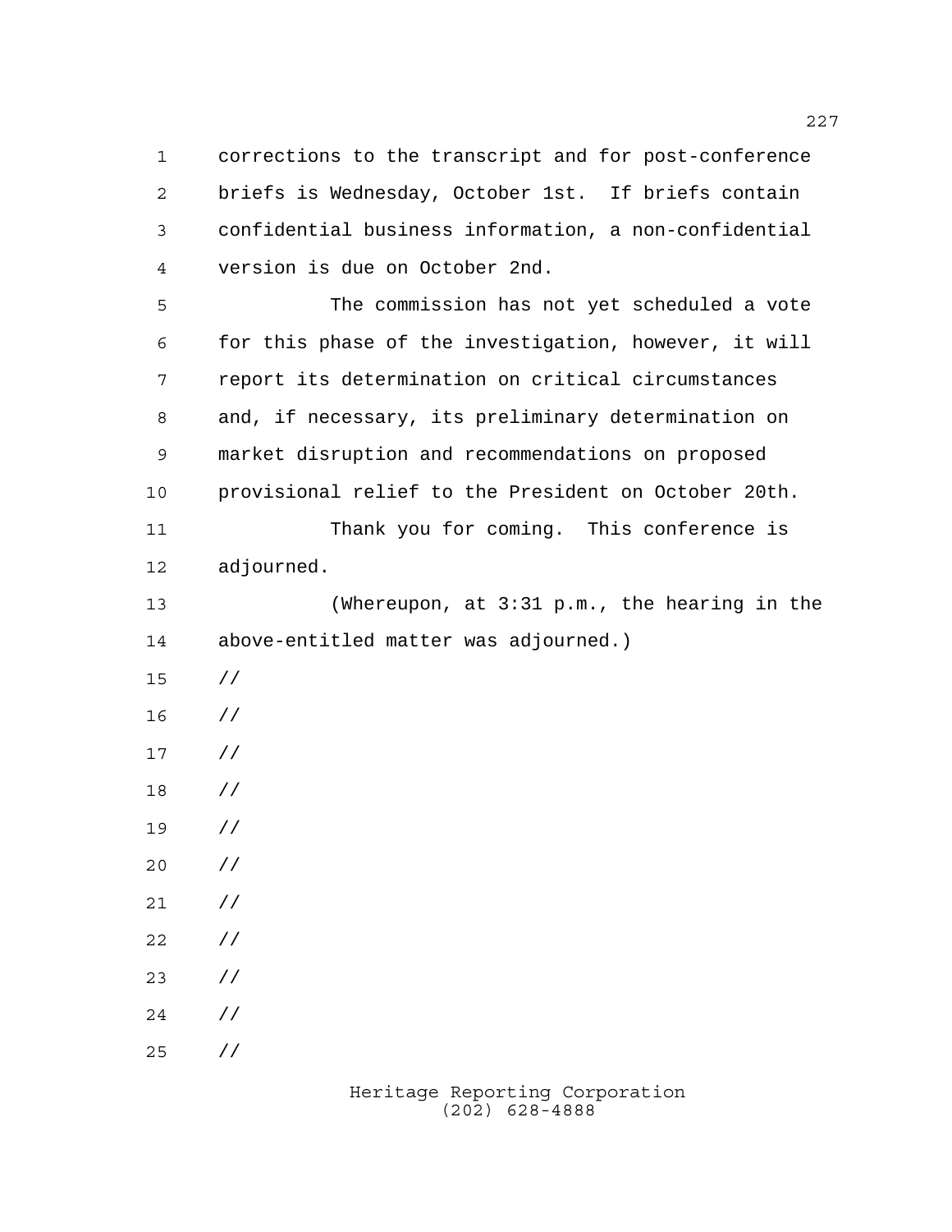corrections to the transcript and for post-conference briefs is Wednesday, October 1st. If briefs contain confidential business information, a non-confidential version is due on October 2nd.

The commission has not yet scheduled a vote for this phase of the investigation, however, it will report its determination on critical circumstances and, if necessary, its preliminary determination on market disruption and recommendations on proposed provisional relief to the President on October 20th.

Thank you for coming. This conference is adjourned.

(Whereupon, at 3:31 p.m., the hearing in the above-entitled matter was adjourned.)

//

//

//

//

//

//

//

//

//

//

//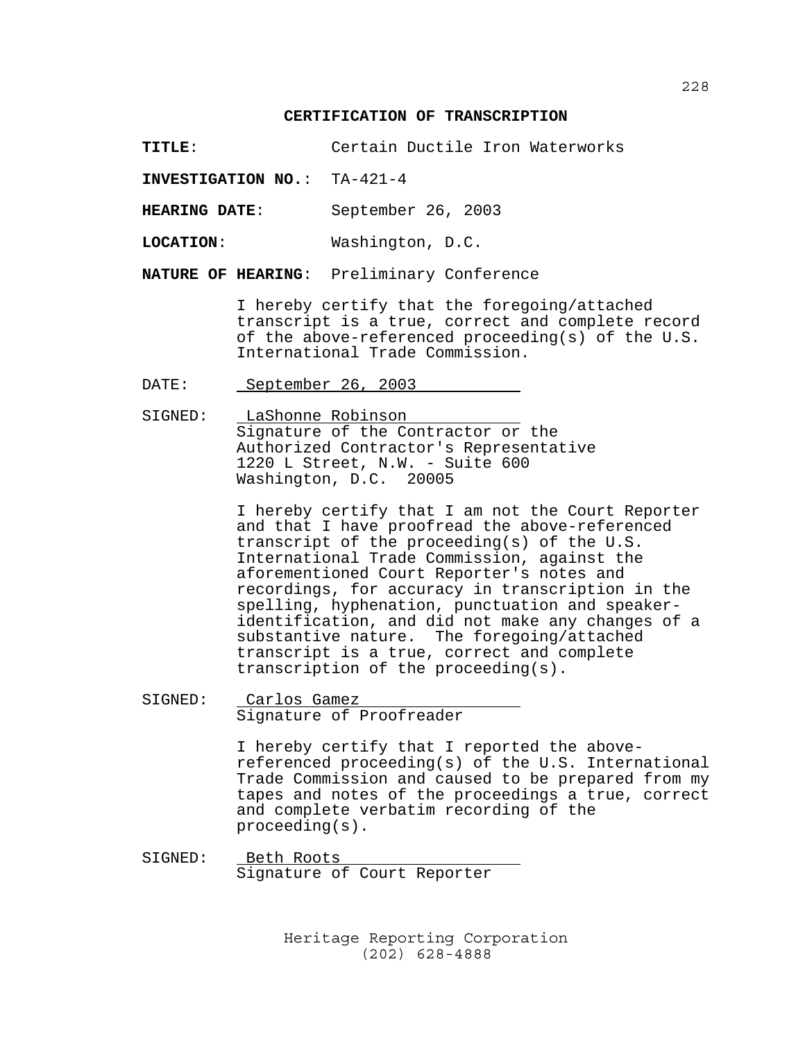## CERTIFICATION OF TRANSCRIPTION

**TITLE**: Certain Ductile Iron Waterworks

**INVESTIGATION NO.**: TA-421-4

**HEARING DATE**: September 26, 2003

**LOCATION**: Washington, D.C.

**NATURE OF HEARING**: Preliminary Conference

I hereby certify that the foregoing/attached transcript is a true, correct and complete record of the above-referenced proceeding(s) of the U.S. International Trade Commission.

DATE: September 26, 2003

SIGNED: LaShonne Robinson
Signature of the Contractor or the Authorized Contractor's Representative
1220 L Street, N.W. - Suite 600
Washington, D.C. 20005

I hereby certify that I am not the Court Reporter and that I have proofread the above-referenced transcript of the proceeding(s) of the U.S. International Trade Commission, against the aforementioned Court Reporter's notes and recordings, for accuracy in transcription in the spelling, hyphenation, punctuation and speaker-identification, and did not make any changes of a substantive nature. The foregoing/attached transcript is a true, correct and complete transcription of the proceeding(s).

SIGNED: Carlos Gamez
Signature of Proofreader

I hereby certify that I reported the above-referenced proceeding(s) of the U.S. International Trade Commission and caused to be prepared from my tapes and notes of the proceedings a true, correct and complete verbatim recording of the proceeding(s).

SIGNED: Beth Roots
Signature of Court Reporter